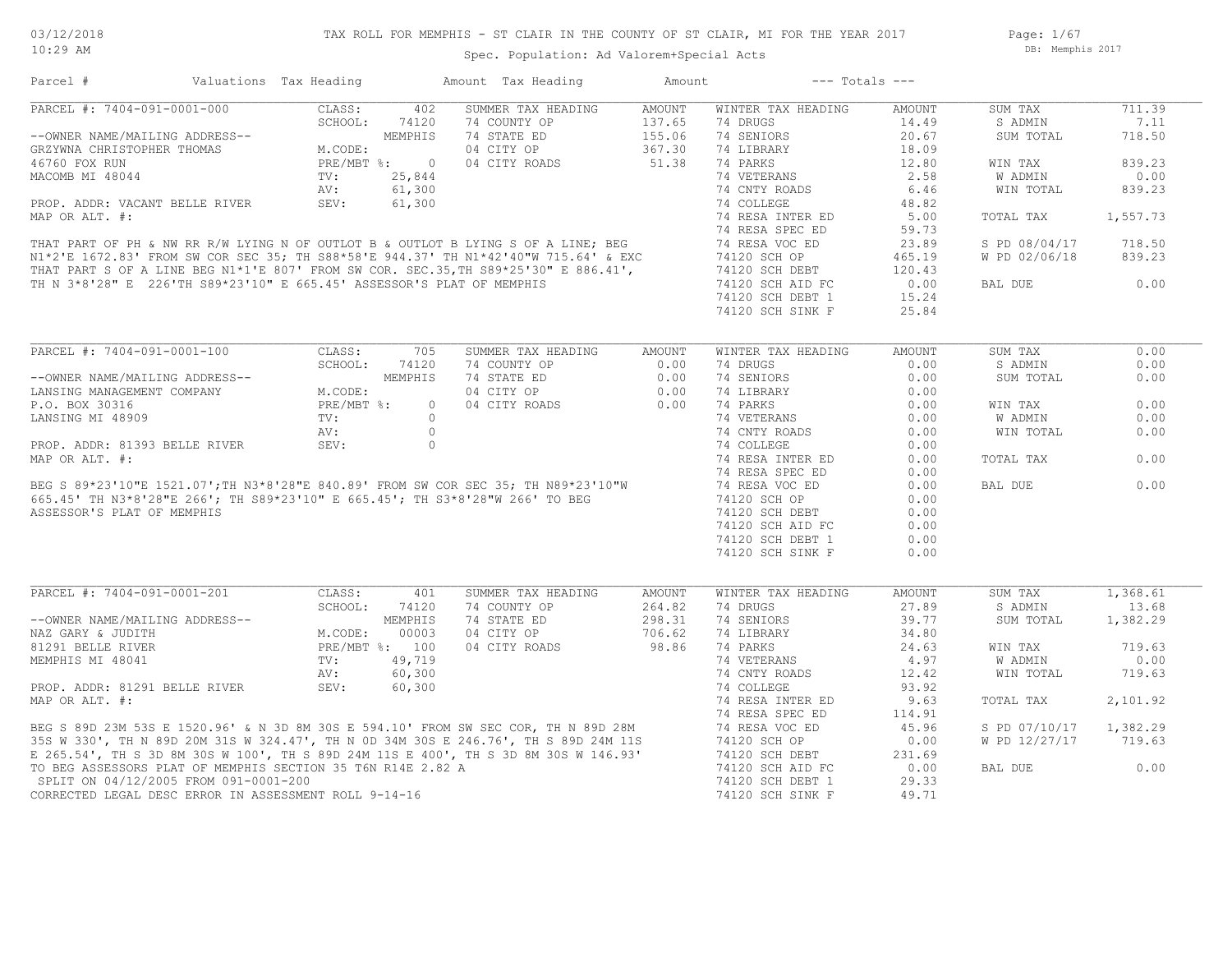# TAX ROLL FOR MEMPHIS - ST CLAIR IN THE COUNTY OF ST CLAIR, MI FOR THE YEAR 2017

Spec. Population: Ad Valorem+Special Acts

| Parcel # | Valuations | Tax Heading | Amount | Tax Heading | Amount | --- Totals --- | |
|---|---|---|---|---|---|---|---|

## PARCEL #: 7404-091-0001-000

| | | | | | | | |
|---|---|---|---|---|---|---|---|
| PARCEL #: 7404-091-0001-000 | CLASS: 402 | SUMMER TAX HEADING | AMOUNT | WINTER TAX HEADING | AMOUNT | SUM TAX | 711.39 |
| | SCHOOL: 74120 | 74 COUNTY OP | 137.65 | 74 DRUGS | 14.49 | S ADMIN | 7.11 |
| --OWNER NAME/MAILING ADDRESS-- | MEMPHIS | 74 STATE ED | 155.06 | 74 SENIORS | 20.67 | SUM TOTAL | 718.50 |
| GRZYWNA CHRISTOPHER THOMAS | M.CODE: | 04 CITY OP | 367.30 | 74 LIBRARY | 18.09 | | |
| 46760 FOX RUN | PRE/MBT %: 0 | 04 CITY ROADS | 51.38 | 74 PARKS | 12.80 | WIN TAX | 839.23 |
| MACOMB MI 48044 | TV: 25,844 | | | 74 VETERANS | 2.58 | W ADMIN | 0.00 |
| | AV: 61,300 | | | 74 CNTY ROADS | 6.46 | WIN TOTAL | 839.23 |
| PROP. ADDR: VACANT BELLE RIVER | SEV: 61,300 | | | 74 COLLEGE | 48.82 | | |
| MAP OR ALT. #: | | | | 74 RESA INTER ED | 5.00 | TOTAL TAX | 1,557.73 |
| | | | | 74 RESA SPEC ED | 59.73 | | |
| | | | | 74 RESA VOC ED | 23.89 | S PD 08/04/17 | 718.50 |
| | | | | 74120 SCH OP | 465.19 | W PD 02/06/18 | 839.23 |
| | | | | 74120 SCH DEBT | 120.43 | | |
| | | | | 74120 SCH AID FC | 0.00 | BAL DUE | 0.00 |
| | | | | 74120 SCH DEBT 1 | 15.24 | | |
| | | | | 74120 SCH SINK F | 25.84 | | |

THAT PART OF PH & NW RR R/W LYING N OF OUTLOT B & OUTLOT B LYING S OF A LINE; BEG N1*2'E 1672.83' FROM SW COR SEC 35; TH S88*58'E 944.37' TH N1*42'40"W 715.64' & EXC THAT PART S OF A LINE BEG N1*1'E 807' FROM SW COR. SEC.35,TH S89*25'30" E 886.41', TH N 3*8'28" E 226'TH S89*23'10" E 665.45' ASSESSOR'S PLAT OF MEMPHIS

## PARCEL #: 7404-091-0001-100

| | | | | | | | |
|---|---|---|---|---|---|---|---|
| PARCEL #: 7404-091-0001-100 | CLASS: 705 | SUMMER TAX HEADING | AMOUNT | WINTER TAX HEADING | AMOUNT | SUM TAX | 0.00 |
| | SCHOOL: 74120 | 74 COUNTY OP | 0.00 | 74 DRUGS | 0.00 | S ADMIN | 0.00 |
| --OWNER NAME/MAILING ADDRESS-- | MEMPHIS | 74 STATE ED | 0.00 | 74 SENIORS | 0.00 | SUM TOTAL | 0.00 |
| LANSING MANAGEMENT COMPANY | M.CODE: | 04 CITY OP | 0.00 | 74 LIBRARY | 0.00 | | |
| P.O. BOX 30316 | PRE/MBT %: 0 | 04 CITY ROADS | 0.00 | 74 PARKS | 0.00 | WIN TAX | 0.00 |
| LANSING MI 48909 | TV: 0 | | | 74 VETERANS | 0.00 | W ADMIN | 0.00 |
| | AV: 0 | | | 74 CNTY ROADS | 0.00 | WIN TOTAL | 0.00 |
| PROP. ADDR: 81393 BELLE RIVER | SEV: 0 | | | 74 COLLEGE | 0.00 | | |
| MAP OR ALT. #: | | | | 74 RESA INTER ED | 0.00 | TOTAL TAX | 0.00 |
| | | | | 74 RESA SPEC ED | 0.00 | | |
| | | | | 74 RESA VOC ED | 0.00 | BAL DUE | 0.00 |
| | | | | 74120 SCH OP | 0.00 | | |
| | | | | 74120 SCH DEBT | 0.00 | | |
| | | | | 74120 SCH AID FC | 0.00 | | |
| | | | | 74120 SCH DEBT 1 | 0.00 | | |
| | | | | 74120 SCH SINK F | 0.00 | | |

BEG S 89*23'10"E 1521.07';TH N3*8'28"E 840.89' FROM SW COR SEC 35; TH N89*23'10"W 665.45' TH N3*8'28"E 266'; TH S89*23'10" E 665.45'; TH S3*8'28"W 266' TO BEG ASSESSOR'S PLAT OF MEMPHIS

## PARCEL #: 7404-091-0001-201

| | | | | | | | |
|---|---|---|---|---|---|---|---|
| PARCEL #: 7404-091-0001-201 | CLASS: 401 | SUMMER TAX HEADING | AMOUNT | WINTER TAX HEADING | AMOUNT | SUM TAX | 1,368.61 |
| | SCHOOL: 74120 | 74 COUNTY OP | 264.82 | 74 DRUGS | 27.89 | S ADMIN | 13.68 |
| --OWNER NAME/MAILING ADDRESS-- | MEMPHIS | 74 STATE ED | 298.31 | 74 SENIORS | 39.77 | SUM TOTAL | 1,382.29 |
| NAZ GARY & JUDITH | M.CODE: 00003 | 04 CITY OP | 706.62 | 74 LIBRARY | 34.80 | | |
| 81291 BELLE RIVER | PRE/MBT %: 100 | 04 CITY ROADS | 98.86 | 74 PARKS | 24.63 | WIN TAX | 719.63 |
| MEMPHIS MI 48041 | TV: 49,719 | | | 74 VETERANS | 4.97 | W ADMIN | 0.00 |
| | AV: 60,300 | | | 74 CNTY ROADS | 12.42 | WIN TOTAL | 719.63 |
| PROP. ADDR: 81291 BELLE RIVER | SEV: 60,300 | | | 74 COLLEGE | 93.92 | | |
| MAP OR ALT. #: | | | | 74 RESA INTER ED | 9.63 | TOTAL TAX | 2,101.92 |
| | | | | 74 RESA SPEC ED | 114.91 | | |
| | | | | 74 RESA VOC ED | 45.96 | S PD 07/10/17 | 1,382.29 |
| | | | | 74120 SCH OP | 0.00 | W PD 12/27/17 | 719.63 |
| | | | | 74120 SCH DEBT | 231.69 | | |
| | | | | 74120 SCH AID FC | 0.00 | BAL DUE | 0.00 |
| | | | | 74120 SCH DEBT 1 | 29.33 | | |
| | | | | 74120 SCH SINK F | 49.71 | | |

BEG S 89D 23M 53S E 1520.96' & N 3D 8M 30S E 594.10' FROM SW SEC COR, TH N 89D 28M 35S W 330', TH N 89D 20M 31S W 324.47', TH N 0D 34M 30S E 246.76', TH S 89D 24M 11S E 265.54', TH S 3D 8M 30S W 100', TH S 89D 24M 11S E 400', TH S 3D 8M 30S W 146.93' TO BEG ASSESSORS PLAT OF MEMPHIS SECTION 35 T6N R14E 2.82 A
SPLIT ON 04/12/2005 FROM 091-0001-200
CORRECTED LEGAL DESC ERROR IN ASSESSMENT ROLL 9-14-16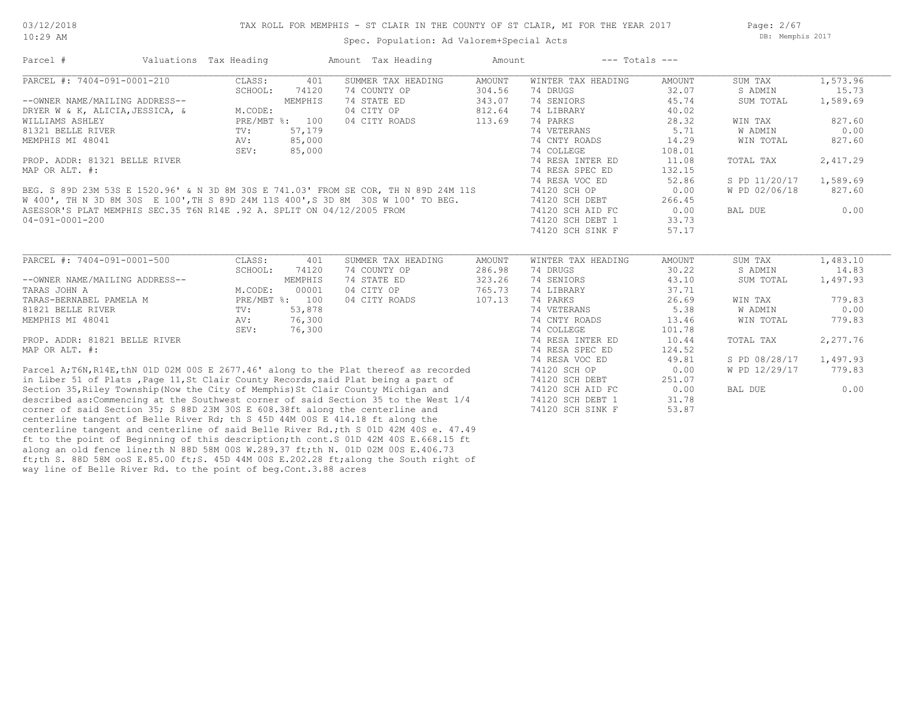# TAX ROLL FOR MEMPHIS - ST CLAIR IN THE COUNTY OF ST CLAIR, MI FOR THE YEAR 2017

Spec. Population: Ad Valorem+Special Acts

03/12/2018 10:29 AM — DB: Memphis 2017

| Parcel # | Valuations | Tax Heading | Amount | Tax Heading | Amount | --- Totals --- | |
|---|---|---|---|---|---|---|---|

## PARCEL #: 7404-091-0001-210

| | | SUMMER TAX HEADING | AMOUNT | WINTER TAX HEADING | AMOUNT | | |
|---|---|---|---|---|---|---|---|
| CLASS: | 401 | 74 COUNTY OP | 304.56 | 74 DRUGS | 32.07 | SUM TAX | 1,573.96 |
| SCHOOL: | 74120 | 74 STATE ED | 343.07 | 74 SENIORS | 45.74 | S ADMIN | 15.73 |
| | MEMPHIS | 04 CITY OP | 812.64 | 74 LIBRARY | 40.02 | SUM TOTAL | 1,589.69 |
| M.CODE: | | 04 CITY ROADS | 113.69 | 74 PARKS | 28.32 | | |
| PRE/MBT %: | 100 | | | 74 VETERANS | 5.71 | WIN TAX | 827.60 |
| TV: | 57,179 | | | 74 CNTY ROADS | 14.29 | W ADMIN | 0.00 |
| AV: | 85,000 | | | 74 COLLEGE | 108.01 | WIN TOTAL | 827.60 |
| SEV: | 85,000 | | | 74 RESA INTER ED | 11.08 | | |
| | | | | 74 RESA SPEC ED | 132.15 | TOTAL TAX | 2,417.29 |
| | | | | 74 RESA VOC ED | 52.86 | | |
| | | | | 74120 SCH OP | 0.00 | S PD 11/20/17 | 1,589.69 |
| | | | | 74120 SCH DEBT | 266.45 | W PD 02/06/18 | 827.60 |
| | | | | 74120 SCH AID FC | 0.00 | | |
| | | | | 74120 SCH DEBT 1 | 33.73 | BAL DUE | 0.00 |
| | | | | 74120 SCH SINK F | 57.17 | | |

--OWNER NAME/MAILING ADDRESS--
DRYER W & K, ALICIA,JESSICA, &
WILLIAMS ASHLEY
81321 BELLE RIVER
MEMPHIS MI 48041

PROP. ADDR: 81321 BELLE RIVER
MAP OR ALT. #:

BEG. S 89D 23M 53S E 1520.96' & N 3D 8M 30S E 741.03' FROM SE COR, TH N 89D 24M 11S W 400', TH N 3D 8M 30S E 100',TH S 89D 24M 11S 400',S 3D 8M 30S W 100' TO BEG. ASESSOR'S PLAT MEMPHIS SEC.35 T6N R14E .92 A. SPLIT ON 04/12/2005 FROM 04-091-0001-200

## PARCEL #: 7404-091-0001-500

| | | SUMMER TAX HEADING | AMOUNT | WINTER TAX HEADING | AMOUNT | | |
|---|---|---|---|---|---|---|---|
| CLASS: | 401 | 74 COUNTY OP | 286.98 | 74 DRUGS | 30.22 | SUM TAX | 1,483.10 |
| SCHOOL: | 74120 | 74 STATE ED | 323.26 | 74 SENIORS | 43.10 | S ADMIN | 14.83 |
| | MEMPHIS | 04 CITY OP | 765.73 | 74 LIBRARY | 37.71 | SUM TOTAL | 1,497.93 |
| M.CODE: | 00001 | 04 CITY ROADS | 107.13 | 74 PARKS | 26.69 | | |
| PRE/MBT %: | 100 | | | 74 VETERANS | 5.38 | WIN TAX | 779.83 |
| TV: | 53,878 | | | 74 CNTY ROADS | 13.46 | W ADMIN | 0.00 |
| AV: | 76,300 | | | 74 COLLEGE | 101.78 | WIN TOTAL | 779.83 |
| SEV: | 76,300 | | | 74 RESA INTER ED | 10.44 | | |
| | | | | 74 RESA SPEC ED | 124.52 | TOTAL TAX | 2,277.76 |
| | | | | 74 RESA VOC ED | 49.81 | | |
| | | | | 74120 SCH OP | 0.00 | S PD 08/28/17 | 1,497.93 |
| | | | | 74120 SCH DEBT | 251.07 | W PD 12/29/17 | 779.83 |
| | | | | 74120 SCH AID FC | 0.00 | | |
| | | | | 74120 SCH DEBT 1 | 31.78 | BAL DUE | 0.00 |
| | | | | 74120 SCH SINK F | 53.87 | | |

--OWNER NAME/MAILING ADDRESS--
TARAS JOHN A
TARAS-BERNABEL PAMELA M
81821 BELLE RIVER
MEMPHIS MI 48041

PROP. ADDR: 81821 BELLE RIVER
MAP OR ALT. #:

Parcel A;T6N,R14E,thN 01D 02M 00S E 2677.46' along to the Plat thereof as recorded in Liber 51 of Plats ,Page 11,St Clair County Records,said Plat being a part of Section 35,Riley Township(Now the City of Memphis)St Clair County Michigan and described as:Commencing at the Southwest corner of said Section 35 to the West 1/4 corner of said Section 35; S 88D 23M 30S E 608.38ft along the centerline and centerline tangent of Belle River Rd; th S 45D 44M 00S E 414.18 ft along the centerline tangent and centerline of said Belle River Rd.;th S 01D 42M 40S e. 47.49 ft to the point of Beginning of this description;th cont.S 01D 42M 40S E.668.15 ft along an old fence line;th N 88D 58M 00S W.289.37 ft;th N. 01D 02M 00S E.406.73 ft;th S. 88D 58M ooS E.85.00 ft;S. 45D 44M 00S E.202.28 ft;along the South right of way line of Belle River Rd. to the point of beg.Cont.3.88 acres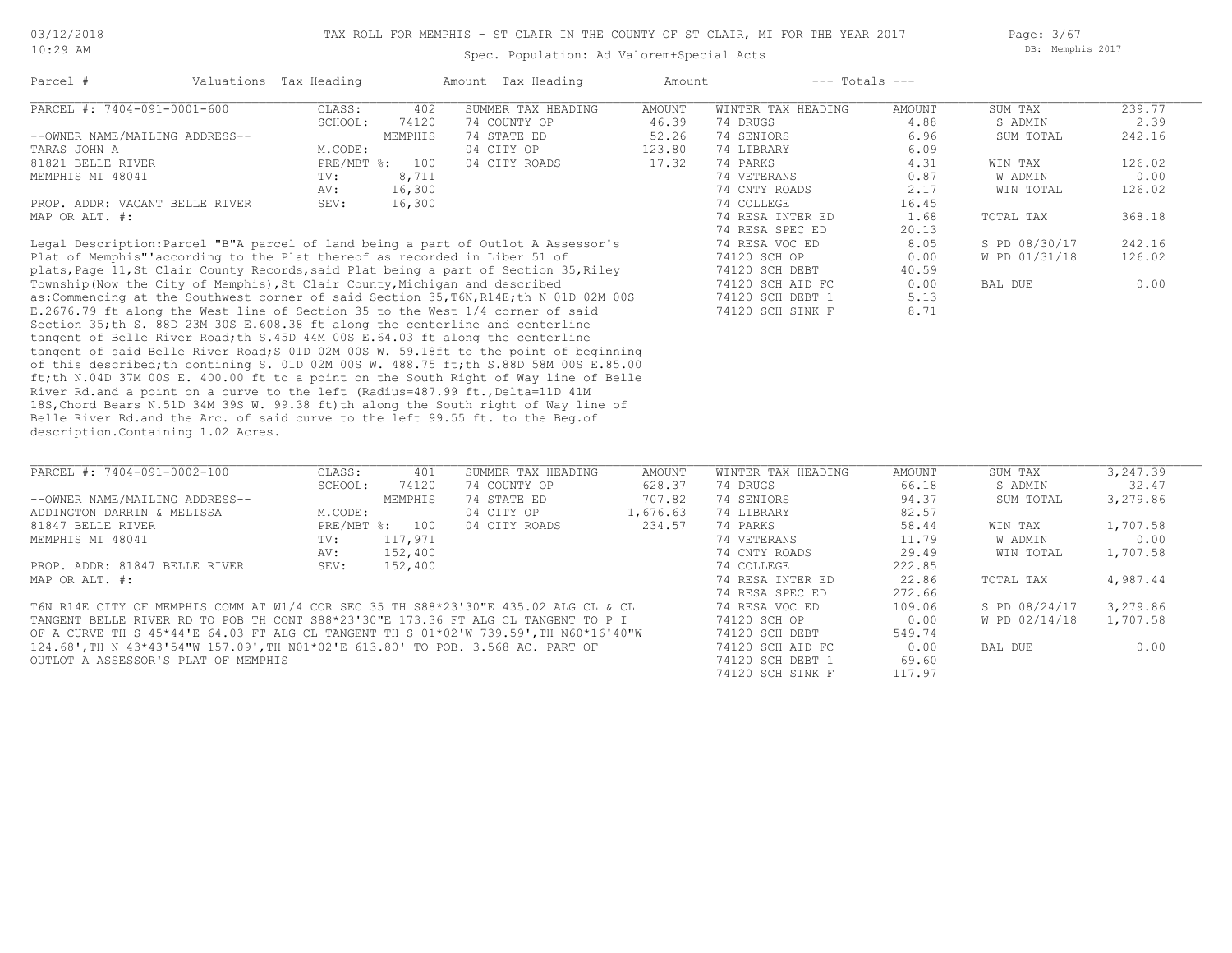TAX ROLL FOR MEMPHIS - ST CLAIR IN THE COUNTY OF ST CLAIR, MI FOR THE YEAR 2017

Spec. Population: Ad Valorem+Special Acts

| Parcel # | Valuations | Tax Heading | Amount | Tax Heading | Amount | --- Totals --- | |
|---|---|---|---|---|---|---|---|

## PARCEL #: 7404-091-0001-600

| | | | | | | | |
|---|---|---|---|---|---|---|---|
| PARCEL #: 7404-091-0001-600 | CLASS: 402 | SUMMER TAX HEADING | AMOUNT | WINTER TAX HEADING | AMOUNT | SUM TAX | 239.77 |
| | SCHOOL: 74120 | 74 COUNTY OP | 46.39 | 74 DRUGS | 4.88 | S ADMIN | 2.39 |
| --OWNER NAME/MAILING ADDRESS-- | MEMPHIS | 74 STATE ED | 52.26 | 74 SENIORS | 6.96 | SUM TOTAL | 242.16 |
| TARAS JOHN A | M.CODE: | 04 CITY OP | 123.80 | 74 LIBRARY | 6.09 | | |
| 81821 BELLE RIVER | PRE/MBT %: 100 | 04 CITY ROADS | 17.32 | 74 PARKS | 4.31 | WIN TAX | 126.02 |
| MEMPHIS MI 48041 | TV: 8,711 | | | 74 VETERANS | 0.87 | W ADMIN | 0.00 |
| | AV: 16,300 | | | 74 CNTY ROADS | 2.17 | WIN TOTAL | 126.02 |
| PROP. ADDR: VACANT BELLE RIVER | SEV: 16,300 | | | 74 COLLEGE | 16.45 | | |
| MAP OR ALT. #: | | | | 74 RESA INTER ED | 1.68 | TOTAL TAX | 368.18 |
| | | | | 74 RESA SPEC ED | 20.13 | | |
| | | | | 74 RESA VOC ED | 8.05 | S PD 08/30/17 | 242.16 |
| | | | | 74120 SCH OP | 0.00 | W PD 01/31/18 | 126.02 |
| | | | | 74120 SCH DEBT | 40.59 | | |
| | | | | 74120 SCH AID FC | 0.00 | BAL DUE | 0.00 |
| | | | | 74120 SCH DEBT 1 | 5.13 | | |
| | | | | 74120 SCH SINK F | 8.71 | | |

Legal Description:Parcel "B"A parcel of land being a part of Outlot A Assessor's Plat of Memphis"'according to the Plat thereof as recorded in Liber 51 of plats,Page 11,St Clair County Records,said Plat being a part of Section 35,Riley Township(Now the City of Memphis),St Clair County,Michigan and described as:Commencing at the Southwest corner of said Section 35,T6N,R14E;th N 01D 02M 00S E.2676.79 ft along the West line of Section 35 to the West 1/4 corner of said Section 35;th S. 88D 23M 30S E.608.38 ft along the centerline and centerline tangent of Belle River Road;th S.45D 44M 00S E.64.03 ft along the centerline tangent of said Belle River Road;S 01D 02M 00S W. 59.18ft to the point of beginning of this described;th contining S. 01D 02M 00S W. 488.75 ft;th S.88D 58M 00S E.85.00 ft;th N.04D 37M 00S E. 400.00 ft to a point on the South Right of Way line of Belle River Rd.and a point on a curve to the left (Radius=487.99 ft.,Delta=11D 41M 18S,Chord Bears N.51D 34M 39S W. 99.38 ft)th along the South right of Way line of Belle River Rd.and the Arc. of said curve to the left 99.55 ft. to the Beg.of description.Containing 1.02 Acres.

## PARCEL #: 7404-091-0002-100

| | | | | | | | |
|---|---|---|---|---|---|---|---|
| PARCEL #: 7404-091-0002-100 | CLASS: 401 | SUMMER TAX HEADING | AMOUNT | WINTER TAX HEADING | AMOUNT | SUM TAX | 3,247.39 |
| | SCHOOL: 74120 | 74 COUNTY OP | 628.37 | 74 DRUGS | 66.18 | S ADMIN | 32.47 |
| --OWNER NAME/MAILING ADDRESS-- | MEMPHIS | 74 STATE ED | 707.82 | 74 SENIORS | 94.37 | SUM TOTAL | 3,279.86 |
| ADDINGTON DARRIN & MELISSA | M.CODE: | 04 CITY OP | 1,676.63 | 74 LIBRARY | 82.57 | | |
| 81847 BELLE RIVER | PRE/MBT %: 100 | 04 CITY ROADS | 234.57 | 74 PARKS | 58.44 | WIN TAX | 1,707.58 |
| MEMPHIS MI 48041 | TV: 117,971 | | | 74 VETERANS | 11.79 | W ADMIN | 0.00 |
| | AV: 152,400 | | | 74 CNTY ROADS | 29.49 | WIN TOTAL | 1,707.58 |
| PROP. ADDR: 81847 BELLE RIVER | SEV: 152,400 | | | 74 COLLEGE | 222.85 | | |
| MAP OR ALT. #: | | | | 74 RESA INTER ED | 22.86 | TOTAL TAX | 4,987.44 |
| | | | | 74 RESA SPEC ED | 272.66 | | |
| | | | | 74 RESA VOC ED | 109.06 | S PD 08/24/17 | 3,279.86 |
| | | | | 74120 SCH OP | 0.00 | W PD 02/14/18 | 1,707.58 |
| | | | | 74120 SCH DEBT | 549.74 | | |
| | | | | 74120 SCH AID FC | 0.00 | BAL DUE | 0.00 |
| | | | | 74120 SCH DEBT 1 | 69.60 | | |
| | | | | 74120 SCH SINK F | 117.97 | | |

T6N R14E CITY OF MEMPHIS COMM AT W1/4 COR SEC 35 TH S88*23'30"E 435.02 ALG CL & CL TANGENT BELLE RIVER RD TO POB TH CONT S88*23'30"E 173.36 FT ALG CL TANGENT TO P I OF A CURVE TH S 45*44'E 64.03 FT ALG CL TANGENT TH S 01*02'W 739.59',TH N60*16'40"W 124.68',TH N 43*43'54"W 157.09',TH N01*02'E 613.80' TO POB. 3.568 AC. PART OF OUTLOT A ASSESSOR'S PLAT OF MEMPHIS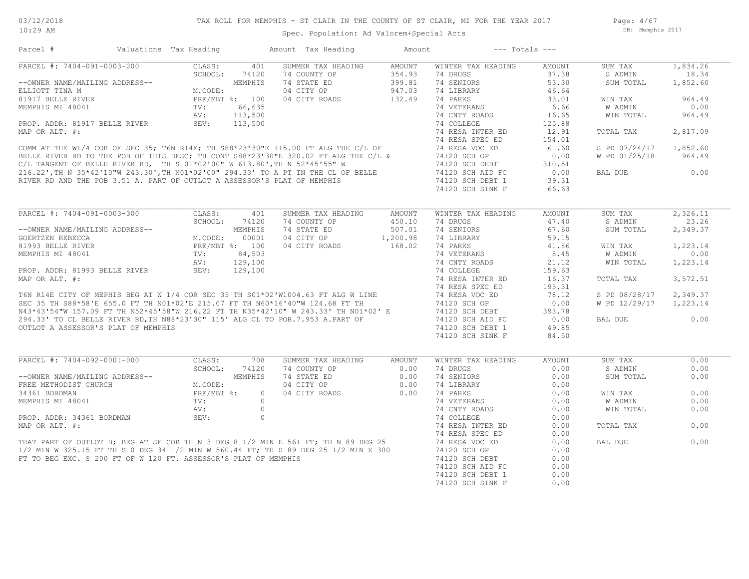# TAX ROLL FOR MEMPHIS - ST CLAIR IN THE COUNTY OF ST CLAIR, MI FOR THE YEAR 2017

Spec. Population: Ad Valorem+Special Acts

03/12/2018
10:29 AM

DB: Memphis 2017

| Parcel # | Valuations | Tax Heading | Amount | Tax Heading | Amount | --- Totals --- | |
|---|---|---|---|---|---|---|---|

## PARCEL #: 7404-091-0003-200

| | | | | | | | |
|---|---|---|---|---|---|---|---|
| CLASS: | 401 | SUMMER TAX HEADING | AMOUNT | WINTER TAX HEADING | AMOUNT | SUM TAX | 1,834.26 |
| SCHOOL: | 74120 | 74 COUNTY OP | 354.93 | 74 DRUGS | 37.38 | S ADMIN | 18.34 |
| | MEMPHIS | 74 STATE ED | 399.81 | 74 SENIORS | 53.30 | SUM TOTAL | 1,852.60 |
| M.CODE: | | 04 CITY OP | 947.03 | 74 LIBRARY | 46.64 | | |
| PRE/MBT %: | 100 | 04 CITY ROADS | 132.49 | 74 PARKS | 33.01 | WIN TAX | 964.49 |
| TV: | 66,635 | | | 74 VETERANS | 6.66 | W ADMIN | 0.00 |
| AV: | 113,500 | | | 74 CNTY ROADS | 16.65 | WIN TOTAL | 964.49 |
| SEV: | 113,500 | | | 74 COLLEGE | 125.88 | | |
| | | | | 74 RESA INTER ED | 12.91 | TOTAL TAX | 2,817.09 |
| | | | | 74 RESA SPEC ED | 154.01 | | |
| | | | | 74 RESA VOC ED | 61.60 | S PD 07/24/17 | 1,852.60 |
| | | | | 74120 SCH OP | 0.00 | W PD 01/25/18 | 964.49 |
| | | | | 74120 SCH DEBT | 310.51 | | |
| | | | | 74120 SCH AID FC | 0.00 | BAL DUE | 0.00 |
| | | | | 74120 SCH DEBT 1 | 39.31 | | |
| | | | | 74120 SCH SINK F | 66.63 | | |

--OWNER NAME/MAILING ADDRESS--
ELLIOTT TINA M
81917 BELLE RIVER
MEMPHIS MI 48041

PROP. ADDR: 81917 BELLE RIVER
MAP OR ALT. #:

COMM AT THE W1/4 COR OF SEC 35; T6N R14E; TH S88*23'30"E 115.00 FT ALG THE C/L OF BELLE RIVER RD TO THE POB OF THIS DESC; TH CONT S88*23'30"E 320.02 FT ALG THE C/L & C/L TANGENT OF BELLE RIVER RD, TH S 01*02'00" W 613.80',TH N 52*45'55" W 216.22',TH N 35*42'10"W 243.30',TH N01*02'00" 294.33' TO A PT IN THE CL OF BELLE RIVER RD AND THE POB 3.51 A. PART OF OUTLOT A ASSESSOR'S PLAT OF MEMPHIS

## PARCEL #: 7404-091-0003-300

| | | | | | | | |
|---|---|---|---|---|---|---|---|
| CLASS: | 401 | SUMMER TAX HEADING | AMOUNT | WINTER TAX HEADING | AMOUNT | SUM TAX | 2,326.11 |
| SCHOOL: | 74120 | 74 COUNTY OP | 450.10 | 74 DRUGS | 47.40 | S ADMIN | 23.26 |
| | MEMPHIS | 74 STATE ED | 507.01 | 74 SENIORS | 67.60 | SUM TOTAL | 2,349.37 |
| M.CODE: | 00001 | 04 CITY OP | 1,200.98 | 74 LIBRARY | 59.15 | | |
| PRE/MBT %: | 100 | 04 CITY ROADS | 168.02 | 74 PARKS | 41.86 | WIN TAX | 1,223.14 |
| TV: | 84,503 | | | 74 VETERANS | 8.45 | W ADMIN | 0.00 |
| AV: | 129,100 | | | 74 CNTY ROADS | 21.12 | WIN TOTAL | 1,223.14 |
| SEV: | 129,100 | | | 74 COLLEGE | 159.63 | | |
| | | | | 74 RESA INTER ED | 16.37 | TOTAL TAX | 3,572.51 |
| | | | | 74 RESA SPEC ED | 195.31 | | |
| | | | | 74 RESA VOC ED | 78.12 | S PD 08/28/17 | 2,349.37 |
| | | | | 74120 SCH OP | 0.00 | W PD 12/29/17 | 1,223.14 |
| | | | | 74120 SCH DEBT | 393.78 | | |
| | | | | 74120 SCH AID FC | 0.00 | BAL DUE | 0.00 |
| | | | | 74120 SCH DEBT 1 | 49.85 | | |
| | | | | 74120 SCH SINK F | 84.50 | | |

--OWNER NAME/MAILING ADDRESS--
GOERTZEN REBECCA
81993 BELLE RIVER
MEMPHIS MI 48041

PROP. ADDR: 81993 BELLE RIVER
MAP OR ALT. #:

T6N R14E CITY OF MEPHIS BEG AT W 1/4 COR SEC 35 TH S01*02'W1004.63 FT ALG W LINE SEC 35 TH S88*58'E 655.0 FT TH N01*02'E 215.07 FT TH N60*16'40"W 124.68 FT TH N43*43'54"W 157.09 FT TH N52*45'58"W 216.22 FT TH N35*42'10" W 243.33' TH N01*02' E 294.33' TO CL BELLE RIVER RD,TH N88*23'30" 115' ALG CL TO POB.7.953 A.PART OF OUTLOT A ASSESSOR'S PLAT OF MEMPHIS

## PARCEL #: 7404-092-0001-000

| | | | | | | | |
|---|---|---|---|---|---|---|---|
| CLASS: | 708 | SUMMER TAX HEADING | AMOUNT | WINTER TAX HEADING | AMOUNT | SUM TAX | 0.00 |
| SCHOOL: | 74120 | 74 COUNTY OP | 0.00 | 74 DRUGS | 0.00 | S ADMIN | 0.00 |
| | MEMPHIS | 74 STATE ED | 0.00 | 74 SENIORS | 0.00 | SUM TOTAL | 0.00 |
| M.CODE: | | 04 CITY OP | 0.00 | 74 LIBRARY | 0.00 | | |
| PRE/MBT %: | 0 | 04 CITY ROADS | 0.00 | 74 PARKS | 0.00 | WIN TAX | 0.00 |
| TV: | 0 | | | 74 VETERANS | 0.00 | W ADMIN | 0.00 |
| AV: | 0 | | | 74 CNTY ROADS | 0.00 | WIN TOTAL | 0.00 |
| SEV: | 0 | | | 74 COLLEGE | 0.00 | | |
| | | | | 74 RESA INTER ED | 0.00 | TOTAL TAX | 0.00 |
| | | | | 74 RESA SPEC ED | 0.00 | | |
| | | | | 74 RESA VOC ED | 0.00 | BAL DUE | 0.00 |
| | | | | 74120 SCH OP | 0.00 | | |
| | | | | 74120 SCH DEBT | 0.00 | | |
| | | | | 74120 SCH AID FC | 0.00 | | |
| | | | | 74120 SCH DEBT 1 | 0.00 | | |
| | | | | 74120 SCH SINK F | 0.00 | | |

--OWNER NAME/MAILING ADDRESS--
FREE METHODIST CHURCH
34361 BORDMAN
MEMPHIS MI 48041

PROP. ADDR: 34361 BORDMAN
MAP OR ALT. #:

THAT PART OF OUTLOT B; BEG AT SE COR TH N 3 DEG 8 1/2 MIN E 561 FT; TH N 89 DEG 25 1/2 MIN W 325.15 FT TH S 0 DEG 34 1/2 MIN W 560.44 FT; TH S 89 DEG 25 1/2 MIN E 300 FT TO BEG EXC. S 200 FT OF W 120 FT. ASSESSOR'S PLAT OF MEMPHIS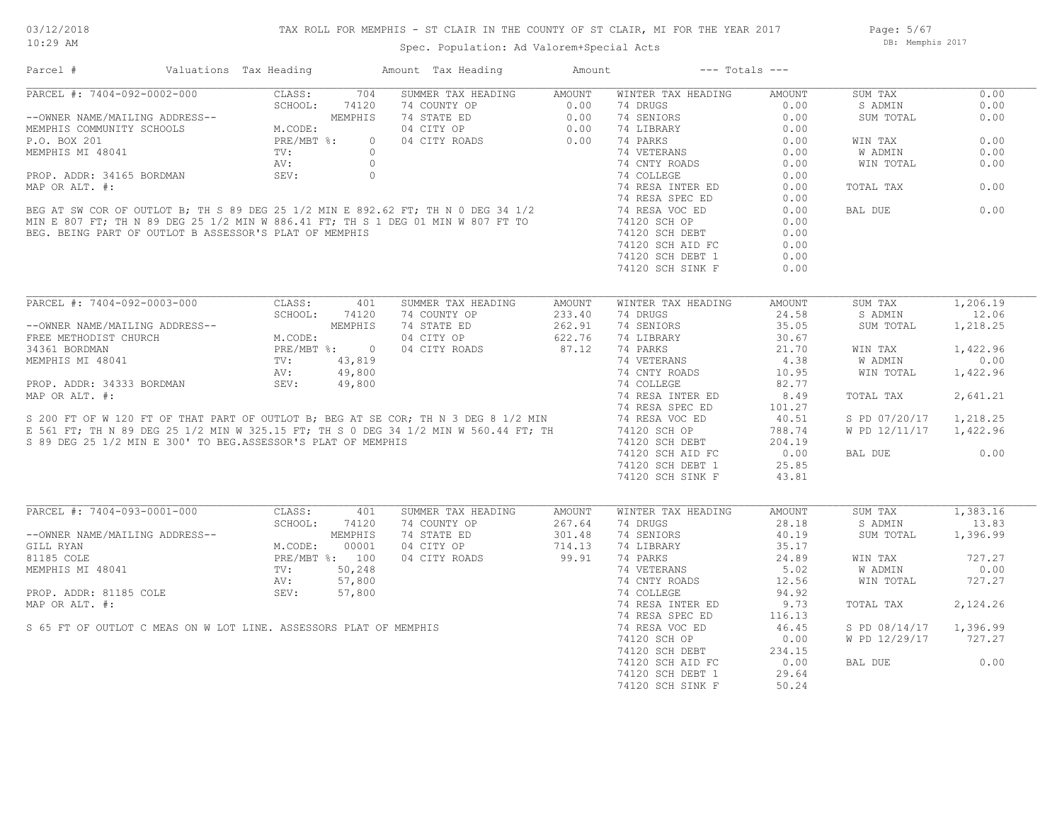# TAX ROLL FOR MEMPHIS - ST CLAIR IN THE COUNTY OF ST CLAIR, MI FOR THE YEAR 2017

03/12/2018
10:29 AM

Spec. Population: Ad Valorem+Special Acts

DB: Memphis 2017

| Parcel # | Valuations | Tax Heading | Amount | Tax Heading | Amount | --- Totals --- | |
|---|---|---|---|---|---|---|---|

## PARCEL #: 7404-092-0002-000

| | | | | | | | |
|---|---|---|---|---|---|---|---|
| CLASS: | 704 | SUMMER TAX HEADING | AMOUNT | WINTER TAX HEADING | AMOUNT | SUM TAX | 0.00 |
| SCHOOL: | 74120 | 74 COUNTY OP | 0.00 | 74 DRUGS | 0.00 | S ADMIN | 0.00 |
| | MEMPHIS | 74 STATE ED | 0.00 | 74 SENIORS | 0.00 | SUM TOTAL | 0.00 |
| M.CODE: | | 04 CITY OP | 0.00 | 74 LIBRARY | 0.00 | | |
| PRE/MBT %: | 0 | 04 CITY ROADS | 0.00 | 74 PARKS | 0.00 | WIN TAX | 0.00 |
| TV: | 0 | | | 74 VETERANS | 0.00 | W ADMIN | 0.00 |
| AV: | 0 | | | 74 CNTY ROADS | 0.00 | WIN TOTAL | 0.00 |
| SEV: | 0 | | | 74 COLLEGE | 0.00 | | |
| | | | | 74 RESA INTER ED | 0.00 | TOTAL TAX | 0.00 |
| | | | | 74 RESA SPEC ED | 0.00 | | |
| | | | | 74 RESA VOC ED | 0.00 | BAL DUE | 0.00 |
| | | | | 74120 SCH OP | 0.00 | | |
| | | | | 74120 SCH DEBT | 0.00 | | |
| | | | | 74120 SCH AID FC | 0.00 | | |
| | | | | 74120 SCH DEBT 1 | 0.00 | | |
| | | | | 74120 SCH SINK F | 0.00 | | |

--OWNER NAME/MAILING ADDRESS--
MEMPHIS COMMUNITY SCHOOLS
P.O. BOX 201
MEMPHIS MI 48041

PROP. ADDR: 34165 BORDMAN
MAP OR ALT. #:

BEG AT SW COR OF OUTLOT B; TH S 89 DEG 25 1/2 MIN E 892.62 FT; TH N 0 DEG 34 1/2 MIN E 807 FT; TH N 89 DEG 25 1/2 MIN W 886.41 FT; TH S 1 DEG 01 MIN W 807 FT TO BEG. BEING PART OF OUTLOT B ASSESSOR'S PLAT OF MEMPHIS

## PARCEL #: 7404-092-0003-000

| | | | | | | | |
|---|---|---|---|---|---|---|---|
| CLASS: | 401 | SUMMER TAX HEADING | AMOUNT | WINTER TAX HEADING | AMOUNT | SUM TAX | 1,206.19 |
| SCHOOL: | 74120 | 74 COUNTY OP | 233.40 | 74 DRUGS | 24.58 | S ADMIN | 12.06 |
| | MEMPHIS | 74 STATE ED | 262.91 | 74 SENIORS | 35.05 | SUM TOTAL | 1,218.25 |
| M.CODE: | | 04 CITY OP | 622.76 | 74 LIBRARY | 30.67 | | |
| PRE/MBT %: | 0 | 04 CITY ROADS | 87.12 | 74 PARKS | 21.70 | WIN TAX | 1,422.96 |
| TV: | 43,819 | | | 74 VETERANS | 4.38 | W ADMIN | 0.00 |
| AV: | 49,800 | | | 74 CNTY ROADS | 10.95 | WIN TOTAL | 1,422.96 |
| SEV: | 49,800 | | | 74 COLLEGE | 82.77 | | |
| | | | | 74 RESA INTER ED | 8.49 | TOTAL TAX | 2,641.21 |
| | | | | 74 RESA SPEC ED | 101.27 | | |
| | | | | 74 RESA VOC ED | 40.51 | S PD 07/20/17 | 1,218.25 |
| | | | | 74120 SCH OP | 788.74 | W PD 12/11/17 | 1,422.96 |
| | | | | 74120 SCH DEBT | 204.19 | | |
| | | | | 74120 SCH AID FC | 0.00 | BAL DUE | 0.00 |
| | | | | 74120 SCH DEBT 1 | 25.85 | | |
| | | | | 74120 SCH SINK F | 43.81 | | |

--OWNER NAME/MAILING ADDRESS--
FREE METHODIST CHURCH
34361 BORDMAN
MEMPHIS MI 48041

PROP. ADDR: 34333 BORDMAN
MAP OR ALT. #:

S 200 FT OF W 120 FT OF THAT PART OF OUTLOT B; BEG AT SE COR; TH N 3 DEG 8 1/2 MIN E 561 FT; TH N 89 DEG 25 1/2 MIN W 325.15 FT; TH S 0 DEG 34 1/2 MIN W 560.44 FT; TH S 89 DEG 25 1/2 MIN E 300' TO BEG.ASSESSOR'S PLAT OF MEMPHIS

## PARCEL #: 7404-093-0001-000

| | | | | | | | |
|---|---|---|---|---|---|---|---|
| CLASS: | 401 | SUMMER TAX HEADING | AMOUNT | WINTER TAX HEADING | AMOUNT | SUM TAX | 1,383.16 |
| SCHOOL: | 74120 | 74 COUNTY OP | 267.64 | 74 DRUGS | 28.18 | S ADMIN | 13.83 |
| | MEMPHIS | 74 STATE ED | 301.48 | 74 SENIORS | 40.19 | SUM TOTAL | 1,396.99 |
| M.CODE: | 00001 | 04 CITY OP | 714.13 | 74 LIBRARY | 35.17 | | |
| PRE/MBT %: | 100 | 04 CITY ROADS | 99.91 | 74 PARKS | 24.89 | WIN TAX | 727.27 |
| TV: | 50,248 | | | 74 VETERANS | 5.02 | W ADMIN | 0.00 |
| AV: | 57,800 | | | 74 CNTY ROADS | 12.56 | WIN TOTAL | 727.27 |
| SEV: | 57,800 | | | 74 COLLEGE | 94.92 | | |
| | | | | 74 RESA INTER ED | 9.73 | TOTAL TAX | 2,124.26 |
| | | | | 74 RESA SPEC ED | 116.13 | | |
| | | | | 74 RESA VOC ED | 46.45 | S PD 08/14/17 | 1,396.99 |
| | | | | 74120 SCH OP | 0.00 | W PD 12/29/17 | 727.27 |
| | | | | 74120 SCH DEBT | 234.15 | | |
| | | | | 74120 SCH AID FC | 0.00 | BAL DUE | 0.00 |
| | | | | 74120 SCH DEBT 1 | 29.64 | | |
| | | | | 74120 SCH SINK F | 50.24 | | |

--OWNER NAME/MAILING ADDRESS--
GILL RYAN
81185 COLE
MEMPHIS MI 48041

PROP. ADDR: 81185 COLE
MAP OR ALT. #:

S 65 FT OF OUTLOT C MEAS ON W LOT LINE. ASSESSORS PLAT OF MEMPHIS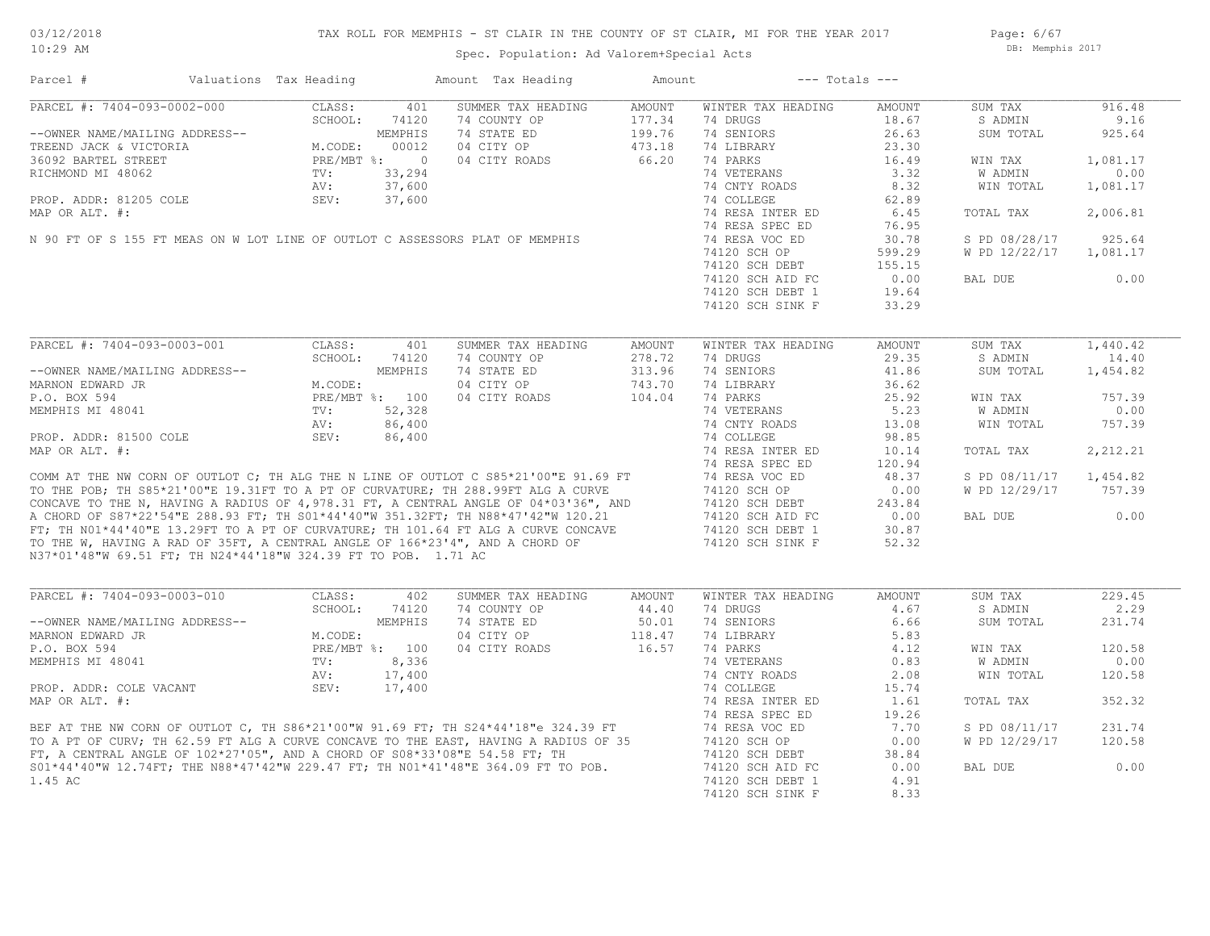TAX ROLL FOR MEMPHIS - ST CLAIR IN THE COUNTY OF ST CLAIR, MI FOR THE YEAR 2017

Spec. Population: Ad Valorem+Special Acts

03/12/2018
10:29 AM

DB: Memphis 2017

| Parcel # | Valuations | Tax Heading | Amount | Tax Heading | Amount | --- Totals --- | | |
|---|---|---|---|---|---|---|---|---|

## PARCEL #: 7404-093-0002-000

| | | | | | | | |
|---|---|---|---|---|---|---|---|
| CLASS: | 401 | SUMMER TAX HEADING | AMOUNT | WINTER TAX HEADING | AMOUNT | SUM TAX | 916.48 |
| SCHOOL: | 74120 | 74 COUNTY OP | 177.34 | 74 DRUGS | 18.67 | S ADMIN | 9.16 |
| | MEMPHIS | 74 STATE ED | 199.76 | 74 SENIORS | 26.63 | SUM TOTAL | 925.64 |
| M.CODE: | 00012 | 04 CITY OP | 473.18 | 74 LIBRARY | 23.30 | | |
| PRE/MBT %: | 0 | 04 CITY ROADS | 66.20 | 74 PARKS | 16.49 | WIN TAX | 1,081.17 |
| TV: | 33,294 | | | 74 VETERANS | 3.32 | W ADMIN | 0.00 |
| AV: | 37,600 | | | 74 CNTY ROADS | 8.32 | WIN TOTAL | 1,081.17 |
| SEV: | 37,600 | | | 74 COLLEGE | 62.89 | | |
| | | | | 74 RESA INTER ED | 6.45 | TOTAL TAX | 2,006.81 |
| | | | | 74 RESA SPEC ED | 76.95 | | |
| | | | | 74 RESA VOC ED | 30.78 | S PD 08/28/17 | 925.64 |
| | | | | 74120 SCH OP | 599.29 | W PD 12/22/17 | 1,081.17 |
| | | | | 74120 SCH DEBT | 155.15 | | |
| | | | | 74120 SCH AID FC | 0.00 | BAL DUE | 0.00 |
| | | | | 74120 SCH DEBT 1 | 19.64 | | |
| | | | | 74120 SCH SINK F | 33.29 | | |

--OWNER NAME/MAILING ADDRESS--
TREEND JACK & VICTORIA
36092 BARTEL STREET
RICHMOND MI 48062

PROP. ADDR: 81205 COLE
MAP OR ALT. #:

N 90 FT OF S 155 FT MEAS ON W LOT LINE OF OUTLOT C ASSESSORS PLAT OF MEMPHIS

## PARCEL #: 7404-093-0003-001

| | | | | | | | |
|---|---|---|---|---|---|---|---|
| CLASS: | 401 | SUMMER TAX HEADING | AMOUNT | WINTER TAX HEADING | AMOUNT | SUM TAX | 1,440.42 |
| SCHOOL: | 74120 | 74 COUNTY OP | 278.72 | 74 DRUGS | 29.35 | S ADMIN | 14.40 |
| | MEMPHIS | 74 STATE ED | 313.96 | 74 SENIORS | 41.86 | SUM TOTAL | 1,454.82 |
| M.CODE: | | 04 CITY OP | 743.70 | 74 LIBRARY | 36.62 | | |
| PRE/MBT %: | 100 | 04 CITY ROADS | 104.04 | 74 PARKS | 25.92 | WIN TAX | 757.39 |
| TV: | 52,328 | | | 74 VETERANS | 5.23 | W ADMIN | 0.00 |
| AV: | 86,400 | | | 74 CNTY ROADS | 13.08 | WIN TOTAL | 757.39 |
| SEV: | 86,400 | | | 74 COLLEGE | 98.85 | | |
| | | | | 74 RESA INTER ED | 10.14 | TOTAL TAX | 2,212.21 |
| | | | | 74 RESA SPEC ED | 120.94 | | |
| | | | | 74 RESA VOC ED | 48.37 | S PD 08/11/17 | 1,454.82 |
| | | | | 74120 SCH OP | 0.00 | W PD 12/29/17 | 757.39 |
| | | | | 74120 SCH DEBT | 243.84 | | |
| | | | | 74120 SCH AID FC | 0.00 | BAL DUE | 0.00 |
| | | | | 74120 SCH DEBT 1 | 30.87 | | |
| | | | | 74120 SCH SINK F | 52.32 | | |

--OWNER NAME/MAILING ADDRESS--
MARNON EDWARD JR
P.O. BOX 594
MEMPHIS MI 48041

PROP. ADDR: 81500 COLE
MAP OR ALT. #:

COMM AT THE NW CORN OF OUTLOT C; TH ALG THE N LINE OF OUTLOT C S85*21'00"E 91.69 FT TO THE POB; TH S85*21'00"E 19.31FT TO A PT OF CURVATURE; TH 288.99FT ALG A CURVE CONCAVE TO THE N, HAVING A RADIUS OF 4,978.31 FT, A CENTRAL ANGLE OF 04*03'36", AND A CHORD OF S87*22'54"E 288.93 FT; TH S01*44'40"W 351.32FT; TH N88*47'42"W 120.21 FT; TH N01*44'40"E 13.29FT TO A PT OF CURVATURE; TH 101.64 FT ALG A CURVE CONCAVE TO THE W, HAVING A RAD OF 35FT, A CENTRAL ANGLE OF 166*23'4", AND A CHORD OF N37*01'48"W 69.51 FT; TH N24*44'18"W 324.39 FT TO POB. 1.71 AC

## PARCEL #: 7404-093-0003-010

| | | | | | | | |
|---|---|---|---|---|---|---|---|
| CLASS: | 402 | SUMMER TAX HEADING | AMOUNT | WINTER TAX HEADING | AMOUNT | SUM TAX | 229.45 |
| SCHOOL: | 74120 | 74 COUNTY OP | 44.40 | 74 DRUGS | 4.67 | S ADMIN | 2.29 |
| | MEMPHIS | 74 STATE ED | 50.01 | 74 SENIORS | 6.66 | SUM TOTAL | 231.74 |
| M.CODE: | | 04 CITY OP | 118.47 | 74 LIBRARY | 5.83 | | |
| PRE/MBT %: | 100 | 04 CITY ROADS | 16.57 | 74 PARKS | 4.12 | WIN TAX | 120.58 |
| TV: | 8,336 | | | 74 VETERANS | 0.83 | W ADMIN | 0.00 |
| AV: | 17,400 | | | 74 CNTY ROADS | 2.08 | WIN TOTAL | 120.58 |
| SEV: | 17,400 | | | 74 COLLEGE | 15.74 | | |
| | | | | 74 RESA INTER ED | 1.61 | TOTAL TAX | 352.32 |
| | | | | 74 RESA SPEC ED | 19.26 | | |
| | | | | 74 RESA VOC ED | 7.70 | S PD 08/11/17 | 231.74 |
| | | | | 74120 SCH OP | 0.00 | W PD 12/29/17 | 120.58 |
| | | | | 74120 SCH DEBT | 38.84 | | |
| | | | | 74120 SCH AID FC | 0.00 | BAL DUE | 0.00 |
| | | | | 74120 SCH DEBT 1 | 4.91 | | |
| | | | | 74120 SCH SINK F | 8.33 | | |

--OWNER NAME/MAILING ADDRESS--
MARNON EDWARD JR
P.O. BOX 594
MEMPHIS MI 48041

PROP. ADDR: COLE VACANT
MAP OR ALT. #:

BEF AT THE NW CORN OF OUTLOT C, TH S86*21'00"W 91.69 FT; TH S24*44'18"e 324.39 FT TO A PT OF CURV; TH 62.59 FT ALG A CURVE CONCAVE TO THE EAST, HAVING A RADIUS OF 35 FT, A CENTRAL ANGLE OF 102*27'05", AND A CHORD OF S08*33'08"E 54.58 FT; TH S01*44'40"W 12.74FT; THE N88*47'42"W 229.47 FT; TH N01*41'48"E 364.09 FT TO POB. 1.45 AC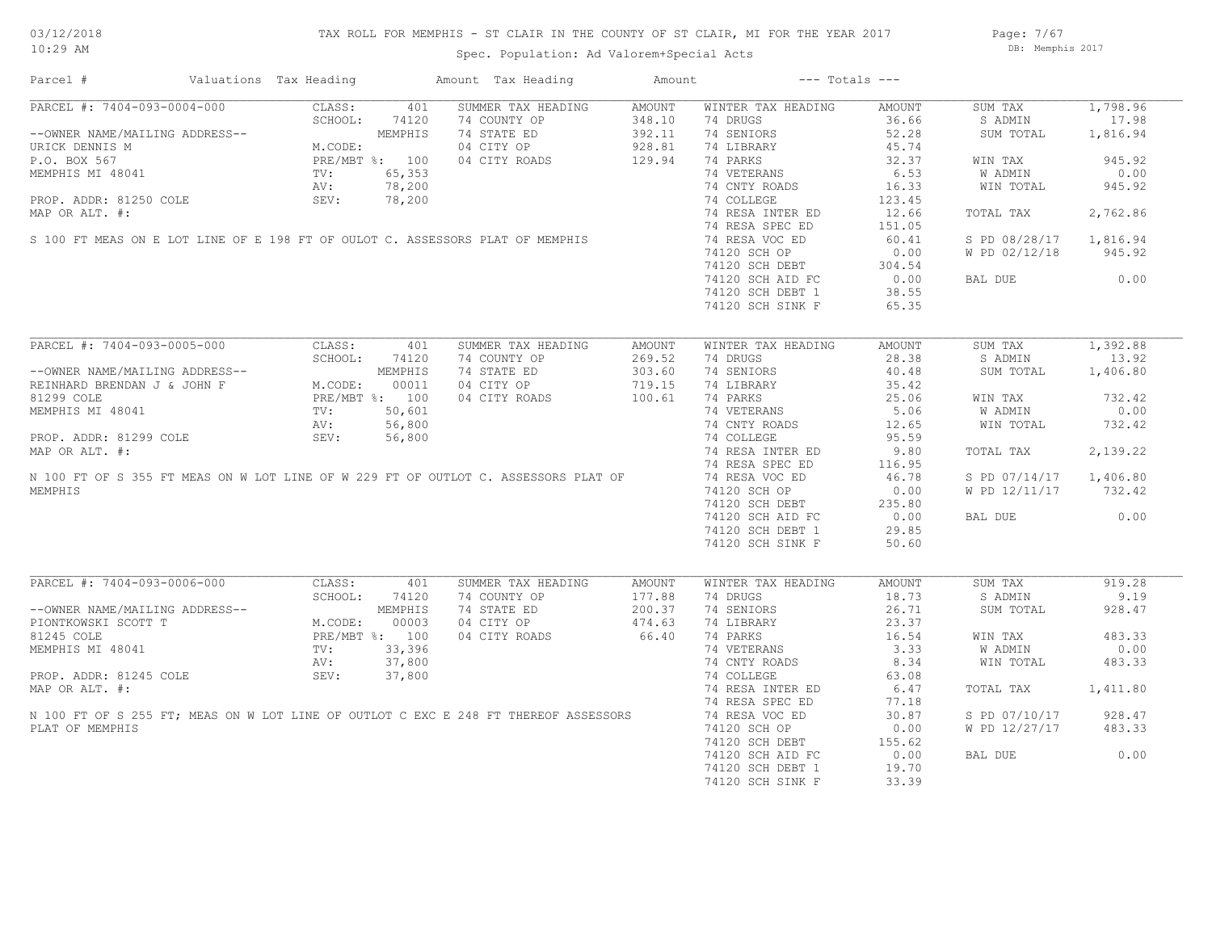# TAX ROLL FOR MEMPHIS - ST CLAIR IN THE COUNTY OF ST CLAIR, MI FOR THE YEAR 2017

Spec. Population: Ad Valorem+Special Acts

03/12/2018
10:29 AM

DB: Memphis 2017

| Parcel # | Valuations | Tax Heading | Amount | Tax Heading | Amount | --- Totals --- | |
|---|---|---|---|---|---|---|---|

## PARCEL #: 7404-093-0004-000

| | | SUMMER TAX HEADING | AMOUNT | WINTER TAX HEADING | AMOUNT | | |
|---|---|---|---|---|---|---|---|
| CLASS: | 401 | 74 COUNTY OP | 348.10 | 74 DRUGS | 36.66 | SUM TAX | 1,798.96 |
| SCHOOL: | 74120 | 74 STATE ED | 392.11 | 74 SENIORS | 52.28 | S ADMIN | 17.98 |
| | MEMPHIS | 04 CITY OP | 928.81 | 74 LIBRARY | 45.74 | SUM TOTAL | 1,816.94 |
| M.CODE: | | 04 CITY ROADS | 129.94 | 74 PARKS | 32.37 | | |
| PRE/MBT %: | 100 | | | 74 VETERANS | 6.53 | WIN TAX | 945.92 |
| TV: | 65,353 | | | 74 CNTY ROADS | 16.33 | W ADMIN | 0.00 |
| AV: | 78,200 | | | 74 COLLEGE | 123.45 | WIN TOTAL | 945.92 |
| SEV: | 78,200 | | | 74 RESA INTER ED | 12.66 | | |
| | | | | 74 RESA SPEC ED | 151.05 | TOTAL TAX | 2,762.86 |
| | | | | 74 RESA VOC ED | 60.41 | | |
| | | | | 74120 SCH OP | 0.00 | S PD 08/28/17 | 1,816.94 |
| | | | | 74120 SCH DEBT | 304.54 | W PD 02/12/18 | 945.92 |
| | | | | 74120 SCH AID FC | 0.00 | | |
| | | | | 74120 SCH DEBT 1 | 38.55 | BAL DUE | 0.00 |
| | | | | 74120 SCH SINK F | 65.35 | | |

--OWNER NAME/MAILING ADDRESS--
URICK DENNIS M
P.O. BOX 567
MEMPHIS MI 48041

PROP. ADDR: 81250 COLE
MAP OR ALT. #:

S 100 FT MEAS ON E LOT LINE OF E 198 FT OF OULOT C. ASSESSORS PLAT OF MEMPHIS

## PARCEL #: 7404-093-0005-000

| | | SUMMER TAX HEADING | AMOUNT | WINTER TAX HEADING | AMOUNT | | |
|---|---|---|---|---|---|---|---|
| CLASS: | 401 | 74 COUNTY OP | 269.52 | 74 DRUGS | 28.38 | SUM TAX | 1,392.88 |
| SCHOOL: | 74120 | 74 STATE ED | 303.60 | 74 SENIORS | 40.48 | S ADMIN | 13.92 |
| | MEMPHIS | 04 CITY OP | 719.15 | 74 LIBRARY | 35.42 | SUM TOTAL | 1,406.80 |
| M.CODE: | 00011 | 04 CITY ROADS | 100.61 | 74 PARKS | 25.06 | | |
| PRE/MBT %: | 100 | | | 74 VETERANS | 5.06 | WIN TAX | 732.42 |
| TV: | 50,601 | | | 74 CNTY ROADS | 12.65 | W ADMIN | 0.00 |
| AV: | 56,800 | | | 74 COLLEGE | 95.59 | WIN TOTAL | 732.42 |
| SEV: | 56,800 | | | 74 RESA INTER ED | 9.80 | | |
| | | | | 74 RESA SPEC ED | 116.95 | TOTAL TAX | 2,139.22 |
| | | | | 74 RESA VOC ED | 46.78 | | |
| | | | | 74120 SCH OP | 0.00 | S PD 07/14/17 | 1,406.80 |
| | | | | 74120 SCH DEBT | 235.80 | W PD 12/11/17 | 732.42 |
| | | | | 74120 SCH AID FC | 0.00 | | |
| | | | | 74120 SCH DEBT 1 | 29.85 | BAL DUE | 0.00 |
| | | | | 74120 SCH SINK F | 50.60 | | |

--OWNER NAME/MAILING ADDRESS--
REINHARD BRENDAN J & JOHN F
81299 COLE
MEMPHIS MI 48041

PROP. ADDR: 81299 COLE
MAP OR ALT. #:

N 100 FT OF S 355 FT MEAS ON W LOT LINE OF W 229 FT OF OUTLOT C. ASSESSORS PLAT OF MEMPHIS

## PARCEL #: 7404-093-0006-000

| | | SUMMER TAX HEADING | AMOUNT | WINTER TAX HEADING | AMOUNT | | |
|---|---|---|---|---|---|---|---|
| CLASS: | 401 | 74 COUNTY OP | 177.88 | 74 DRUGS | 18.73 | SUM TAX | 919.28 |
| SCHOOL: | 74120 | 74 STATE ED | 200.37 | 74 SENIORS | 26.71 | S ADMIN | 9.19 |
| | MEMPHIS | 04 CITY OP | 474.63 | 74 LIBRARY | 23.37 | SUM TOTAL | 928.47 |
| M.CODE: | 00003 | 04 CITY ROADS | 66.40 | 74 PARKS | 16.54 | | |
| PRE/MBT %: | 100 | | | 74 VETERANS | 3.33 | WIN TAX | 483.33 |
| TV: | 33,396 | | | 74 CNTY ROADS | 8.34 | W ADMIN | 0.00 |
| AV: | 37,800 | | | 74 COLLEGE | 63.08 | WIN TOTAL | 483.33 |
| SEV: | 37,800 | | | 74 RESA INTER ED | 6.47 | | |
| | | | | 74 RESA SPEC ED | 77.18 | TOTAL TAX | 1,411.80 |
| | | | | 74 RESA VOC ED | 30.87 | | |
| | | | | 74120 SCH OP | 0.00 | S PD 07/10/17 | 928.47 |
| | | | | 74120 SCH DEBT | 155.62 | W PD 12/27/17 | 483.33 |
| | | | | 74120 SCH AID FC | 0.00 | | |
| | | | | 74120 SCH DEBT 1 | 19.70 | BAL DUE | 0.00 |
| | | | | 74120 SCH SINK F | 33.39 | | |

--OWNER NAME/MAILING ADDRESS--
PIONTKOWSKI SCOTT T
81245 COLE
MEMPHIS MI 48041

PROP. ADDR: 81245 COLE
MAP OR ALT. #:

N 100 FT OF S 255 FT; MEAS ON W LOT LINE OF OUTLOT C EXC E 248 FT THEREOF ASSESSORS PLAT OF MEMPHIS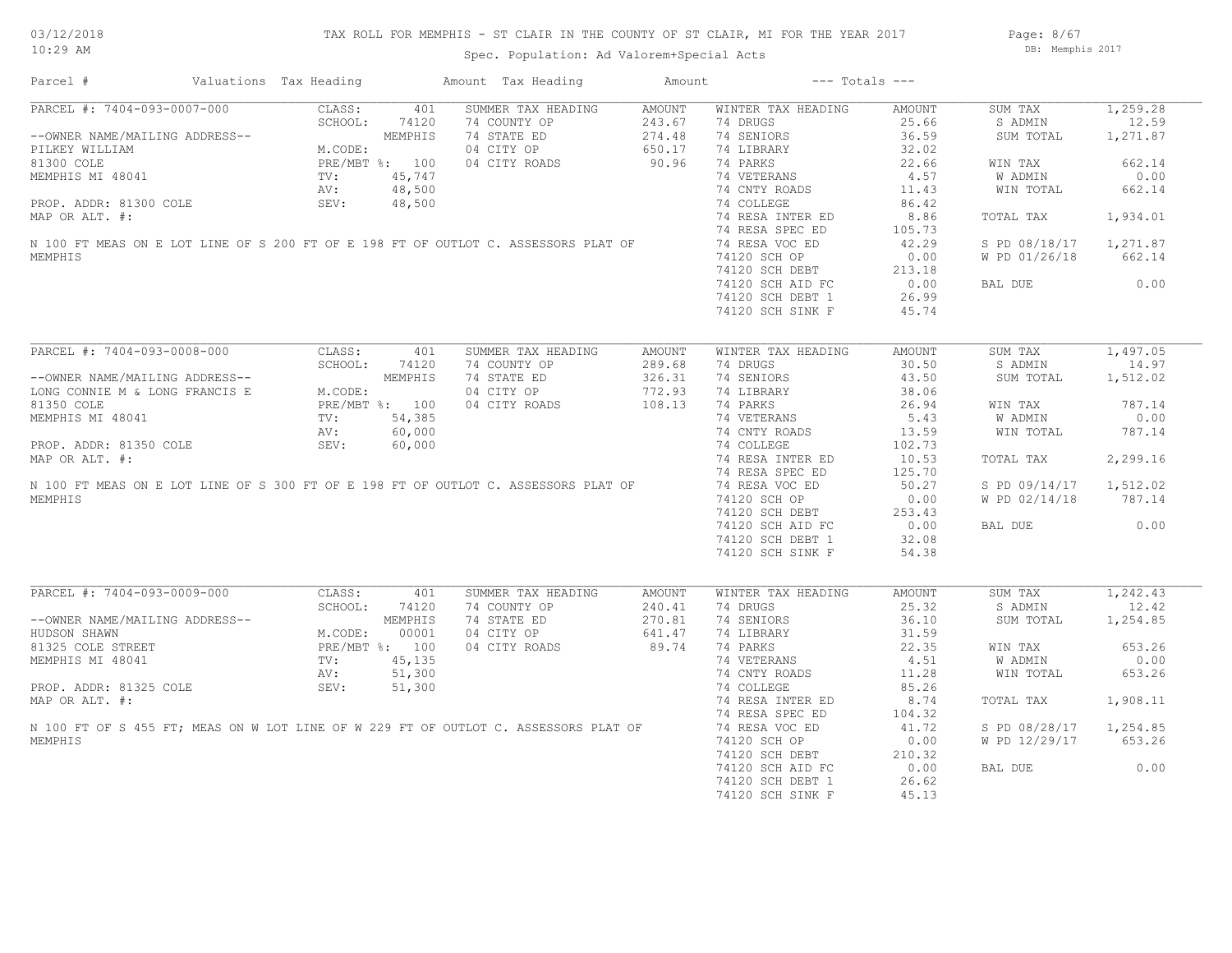# TAX ROLL FOR MEMPHIS - ST CLAIR IN THE COUNTY OF ST CLAIR, MI FOR THE YEAR 2017

Spec. Population: Ad Valorem+Special Acts

03/12/2018
10:29 AM

DB: Memphis 2017

| Parcel # | Valuations | Tax Heading | Amount | Tax Heading | Amount | --- Totals --- | |
|---|---|---|---|---|---|---|---|

## PARCEL #: 7404-093-0007-000

| | | SUMMER TAX HEADING | AMOUNT | WINTER TAX HEADING | AMOUNT | | |
|---|---|---|---|---|---|---|---|
| CLASS: | 401 | | | | | SUM TAX | 1,259.28 |
| SCHOOL: | 74120 | 74 COUNTY OP | 243.67 | 74 DRUGS | 25.66 | S ADMIN | 12.59 |
| | MEMPHIS | 74 STATE ED | 274.48 | 74 SENIORS | 36.59 | SUM TOTAL | 1,271.87 |
| M.CODE: | | 04 CITY OP | 650.17 | 74 LIBRARY | 32.02 | | |
| PRE/MBT %: | 100 | 04 CITY ROADS | 90.96 | 74 PARKS | 22.66 | WIN TAX | 662.14 |
| TV: | 45,747 | | | 74 VETERANS | 4.57 | W ADMIN | 0.00 |
| AV: | 48,500 | | | 74 CNTY ROADS | 11.43 | WIN TOTAL | 662.14 |
| SEV: | 48,500 | | | 74 COLLEGE | 86.42 | | |
| | | | | 74 RESA INTER ED | 8.86 | TOTAL TAX | 1,934.01 |
| | | | | 74 RESA SPEC ED | 105.73 | | |
| | | | | 74 RESA VOC ED | 42.29 | S PD 08/18/17 | 1,271.87 |
| | | | | 74120 SCH OP | 0.00 | W PD 01/26/18 | 662.14 |
| | | | | 74120 SCH DEBT | 213.18 | | |
| | | | | 74120 SCH AID FC | 0.00 | BAL DUE | 0.00 |
| | | | | 74120 SCH DEBT 1 | 26.99 | | |
| | | | | 74120 SCH SINK F | 45.74 | | |

--OWNER NAME/MAILING ADDRESS--
PILKEY WILLIAM
81300 COLE
MEMPHIS MI 48041

PROP. ADDR: 81300 COLE
MAP OR ALT. #:

N 100 FT MEAS ON E LOT LINE OF S 200 FT OF E 198 FT OF OUTLOT C. ASSESSORS PLAT OF MEMPHIS

## PARCEL #: 7404-093-0008-000

| | | SUMMER TAX HEADING | AMOUNT | WINTER TAX HEADING | AMOUNT | | |
|---|---|---|---|---|---|---|---|
| CLASS: | 401 | | | | | SUM TAX | 1,497.05 |
| SCHOOL: | 74120 | 74 COUNTY OP | 289.68 | 74 DRUGS | 30.50 | S ADMIN | 14.97 |
| | MEMPHIS | 74 STATE ED | 326.31 | 74 SENIORS | 43.50 | SUM TOTAL | 1,512.02 |
| M.CODE: | | 04 CITY OP | 772.93 | 74 LIBRARY | 38.06 | | |
| PRE/MBT %: | 100 | 04 CITY ROADS | 108.13 | 74 PARKS | 26.94 | WIN TAX | 787.14 |
| TV: | 54,385 | | | 74 VETERANS | 5.43 | W ADMIN | 0.00 |
| AV: | 60,000 | | | 74 CNTY ROADS | 13.59 | WIN TOTAL | 787.14 |
| SEV: | 60,000 | | | 74 COLLEGE | 102.73 | | |
| | | | | 74 RESA INTER ED | 10.53 | TOTAL TAX | 2,299.16 |
| | | | | 74 RESA SPEC ED | 125.70 | | |
| | | | | 74 RESA VOC ED | 50.27 | S PD 09/14/17 | 1,512.02 |
| | | | | 74120 SCH OP | 0.00 | W PD 02/14/18 | 787.14 |
| | | | | 74120 SCH DEBT | 253.43 | | |
| | | | | 74120 SCH AID FC | 0.00 | BAL DUE | 0.00 |
| | | | | 74120 SCH DEBT 1 | 32.08 | | |
| | | | | 74120 SCH SINK F | 54.38 | | |

--OWNER NAME/MAILING ADDRESS--
LONG CONNIE M & LONG FRANCIS E
81350 COLE
MEMPHIS MI 48041

PROP. ADDR: 81350 COLE
MAP OR ALT. #:

N 100 FT MEAS ON E LOT LINE OF S 300 FT OF E 198 FT OF OUTLOT C. ASSESSORS PLAT OF MEMPHIS

## PARCEL #: 7404-093-0009-000

| | | SUMMER TAX HEADING | AMOUNT | WINTER TAX HEADING | AMOUNT | | |
|---|---|---|---|---|---|---|---|
| CLASS: | 401 | | | | | SUM TAX | 1,242.43 |
| SCHOOL: | 74120 | 74 COUNTY OP | 240.41 | 74 DRUGS | 25.32 | S ADMIN | 12.42 |
| | MEMPHIS | 74 STATE ED | 270.81 | 74 SENIORS | 36.10 | SUM TOTAL | 1,254.85 |
| M.CODE: | 00001 | 04 CITY OP | 641.47 | 74 LIBRARY | 31.59 | | |
| PRE/MBT %: | 100 | 04 CITY ROADS | 89.74 | 74 PARKS | 22.35 | WIN TAX | 653.26 |
| TV: | 45,135 | | | 74 VETERANS | 4.51 | W ADMIN | 0.00 |
| AV: | 51,300 | | | 74 CNTY ROADS | 11.28 | WIN TOTAL | 653.26 |
| SEV: | 51,300 | | | 74 COLLEGE | 85.26 | | |
| | | | | 74 RESA INTER ED | 8.74 | TOTAL TAX | 1,908.11 |
| | | | | 74 RESA SPEC ED | 104.32 | | |
| | | | | 74 RESA VOC ED | 41.72 | S PD 08/28/17 | 1,254.85 |
| | | | | 74120 SCH OP | 0.00 | W PD 12/29/17 | 653.26 |
| | | | | 74120 SCH DEBT | 210.32 | | |
| | | | | 74120 SCH AID FC | 0.00 | BAL DUE | 0.00 |
| | | | | 74120 SCH DEBT 1 | 26.62 | | |
| | | | | 74120 SCH SINK F | 45.13 | | |

--OWNER NAME/MAILING ADDRESS--
HUDSON SHAWN
81325 COLE STREET
MEMPHIS MI 48041

PROP. ADDR: 81325 COLE
MAP OR ALT. #:

N 100 FT OF S 455 FT; MEAS ON W LOT LINE OF W 229 FT OF OUTLOT C. ASSESSORS PLAT OF MEMPHIS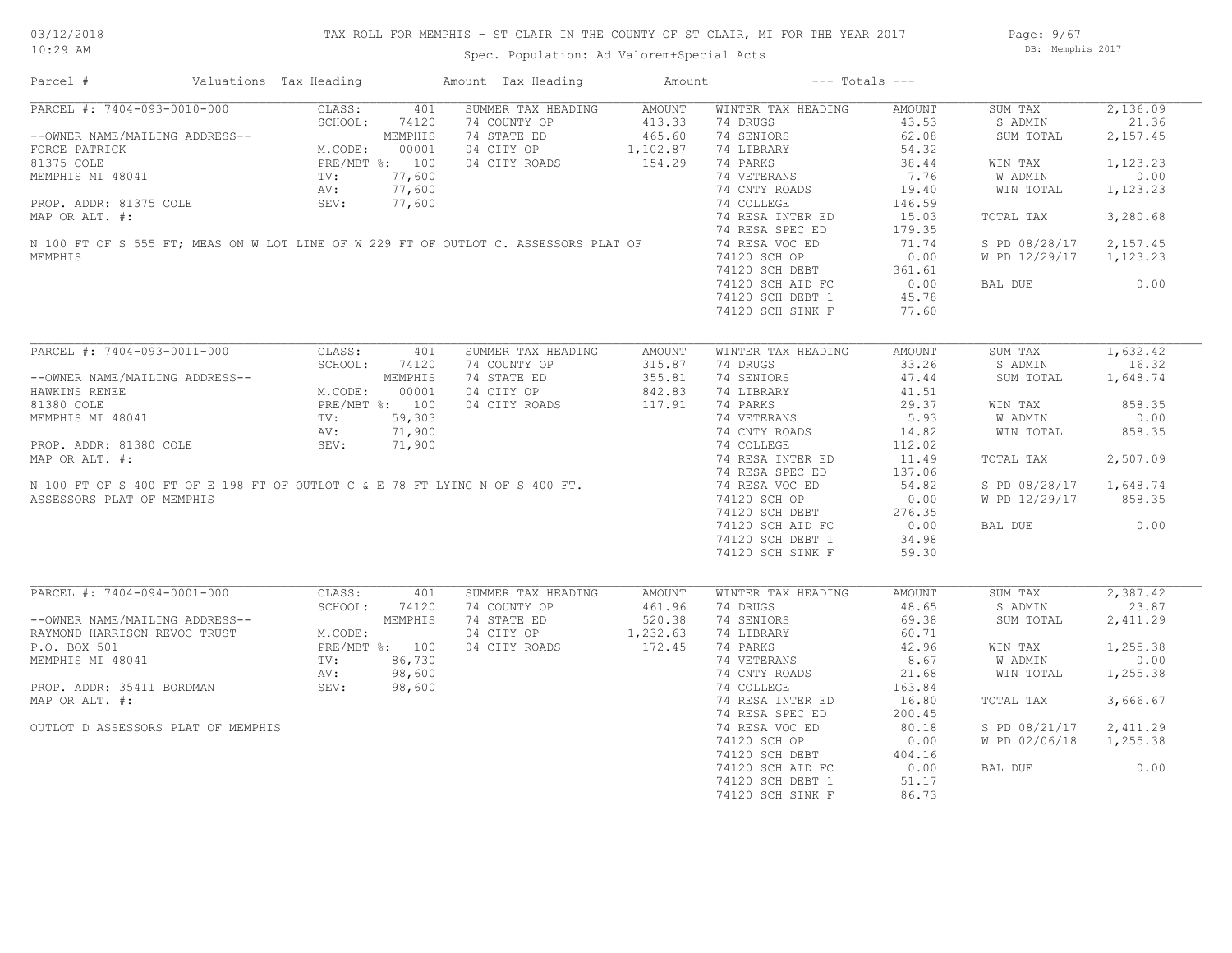# TAX ROLL FOR MEMPHIS - ST CLAIR IN THE COUNTY OF ST CLAIR, MI FOR THE YEAR 2017

03/12/2018
10:29 AM

Spec. Population: Ad Valorem+Special Acts

DB: Memphis 2017

| Parcel # | Valuations | Tax Heading | Amount | Tax Heading | Amount | --- Totals --- | | | |
|---|---|---|---|---|---|---|---|---|---|

## PARCEL #: 7404-093-0010-000

--OWNER NAME/MAILING ADDRESS--
FORCE PATRICK
81375 COLE
MEMPHIS MI 48041

PROP. ADDR: 81375 COLE
MAP OR ALT. #:

N 100 FT OF S 555 FT; MEAS ON W LOT LINE OF W 229 FT OF OUTLOT C. ASSESSORS PLAT OF MEMPHIS

| Valuations | | Summer Tax Heading | Amount | Winter Tax Heading | Amount | Totals | |
|---|---|---|---|---|---|---|---|
| CLASS: | 401 | 74 COUNTY OP | 413.33 | 74 DRUGS | 43.53 | SUM TAX | 2,136.09 |
| SCHOOL: | 74120 | 74 STATE ED | 465.60 | 74 SENIORS | 62.08 | S ADMIN | 21.36 |
| | MEMPHIS | 04 CITY OP | 1,102.87 | 74 LIBRARY | 54.32 | SUM TOTAL | 2,157.45 |
| M.CODE: | 00001 | 04 CITY ROADS | 154.29 | 74 PARKS | 38.44 | | |
| PRE/MBT %: | 100 | | | 74 VETERANS | 7.76 | WIN TAX | 1,123.23 |
| TV: | 77,600 | | | 74 CNTY ROADS | 19.40 | W ADMIN | 0.00 |
| AV: | 77,600 | | | 74 COLLEGE | 146.59 | WIN TOTAL | 1,123.23 |
| SEV: | 77,600 | | | 74 RESA INTER ED | 15.03 | | |
| | | | | 74 RESA SPEC ED | 179.35 | TOTAL TAX | 3,280.68 |
| | | | | 74 RESA VOC ED | 71.74 | | |
| | | | | 74120 SCH OP | 0.00 | S PD 08/28/17 | 2,157.45 |
| | | | | 74120 SCH DEBT | 361.61 | W PD 12/29/17 | 1,123.23 |
| | | | | 74120 SCH AID FC | 0.00 | | |
| | | | | 74120 SCH DEBT 1 | 45.78 | BAL DUE | 0.00 |
| | | | | 74120 SCH SINK F | 77.60 | | |

## PARCEL #: 7404-093-0011-000

--OWNER NAME/MAILING ADDRESS--
HAWKINS RENEE
81380 COLE
MEMPHIS MI 48041

PROP. ADDR: 81380 COLE
MAP OR ALT. #:

N 100 FT OF S 400 FT OF E 198 FT OF OUTLOT C & E 78 FT LYING N OF S 400 FT. ASSESSORS PLAT OF MEMPHIS

| Valuations | | Summer Tax Heading | Amount | Winter Tax Heading | Amount | Totals | |
|---|---|---|---|---|---|---|---|
| CLASS: | 401 | 74 COUNTY OP | 315.87 | 74 DRUGS | 33.26 | SUM TAX | 1,632.42 |
| SCHOOL: | 74120 | 74 STATE ED | 355.81 | 74 SENIORS | 47.44 | S ADMIN | 16.32 |
| | MEMPHIS | 04 CITY OP | 842.83 | 74 LIBRARY | 41.51 | SUM TOTAL | 1,648.74 |
| M.CODE: | 00001 | 04 CITY ROADS | 117.91 | 74 PARKS | 29.37 | | |
| PRE/MBT %: | 100 | | | 74 VETERANS | 5.93 | WIN TAX | 858.35 |
| TV: | 59,303 | | | 74 CNTY ROADS | 14.82 | W ADMIN | 0.00 |
| AV: | 71,900 | | | 74 COLLEGE | 112.02 | WIN TOTAL | 858.35 |
| SEV: | 71,900 | | | 74 RESA INTER ED | 11.49 | | |
| | | | | 74 RESA SPEC ED | 137.06 | TOTAL TAX | 2,507.09 |
| | | | | 74 RESA VOC ED | 54.82 | | |
| | | | | 74120 SCH OP | 0.00 | S PD 08/28/17 | 1,648.74 |
| | | | | 74120 SCH DEBT | 276.35 | W PD 12/29/17 | 858.35 |
| | | | | 74120 SCH AID FC | 0.00 | | |
| | | | | 74120 SCH DEBT 1 | 34.98 | BAL DUE | 0.00 |
| | | | | 74120 SCH SINK F | 59.30 | | |

## PARCEL #: 7404-094-0001-000

--OWNER NAME/MAILING ADDRESS--
RAYMOND HARRISON REVOC TRUST
P.O. BOX 501
MEMPHIS MI 48041

PROP. ADDR: 35411 BORDMAN
MAP OR ALT. #:

OUTLOT D ASSESSORS PLAT OF MEMPHIS

| Valuations | | Summer Tax Heading | Amount | Winter Tax Heading | Amount | Totals | |
|---|---|---|---|---|---|---|---|
| CLASS: | 401 | 74 COUNTY OP | 461.96 | 74 DRUGS | 48.65 | SUM TAX | 2,387.42 |
| SCHOOL: | 74120 | 74 STATE ED | 520.38 | 74 SENIORS | 69.38 | S ADMIN | 23.87 |
| | MEMPHIS | 04 CITY OP | 1,232.63 | 74 LIBRARY | 60.71 | SUM TOTAL | 2,411.29 |
| M.CODE: | | 04 CITY ROADS | 172.45 | 74 PARKS | 42.96 | | |
| PRE/MBT %: | 100 | | | 74 VETERANS | 8.67 | WIN TAX | 1,255.38 |
| TV: | 86,730 | | | 74 CNTY ROADS | 21.68 | W ADMIN | 0.00 |
| AV: | 98,600 | | | 74 COLLEGE | 163.84 | WIN TOTAL | 1,255.38 |
| SEV: | 98,600 | | | 74 RESA INTER ED | 16.80 | | |
| | | | | 74 RESA SPEC ED | 200.45 | TOTAL TAX | 3,666.67 |
| | | | | 74 RESA VOC ED | 80.18 | | |
| | | | | 74120 SCH OP | 0.00 | S PD 08/21/17 | 2,411.29 |
| | | | | 74120 SCH DEBT | 404.16 | W PD 02/06/18 | 1,255.38 |
| | | | | 74120 SCH AID FC | 0.00 | | |
| | | | | 74120 SCH DEBT 1 | 51.17 | BAL DUE | 0.00 |
| | | | | 74120 SCH SINK F | 86.73 | | |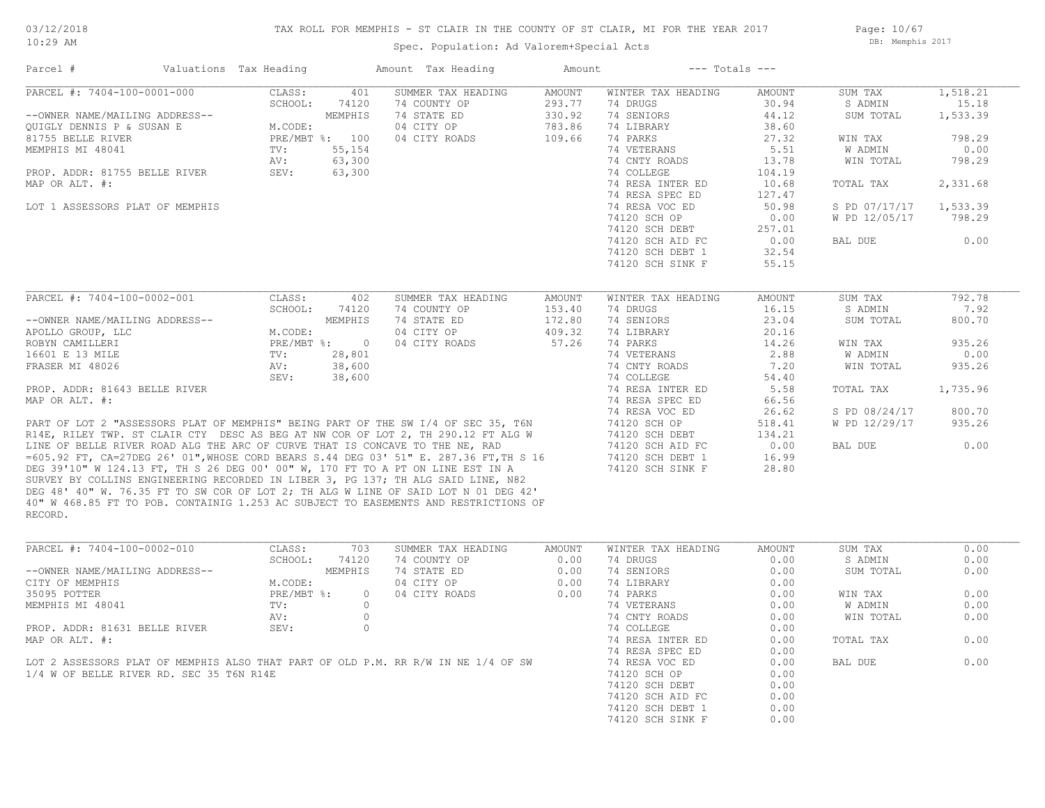# TAX ROLL FOR MEMPHIS - ST CLAIR IN THE COUNTY OF ST CLAIR, MI FOR THE YEAR 2017

Spec. Population: Ad Valorem+Special Acts

03/12/2018
10:29 AM

DB: Memphis 2017

| Parcel # | Valuations | Tax Heading | Amount | Tax Heading | Amount | --- Totals --- | |
|---|---|---|---|---|---|---|---|

---

**PARCEL #: 7404-100-0001-000**

| | | | | | | | |
|---|---|---|---|---|---|---|---|
| CLASS: | 401 | SUMMER TAX HEADING | AMOUNT | WINTER TAX HEADING | AMOUNT | SUM TAX | 1,518.21 |
| SCHOOL: | 74120 | 74 COUNTY OP | 293.77 | 74 DRUGS | 30.94 | S ADMIN | 15.18 |
| | MEMPHIS | 74 STATE ED | 330.92 | 74 SENIORS | 44.12 | SUM TOTAL | 1,533.39 |
| M.CODE: | | 04 CITY OP | 783.86 | 74 LIBRARY | 38.60 | | |
| PRE/MBT %: | 100 | 04 CITY ROADS | 109.66 | 74 PARKS | 27.32 | WIN TAX | 798.29 |
| TV: | 55,154 | | | 74 VETERANS | 5.51 | W ADMIN | 0.00 |
| AV: | 63,300 | | | 74 CNTY ROADS | 13.78 | WIN TOTAL | 798.29 |
| SEV: | 63,300 | | | 74 COLLEGE | 104.19 | | |
| | | | | 74 RESA INTER ED | 10.68 | TOTAL TAX | 2,331.68 |
| | | | | 74 RESA SPEC ED | 127.47 | | |
| | | | | 74 RESA VOC ED | 50.98 | S PD 07/17/17 | 1,533.39 |
| | | | | 74120 SCH OP | 0.00 | W PD 12/05/17 | 798.29 |
| | | | | 74120 SCH DEBT | 257.01 | | |
| | | | | 74120 SCH AID FC | 0.00 | BAL DUE | 0.00 |
| | | | | 74120 SCH DEBT 1 | 32.54 | | |
| | | | | 74120 SCH SINK F | 55.15 | | |

--OWNER NAME/MAILING ADDRESS--
QUIGLY DENNIS P & SUSAN E
81755 BELLE RIVER
MEMPHIS MI 48041

PROP. ADDR: 81755 BELLE RIVER
MAP OR ALT. #:

LOT 1 ASSESSORS PLAT OF MEMPHIS

---

**PARCEL #: 7404-100-0002-001**

| | | | | | | | |
|---|---|---|---|---|---|---|---|
| CLASS: | 402 | SUMMER TAX HEADING | AMOUNT | WINTER TAX HEADING | AMOUNT | SUM TAX | 792.78 |
| SCHOOL: | 74120 | 74 COUNTY OP | 153.40 | 74 DRUGS | 16.15 | S ADMIN | 7.92 |
| | MEMPHIS | 74 STATE ED | 172.80 | 74 SENIORS | 23.04 | SUM TOTAL | 800.70 |
| M.CODE: | | 04 CITY OP | 409.32 | 74 LIBRARY | 20.16 | | |
| PRE/MBT %: | 0 | 04 CITY ROADS | 57.26 | 74 PARKS | 14.26 | WIN TAX | 935.26 |
| TV: | 28,801 | | | 74 VETERANS | 2.88 | W ADMIN | 0.00 |
| AV: | 38,600 | | | 74 CNTY ROADS | 7.20 | WIN TOTAL | 935.26 |
| SEV: | 38,600 | | | 74 COLLEGE | 54.40 | | |
| | | | | 74 RESA INTER ED | 5.58 | TOTAL TAX | 1,735.96 |
| | | | | 74 RESA SPEC ED | 66.56 | | |
| | | | | 74 RESA VOC ED | 26.62 | S PD 08/24/17 | 800.70 |
| | | | | 74120 SCH OP | 518.41 | W PD 12/29/17 | 935.26 |
| | | | | 74120 SCH DEBT | 134.21 | | |
| | | | | 74120 SCH AID FC | 0.00 | BAL DUE | 0.00 |
| | | | | 74120 SCH DEBT 1 | 16.99 | | |
| | | | | 74120 SCH SINK F | 28.80 | | |

--OWNER NAME/MAILING ADDRESS--
APOLLO GROUP, LLC
ROBYN CAMILLERI
16601 E 13 MILE
FRASER MI 48026

PROP. ADDR: 81643 BELLE RIVER
MAP OR ALT. #:

PART OF LOT 2 "ASSESSORS PLAT OF MEMPHIS" BEING PART OF THE SW I/4 OF SEC 35, T6N R14E, RILEY TWP. ST CLAIR CTY DESC AS BEG AT NW COR OF LOT 2, TH 290.12 FT ALG W LINE OF BELLE RIVER ROAD ALG THE ARC OF CURVE THAT IS CONCAVE TO THE NE, RAD =605.92 FT, CA=27DEG 26' 01",WHOSE CORD BEARS S.44 DEG 03' 51" E. 287.36 FT,TH S 16 DEG 39'10" W 124.13 FT, TH S 26 DEG 00' 00" W, 170 FT TO A PT ON LINE EST IN A SURVEY BY COLLINS ENGINEERING RECORDED IN LIBER 3, PG 137; TH ALG SAID LINE, N82 DEG 48' 40" W. 76.35 FT TO SW COR OF LOT 2; TH ALG W LINE OF SAID LOT N 01 DEG 42' 40" W 468.85 FT TO POB. CONTAINIG 1.253 AC SUBJECT TO EASEMENTS AND RESTRICTIONS OF RECORD.

---

**PARCEL #: 7404-100-0002-010**

| | | | | | | | |
|---|---|---|---|---|---|---|---|
| CLASS: | 703 | SUMMER TAX HEADING | AMOUNT | WINTER TAX HEADING | AMOUNT | SUM TAX | 0.00 |
| SCHOOL: | 74120 | 74 COUNTY OP | 0.00 | 74 DRUGS | 0.00 | S ADMIN | 0.00 |
| | MEMPHIS | 74 STATE ED | 0.00 | 74 SENIORS | 0.00 | SUM TOTAL | 0.00 |
| M.CODE: | | 04 CITY OP | 0.00 | 74 LIBRARY | 0.00 | | |
| PRE/MBT %: | 0 | 04 CITY ROADS | 0.00 | 74 PARKS | 0.00 | WIN TAX | 0.00 |
| TV: | 0 | | | 74 VETERANS | 0.00 | W ADMIN | 0.00 |
| AV: | 0 | | | 74 CNTY ROADS | 0.00 | WIN TOTAL | 0.00 |
| SEV: | 0 | | | 74 COLLEGE | 0.00 | | |
| | | | | 74 RESA INTER ED | 0.00 | TOTAL TAX | 0.00 |
| | | | | 74 RESA SPEC ED | 0.00 | | |
| | | | | 74 RESA VOC ED | 0.00 | BAL DUE | 0.00 |
| | | | | 74120 SCH OP | 0.00 | | |
| | | | | 74120 SCH DEBT | 0.00 | | |
| | | | | 74120 SCH AID FC | 0.00 | | |
| | | | | 74120 SCH DEBT 1 | 0.00 | | |
| | | | | 74120 SCH SINK F | 0.00 | | |

--OWNER NAME/MAILING ADDRESS--
CITY OF MEMPHIS
35095 POTTER
MEMPHIS MI 48041

PROP. ADDR: 81631 BELLE RIVER
MAP OR ALT. #:

LOT 2 ASSESSORS PLAT OF MEMPHIS ALSO THAT PART OF OLD P.M. RR R/W IN NE 1/4 OF SW 1/4 W OF BELLE RIVER RD. SEC 35 T6N R14E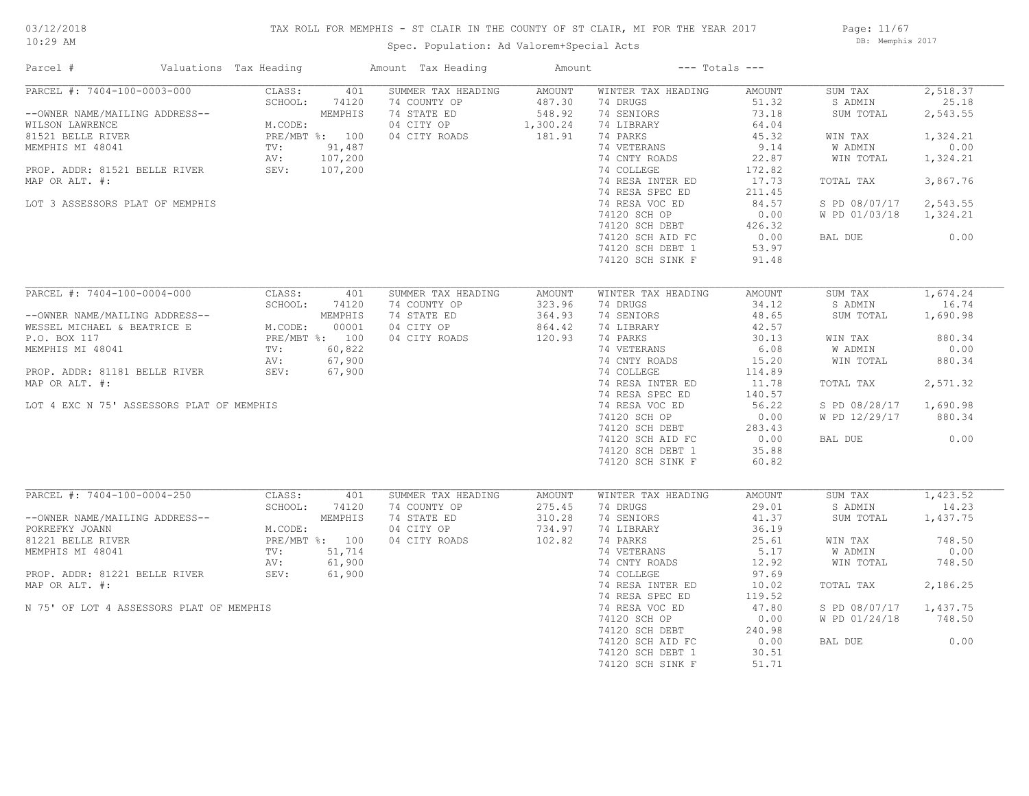# TAX ROLL FOR MEMPHIS - ST CLAIR IN THE COUNTY OF ST CLAIR, MI FOR THE YEAR 2017

Spec. Population: Ad Valorem+Special Acts

03/12/2018
10:29 AM

DB: Memphis 2017

| Parcel # | Valuations | Tax Heading | Amount | Tax Heading | Amount | --- Totals --- | |
|---|---|---|---|---|---|---|---|

## PARCEL #: 7404-100-0003-000

| Parcel Info | Valuations | Summer Tax Heading | Amount | Winter Tax Heading | Amount | Totals | |
|---|---|---|---|---|---|---|---|
| --OWNER NAME/MAILING ADDRESS-- | CLASS: 401 | SUMMER TAX HEADING | AMOUNT | WINTER TAX HEADING | AMOUNT | SUM TAX | 2,518.37 |
| WILSON LAWRENCE | SCHOOL: 74120 | 74 COUNTY OP | 487.30 | 74 DRUGS | 51.32 | S ADMIN | 25.18 |
| 81521 BELLE RIVER | MEMPHIS | 74 STATE ED | 548.92 | 74 SENIORS | 73.18 | SUM TOTAL | 2,543.55 |
| MEMPHIS MI 48041 | M.CODE: | 04 CITY OP | 1,300.24 | 74 LIBRARY | 64.04 | | |
| PROP. ADDR: 81521 BELLE RIVER | PRE/MBT %: 100 | 04 CITY ROADS | 181.91 | 74 PARKS | 45.32 | WIN TAX | 1,324.21 |
| MAP OR ALT. #: | TV: 91,487 | | | 74 VETERANS | 9.14 | W ADMIN | 0.00 |
| LOT 3 ASSESSORS PLAT OF MEMPHIS | AV: 107,200 | | | 74 CNTY ROADS | 22.87 | WIN TOTAL | 1,324.21 |
| | SEV: 107,200 | | | 74 COLLEGE | 172.82 | | |
| | | | | 74 RESA INTER ED | 17.73 | TOTAL TAX | 3,867.76 |
| | | | | 74 RESA SPEC ED | 211.45 | | |
| | | | | 74 RESA VOC ED | 84.57 | S PD 08/07/17 | 2,543.55 |
| | | | | 74120 SCH OP | 0.00 | W PD 01/03/18 | 1,324.21 |
| | | | | 74120 SCH DEBT | 426.32 | | |
| | | | | 74120 SCH AID FC | 0.00 | BAL DUE | 0.00 |
| | | | | 74120 SCH DEBT 1 | 53.97 | | |
| | | | | 74120 SCH SINK F | 91.48 | | |

## PARCEL #: 7404-100-0004-000

| Parcel Info | Valuations | Summer Tax Heading | Amount | Winter Tax Heading | Amount | Totals | |
|---|---|---|---|---|---|---|---|
| --OWNER NAME/MAILING ADDRESS-- | CLASS: 401 | SUMMER TAX HEADING | AMOUNT | WINTER TAX HEADING | AMOUNT | SUM TAX | 1,674.24 |
| WESSEL MICHAEL & BEATRICE E | SCHOOL: 74120 | 74 COUNTY OP | 323.96 | 74 DRUGS | 34.12 | S ADMIN | 16.74 |
| P.O. BOX 117 | MEMPHIS | 74 STATE ED | 364.93 | 74 SENIORS | 48.65 | SUM TOTAL | 1,690.98 |
| MEMPHIS MI 48041 | M.CODE: 00001 | 04 CITY OP | 864.42 | 74 LIBRARY | 42.57 | | |
| PROP. ADDR: 81181 BELLE RIVER | PRE/MBT %: 100 | 04 CITY ROADS | 120.93 | 74 PARKS | 30.13 | WIN TAX | 880.34 |
| MAP OR ALT. #: | TV: 60,822 | | | 74 VETERANS | 6.08 | W ADMIN | 0.00 |
| LOT 4 EXC N 75' ASSESSORS PLAT OF MEMPHIS | AV: 67,900 | | | 74 CNTY ROADS | 15.20 | WIN TOTAL | 880.34 |
| | SEV: 67,900 | | | 74 COLLEGE | 114.89 | | |
| | | | | 74 RESA INTER ED | 11.78 | TOTAL TAX | 2,571.32 |
| | | | | 74 RESA SPEC ED | 140.57 | | |
| | | | | 74 RESA VOC ED | 56.22 | S PD 08/28/17 | 1,690.98 |
| | | | | 74120 SCH OP | 0.00 | W PD 12/29/17 | 880.34 |
| | | | | 74120 SCH DEBT | 283.43 | | |
| | | | | 74120 SCH AID FC | 0.00 | BAL DUE | 0.00 |
| | | | | 74120 SCH DEBT 1 | 35.88 | | |
| | | | | 74120 SCH SINK F | 60.82 | | |

## PARCEL #: 7404-100-0004-250

| Parcel Info | Valuations | Summer Tax Heading | Amount | Winter Tax Heading | Amount | Totals | |
|---|---|---|---|---|---|---|---|
| --OWNER NAME/MAILING ADDRESS-- | CLASS: 401 | SUMMER TAX HEADING | AMOUNT | WINTER TAX HEADING | AMOUNT | SUM TAX | 1,423.52 |
| POKREFKY JOANN | SCHOOL: 74120 | 74 COUNTY OP | 275.45 | 74 DRUGS | 29.01 | S ADMIN | 14.23 |
| 81221 BELLE RIVER | MEMPHIS | 74 STATE ED | 310.28 | 74 SENIORS | 41.37 | SUM TOTAL | 1,437.75 |
| MEMPHIS MI 48041 | M.CODE: | 04 CITY OP | 734.97 | 74 LIBRARY | 36.19 | | |
| PROP. ADDR: 81221 BELLE RIVER | PRE/MBT %: 100 | 04 CITY ROADS | 102.82 | 74 PARKS | 25.61 | WIN TAX | 748.50 |
| MAP OR ALT. #: | TV: 51,714 | | | 74 VETERANS | 5.17 | W ADMIN | 0.00 |
| N 75' OF LOT 4 ASSESSORS PLAT OF MEMPHIS | AV: 61,900 | | | 74 CNTY ROADS | 12.92 | WIN TOTAL | 748.50 |
| | SEV: 61,900 | | | 74 COLLEGE | 97.69 | | |
| | | | | 74 RESA INTER ED | 10.02 | TOTAL TAX | 2,186.25 |
| | | | | 74 RESA SPEC ED | 119.52 | | |
| | | | | 74 RESA VOC ED | 47.80 | S PD 08/07/17 | 1,437.75 |
| | | | | 74120 SCH OP | 0.00 | W PD 01/24/18 | 748.50 |
| | | | | 74120 SCH DEBT | 240.98 | | |
| | | | | 74120 SCH AID FC | 0.00 | BAL DUE | 0.00 |
| | | | | 74120 SCH DEBT 1 | 30.51 | | |
| | | | | 74120 SCH SINK F | 51.71 | | |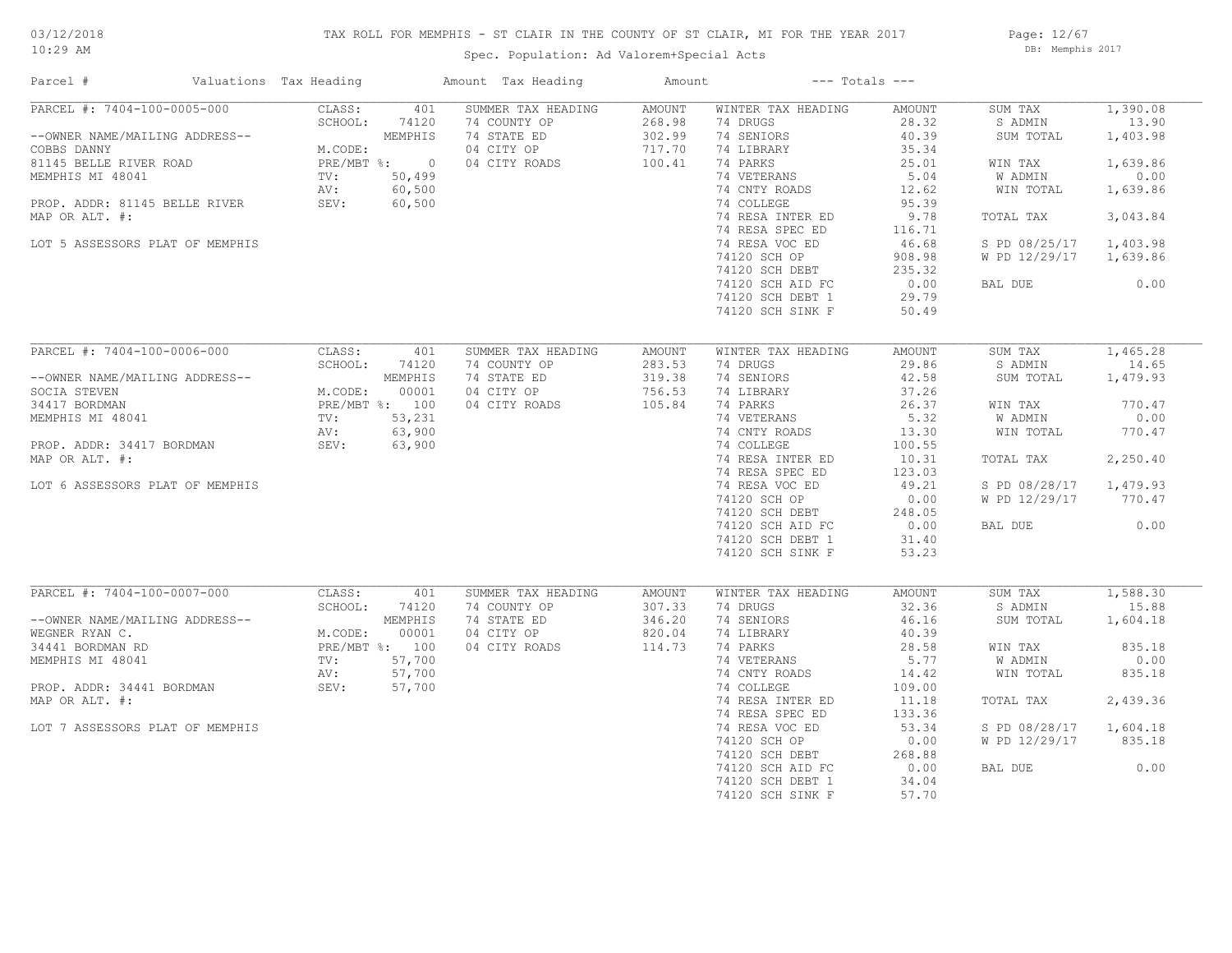# TAX ROLL FOR MEMPHIS - ST CLAIR IN THE COUNTY OF ST CLAIR, MI FOR THE YEAR 2017

Spec. Population: Ad Valorem+Special Acts

03/12/2018 10:29 AM — DB: Memphis 2017

| Parcel # | Valuations | Tax Heading | Amount | Tax Heading | Amount | --- Totals --- | |
|---|---|---|---|---|---|---|---|
| PARCEL #: 7404-100-0005-000 | CLASS: 401 | SUMMER TAX HEADING | AMOUNT | WINTER TAX HEADING | AMOUNT | SUM TAX | 1,390.08 |
| | SCHOOL: 74120 | 74 COUNTY OP | 268.98 | 74 DRUGS | 28.32 | S ADMIN | 13.90 |
| --OWNER NAME/MAILING ADDRESS-- | MEMPHIS | 74 STATE ED | 302.99 | 74 SENIORS | 40.39 | SUM TOTAL | 1,403.98 |
| COBBS DANNY | M.CODE: | 04 CITY OP | 717.70 | 74 LIBRARY | 35.34 | | |
| 81145 BELLE RIVER ROAD | PRE/MBT %: 0 | 04 CITY ROADS | 100.41 | 74 PARKS | 25.01 | WIN TAX | 1,639.86 |
| MEMPHIS MI 48041 | TV: 50,499 | | | 74 VETERANS | 5.04 | W ADMIN | 0.00 |
| | AV: 60,500 | | | 74 CNTY ROADS | 12.62 | WIN TOTAL | 1,639.86 |
| PROP. ADDR: 81145 BELLE RIVER | SEV: 60,500 | | | 74 COLLEGE | 95.39 | | |
| MAP OR ALT. #: | | | | 74 RESA INTER ED | 9.78 | TOTAL TAX | 3,043.84 |
| | | | | 74 RESA SPEC ED | 116.71 | | |
| LOT 5 ASSESSORS PLAT OF MEMPHIS | | | | 74 RESA VOC ED | 46.68 | S PD 08/25/17 | 1,403.98 |
| | | | | 74120 SCH OP | 908.98 | W PD 12/29/17 | 1,639.86 |
| | | | | 74120 SCH DEBT | 235.32 | | |
| | | | | 74120 SCH AID FC | 0.00 | BAL DUE | 0.00 |
| | | | | 74120 SCH DEBT 1 | 29.79 | | |
| | | | | 74120 SCH SINK F | 50.49 | | |
| PARCEL #: 7404-100-0006-000 | CLASS: 401 | SUMMER TAX HEADING | AMOUNT | WINTER TAX HEADING | AMOUNT | SUM TAX | 1,465.28 |
| | SCHOOL: 74120 | 74 COUNTY OP | 283.53 | 74 DRUGS | 29.86 | S ADMIN | 14.65 |
| --OWNER NAME/MAILING ADDRESS-- | MEMPHIS | 74 STATE ED | 319.38 | 74 SENIORS | 42.58 | SUM TOTAL | 1,479.93 |
| SOCIA STEVEN | M.CODE: 00001 | 04 CITY OP | 756.53 | 74 LIBRARY | 37.26 | | |
| 34417 BORDMAN | PRE/MBT %: 100 | 04 CITY ROADS | 105.84 | 74 PARKS | 26.37 | WIN TAX | 770.47 |
| MEMPHIS MI 48041 | TV: 53,231 | | | 74 VETERANS | 5.32 | W ADMIN | 0.00 |
| | AV: 63,900 | | | 74 CNTY ROADS | 13.30 | WIN TOTAL | 770.47 |
| PROP. ADDR: 34417 BORDMAN | SEV: 63,900 | | | 74 COLLEGE | 100.55 | | |
| MAP OR ALT. #: | | | | 74 RESA INTER ED | 10.31 | TOTAL TAX | 2,250.40 |
| | | | | 74 RESA SPEC ED | 123.03 | | |
| LOT 6 ASSESSORS PLAT OF MEMPHIS | | | | 74 RESA VOC ED | 49.21 | S PD 08/28/17 | 1,479.93 |
| | | | | 74120 SCH OP | 0.00 | W PD 12/29/17 | 770.47 |
| | | | | 74120 SCH DEBT | 248.05 | | |
| | | | | 74120 SCH AID FC | 0.00 | BAL DUE | 0.00 |
| | | | | 74120 SCH DEBT 1 | 31.40 | | |
| | | | | 74120 SCH SINK F | 53.23 | | |
| PARCEL #: 7404-100-0007-000 | CLASS: 401 | SUMMER TAX HEADING | AMOUNT | WINTER TAX HEADING | AMOUNT | SUM TAX | 1,588.30 |
| | SCHOOL: 74120 | 74 COUNTY OP | 307.33 | 74 DRUGS | 32.36 | S ADMIN | 15.88 |
| --OWNER NAME/MAILING ADDRESS-- | MEMPHIS | 74 STATE ED | 346.20 | 74 SENIORS | 46.16 | SUM TOTAL | 1,604.18 |
| WEGNER RYAN C. | M.CODE: 00001 | 04 CITY OP | 820.04 | 74 LIBRARY | 40.39 | | |
| 34441 BORDMAN RD | PRE/MBT %: 100 | 04 CITY ROADS | 114.73 | 74 PARKS | 28.58 | WIN TAX | 835.18 |
| MEMPHIS MI 48041 | TV: 57,700 | | | 74 VETERANS | 5.77 | W ADMIN | 0.00 |
| | AV: 57,700 | | | 74 CNTY ROADS | 14.42 | WIN TOTAL | 835.18 |
| PROP. ADDR: 34441 BORDMAN | SEV: 57,700 | | | 74 COLLEGE | 109.00 | | |
| MAP OR ALT. #: | | | | 74 RESA INTER ED | 11.18 | TOTAL TAX | 2,439.36 |
| | | | | 74 RESA SPEC ED | 133.36 | | |
| LOT 7 ASSESSORS PLAT OF MEMPHIS | | | | 74 RESA VOC ED | 53.34 | S PD 08/28/17 | 1,604.18 |
| | | | | 74120 SCH OP | 0.00 | W PD 12/29/17 | 835.18 |
| | | | | 74120 SCH DEBT | 268.88 | | |
| | | | | 74120 SCH AID FC | 0.00 | BAL DUE | 0.00 |
| | | | | 74120 SCH DEBT 1 | 34.04 | | |
| | | | | 74120 SCH SINK F | 57.70 | | |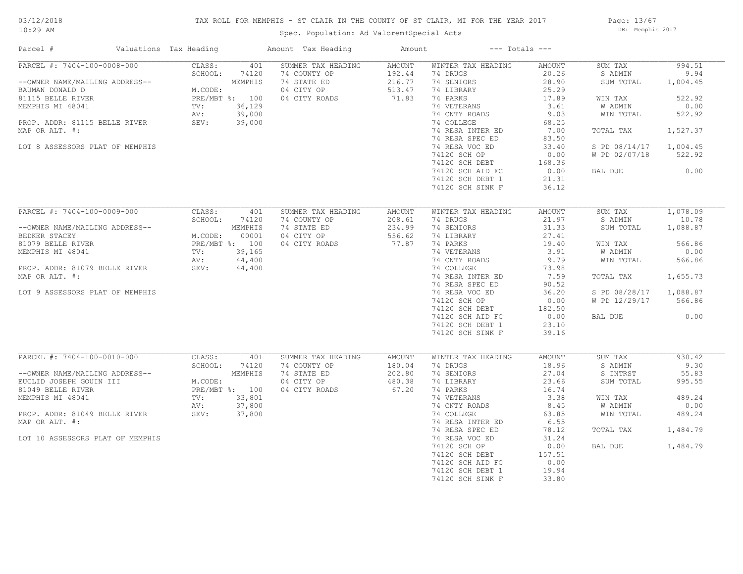TAX ROLL FOR MEMPHIS - ST CLAIR IN THE COUNTY OF ST CLAIR, MI FOR THE YEAR 2017

Spec. Population: Ad Valorem+Special Acts

03/12/2018 10:29 AM — DB: Memphis 2017

| Parcel # | Valuations | Tax Heading | Amount | Tax Heading | Amount | --- Totals --- | |
|---|---|---|---|---|---|---|---|
| PARCEL #: 7404-100-0008-000 | CLASS: 401 | SUMMER TAX HEADING | AMOUNT | WINTER TAX HEADING | AMOUNT | SUM TAX | 994.51 |
| | SCHOOL: 74120 | 74 COUNTY OP | 192.44 | 74 DRUGS | 20.26 | S ADMIN | 9.94 |
| --OWNER NAME/MAILING ADDRESS-- | MEMPHIS | 74 STATE ED | 216.77 | 74 SENIORS | 28.90 | SUM TOTAL | 1,004.45 |
| BAUMAN DONALD D | M.CODE: | 04 CITY OP | 513.47 | 74 LIBRARY | 25.29 | | |
| 81115 BELLE RIVER | PRE/MBT %: 100 | 04 CITY ROADS | 71.83 | 74 PARKS | 17.89 | WIN TAX | 522.92 |
| MEMPHIS MI 48041 | TV: 36,129 | | | 74 VETERANS | 3.61 | W ADMIN | 0.00 |
| | AV: 39,000 | | | 74 CNTY ROADS | 9.03 | WIN TOTAL | 522.92 |
| PROP. ADDR: 81115 BELLE RIVER | SEV: 39,000 | | | 74 COLLEGE | 68.25 | | |
| MAP OR ALT. #: | | | | 74 RESA INTER ED | 7.00 | TOTAL TAX | 1,527.37 |
| | | | | 74 RESA SPEC ED | 83.50 | | |
| LOT 8 ASSESSORS PLAT OF MEMPHIS | | | | 74 RESA VOC ED | 33.40 | S PD 08/14/17 | 1,004.45 |
| | | | | 74120 SCH OP | 0.00 | W PD 02/07/18 | 522.92 |
| | | | | 74120 SCH DEBT | 168.36 | | |
| | | | | 74120 SCH AID FC | 0.00 | BAL DUE | 0.00 |
| | | | | 74120 SCH DEBT 1 | 21.31 | | |
| | | | | 74120 SCH SINK F | 36.12 | | |

| Parcel # | Valuations | Tax Heading | Amount | Tax Heading | Amount | --- Totals --- | |
|---|---|---|---|---|---|---|---|
| PARCEL #: 7404-100-0009-000 | CLASS: 401 | SUMMER TAX HEADING | AMOUNT | WINTER TAX HEADING | AMOUNT | SUM TAX | 1,078.09 |
| | SCHOOL: 74120 | 74 COUNTY OP | 208.61 | 74 DRUGS | 21.97 | S ADMIN | 10.78 |
| --OWNER NAME/MAILING ADDRESS-- | MEMPHIS | 74 STATE ED | 234.99 | 74 SENIORS | 31.33 | SUM TOTAL | 1,088.87 |
| BEDKER STACEY | M.CODE: 00001 | 04 CITY OP | 556.62 | 74 LIBRARY | 27.41 | | |
| 81079 BELLE RIVER | PRE/MBT %: 100 | 04 CITY ROADS | 77.87 | 74 PARKS | 19.40 | WIN TAX | 566.86 |
| MEMPHIS MI 48041 | TV: 39,165 | | | 74 VETERANS | 3.91 | W ADMIN | 0.00 |
| | AV: 44,400 | | | 74 CNTY ROADS | 9.79 | WIN TOTAL | 566.86 |
| PROP. ADDR: 81079 BELLE RIVER | SEV: 44,400 | | | 74 COLLEGE | 73.98 | | |
| MAP OR ALT. #: | | | | 74 RESA INTER ED | 7.59 | TOTAL TAX | 1,655.73 |
| | | | | 74 RESA SPEC ED | 90.52 | | |
| LOT 9 ASSESSORS PLAT OF MEMPHIS | | | | 74 RESA VOC ED | 36.20 | S PD 08/28/17 | 1,088.87 |
| | | | | 74120 SCH OP | 0.00 | W PD 12/29/17 | 566.86 |
| | | | | 74120 SCH DEBT | 182.50 | | |
| | | | | 74120 SCH AID FC | 0.00 | BAL DUE | 0.00 |
| | | | | 74120 SCH DEBT 1 | 23.10 | | |
| | | | | 74120 SCH SINK F | 39.16 | | |

| Parcel # | Valuations | Tax Heading | Amount | Tax Heading | Amount | --- Totals --- | |
|---|---|---|---|---|---|---|---|
| PARCEL #: 7404-100-0010-000 | CLASS: 401 | SUMMER TAX HEADING | AMOUNT | WINTER TAX HEADING | AMOUNT | SUM TAX | 930.42 |
| | SCHOOL: 74120 | 74 COUNTY OP | 180.04 | 74 DRUGS | 18.96 | S ADMIN | 9.30 |
| --OWNER NAME/MAILING ADDRESS-- | MEMPHIS | 74 STATE ED | 202.80 | 74 SENIORS | 27.04 | S INTRST | 55.83 |
| EUCLID JOSEPH GOUIN III | M.CODE: | 04 CITY OP | 480.38 | 74 LIBRARY | 23.66 | SUM TOTAL | 995.55 |
| 81049 BELLE RIVER | PRE/MBT %: 100 | 04 CITY ROADS | 67.20 | 74 PARKS | 16.74 | | |
| MEMPHIS MI 48041 | TV: 33,801 | | | 74 VETERANS | 3.38 | WIN TAX | 489.24 |
| | AV: 37,800 | | | 74 CNTY ROADS | 8.45 | W ADMIN | 0.00 |
| PROP. ADDR: 81049 BELLE RIVER | SEV: 37,800 | | | 74 COLLEGE | 63.85 | WIN TOTAL | 489.24 |
| MAP OR ALT. #: | | | | 74 RESA INTER ED | 6.55 | | |
| | | | | 74 RESA SPEC ED | 78.12 | TOTAL TAX | 1,484.79 |
| LOT 10 ASSESSORS PLAT OF MEMPHIS | | | | 74 RESA VOC ED | 31.24 | | |
| | | | | 74120 SCH OP | 0.00 | BAL DUE | 1,484.79 |
| | | | | 74120 SCH DEBT | 157.51 | | |
| | | | | 74120 SCH AID FC | 0.00 | | |
| | | | | 74120 SCH DEBT 1 | 19.94 | | |
| | | | | 74120 SCH SINK F | 33.80 | | |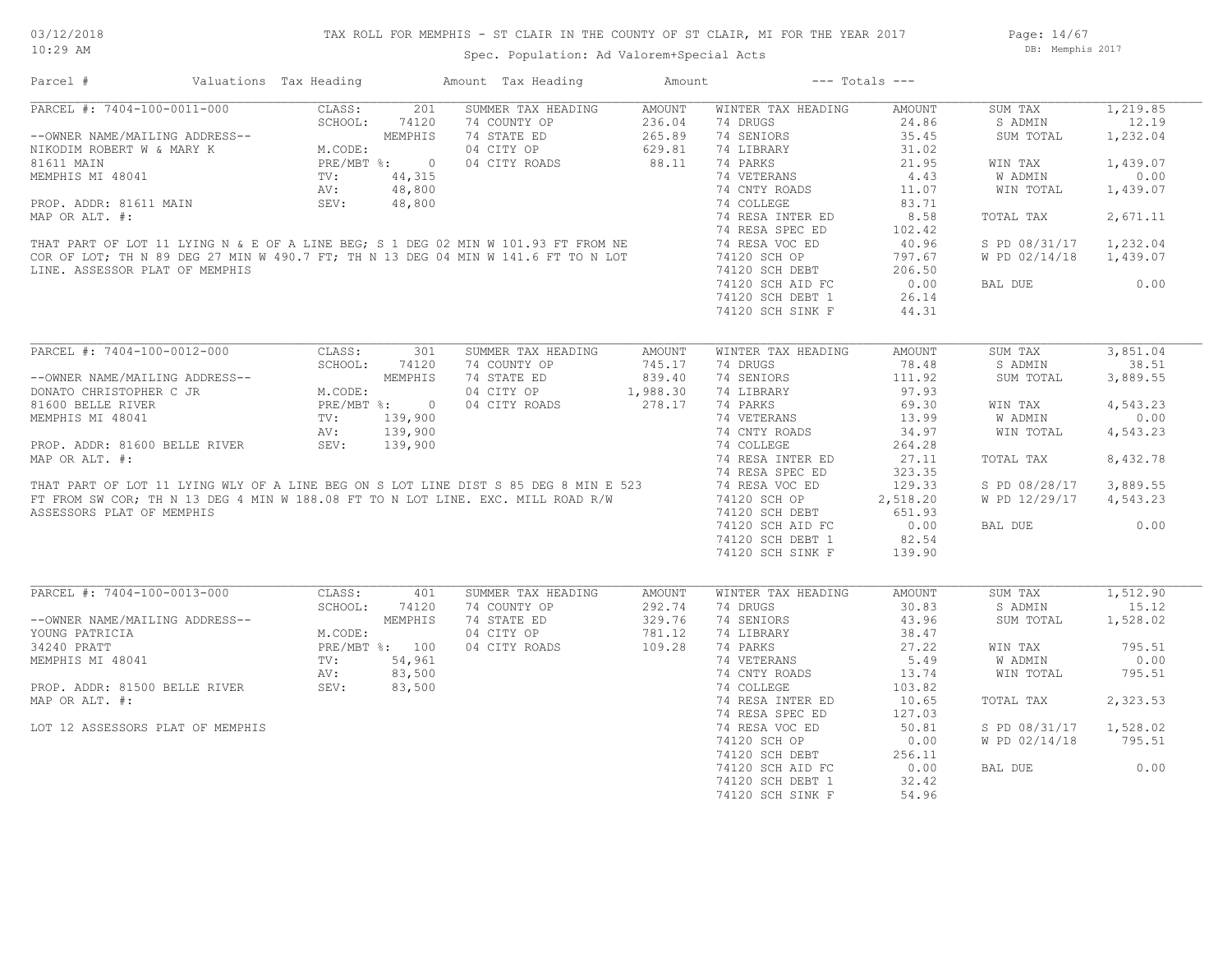# TAX ROLL FOR MEMPHIS - ST CLAIR IN THE COUNTY OF ST CLAIR, MI FOR THE YEAR 2017

Spec. Population: Ad Valorem+Special Acts

03/12/2018 10:29 AM — DB: Memphis 2017

| Parcel # | Valuations | Tax Heading | Amount | Tax Heading | Amount | --- Totals --- | |
|---|---|---|---|---|---|---|---|

## PARCEL #: 7404-100-0011-000

| | | | | | | | |
|---|---|---|---|---|---|---|---|
| CLASS: | 201 | SUMMER TAX HEADING | AMOUNT | WINTER TAX HEADING | AMOUNT | SUM TAX | 1,219.85 |
| SCHOOL: | 74120 | 74 COUNTY OP | 236.04 | 74 DRUGS | 24.86 | S ADMIN | 12.19 |
| | MEMPHIS | 74 STATE ED | 265.89 | 74 SENIORS | 35.45 | SUM TOTAL | 1,232.04 |
| M.CODE: | | 04 CITY OP | 629.81 | 74 LIBRARY | 31.02 | | |
| PRE/MBT %: | 0 | 04 CITY ROADS | 88.11 | 74 PARKS | 21.95 | WIN TAX | 1,439.07 |
| TV: | 44,315 | | | 74 VETERANS | 4.43 | W ADMIN | 0.00 |
| AV: | 48,800 | | | 74 CNTY ROADS | 11.07 | WIN TOTAL | 1,439.07 |
| SEV: | 48,800 | | | 74 COLLEGE | 83.71 | | |
| | | | | 74 RESA INTER ED | 8.58 | TOTAL TAX | 2,671.11 |
| | | | | 74 RESA SPEC ED | 102.42 | | |
| | | | | 74 RESA VOC ED | 40.96 | S PD 08/31/17 | 1,232.04 |
| | | | | 74120 SCH OP | 797.67 | W PD 02/14/18 | 1,439.07 |
| | | | | 74120 SCH DEBT | 206.50 | | |
| | | | | 74120 SCH AID FC | 0.00 | BAL DUE | 0.00 |
| | | | | 74120 SCH DEBT 1 | 26.14 | | |
| | | | | 74120 SCH SINK F | 44.31 | | |

--OWNER NAME/MAILING ADDRESS--
NIKODIM ROBERT W & MARY K
81611 MAIN
MEMPHIS MI 48041

PROP. ADDR: 81611 MAIN
MAP OR ALT. #:

THAT PART OF LOT 11 LYING N & E OF A LINE BEG; S 1 DEG 02 MIN W 101.93 FT FROM NE COR OF LOT; TH N 89 DEG 27 MIN W 490.7 FT; TH N 13 DEG 04 MIN W 141.6 FT TO N LOT LINE. ASSESSOR PLAT OF MEMPHIS

## PARCEL #: 7404-100-0012-000

| | | | | | | | |
|---|---|---|---|---|---|---|---|
| CLASS: | 301 | SUMMER TAX HEADING | AMOUNT | WINTER TAX HEADING | AMOUNT | SUM TAX | 3,851.04 |
| SCHOOL: | 74120 | 74 COUNTY OP | 745.17 | 74 DRUGS | 78.48 | S ADMIN | 38.51 |
| | MEMPHIS | 74 STATE ED | 839.40 | 74 SENIORS | 111.92 | SUM TOTAL | 3,889.55 |
| M.CODE: | | 04 CITY OP | 1,988.30 | 74 LIBRARY | 97.93 | | |
| PRE/MBT %: | 0 | 04 CITY ROADS | 278.17 | 74 PARKS | 69.30 | WIN TAX | 4,543.23 |
| TV: | 139,900 | | | 74 VETERANS | 13.99 | W ADMIN | 0.00 |
| AV: | 139,900 | | | 74 CNTY ROADS | 34.97 | WIN TOTAL | 4,543.23 |
| SEV: | 139,900 | | | 74 COLLEGE | 264.28 | | |
| | | | | 74 RESA INTER ED | 27.11 | TOTAL TAX | 8,432.78 |
| | | | | 74 RESA SPEC ED | 323.35 | | |
| | | | | 74 RESA VOC ED | 129.33 | S PD 08/28/17 | 3,889.55 |
| | | | | 74120 SCH OP | 2,518.20 | W PD 12/29/17 | 4,543.23 |
| | | | | 74120 SCH DEBT | 651.93 | | |
| | | | | 74120 SCH AID FC | 0.00 | BAL DUE | 0.00 |
| | | | | 74120 SCH DEBT 1 | 82.54 | | |
| | | | | 74120 SCH SINK F | 139.90 | | |

--OWNER NAME/MAILING ADDRESS--
DONATO CHRISTOPHER C JR
81600 BELLE RIVER
MEMPHIS MI 48041

PROP. ADDR: 81600 BELLE RIVER
MAP OR ALT. #:

THAT PART OF LOT 11 LYING WLY OF A LINE BEG ON S LOT LINE DIST S 85 DEG 8 MIN E 523 FT FROM SW COR; TH N 13 DEG 4 MIN W 188.08 FT TO N LOT LINE. EXC. MILL ROAD R/W ASSESSORS PLAT OF MEMPHIS

## PARCEL #: 7404-100-0013-000

| | | | | | | | |
|---|---|---|---|---|---|---|---|
| CLASS: | 401 | SUMMER TAX HEADING | AMOUNT | WINTER TAX HEADING | AMOUNT | SUM TAX | 1,512.90 |
| SCHOOL: | 74120 | 74 COUNTY OP | 292.74 | 74 DRUGS | 30.83 | S ADMIN | 15.12 |
| | MEMPHIS | 74 STATE ED | 329.76 | 74 SENIORS | 43.96 | SUM TOTAL | 1,528.02 |
| M.CODE: | | 04 CITY OP | 781.12 | 74 LIBRARY | 38.47 | | |
| PRE/MBT %: | 100 | 04 CITY ROADS | 109.28 | 74 PARKS | 27.22 | WIN TAX | 795.51 |
| TV: | 54,961 | | | 74 VETERANS | 5.49 | W ADMIN | 0.00 |
| AV: | 83,500 | | | 74 CNTY ROADS | 13.74 | WIN TOTAL | 795.51 |
| SEV: | 83,500 | | | 74 COLLEGE | 103.82 | | |
| | | | | 74 RESA INTER ED | 10.65 | TOTAL TAX | 2,323.53 |
| | | | | 74 RESA SPEC ED | 127.03 | | |
| | | | | 74 RESA VOC ED | 50.81 | S PD 08/31/17 | 1,528.02 |
| | | | | 74120 SCH OP | 0.00 | W PD 02/14/18 | 795.51 |
| | | | | 74120 SCH DEBT | 256.11 | | |
| | | | | 74120 SCH AID FC | 0.00 | BAL DUE | 0.00 |
| | | | | 74120 SCH DEBT 1 | 32.42 | | |
| | | | | 74120 SCH SINK F | 54.96 | | |

--OWNER NAME/MAILING ADDRESS--
YOUNG PATRICIA
34240 PRATT
MEMPHIS MI 48041

PROP. ADDR: 81500 BELLE RIVER
MAP OR ALT. #:

LOT 12 ASSESSORS PLAT OF MEMPHIS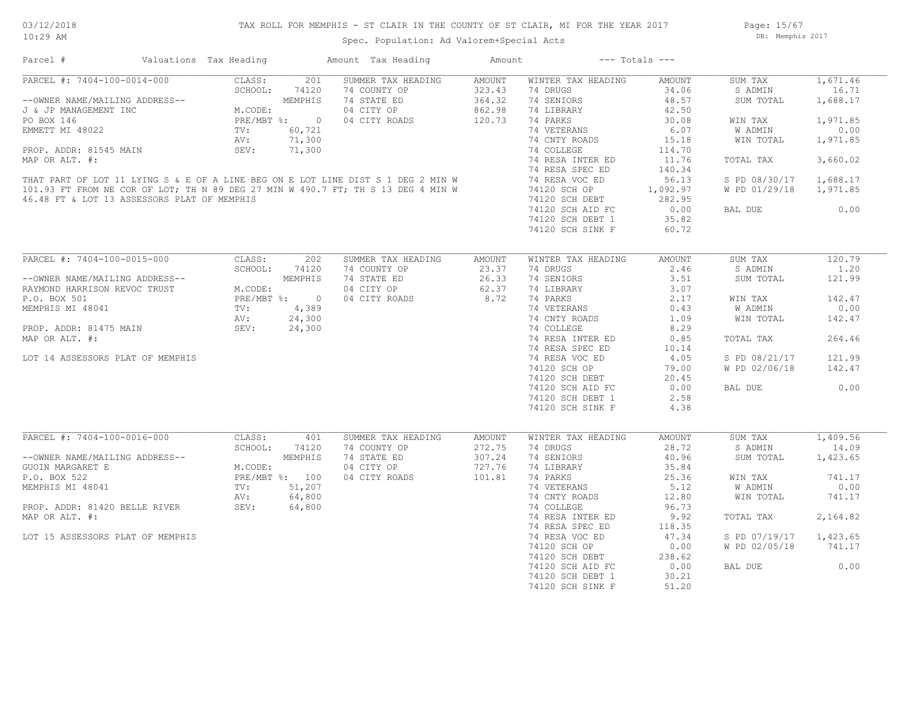TAX ROLL FOR MEMPHIS - ST CLAIR IN THE COUNTY OF ST CLAIR, MI FOR THE YEAR 2017

Spec. Population: Ad Valorem+Special Acts

03/12/2018 10:29 AM — DB: Memphis 2017

| Parcel # | Valuations | Tax Heading | Amount | Tax Heading | Amount | --- Totals --- | |
|---|---|---|---|---|---|---|---|

## PARCEL #: 7404-100-0014-000

| Field | Value | SUMMER TAX HEADING | AMOUNT | WINTER TAX HEADING | AMOUNT | Totals | |
|---|---|---|---|---|---|---|---|
| CLASS: | 201 | 74 COUNTY OP | 323.43 | 74 DRUGS | 34.06 | SUM TAX | 1,671.46 |
| SCHOOL: | 74120 | 74 STATE ED | 364.32 | 74 SENIORS | 48.57 | S ADMIN | 16.71 |
| | MEMPHIS | 04 CITY OP | 862.98 | 74 LIBRARY | 42.50 | SUM TOTAL | 1,688.17 |
| M.CODE: | | 04 CITY ROADS | 120.73 | 74 PARKS | 30.08 | | |
| PRE/MBT %: | 0 | | | 74 VETERANS | 6.07 | WIN TAX | 1,971.85 |
| TV: | 60,721 | | | 74 CNTY ROADS | 15.18 | W ADMIN | 0.00 |
| AV: | 71,300 | | | 74 COLLEGE | 114.70 | WIN TOTAL | 1,971.85 |
| SEV: | 71,300 | | | 74 RESA INTER ED | 11.76 | | |
| | | | | 74 RESA SPEC ED | 140.34 | TOTAL TAX | 3,660.02 |
| | | | | 74 RESA VOC ED | 56.13 | | |
| | | | | 74120 SCH OP | 1,092.97 | S PD 08/30/17 | 1,688.17 |
| | | | | 74120 SCH DEBT | 282.95 | W PD 01/29/18 | 1,971.85 |
| | | | | 74120 SCH AID FC | 0.00 | | |
| | | | | 74120 SCH DEBT 1 | 35.82 | BAL DUE | 0.00 |
| | | | | 74120 SCH SINK F | 60.72 | | |

--OWNER NAME/MAILING ADDRESS--
J & JP MANAGEMENT INC
PO BOX 146
EMMETT MI 48022

PROP. ADDR: 81545 MAIN
MAP OR ALT. #:

THAT PART OF LOT 11 LYING S & E OF A LINE BEG ON E LOT LINE DIST S 1 DEG 2 MIN W 101.93 FT FROM NE COR OF LOT; TH N 89 DEG 27 MIN W 490.7 FT; TH S 13 DEG 4 MIN W 46.48 FT & LOT 13 ASSESSORS PLAT OF MEMPHIS

## PARCEL #: 7404-100-0015-000

| Field | Value | SUMMER TAX HEADING | AMOUNT | WINTER TAX HEADING | AMOUNT | Totals | |
|---|---|---|---|---|---|---|---|
| CLASS: | 202 | 74 COUNTY OP | 23.37 | 74 DRUGS | 2.46 | SUM TAX | 120.79 |
| SCHOOL: | 74120 | 74 STATE ED | 26.33 | 74 SENIORS | 3.51 | S ADMIN | 1.20 |
| | MEMPHIS | 04 CITY OP | 62.37 | 74 LIBRARY | 3.07 | SUM TOTAL | 121.99 |
| M.CODE: | | 04 CITY ROADS | 8.72 | 74 PARKS | 2.17 | | |
| PRE/MBT %: | 0 | | | 74 VETERANS | 0.43 | WIN TAX | 142.47 |
| TV: | 4,389 | | | 74 CNTY ROADS | 1.09 | W ADMIN | 0.00 |
| AV: | 24,300 | | | 74 COLLEGE | 8.29 | WIN TOTAL | 142.47 |
| SEV: | 24,300 | | | 74 RESA INTER ED | 0.85 | | |
| | | | | 74 RESA SPEC ED | 10.14 | TOTAL TAX | 264.46 |
| | | | | 74 RESA VOC ED | 4.05 | | |
| | | | | 74120 SCH OP | 79.00 | S PD 08/21/17 | 121.99 |
| | | | | 74120 SCH DEBT | 20.45 | W PD 02/06/18 | 142.47 |
| | | | | 74120 SCH AID FC | 0.00 | | |
| | | | | 74120 SCH DEBT 1 | 2.58 | BAL DUE | 0.00 |
| | | | | 74120 SCH SINK F | 4.38 | | |

--OWNER NAME/MAILING ADDRESS--
RAYMOND HARRISON REVOC TRUST
P.O. BOX 501
MEMPHIS MI 48041

PROP. ADDR: 81475 MAIN
MAP OR ALT. #:

LOT 14 ASSESSORS PLAT OF MEMPHIS

## PARCEL #: 7404-100-0016-000

| Field | Value | SUMMER TAX HEADING | AMOUNT | WINTER TAX HEADING | AMOUNT | Totals | |
|---|---|---|---|---|---|---|---|
| CLASS: | 401 | 74 COUNTY OP | 272.75 | 74 DRUGS | 28.72 | SUM TAX | 1,409.56 |
| SCHOOL: | 74120 | 74 STATE ED | 307.24 | 74 SENIORS | 40.96 | S ADMIN | 14.09 |
| | MEMPHIS | 04 CITY OP | 727.76 | 74 LIBRARY | 35.84 | SUM TOTAL | 1,423.65 |
| M.CODE: | | 04 CITY ROADS | 101.81 | 74 PARKS | 25.36 | | |
| PRE/MBT %: | 100 | | | 74 VETERANS | 5.12 | WIN TAX | 741.17 |
| TV: | 51,207 | | | 74 CNTY ROADS | 12.80 | W ADMIN | 0.00 |
| AV: | 64,800 | | | 74 COLLEGE | 96.73 | WIN TOTAL | 741.17 |
| SEV: | 64,800 | | | 74 RESA INTER ED | 9.92 | | |
| | | | | 74 RESA SPEC ED | 118.35 | TOTAL TAX | 2,164.82 |
| | | | | 74 RESA VOC ED | 47.34 | | |
| | | | | 74120 SCH OP | 0.00 | S PD 07/19/17 | 1,423.65 |
| | | | | 74120 SCH DEBT | 238.62 | W PD 02/05/18 | 741.17 |
| | | | | 74120 SCH AID FC | 0.00 | | |
| | | | | 74120 SCH DEBT 1 | 30.21 | BAL DUE | 0.00 |
| | | | | 74120 SCH SINK F | 51.20 | | |

--OWNER NAME/MAILING ADDRESS--
GUOIN MARGARET E
P.O. BOX 522
MEMPHIS MI 48041

PROP. ADDR: 81420 BELLE RIVER
MAP OR ALT. #:

LOT 15 ASSESSORS PLAT OF MEMPHIS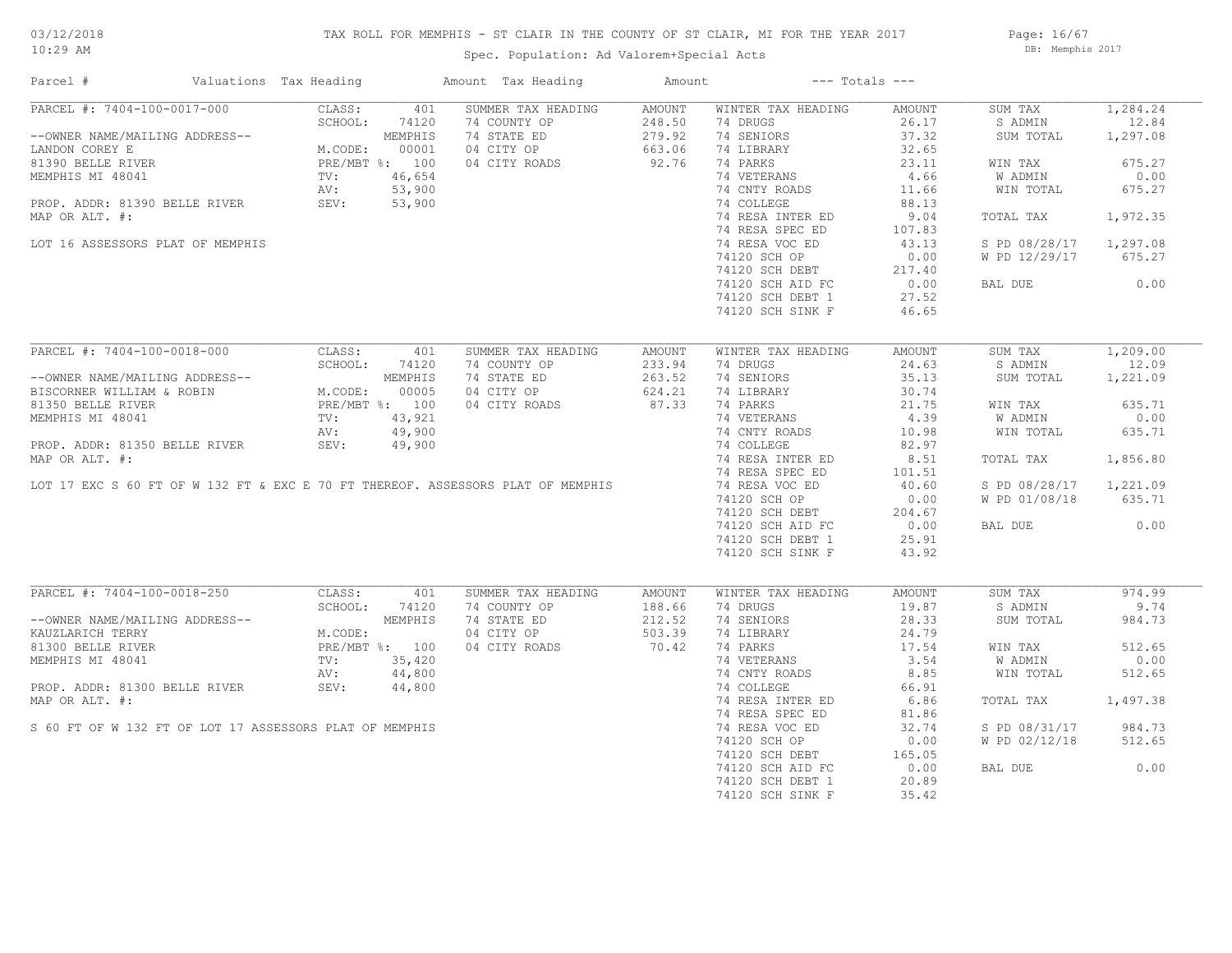# TAX ROLL FOR MEMPHIS - ST CLAIR IN THE COUNTY OF ST CLAIR, MI FOR THE YEAR 2017

Spec. Population: Ad Valorem+Special Acts

03/12/2018
10:29 AM

DB: Memphis 2017

| Parcel # | Valuations | Tax Heading | Amount | Tax Heading | Amount | --- Totals --- | |
|---|---|---|---|---|---|---|---|

## PARCEL #: 7404-100-0017-000

| | | Summer Tax Heading | Amount | Winter Tax Heading | Amount | Totals | |
|---|---|---|---|---|---|---|---|
| --OWNER NAME/MAILING ADDRESS-- | CLASS: 401 | 74 COUNTY OP | 248.50 | 74 DRUGS | 26.17 | SUM TAX | 1,284.24 |
| LANDON COREY E | SCHOOL: 74120 MEMPHIS | 74 STATE ED | 279.92 | 74 SENIORS | 37.32 | S ADMIN | 12.84 |
| 81390 BELLE RIVER | M.CODE: 00001 | 04 CITY OP | 663.06 | 74 LIBRARY | 32.65 | SUM TOTAL | 1,297.08 |
| MEMPHIS MI 48041 | PRE/MBT %: 100 | 04 CITY ROADS | 92.76 | 74 PARKS | 23.11 | WIN TAX | 675.27 |
| PROP. ADDR: 81390 BELLE RIVER | TV: 46,654 | | | 74 VETERANS | 4.66 | W ADMIN | 0.00 |
| MAP OR ALT. #: | AV: 53,900 | | | 74 CNTY ROADS | 11.66 | WIN TOTAL | 675.27 |
| LOT 16 ASSESSORS PLAT OF MEMPHIS | SEV: 53,900 | | | 74 COLLEGE | 88.13 | TOTAL TAX | 1,972.35 |
| | | | | 74 RESA INTER ED | 9.04 | S PD 08/28/17 | 1,297.08 |
| | | | | 74 RESA SPEC ED | 107.83 | W PD 12/29/17 | 675.27 |
| | | | | 74 RESA VOC ED | 43.13 | BAL DUE | 0.00 |
| | | | | 74120 SCH OP | 0.00 | | |
| | | | | 74120 SCH DEBT | 217.40 | | |
| | | | | 74120 SCH AID FC | 0.00 | | |
| | | | | 74120 SCH DEBT 1 | 27.52 | | |
| | | | | 74120 SCH SINK F | 46.65 | | |

## PARCEL #: 7404-100-0018-000

| | | Summer Tax Heading | Amount | Winter Tax Heading | Amount | Totals | |
|---|---|---|---|---|---|---|---|
| --OWNER NAME/MAILING ADDRESS-- | CLASS: 401 | 74 COUNTY OP | 233.94 | 74 DRUGS | 24.63 | SUM TAX | 1,209.00 |
| BISCORNER WILLIAM & ROBIN | SCHOOL: 74120 MEMPHIS | 74 STATE ED | 263.52 | 74 SENIORS | 35.13 | S ADMIN | 12.09 |
| 81350 BELLE RIVER | M.CODE: 00005 | 04 CITY OP | 624.21 | 74 LIBRARY | 30.74 | SUM TOTAL | 1,221.09 |
| MEMPHIS MI 48041 | PRE/MBT %: 100 | 04 CITY ROADS | 87.33 | 74 PARKS | 21.75 | WIN TAX | 635.71 |
| PROP. ADDR: 81350 BELLE RIVER | TV: 43,921 | | | 74 VETERANS | 4.39 | W ADMIN | 0.00 |
| MAP OR ALT. #: | AV: 49,900 | | | 74 CNTY ROADS | 10.98 | WIN TOTAL | 635.71 |
| LOT 17 EXC S 60 FT OF W 132 FT & EXC E 70 FT THEREOF. ASSESSORS PLAT OF MEMPHIS | SEV: 49,900 | | | 74 COLLEGE | 82.97 | TOTAL TAX | 1,856.80 |
| | | | | 74 RESA INTER ED | 8.51 | S PD 08/28/17 | 1,221.09 |
| | | | | 74 RESA SPEC ED | 101.51 | W PD 01/08/18 | 635.71 |
| | | | | 74 RESA VOC ED | 40.60 | BAL DUE | 0.00 |
| | | | | 74120 SCH OP | 0.00 | | |
| | | | | 74120 SCH DEBT | 204.67 | | |
| | | | | 74120 SCH AID FC | 0.00 | | |
| | | | | 74120 SCH DEBT 1 | 25.91 | | |
| | | | | 74120 SCH SINK F | 43.92 | | |

## PARCEL #: 7404-100-0018-250

| | | Summer Tax Heading | Amount | Winter Tax Heading | Amount | Totals | |
|---|---|---|---|---|---|---|---|
| --OWNER NAME/MAILING ADDRESS-- | CLASS: 401 | 74 COUNTY OP | 188.66 | 74 DRUGS | 19.87 | SUM TAX | 974.99 |
| KAUZLARICH TERRY | SCHOOL: 74120 MEMPHIS | 74 STATE ED | 212.52 | 74 SENIORS | 28.33 | S ADMIN | 9.74 |
| 81300 BELLE RIVER | M.CODE: | 04 CITY OP | 503.39 | 74 LIBRARY | 24.79 | SUM TOTAL | 984.73 |
| MEMPHIS MI 48041 | PRE/MBT %: 100 | 04 CITY ROADS | 70.42 | 74 PARKS | 17.54 | WIN TAX | 512.65 |
| PROP. ADDR: 81300 BELLE RIVER | TV: 35,420 | | | 74 VETERANS | 3.54 | W ADMIN | 0.00 |
| MAP OR ALT. #: | AV: 44,800 | | | 74 CNTY ROADS | 8.85 | WIN TOTAL | 512.65 |
| S 60 FT OF W 132 FT OF LOT 17 ASSESSORS PLAT OF MEMPHIS | SEV: 44,800 | | | 74 COLLEGE | 66.91 | TOTAL TAX | 1,497.38 |
| | | | | 74 RESA INTER ED | 6.86 | S PD 08/31/17 | 984.73 |
| | | | | 74 RESA SPEC ED | 81.86 | W PD 02/12/18 | 512.65 |
| | | | | 74 RESA VOC ED | 32.74 | BAL DUE | 0.00 |
| | | | | 74120 SCH OP | 0.00 | | |
| | | | | 74120 SCH DEBT | 165.05 | | |
| | | | | 74120 SCH AID FC | 0.00 | | |
| | | | | 74120 SCH DEBT 1 | 20.89 | | |
| | | | | 74120 SCH SINK F | 35.42 | | |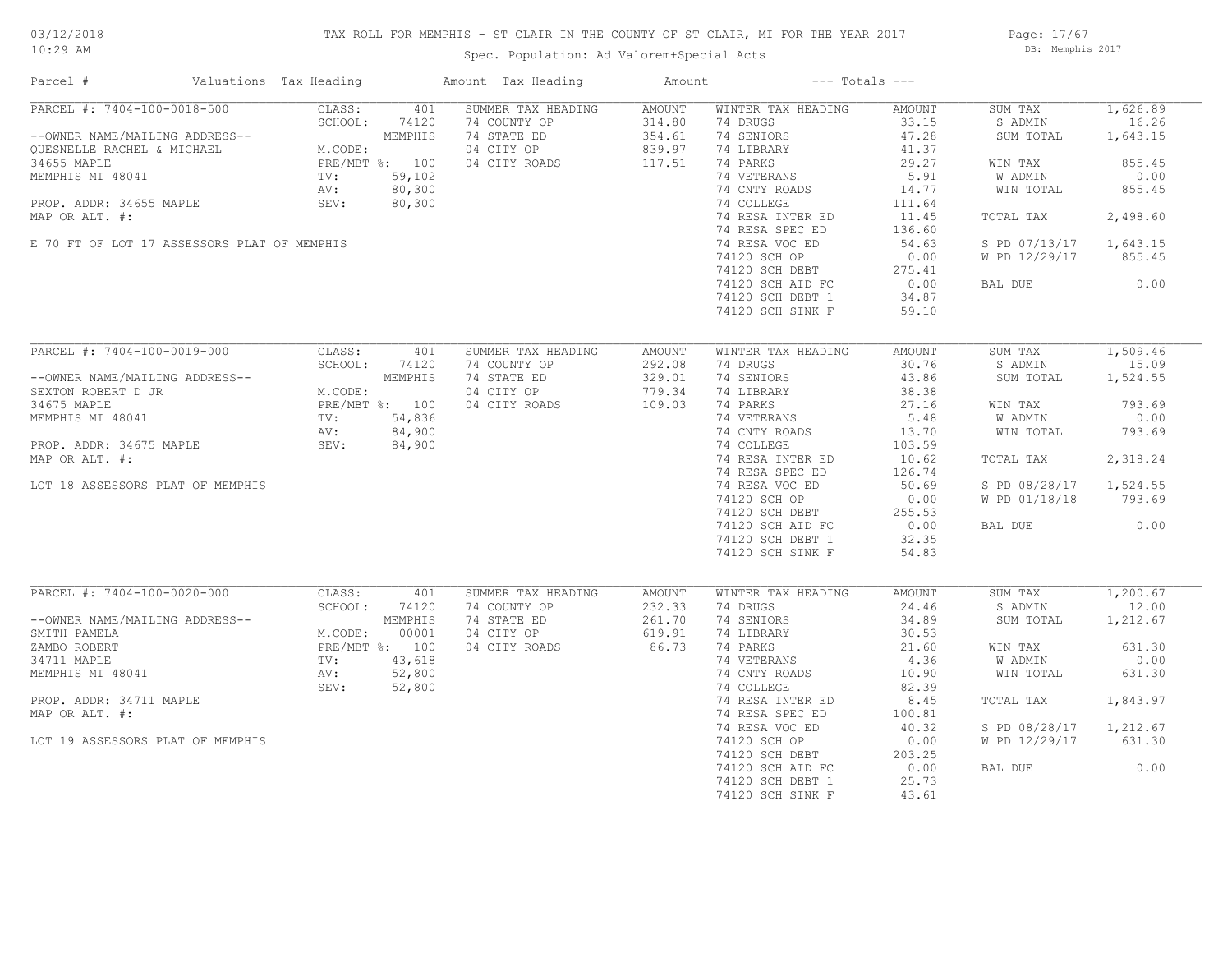# TAX ROLL FOR MEMPHIS - ST CLAIR IN THE COUNTY OF ST CLAIR, MI FOR THE YEAR 2017

Spec. Population: Ad Valorem+Special Acts

03/12/2018
10:29 AM

DB: Memphis 2017

| Parcel # | Valuations | Tax Heading | Amount | Tax Heading | Amount | --- Totals --- | |
|---|---|---|---|---|---|---|---|
| PARCEL #: 7404-100-0018-500 | CLASS: 401 | SUMMER TAX HEADING | AMOUNT | WINTER TAX HEADING | AMOUNT | SUM TAX | 1,626.89 |
| | SCHOOL: 74120 | 74 STATE ED | 354.61 | 74 DRUGS | 33.15 | S ADMIN | 16.26 |
| --OWNER NAME/MAILING ADDRESS-- | MEMPHIS | 04 CITY OP | 839.97 | 74 SENIORS | 47.28 | SUM TOTAL | 1,643.15 |
| QUESNELLE RACHEL & MICHAEL | M.CODE: | 04 CITY ROADS | 117.51 | 74 LIBRARY | 41.37 | | |
| 34655 MAPLE | PRE/MBT %: 100 | 74 COUNTY OP | 314.80 | 74 PARKS | 29.27 | WIN TAX | 855.45 |
| MEMPHIS MI 48041 | TV: 59,102 | | | 74 VETERANS | 5.91 | W ADMIN | 0.00 |
| | AV: 80,300 | | | 74 CNTY ROADS | 14.77 | WIN TOTAL | 855.45 |
| PROP. ADDR: 34655 MAPLE | SEV: 80,300 | | | 74 COLLEGE | 111.64 | | |
| MAP OR ALT. #: | | | | 74 RESA INTER ED | 11.45 | TOTAL TAX | 2,498.60 |
| | | | | 74 RESA SPEC ED | 136.60 | | |
| E 70 FT OF LOT 17 ASSESSORS PLAT OF MEMPHIS | | | | 74 RESA VOC ED | 54.63 | S PD 07/13/17 | 1,643.15 |
| | | | | 74120 SCH OP | 0.00 | W PD 12/29/17 | 855.45 |
| | | | | 74120 SCH DEBT | 275.41 | | |
| | | | | 74120 SCH AID FC | 0.00 | BAL DUE | 0.00 |
| | | | | 74120 SCH DEBT 1 | 34.87 | | |
| | | | | 74120 SCH SINK F | 59.10 | | |
| PARCEL #: 7404-100-0019-000 | CLASS: 401 | SUMMER TAX HEADING | AMOUNT | WINTER TAX HEADING | AMOUNT | SUM TAX | 1,509.46 |
| | SCHOOL: 74120 | 74 COUNTY OP | 292.08 | 74 DRUGS | 30.76 | S ADMIN | 15.09 |
| --OWNER NAME/MAILING ADDRESS-- | MEMPHIS | 74 STATE ED | 329.01 | 74 SENIORS | 43.86 | SUM TOTAL | 1,524.55 |
| SEXTON ROBERT D JR | M.CODE: | 04 CITY OP | 779.34 | 74 LIBRARY | 38.38 | | |
| 34675 MAPLE | PRE/MBT %: 100 | 04 CITY ROADS | 109.03 | 74 PARKS | 27.16 | WIN TAX | 793.69 |
| MEMPHIS MI 48041 | TV: 54,836 | | | 74 VETERANS | 5.48 | W ADMIN | 0.00 |
| | AV: 84,900 | | | 74 CNTY ROADS | 13.70 | WIN TOTAL | 793.69 |
| PROP. ADDR: 34675 MAPLE | SEV: 84,900 | | | 74 COLLEGE | 103.59 | | |
| MAP OR ALT. #: | | | | 74 RESA INTER ED | 10.62 | TOTAL TAX | 2,318.24 |
| | | | | 74 RESA SPEC ED | 126.74 | | |
| LOT 18 ASSESSORS PLAT OF MEMPHIS | | | | 74 RESA VOC ED | 50.69 | S PD 08/28/17 | 1,524.55 |
| | | | | 74120 SCH OP | 0.00 | W PD 01/18/18 | 793.69 |
| | | | | 74120 SCH DEBT | 255.53 | | |
| | | | | 74120 SCH AID FC | 0.00 | BAL DUE | 0.00 |
| | | | | 74120 SCH DEBT 1 | 32.35 | | |
| | | | | 74120 SCH SINK F | 54.83 | | |
| PARCEL #: 7404-100-0020-000 | CLASS: 401 | SUMMER TAX HEADING | AMOUNT | WINTER TAX HEADING | AMOUNT | SUM TAX | 1,200.67 |
| | SCHOOL: 74120 | 74 COUNTY OP | 232.33 | 74 DRUGS | 24.46 | S ADMIN | 12.00 |
| --OWNER NAME/MAILING ADDRESS-- | MEMPHIS | 74 STATE ED | 261.70 | 74 SENIORS | 34.89 | SUM TOTAL | 1,212.67 |
| SMITH PAMELA | M.CODE: 00001 | 04 CITY OP | 619.91 | 74 LIBRARY | 30.53 | | |
| ZAMBO ROBERT | PRE/MBT %: 100 | 04 CITY ROADS | 86.73 | 74 PARKS | 21.60 | WIN TAX | 631.30 |
| 34711 MAPLE | TV: 43,618 | | | 74 VETERANS | 4.36 | W ADMIN | 0.00 |
| MEMPHIS MI 48041 | AV: 52,800 | | | 74 CNTY ROADS | 10.90 | WIN TOTAL | 631.30 |
| | SEV: 52,800 | | | 74 COLLEGE | 82.39 | | |
| PROP. ADDR: 34711 MAPLE | | | | 74 RESA INTER ED | 8.45 | TOTAL TAX | 1,843.97 |
| MAP OR ALT. #: | | | | 74 RESA SPEC ED | 100.81 | | |
| | | | | 74 RESA VOC ED | 40.32 | S PD 08/28/17 | 1,212.67 |
| LOT 19 ASSESSORS PLAT OF MEMPHIS | | | | 74120 SCH OP | 0.00 | W PD 12/29/17 | 631.30 |
| | | | | 74120 SCH DEBT | 203.25 | | |
| | | | | 74120 SCH AID FC | 0.00 | BAL DUE | 0.00 |
| | | | | 74120 SCH DEBT 1 | 25.73 | | |
| | | | | 74120 SCH SINK F | 43.61 | | |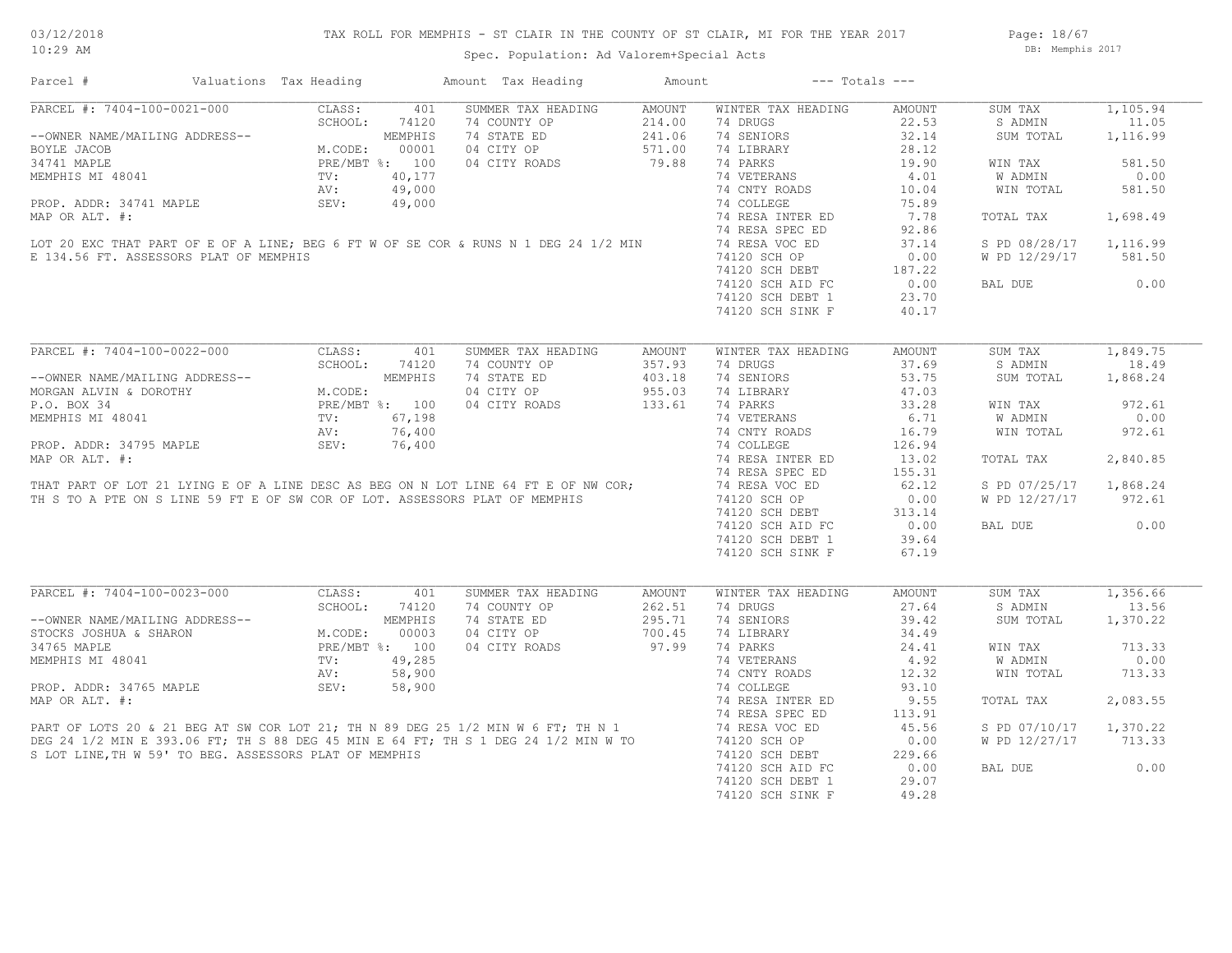# TAX ROLL FOR MEMPHIS - ST CLAIR IN THE COUNTY OF ST CLAIR, MI FOR THE YEAR 2017

03/12/2018
10:29 AM

Spec. Population: Ad Valorem+Special Acts

DB: Memphis 2017

| Parcel # | Valuations | Tax Heading | Amount | Tax Heading | Amount | --- Totals --- | |
|---|---|---|---|---|---|---|---|

## PARCEL #: 7404-100-0021-000

| | | SUMMER TAX HEADING | AMOUNT | WINTER TAX HEADING | AMOUNT | | |
|---|---|---|---|---|---|---|---|
| CLASS: | 401 | | | | | SUM TAX | 1,105.94 |
| SCHOOL: | 74120 | 74 COUNTY OP | 214.00 | 74 DRUGS | 22.53 | S ADMIN | 11.05 |
| --OWNER NAME/MAILING ADDRESS-- | MEMPHIS | 74 STATE ED | 241.06 | 74 SENIORS | 32.14 | SUM TOTAL | 1,116.99 |
| BOYLE JACOB | M.CODE: 00001 | 04 CITY OP | 571.00 | 74 LIBRARY | 28.12 | | |
| 34741 MAPLE | PRE/MBT %: 100 | 04 CITY ROADS | 79.88 | 74 PARKS | 19.90 | WIN TAX | 581.50 |
| MEMPHIS MI 48041 | TV: 40,177 | | | 74 VETERANS | 4.01 | W ADMIN | 0.00 |
| | AV: 49,000 | | | 74 CNTY ROADS | 10.04 | WIN TOTAL | 581.50 |
| PROP. ADDR: 34741 MAPLE | SEV: 49,000 | | | 74 COLLEGE | 75.89 | | |
| MAP OR ALT. #: | | | | 74 RESA INTER ED | 7.78 | TOTAL TAX | 1,698.49 |
| | | | | 74 RESA SPEC ED | 92.86 | | |
| | | | | 74 RESA VOC ED | 37.14 | S PD 08/28/17 | 1,116.99 |
| | | | | 74120 SCH OP | 0.00 | W PD 12/29/17 | 581.50 |
| | | | | 74120 SCH DEBT | 187.22 | | |
| | | | | 74120 SCH AID FC | 0.00 | BAL DUE | 0.00 |
| | | | | 74120 SCH DEBT 1 | 23.70 | | |
| | | | | 74120 SCH SINK F | 40.17 | | |

LOT 20 EXC THAT PART OF E OF A LINE; BEG 6 FT W OF SE COR & RUNS N 1 DEG 24 1/2 MIN E 134.56 FT. ASSESSORS PLAT OF MEMPHIS

## PARCEL #: 7404-100-0022-000

| | | SUMMER TAX HEADING | AMOUNT | WINTER TAX HEADING | AMOUNT | | |
|---|---|---|---|---|---|---|---|
| CLASS: | 401 | | | | | SUM TAX | 1,849.75 |
| SCHOOL: | 74120 | 74 COUNTY OP | 357.93 | 74 DRUGS | 37.69 | S ADMIN | 18.49 |
| --OWNER NAME/MAILING ADDRESS-- | MEMPHIS | 74 STATE ED | 403.18 | 74 SENIORS | 53.75 | SUM TOTAL | 1,868.24 |
| MORGAN ALVIN & DOROTHY | M.CODE: | 04 CITY OP | 955.03 | 74 LIBRARY | 47.03 | | |
| P.O. BOX 34 | PRE/MBT %: 100 | 04 CITY ROADS | 133.61 | 74 PARKS | 33.28 | WIN TAX | 972.61 |
| MEMPHIS MI 48041 | TV: 67,198 | | | 74 VETERANS | 6.71 | W ADMIN | 0.00 |
| | AV: 76,400 | | | 74 CNTY ROADS | 16.79 | WIN TOTAL | 972.61 |
| PROP. ADDR: 34795 MAPLE | SEV: 76,400 | | | 74 COLLEGE | 126.94 | | |
| MAP OR ALT. #: | | | | 74 RESA INTER ED | 13.02 | TOTAL TAX | 2,840.85 |
| | | | | 74 RESA SPEC ED | 155.31 | | |
| | | | | 74 RESA VOC ED | 62.12 | S PD 07/25/17 | 1,868.24 |
| | | | | 74120 SCH OP | 0.00 | W PD 12/27/17 | 972.61 |
| | | | | 74120 SCH DEBT | 313.14 | | |
| | | | | 74120 SCH AID FC | 0.00 | BAL DUE | 0.00 |
| | | | | 74120 SCH DEBT 1 | 39.64 | | |
| | | | | 74120 SCH SINK F | 67.19 | | |

THAT PART OF LOT 21 LYING E OF A LINE DESC AS BEG ON N LOT LINE 64 FT E OF NW COR; TH S TO A PTE ON S LINE 59 FT E OF SW COR OF LOT. ASSESSORS PLAT OF MEMPHIS

## PARCEL #: 7404-100-0023-000

| | | SUMMER TAX HEADING | AMOUNT | WINTER TAX HEADING | AMOUNT | | |
|---|---|---|---|---|---|---|---|
| CLASS: | 401 | | | | | SUM TAX | 1,356.66 |
| SCHOOL: | 74120 | 74 COUNTY OP | 262.51 | 74 DRUGS | 27.64 | S ADMIN | 13.56 |
| --OWNER NAME/MAILING ADDRESS-- | MEMPHIS | 74 STATE ED | 295.71 | 74 SENIORS | 39.42 | SUM TOTAL | 1,370.22 |
| STOCKS JOSHUA & SHARON | M.CODE: 00003 | 04 CITY OP | 700.45 | 74 LIBRARY | 34.49 | | |
| 34765 MAPLE | PRE/MBT %: 100 | 04 CITY ROADS | 97.99 | 74 PARKS | 24.41 | WIN TAX | 713.33 |
| MEMPHIS MI 48041 | TV: 49,285 | | | 74 VETERANS | 4.92 | W ADMIN | 0.00 |
| | AV: 58,900 | | | 74 CNTY ROADS | 12.32 | WIN TOTAL | 713.33 |
| PROP. ADDR: 34765 MAPLE | SEV: 58,900 | | | 74 COLLEGE | 93.10 | | |
| MAP OR ALT. #: | | | | 74 RESA INTER ED | 9.55 | TOTAL TAX | 2,083.55 |
| | | | | 74 RESA SPEC ED | 113.91 | | |
| | | | | 74 RESA VOC ED | 45.56 | S PD 07/10/17 | 1,370.22 |
| | | | | 74120 SCH OP | 0.00 | W PD 12/27/17 | 713.33 |
| | | | | 74120 SCH DEBT | 229.66 | | |
| | | | | 74120 SCH AID FC | 0.00 | BAL DUE | 0.00 |
| | | | | 74120 SCH DEBT 1 | 29.07 | | |
| | | | | 74120 SCH SINK F | 49.28 | | |

PART OF LOTS 20 & 21 BEG AT SW COR LOT 21; TH N 89 DEG 25 1/2 MIN W 6 FT; TH N 1 DEG 24 1/2 MIN E 393.06 FT; TH S 88 DEG 45 MIN E 64 FT; TH S 1 DEG 24 1/2 MIN W TO S LOT LINE,TH W 59' TO BEG. ASSESSORS PLAT OF MEMPHIS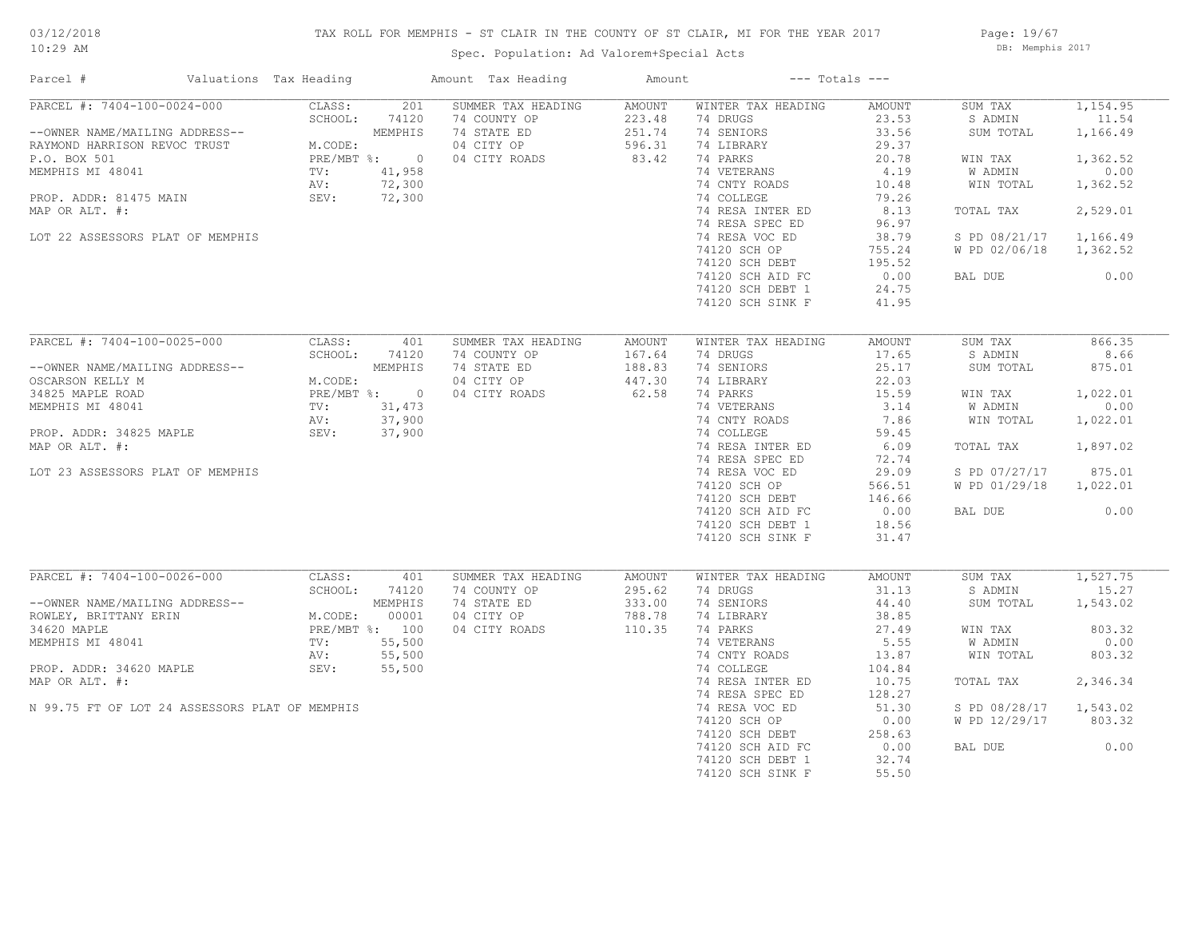# TAX ROLL FOR MEMPHIS - ST CLAIR IN THE COUNTY OF ST CLAIR, MI FOR THE YEAR 2017

Spec. Population: Ad Valorem+Special Acts

03/12/2018 10:29 AM — DB: Memphis 2017

| Parcel # | Valuations | Tax Heading | Amount | Tax Heading | Amount | --- Totals --- | |
|---|---|---|---|---|---|---|---|

## PARCEL #: 7404-100-0024-000

| Owner / Property | Valuations | Summer Tax Heading | Amount | Winter Tax Heading | Amount | Totals | |
|---|---|---|---|---|---|---|---|
| --OWNER NAME/MAILING ADDRESS-- | CLASS: 201 | 74 COUNTY OP | 223.48 | 74 DRUGS | 23.53 | SUM TAX | 1,154.95 |
| RAYMOND HARRISON REVOC TRUST | SCHOOL: 74120 MEMPHIS | 74 STATE ED | 251.74 | 74 SENIORS | 33.56 | S ADMIN | 11.54 |
| P.O. BOX 501 | M.CODE: | 04 CITY OP | 596.31 | 74 LIBRARY | 29.37 | SUM TOTAL | 1,166.49 |
| MEMPHIS MI 48041 | PRE/MBT %: 0 | 04 CITY ROADS | 83.42 | 74 PARKS | 20.78 | WIN TAX | 1,362.52 |
| PROP. ADDR: 81475 MAIN | TV: 41,958 | | | 74 VETERANS | 4.19 | W ADMIN | 0.00 |
| MAP OR ALT. #: | AV: 72,300 | | | 74 CNTY ROADS | 10.48 | WIN TOTAL | 1,362.52 |
| LOT 22 ASSESSORS PLAT OF MEMPHIS | SEV: 72,300 | | | 74 COLLEGE | 79.26 | TOTAL TAX | 2,529.01 |
| | | | | 74 RESA INTER ED | 8.13 | S PD 08/21/17 | 1,166.49 |
| | | | | 74 RESA SPEC ED | 96.97 | W PD 02/06/18 | 1,362.52 |
| | | | | 74 RESA VOC ED | 38.79 | BAL DUE | 0.00 |
| | | | | 74120 SCH OP | 755.24 | | |
| | | | | 74120 SCH DEBT | 195.52 | | |
| | | | | 74120 SCH AID FC | 0.00 | | |
| | | | | 74120 SCH DEBT 1 | 24.75 | | |
| | | | | 74120 SCH SINK F | 41.95 | | |

## PARCEL #: 7404-100-0025-000

| Owner / Property | Valuations | Summer Tax Heading | Amount | Winter Tax Heading | Amount | Totals | |
|---|---|---|---|---|---|---|---|
| --OWNER NAME/MAILING ADDRESS-- | CLASS: 401 | 74 COUNTY OP | 167.64 | 74 DRUGS | 17.65 | SUM TAX | 866.35 |
| OSCARSON KELLY M | SCHOOL: 74120 MEMPHIS | 74 STATE ED | 188.83 | 74 SENIORS | 25.17 | S ADMIN | 8.66 |
| 34825 MAPLE ROAD | M.CODE: | 04 CITY OP | 447.30 | 74 LIBRARY | 22.03 | SUM TOTAL | 875.01 |
| MEMPHIS MI 48041 | PRE/MBT %: 0 | 04 CITY ROADS | 62.58 | 74 PARKS | 15.59 | WIN TAX | 1,022.01 |
| PROP. ADDR: 34825 MAPLE | TV: 31,473 | | | 74 VETERANS | 3.14 | W ADMIN | 0.00 |
| MAP OR ALT. #: | AV: 37,900 | | | 74 CNTY ROADS | 7.86 | WIN TOTAL | 1,022.01 |
| LOT 23 ASSESSORS PLAT OF MEMPHIS | SEV: 37,900 | | | 74 COLLEGE | 59.45 | TOTAL TAX | 1,897.02 |
| | | | | 74 RESA INTER ED | 6.09 | S PD 07/27/17 | 875.01 |
| | | | | 74 RESA SPEC ED | 72.74 | W PD 01/29/18 | 1,022.01 |
| | | | | 74 RESA VOC ED | 29.09 | BAL DUE | 0.00 |
| | | | | 74120 SCH OP | 566.51 | | |
| | | | | 74120 SCH DEBT | 146.66 | | |
| | | | | 74120 SCH AID FC | 0.00 | | |
| | | | | 74120 SCH DEBT 1 | 18.56 | | |
| | | | | 74120 SCH SINK F | 31.47 | | |

## PARCEL #: 7404-100-0026-000

| Owner / Property | Valuations | Summer Tax Heading | Amount | Winter Tax Heading | Amount | Totals | |
|---|---|---|---|---|---|---|---|
| --OWNER NAME/MAILING ADDRESS-- | CLASS: 401 | 74 COUNTY OP | 295.62 | 74 DRUGS | 31.13 | SUM TAX | 1,527.75 |
| ROWLEY, BRITTANY ERIN | SCHOOL: 74120 MEMPHIS | 74 STATE ED | 333.00 | 74 SENIORS | 44.40 | S ADMIN | 15.27 |
| 34620 MAPLE | M.CODE: 00001 | 04 CITY OP | 788.78 | 74 LIBRARY | 38.85 | SUM TOTAL | 1,543.02 |
| MEMPHIS MI 48041 | PRE/MBT %: 100 | 04 CITY ROADS | 110.35 | 74 PARKS | 27.49 | WIN TAX | 803.32 |
| PROP. ADDR: 34620 MAPLE | TV: 55,500 | | | 74 VETERANS | 5.55 | W ADMIN | 0.00 |
| MAP OR ALT. #: | AV: 55,500 | | | 74 CNTY ROADS | 13.87 | WIN TOTAL | 803.32 |
| N 99.75 FT OF LOT 24 ASSESSORS PLAT OF MEMPHIS | SEV: 55,500 | | | 74 COLLEGE | 104.84 | TOTAL TAX | 2,346.34 |
| | | | | 74 RESA INTER ED | 10.75 | S PD 08/28/17 | 1,543.02 |
| | | | | 74 RESA SPEC ED | 128.27 | W PD 12/29/17 | 803.32 |
| | | | | 74 RESA VOC ED | 51.30 | BAL DUE | 0.00 |
| | | | | 74120 SCH OP | 0.00 | | |
| | | | | 74120 SCH DEBT | 258.63 | | |
| | | | | 74120 SCH AID FC | 0.00 | | |
| | | | | 74120 SCH DEBT 1 | 32.74 | | |
| | | | | 74120 SCH SINK F | 55.50 | | |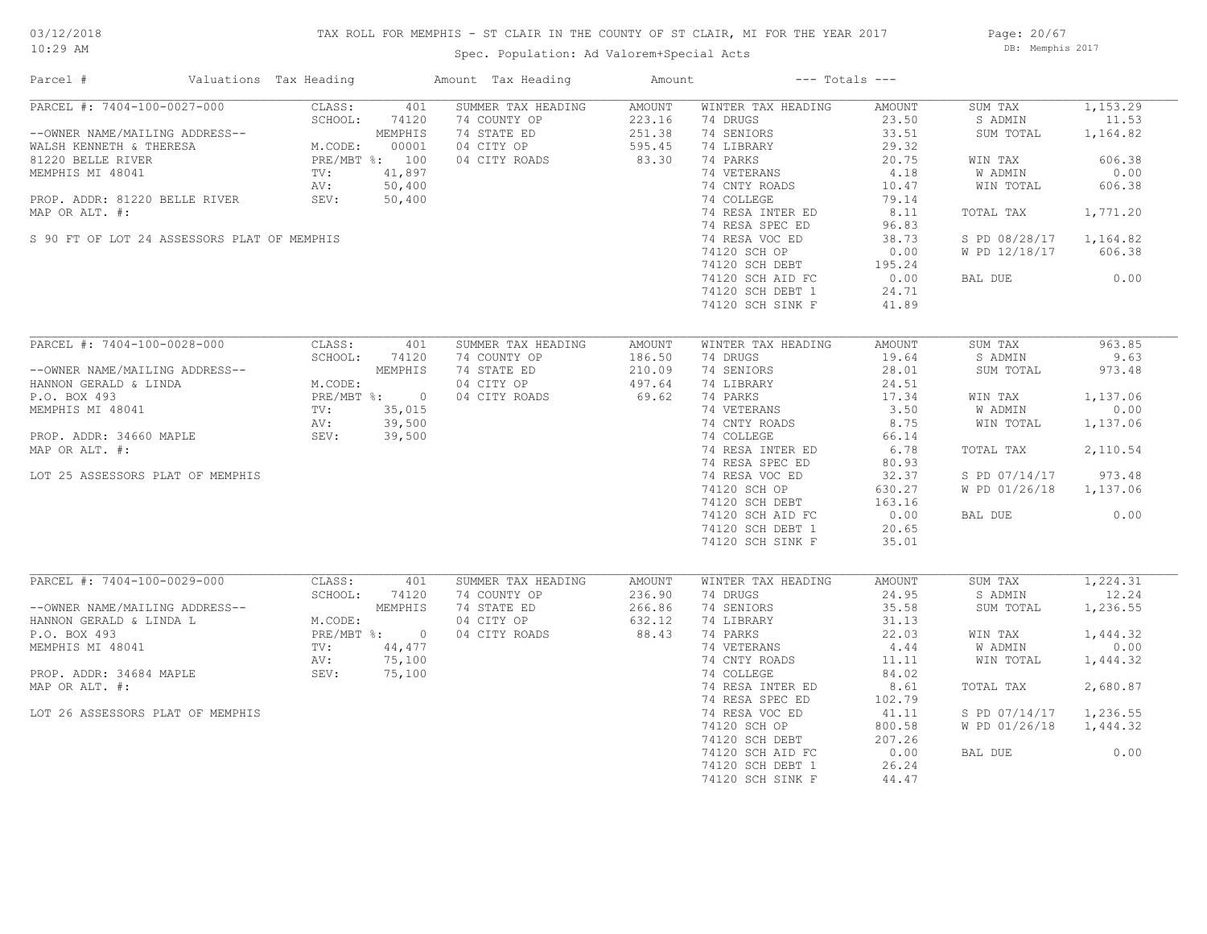03/12/2018
10:29 AM

# TAX ROLL FOR MEMPHIS - ST CLAIR IN THE COUNTY OF ST CLAIR, MI FOR THE YEAR 2017

Spec. Population: Ad Valorem+Special Acts

DB: Memphis 2017

| Parcel # | Valuations | Tax Heading | Amount | Tax Heading | Amount | --- Totals --- | |
|---|---|---|---|---|---|---|---|

## PARCEL #: 7404-100-0027-000

| Parcel Info | Valuations | Summer Tax Heading | Amount | Winter Tax Heading | Amount | Totals | |
|---|---|---|---|---|---|---|---|
| | CLASS: 401 | SUMMER TAX HEADING | AMOUNT | WINTER TAX HEADING | AMOUNT | SUM TAX | 1,153.29 |
| | SCHOOL: 74120 | 74 COUNTY OP | 223.16 | 74 DRUGS | 23.50 | S ADMIN | 11.53 |
| --OWNER NAME/MAILING ADDRESS-- | MEMPHIS | 74 STATE ED | 251.38 | 74 SENIORS | 33.51 | SUM TOTAL | 1,164.82 |
| WALSH KENNETH & THERESA | M.CODE: 00001 | 04 CITY OP | 595.45 | 74 LIBRARY | 29.32 | | |
| 81220 BELLE RIVER | PRE/MBT %: 100 | 04 CITY ROADS | 83.30 | 74 PARKS | 20.75 | WIN TAX | 606.38 |
| MEMPHIS MI 48041 | TV: 41,897 | | | 74 VETERANS | 4.18 | W ADMIN | 0.00 |
| | AV: 50,400 | | | 74 CNTY ROADS | 10.47 | WIN TOTAL | 606.38 |
| PROP. ADDR: 81220 BELLE RIVER | SEV: 50,400 | | | 74 COLLEGE | 79.14 | | |
| MAP OR ALT. #: | | | | 74 RESA INTER ED | 8.11 | TOTAL TAX | 1,771.20 |
| | | | | 74 RESA SPEC ED | 96.83 | | |
| S 90 FT OF LOT 24 ASSESSORS PLAT OF MEMPHIS | | | | 74 RESA VOC ED | 38.73 | S PD 08/28/17 | 1,164.82 |
| | | | | 74120 SCH OP | 0.00 | W PD 12/18/17 | 606.38 |
| | | | | 74120 SCH DEBT | 195.24 | | |
| | | | | 74120 SCH AID FC | 0.00 | BAL DUE | 0.00 |
| | | | | 74120 SCH DEBT 1 | 24.71 | | |
| | | | | 74120 SCH SINK F | 41.89 | | |

## PARCEL #: 7404-100-0028-000

| Parcel Info | Valuations | Summer Tax Heading | Amount | Winter Tax Heading | Amount | Totals | |
|---|---|---|---|---|---|---|---|
| | CLASS: 401 | SUMMER TAX HEADING | AMOUNT | WINTER TAX HEADING | AMOUNT | SUM TAX | 963.85 |
| | SCHOOL: 74120 | 74 COUNTY OP | 186.50 | 74 DRUGS | 19.64 | S ADMIN | 9.63 |
| --OWNER NAME/MAILING ADDRESS-- | MEMPHIS | 74 STATE ED | 210.09 | 74 SENIORS | 28.01 | SUM TOTAL | 973.48 |
| HANNON GERALD & LINDA | M.CODE: | 04 CITY OP | 497.64 | 74 LIBRARY | 24.51 | | |
| P.O. BOX 493 | PRE/MBT %: 0 | 04 CITY ROADS | 69.62 | 74 PARKS | 17.34 | WIN TAX | 1,137.06 |
| MEMPHIS MI 48041 | TV: 35,015 | | | 74 VETERANS | 3.50 | W ADMIN | 0.00 |
| | AV: 39,500 | | | 74 CNTY ROADS | 8.75 | WIN TOTAL | 1,137.06 |
| PROP. ADDR: 34660 MAPLE | SEV: 39,500 | | | 74 COLLEGE | 66.14 | | |
| MAP OR ALT. #: | | | | 74 RESA INTER ED | 6.78 | TOTAL TAX | 2,110.54 |
| | | | | 74 RESA SPEC ED | 80.93 | | |
| LOT 25 ASSESSORS PLAT OF MEMPHIS | | | | 74 RESA VOC ED | 32.37 | S PD 07/14/17 | 973.48 |
| | | | | 74120 SCH OP | 630.27 | W PD 01/26/18 | 1,137.06 |
| | | | | 74120 SCH DEBT | 163.16 | | |
| | | | | 74120 SCH AID FC | 0.00 | BAL DUE | 0.00 |
| | | | | 74120 SCH DEBT 1 | 20.65 | | |
| | | | | 74120 SCH SINK F | 35.01 | | |

## PARCEL #: 7404-100-0029-000

| Parcel Info | Valuations | Summer Tax Heading | Amount | Winter Tax Heading | Amount | Totals | |
|---|---|---|---|---|---|---|---|
| | CLASS: 401 | SUMMER TAX HEADING | AMOUNT | WINTER TAX HEADING | AMOUNT | SUM TAX | 1,224.31 |
| | SCHOOL: 74120 | 74 COUNTY OP | 236.90 | 74 DRUGS | 24.95 | S ADMIN | 12.24 |
| --OWNER NAME/MAILING ADDRESS-- | MEMPHIS | 74 STATE ED | 266.86 | 74 SENIORS | 35.58 | SUM TOTAL | 1,236.55 |
| HANNON GERALD & LINDA L | M.CODE: | 04 CITY OP | 632.12 | 74 LIBRARY | 31.13 | | |
| P.O. BOX 493 | PRE/MBT %: 0 | 04 CITY ROADS | 88.43 | 74 PARKS | 22.03 | WIN TAX | 1,444.32 |
| MEMPHIS MI 48041 | TV: 44,477 | | | 74 VETERANS | 4.44 | W ADMIN | 0.00 |
| | AV: 75,100 | | | 74 CNTY ROADS | 11.11 | WIN TOTAL | 1,444.32 |
| PROP. ADDR: 34684 MAPLE | SEV: 75,100 | | | 74 COLLEGE | 84.02 | | |
| MAP OR ALT. #: | | | | 74 RESA INTER ED | 8.61 | TOTAL TAX | 2,680.87 |
| | | | | 74 RESA SPEC ED | 102.79 | | |
| LOT 26 ASSESSORS PLAT OF MEMPHIS | | | | 74 RESA VOC ED | 41.11 | S PD 07/14/17 | 1,236.55 |
| | | | | 74120 SCH OP | 800.58 | W PD 01/26/18 | 1,444.32 |
| | | | | 74120 SCH DEBT | 207.26 | | |
| | | | | 74120 SCH AID FC | 0.00 | BAL DUE | 0.00 |
| | | | | 74120 SCH DEBT 1 | 26.24 | | |
| | | | | 74120 SCH SINK F | 44.47 | | |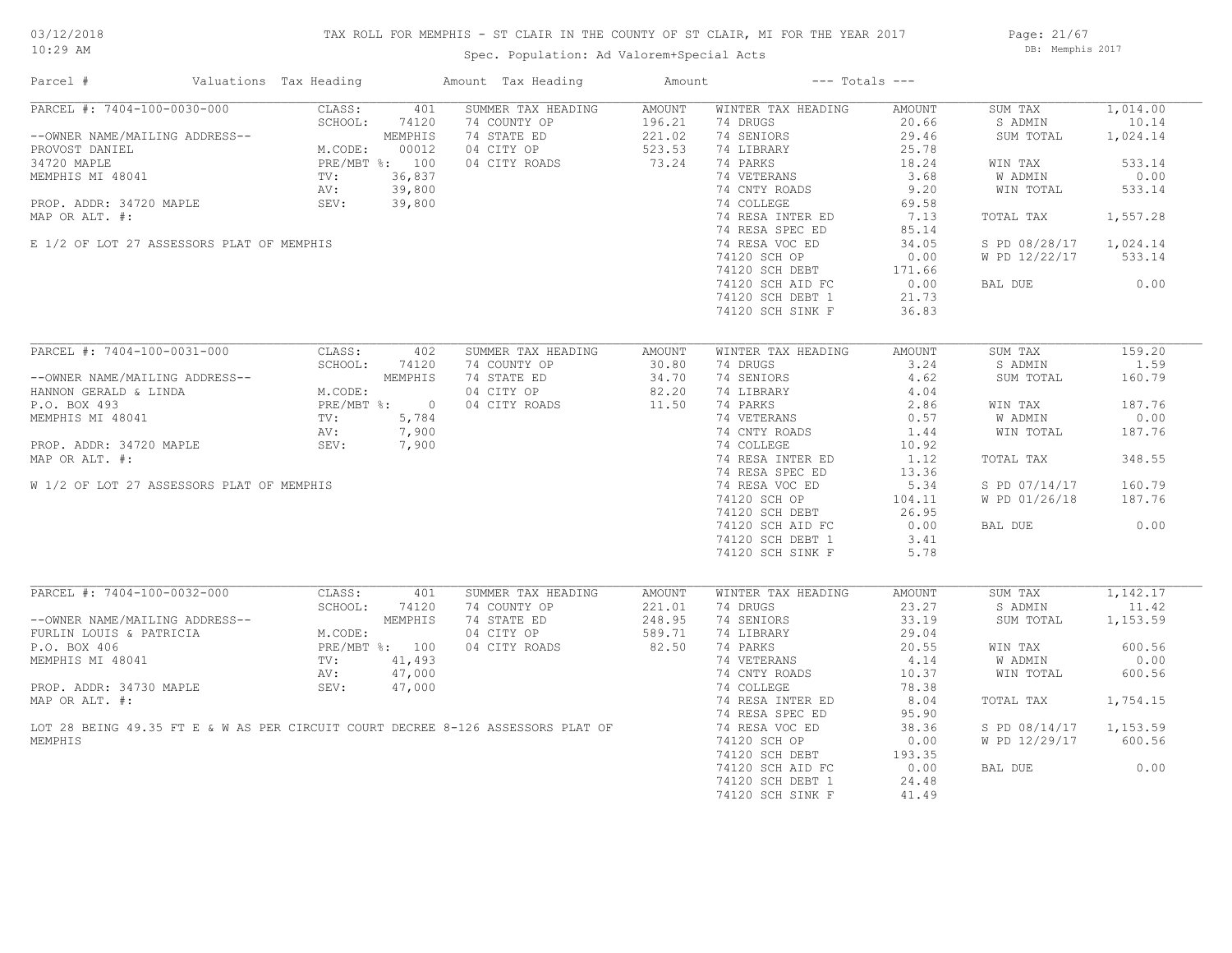TAX ROLL FOR MEMPHIS - ST CLAIR IN THE COUNTY OF ST CLAIR, MI FOR THE YEAR 2017

03/12/2018
10:29 AM

Spec. Population: Ad Valorem+Special Acts

DB: Memphis 2017

| Parcel # | Valuations | Tax Heading | Amount | Tax Heading | Amount | --- Totals --- | |
|---|---|---|---|---|---|---|---|

## PARCEL #: 7404-100-0030-000

| Valuations | | Summer Tax Heading | Amount | Winter Tax Heading | Amount | Totals | |
|---|---|---|---|---|---|---|---|
| CLASS: | 401 | 74 COUNTY OP | 196.21 | 74 DRUGS | 20.66 | SUM TAX | 1,014.00 |
| SCHOOL: | 74120 MEMPHIS | 74 STATE ED | 221.02 | 74 SENIORS | 29.46 | S ADMIN | 10.14 |
| M.CODE: | 00012 | 04 CITY OP | 523.53 | 74 LIBRARY | 25.78 | SUM TOTAL | 1,024.14 |
| PRE/MBT %: | 100 | 04 CITY ROADS | 73.24 | 74 PARKS | 18.24 | WIN TAX | 533.14 |
| TV: | 36,837 | | | 74 VETERANS | 3.68 | W ADMIN | 0.00 |
| AV: | 39,800 | | | 74 CNTY ROADS | 9.20 | WIN TOTAL | 533.14 |
| SEV: | 39,800 | | | 74 COLLEGE | 69.58 | | |
| | | | | 74 RESA INTER ED | 7.13 | TOTAL TAX | 1,557.28 |
| | | | | 74 RESA SPEC ED | 85.14 | | |
| | | | | 74 RESA VOC ED | 34.05 | S PD 08/28/17 | 1,024.14 |
| | | | | 74120 SCH OP | 0.00 | W PD 12/22/17 | 533.14 |
| | | | | 74120 SCH DEBT | 171.66 | | |
| | | | | 74120 SCH AID FC | 0.00 | BAL DUE | 0.00 |
| | | | | 74120 SCH DEBT 1 | 21.73 | | |
| | | | | 74120 SCH SINK F | 36.83 | | |

--OWNER NAME/MAILING ADDRESS--
PROVOST DANIEL
34720 MAPLE
MEMPHIS MI 48041

PROP. ADDR: 34720 MAPLE
MAP OR ALT. #:

E 1/2 OF LOT 27 ASSESSORS PLAT OF MEMPHIS

## PARCEL #: 7404-100-0031-000

| Valuations | | Summer Tax Heading | Amount | Winter Tax Heading | Amount | Totals | |
|---|---|---|---|---|---|---|---|
| CLASS: | 402 | 74 COUNTY OP | 30.80 | 74 DRUGS | 3.24 | SUM TAX | 159.20 |
| SCHOOL: | 74120 MEMPHIS | 74 STATE ED | 34.70 | 74 SENIORS | 4.62 | S ADMIN | 1.59 |
| M.CODE: | | 04 CITY OP | 82.20 | 74 LIBRARY | 4.04 | SUM TOTAL | 160.79 |
| PRE/MBT %: | 0 | 04 CITY ROADS | 11.50 | 74 PARKS | 2.86 | WIN TAX | 187.76 |
| TV: | 5,784 | | | 74 VETERANS | 0.57 | W ADMIN | 0.00 |
| AV: | 7,900 | | | 74 CNTY ROADS | 1.44 | WIN TOTAL | 187.76 |
| SEV: | 7,900 | | | 74 COLLEGE | 10.92 | | |
| | | | | 74 RESA INTER ED | 1.12 | TOTAL TAX | 348.55 |
| | | | | 74 RESA SPEC ED | 13.36 | | |
| | | | | 74 RESA VOC ED | 5.34 | S PD 07/14/17 | 160.79 |
| | | | | 74120 SCH OP | 104.11 | W PD 01/26/18 | 187.76 |
| | | | | 74120 SCH DEBT | 26.95 | | |
| | | | | 74120 SCH AID FC | 0.00 | BAL DUE | 0.00 |
| | | | | 74120 SCH DEBT 1 | 3.41 | | |
| | | | | 74120 SCH SINK F | 5.78 | | |

--OWNER NAME/MAILING ADDRESS--
HANNON GERALD & LINDA
P.O. BOX 493
MEMPHIS MI 48041

PROP. ADDR: 34720 MAPLE
MAP OR ALT. #:

W 1/2 OF LOT 27 ASSESSORS PLAT OF MEMPHIS

## PARCEL #: 7404-100-0032-000

| Valuations | | Summer Tax Heading | Amount | Winter Tax Heading | Amount | Totals | |
|---|---|---|---|---|---|---|---|
| CLASS: | 401 | 74 COUNTY OP | 221.01 | 74 DRUGS | 23.27 | SUM TAX | 1,142.17 |
| SCHOOL: | 74120 MEMPHIS | 74 STATE ED | 248.95 | 74 SENIORS | 33.19 | S ADMIN | 11.42 |
| M.CODE: | | 04 CITY OP | 589.71 | 74 LIBRARY | 29.04 | SUM TOTAL | 1,153.59 |
| PRE/MBT %: | 100 | 04 CITY ROADS | 82.50 | 74 PARKS | 20.55 | WIN TAX | 600.56 |
| TV: | 41,493 | | | 74 VETERANS | 4.14 | W ADMIN | 0.00 |
| AV: | 47,000 | | | 74 CNTY ROADS | 10.37 | WIN TOTAL | 600.56 |
| SEV: | 47,000 | | | 74 COLLEGE | 78.38 | | |
| | | | | 74 RESA INTER ED | 8.04 | TOTAL TAX | 1,754.15 |
| | | | | 74 RESA SPEC ED | 95.90 | | |
| | | | | 74 RESA VOC ED | 38.36 | S PD 08/14/17 | 1,153.59 |
| | | | | 74120 SCH OP | 0.00 | W PD 12/29/17 | 600.56 |
| | | | | 74120 SCH DEBT | 193.35 | | |
| | | | | 74120 SCH AID FC | 0.00 | BAL DUE | 0.00 |
| | | | | 74120 SCH DEBT 1 | 24.48 | | |
| | | | | 74120 SCH SINK F | 41.49 | | |

--OWNER NAME/MAILING ADDRESS--
FURLIN LOUIS & PATRICIA
P.O. BOX 406
MEMPHIS MI 48041

PROP. ADDR: 34730 MAPLE
MAP OR ALT. #:

LOT 28 BEING 49.35 FT E & W AS PER CIRCUIT COURT DECREE 8-126 ASSESSORS PLAT OF MEMPHIS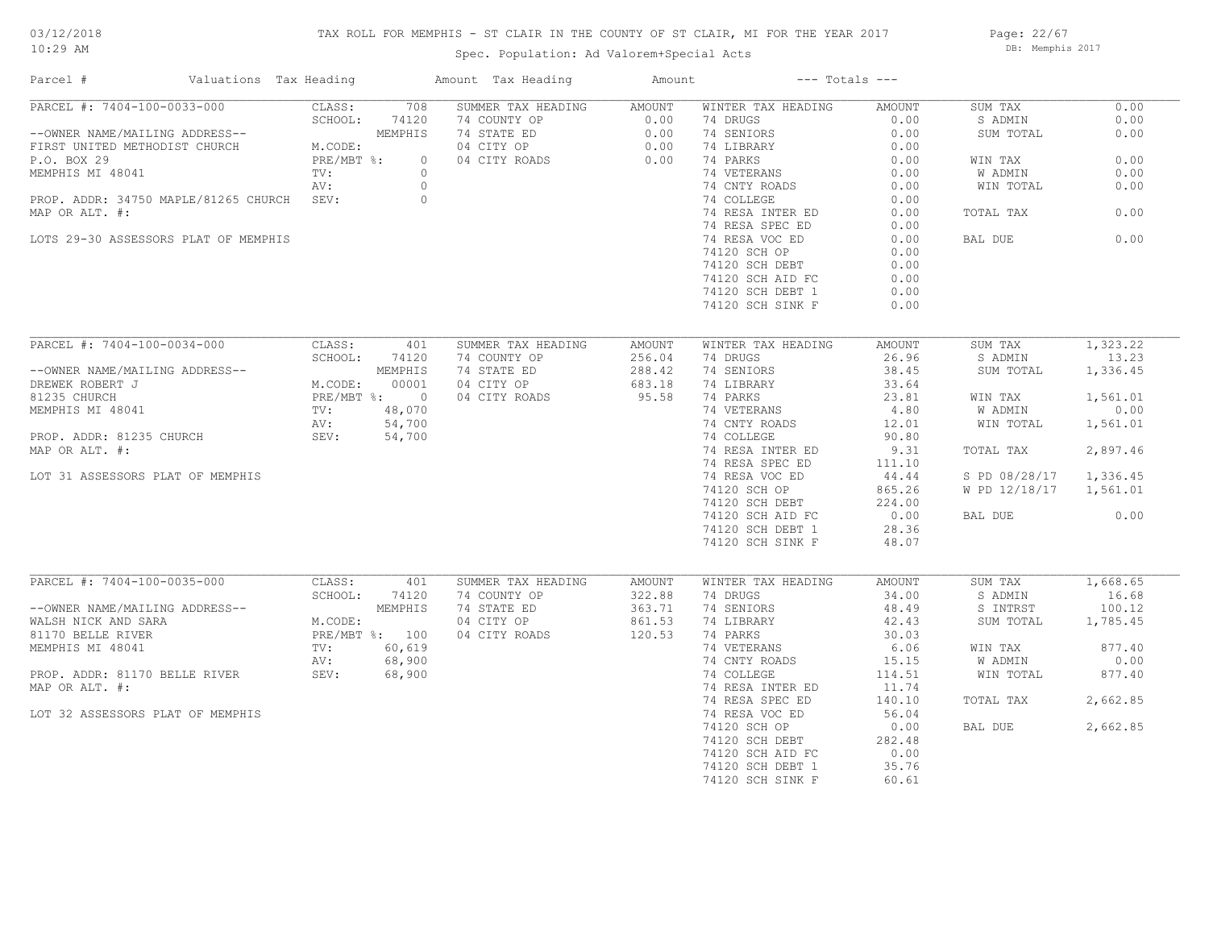# TAX ROLL FOR MEMPHIS - ST CLAIR IN THE COUNTY OF ST CLAIR, MI FOR THE YEAR 2017

03/12/2018 10:29 AM

DB: Memphis 2017

Spec. Population: Ad Valorem+Special Acts

| Parcel # | Valuations | Tax Heading | Amount | Tax Heading | Amount | --- Totals --- | |
|---|---|---|---|---|---|---|---|
| PARCEL #: 7404-100-0033-000 | CLASS: 708 | SUMMER TAX HEADING | AMOUNT | WINTER TAX HEADING | AMOUNT | SUM TAX | 0.00 |
| | SCHOOL: 74120 | 74 COUNTY OP | 0.00 | 74 DRUGS | 0.00 | S ADMIN | 0.00 |
| --OWNER NAME/MAILING ADDRESS-- | MEMPHIS | 74 STATE ED | 0.00 | 74 SENIORS | 0.00 | SUM TOTAL | 0.00 |
| FIRST UNITED METHODIST CHURCH | M.CODE: | 04 CITY OP | 0.00 | 74 LIBRARY | 0.00 | | |
| P.O. BOX 29 | PRE/MBT %: 0 | 04 CITY ROADS | 0.00 | 74 PARKS | 0.00 | WIN TAX | 0.00 |
| MEMPHIS MI 48041 | TV: 0 | | | 74 VETERANS | 0.00 | W ADMIN | 0.00 |
| | AV: 0 | | | 74 CNTY ROADS | 0.00 | WIN TOTAL | 0.00 |
| PROP. ADDR: 34750 MAPLE/81265 CHURCH | SEV: 0 | | | 74 COLLEGE | 0.00 | | |
| MAP OR ALT. #: | | | | 74 RESA INTER ED | 0.00 | TOTAL TAX | 0.00 |
| | | | | 74 RESA SPEC ED | 0.00 | | |
| LOTS 29-30 ASSESSORS PLAT OF MEMPHIS | | | | 74 RESA VOC ED | 0.00 | BAL DUE | 0.00 |
| | | | | 74120 SCH OP | 0.00 | | |
| | | | | 74120 SCH DEBT | 0.00 | | |
| | | | | 74120 SCH AID FC | 0.00 | | |
| | | | | 74120 SCH DEBT 1 | 0.00 | | |
| | | | | 74120 SCH SINK F | 0.00 | | |
| PARCEL #: 7404-100-0034-000 | CLASS: 401 | SUMMER TAX HEADING | AMOUNT | WINTER TAX HEADING | AMOUNT | SUM TAX | 1,323.22 |
| | SCHOOL: 74120 | 74 COUNTY OP | 256.04 | 74 DRUGS | 26.96 | S ADMIN | 13.23 |
| --OWNER NAME/MAILING ADDRESS-- | MEMPHIS | 74 STATE ED | 288.42 | 74 SENIORS | 38.45 | SUM TOTAL | 1,336.45 |
| DREWEK ROBERT J | M.CODE: 00001 | 04 CITY OP | 683.18 | 74 LIBRARY | 33.64 | | |
| 81235 CHURCH | PRE/MBT %: 0 | 04 CITY ROADS | 95.58 | 74 PARKS | 23.81 | WIN TAX | 1,561.01 |
| MEMPHIS MI 48041 | TV: 48,070 | | | 74 VETERANS | 4.80 | W ADMIN | 0.00 |
| | AV: 54,700 | | | 74 CNTY ROADS | 12.01 | WIN TOTAL | 1,561.01 |
| PROP. ADDR: 81235 CHURCH | SEV: 54,700 | | | 74 COLLEGE | 90.80 | | |
| MAP OR ALT. #: | | | | 74 RESA INTER ED | 9.31 | TOTAL TAX | 2,897.46 |
| | | | | 74 RESA SPEC ED | 111.10 | | |
| LOT 31 ASSESSORS PLAT OF MEMPHIS | | | | 74 RESA VOC ED | 44.44 | S PD 08/28/17 | 1,336.45 |
| | | | | 74120 SCH OP | 865.26 | W PD 12/18/17 | 1,561.01 |
| | | | | 74120 SCH DEBT | 224.00 | | |
| | | | | 74120 SCH AID FC | 0.00 | BAL DUE | 0.00 |
| | | | | 74120 SCH DEBT 1 | 28.36 | | |
| | | | | 74120 SCH SINK F | 48.07 | | |
| PARCEL #: 7404-100-0035-000 | CLASS: 401 | SUMMER TAX HEADING | AMOUNT | WINTER TAX HEADING | AMOUNT | SUM TAX | 1,668.65 |
| | SCHOOL: 74120 | 74 COUNTY OP | 322.88 | 74 DRUGS | 34.00 | S ADMIN | 16.68 |
| --OWNER NAME/MAILING ADDRESS-- | MEMPHIS | 74 STATE ED | 363.71 | 74 SENIORS | 48.49 | S INTRST | 100.12 |
| WALSH NICK AND SARA | M.CODE: | 04 CITY OP | 861.53 | 74 LIBRARY | 42.43 | SUM TOTAL | 1,785.45 |
| 81170 BELLE RIVER | PRE/MBT %: 100 | 04 CITY ROADS | 120.53 | 74 PARKS | 30.03 | | |
| MEMPHIS MI 48041 | TV: 60,619 | | | 74 VETERANS | 6.06 | WIN TAX | 877.40 |
| | AV: 68,900 | | | 74 CNTY ROADS | 15.15 | W ADMIN | 0.00 |
| PROP. ADDR: 81170 BELLE RIVER | SEV: 68,900 | | | 74 COLLEGE | 114.51 | WIN TOTAL | 877.40 |
| MAP OR ALT. #: | | | | 74 RESA INTER ED | 11.74 | | |
| | | | | 74 RESA SPEC ED | 140.10 | TOTAL TAX | 2,662.85 |
| LOT 32 ASSESSORS PLAT OF MEMPHIS | | | | 74 RESA VOC ED | 56.04 | | |
| | | | | 74120 SCH OP | 0.00 | BAL DUE | 2,662.85 |
| | | | | 74120 SCH DEBT | 282.48 | | |
| | | | | 74120 SCH AID FC | 0.00 | | |
| | | | | 74120 SCH DEBT 1 | 35.76 | | |
| | | | | 74120 SCH SINK F | 60.61 | | |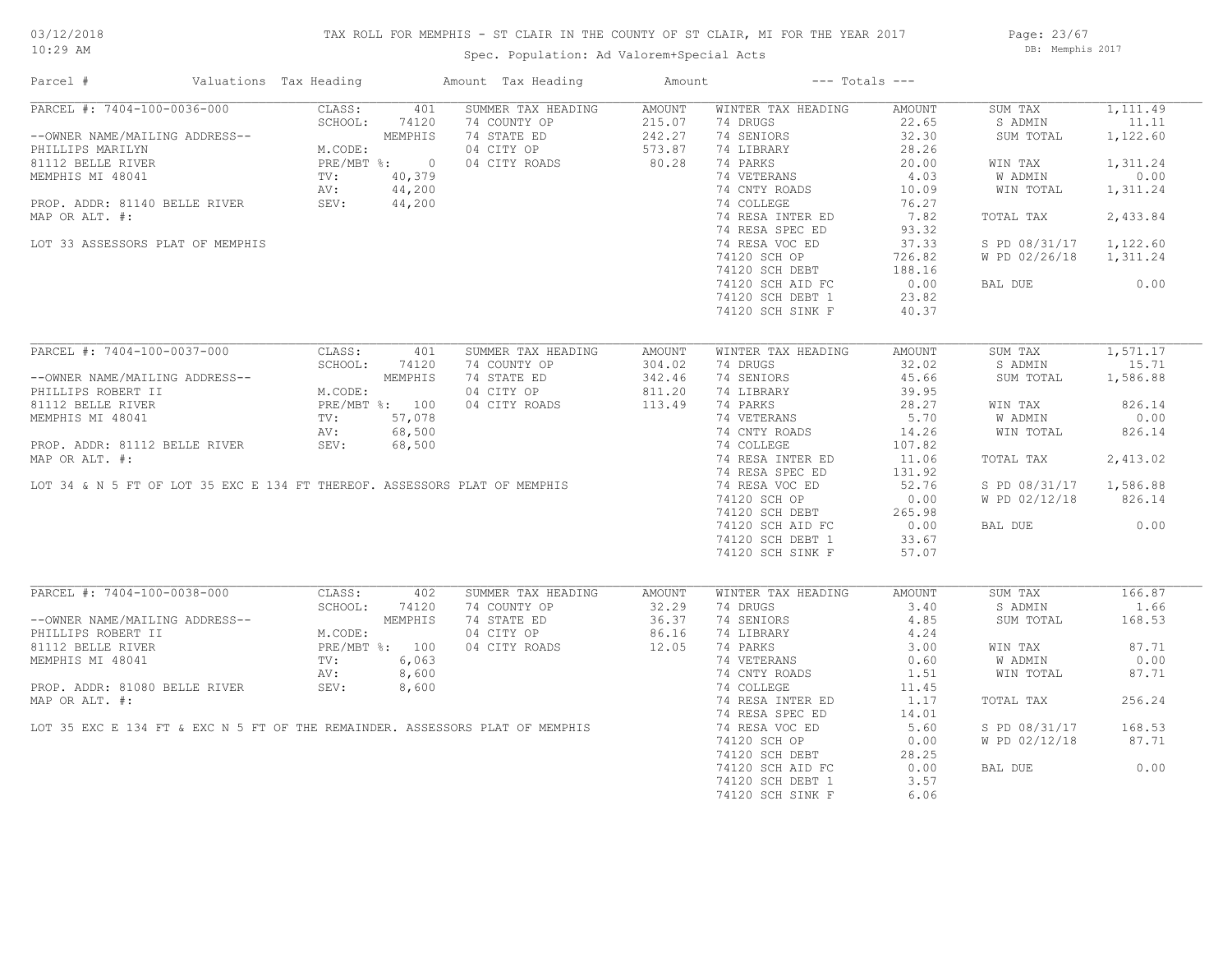# TAX ROLL FOR MEMPHIS - ST CLAIR IN THE COUNTY OF ST CLAIR, MI FOR THE YEAR 2017

Spec. Population: Ad Valorem+Special Acts

03/12/2018 10:29 AM — DB: Memphis 2017

| Parcel # | Valuations | Tax Heading | Amount | Tax Heading | Amount | --- Totals --- | |
|---|---|---|---|---|---|---|---|

## PARCEL #: 7404-100-0036-000

--OWNER NAME/MAILING ADDRESS--
PHILLIPS MARILYN
81112 BELLE RIVER
MEMPHIS MI 48041

PROP. ADDR: 81140 BELLE RIVER
MAP OR ALT. #:

LOT 33 ASSESSORS PLAT OF MEMPHIS

| Valuations | | Summer Tax Heading | Amount | Winter Tax Heading | Amount | Totals | |
|---|---|---|---|---|---|---|---|
| CLASS: | 401 | 74 COUNTY OP | 215.07 | 74 DRUGS | 22.65 | SUM TAX | 1,111.49 |
| SCHOOL: | 74120 MEMPHIS | 74 STATE ED | 242.27 | 74 SENIORS | 32.30 | S ADMIN | 11.11 |
| M.CODE: | | 04 CITY OP | 573.87 | 74 LIBRARY | 28.26 | SUM TOTAL | 1,122.60 |
| PRE/MBT %: | 0 | 04 CITY ROADS | 80.28 | 74 PARKS | 20.00 | WIN TAX | 1,311.24 |
| TV: | 40,379 | | | 74 VETERANS | 4.03 | W ADMIN | 0.00 |
| AV: | 44,200 | | | 74 CNTY ROADS | 10.09 | WIN TOTAL | 1,311.24 |
| SEV: | 44,200 | | | 74 COLLEGE | 76.27 | | |
| | | | | 74 RESA INTER ED | 7.82 | TOTAL TAX | 2,433.84 |
| | | | | 74 RESA SPEC ED | 93.32 | | |
| | | | | 74 RESA VOC ED | 37.33 | S PD 08/31/17 | 1,122.60 |
| | | | | 74120 SCH OP | 726.82 | W PD 02/26/18 | 1,311.24 |
| | | | | 74120 SCH DEBT | 188.16 | | |
| | | | | 74120 SCH AID FC | 0.00 | BAL DUE | 0.00 |
| | | | | 74120 SCH DEBT 1 | 23.82 | | |
| | | | | 74120 SCH SINK F | 40.37 | | |

## PARCEL #: 7404-100-0037-000

--OWNER NAME/MAILING ADDRESS--
PHILLIPS ROBERT II
81112 BELLE RIVER
MEMPHIS MI 48041

PROP. ADDR: 81112 BELLE RIVER
MAP OR ALT. #:

LOT 34 & N 5 FT OF LOT 35 EXC E 134 FT THEREOF. ASSESSORS PLAT OF MEMPHIS

| Valuations | | Summer Tax Heading | Amount | Winter Tax Heading | Amount | Totals | |
|---|---|---|---|---|---|---|---|
| CLASS: | 401 | 74 COUNTY OP | 304.02 | 74 DRUGS | 32.02 | SUM TAX | 1,571.17 |
| SCHOOL: | 74120 MEMPHIS | 74 STATE ED | 342.46 | 74 SENIORS | 45.66 | S ADMIN | 15.71 |
| M.CODE: | | 04 CITY OP | 811.20 | 74 LIBRARY | 39.95 | SUM TOTAL | 1,586.88 |
| PRE/MBT %: | 100 | 04 CITY ROADS | 113.49 | 74 PARKS | 28.27 | WIN TAX | 826.14 |
| TV: | 57,078 | | | 74 VETERANS | 5.70 | W ADMIN | 0.00 |
| AV: | 68,500 | | | 74 CNTY ROADS | 14.26 | WIN TOTAL | 826.14 |
| SEV: | 68,500 | | | 74 COLLEGE | 107.82 | | |
| | | | | 74 RESA INTER ED | 11.06 | TOTAL TAX | 2,413.02 |
| | | | | 74 RESA SPEC ED | 131.92 | | |
| | | | | 74 RESA VOC ED | 52.76 | S PD 08/31/17 | 1,586.88 |
| | | | | 74120 SCH OP | 0.00 | W PD 02/12/18 | 826.14 |
| | | | | 74120 SCH DEBT | 265.98 | | |
| | | | | 74120 SCH AID FC | 0.00 | BAL DUE | 0.00 |
| | | | | 74120 SCH DEBT 1 | 33.67 | | |
| | | | | 74120 SCH SINK F | 57.07 | | |

## PARCEL #: 7404-100-0038-000

--OWNER NAME/MAILING ADDRESS--
PHILLIPS ROBERT II
81112 BELLE RIVER
MEMPHIS MI 48041

PROP. ADDR: 81080 BELLE RIVER
MAP OR ALT. #:

LOT 35 EXC E 134 FT & EXC N 5 FT OF THE REMAINDER. ASSESSORS PLAT OF MEMPHIS

| Valuations | | Summer Tax Heading | Amount | Winter Tax Heading | Amount | Totals | |
|---|---|---|---|---|---|---|---|
| CLASS: | 402 | 74 COUNTY OP | 32.29 | 74 DRUGS | 3.40 | SUM TAX | 166.87 |
| SCHOOL: | 74120 MEMPHIS | 74 STATE ED | 36.37 | 74 SENIORS | 4.85 | S ADMIN | 1.66 |
| M.CODE: | | 04 CITY OP | 86.16 | 74 LIBRARY | 4.24 | SUM TOTAL | 168.53 |
| PRE/MBT %: | 100 | 04 CITY ROADS | 12.05 | 74 PARKS | 3.00 | WIN TAX | 87.71 |
| TV: | 6,063 | | | 74 VETERANS | 0.60 | W ADMIN | 0.00 |
| AV: | 8,600 | | | 74 CNTY ROADS | 1.51 | WIN TOTAL | 87.71 |
| SEV: | 8,600 | | | 74 COLLEGE | 11.45 | | |
| | | | | 74 RESA INTER ED | 1.17 | TOTAL TAX | 256.24 |
| | | | | 74 RESA SPEC ED | 14.01 | | |
| | | | | 74 RESA VOC ED | 5.60 | S PD 08/31/17 | 168.53 |
| | | | | 74120 SCH OP | 0.00 | W PD 02/12/18 | 87.71 |
| | | | | 74120 SCH DEBT | 28.25 | | |
| | | | | 74120 SCH AID FC | 0.00 | BAL DUE | 0.00 |
| | | | | 74120 SCH DEBT 1 | 3.57 | | |
| | | | | 74120 SCH SINK F | 6.06 | | |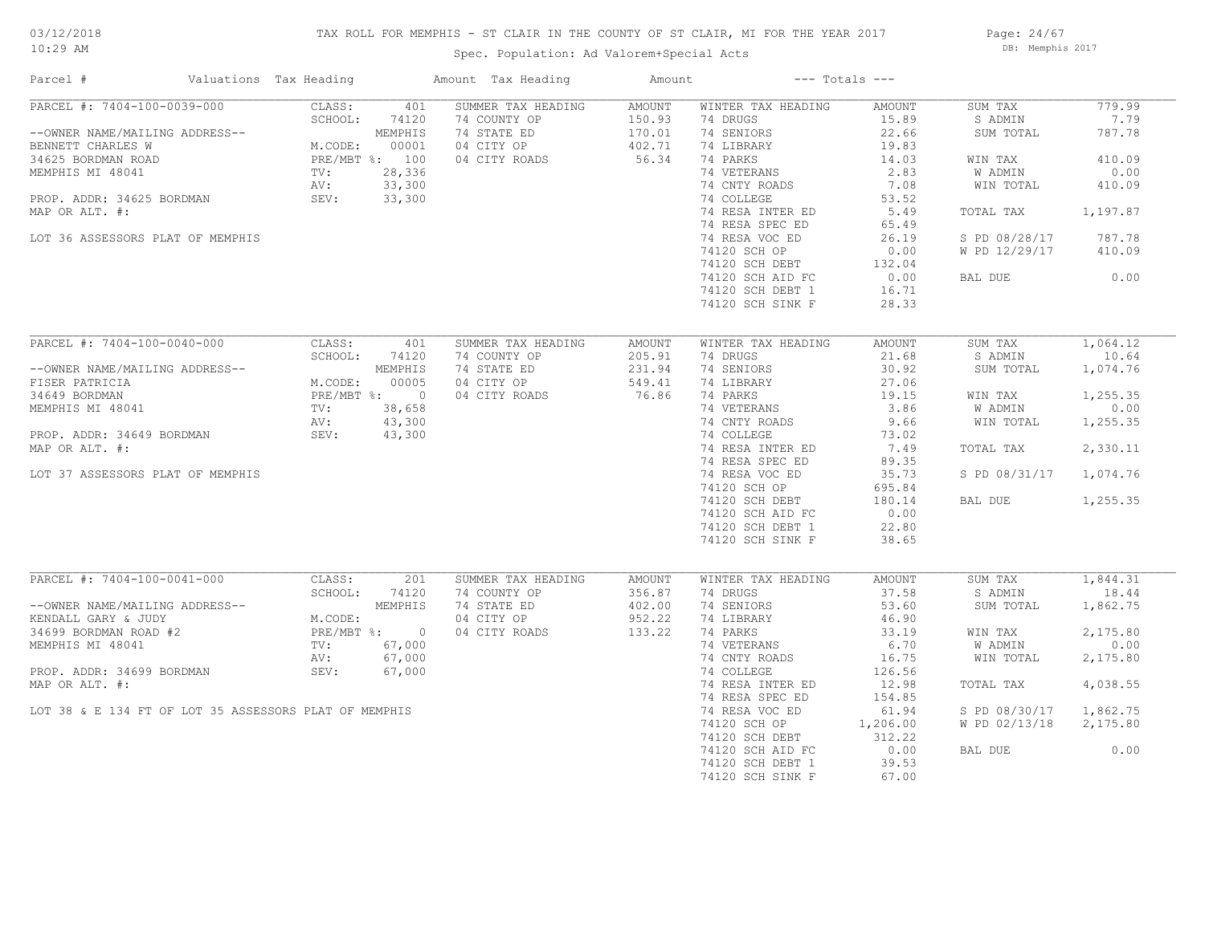# TAX ROLL FOR MEMPHIS - ST CLAIR IN THE COUNTY OF ST CLAIR, MI FOR THE YEAR 2017

03/12/2018
10:29 AM

Spec. Population: Ad Valorem+Special Acts

DB: Memphis 2017

| Parcel # | Valuations | Tax Heading | Amount | Tax Heading | Amount | --- Totals --- | |
|---|---|---|---|---|---|---|---|
| PARCEL #: 7404-100-0039-000 | CLASS: 401 | SUMMER TAX HEADING | AMOUNT | WINTER TAX HEADING | AMOUNT | SUM TAX | 779.99 |
| | SCHOOL: 74120 | 74 COUNTY OP | 150.93 | 74 DRUGS | 15.89 | S ADMIN | 7.79 |
| --OWNER NAME/MAILING ADDRESS-- | MEMPHIS | 74 STATE ED | 170.01 | 74 SENIORS | 22.66 | SUM TOTAL | 787.78 |
| BENNETT CHARLES W | M.CODE: 00001 | 04 CITY OP | 402.71 | 74 LIBRARY | 19.83 | | |
| 34625 BORDMAN ROAD | PRE/MBT %: 100 | 04 CITY ROADS | 56.34 | 74 PARKS | 14.03 | WIN TAX | 410.09 |
| MEMPHIS MI 48041 | TV: 28,336 | | | 74 VETERANS | 2.83 | W ADMIN | 0.00 |
| | AV: 33,300 | | | 74 CNTY ROADS | 7.08 | WIN TOTAL | 410.09 |
| PROP. ADDR: 34625 BORDMAN | SEV: 33,300 | | | 74 COLLEGE | 53.52 | | |
| MAP OR ALT. #: | | | | 74 RESA INTER ED | 5.49 | TOTAL TAX | 1,197.87 |
| | | | | 74 RESA SPEC ED | 65.49 | | |
| LOT 36 ASSESSORS PLAT OF MEMPHIS | | | | 74 RESA VOC ED | 26.19 | S PD 08/28/17 | 787.78 |
| | | | | 74120 SCH OP | 0.00 | W PD 12/29/17 | 410.09 |
| | | | | 74120 SCH DEBT | 132.04 | | |
| | | | | 74120 SCH AID FC | 0.00 | BAL DUE | 0.00 |
| | | | | 74120 SCH DEBT 1 | 16.71 | | |
| | | | | 74120 SCH SINK F | 28.33 | | |
| PARCEL #: 7404-100-0040-000 | CLASS: 401 | SUMMER TAX HEADING | AMOUNT | WINTER TAX HEADING | AMOUNT | SUM TAX | 1,064.12 |
| | SCHOOL: 74120 | 74 COUNTY OP | 205.91 | 74 DRUGS | 21.68 | S ADMIN | 10.64 |
| --OWNER NAME/MAILING ADDRESS-- | MEMPHIS | 74 STATE ED | 231.94 | 74 SENIORS | 30.92 | SUM TOTAL | 1,074.76 |
| FISER PATRICIA | M.CODE: 00005 | 04 CITY OP | 549.41 | 74 LIBRARY | 27.06 | | |
| 34649 BORDMAN | PRE/MBT %: 0 | 04 CITY ROADS | 76.86 | 74 PARKS | 19.15 | WIN TAX | 1,255.35 |
| MEMPHIS MI 48041 | TV: 38,658 | | | 74 VETERANS | 3.86 | W ADMIN | 0.00 |
| | AV: 43,300 | | | 74 CNTY ROADS | 9.66 | WIN TOTAL | 1,255.35 |
| PROP. ADDR: 34649 BORDMAN | SEV: 43,300 | | | 74 COLLEGE | 73.02 | | |
| MAP OR ALT. #: | | | | 74 RESA INTER ED | 7.49 | TOTAL TAX | 2,330.11 |
| | | | | 74 RESA SPEC ED | 89.35 | | |
| LOT 37 ASSESSORS PLAT OF MEMPHIS | | | | 74 RESA VOC ED | 35.73 | S PD 08/31/17 | 1,074.76 |
| | | | | 74120 SCH OP | 695.84 | | |
| | | | | 74120 SCH DEBT | 180.14 | BAL DUE | 1,255.35 |
| | | | | 74120 SCH AID FC | 0.00 | | |
| | | | | 74120 SCH DEBT 1 | 22.80 | | |
| | | | | 74120 SCH SINK F | 38.65 | | |
| PARCEL #: 7404-100-0041-000 | CLASS: 201 | SUMMER TAX HEADING | AMOUNT | WINTER TAX HEADING | AMOUNT | SUM TAX | 1,844.31 |
| | SCHOOL: 74120 | 74 COUNTY OP | 356.87 | 74 DRUGS | 37.58 | S ADMIN | 18.44 |
| --OWNER NAME/MAILING ADDRESS-- | MEMPHIS | 74 STATE ED | 402.00 | 74 SENIORS | 53.60 | SUM TOTAL | 1,862.75 |
| KENDALL GARY & JUDY | M.CODE: | 04 CITY OP | 952.22 | 74 LIBRARY | 46.90 | | |
| 34699 BORDMAN ROAD #2 | PRE/MBT %: 0 | 04 CITY ROADS | 133.22 | 74 PARKS | 33.19 | WIN TAX | 2,175.80 |
| MEMPHIS MI 48041 | TV: 67,000 | | | 74 VETERANS | 6.70 | W ADMIN | 0.00 |
| | AV: 67,000 | | | 74 CNTY ROADS | 16.75 | WIN TOTAL | 2,175.80 |
| PROP. ADDR: 34699 BORDMAN | SEV: 67,000 | | | 74 COLLEGE | 126.56 | | |
| MAP OR ALT. #: | | | | 74 RESA INTER ED | 12.98 | TOTAL TAX | 4,038.55 |
| | | | | 74 RESA SPEC ED | 154.85 | | |
| LOT 38 & E 134 FT OF LOT 35 ASSESSORS PLAT OF MEMPHIS | | | | 74 RESA VOC ED | 61.94 | S PD 08/30/17 | 1,862.75 |
| | | | | 74120 SCH OP | 1,206.00 | W PD 02/13/18 | 2,175.80 |
| | | | | 74120 SCH DEBT | 312.22 | | |
| | | | | 74120 SCH AID FC | 0.00 | BAL DUE | 0.00 |
| | | | | 74120 SCH DEBT 1 | 39.53 | | |
| | | | | 74120 SCH SINK F | 67.00 | | |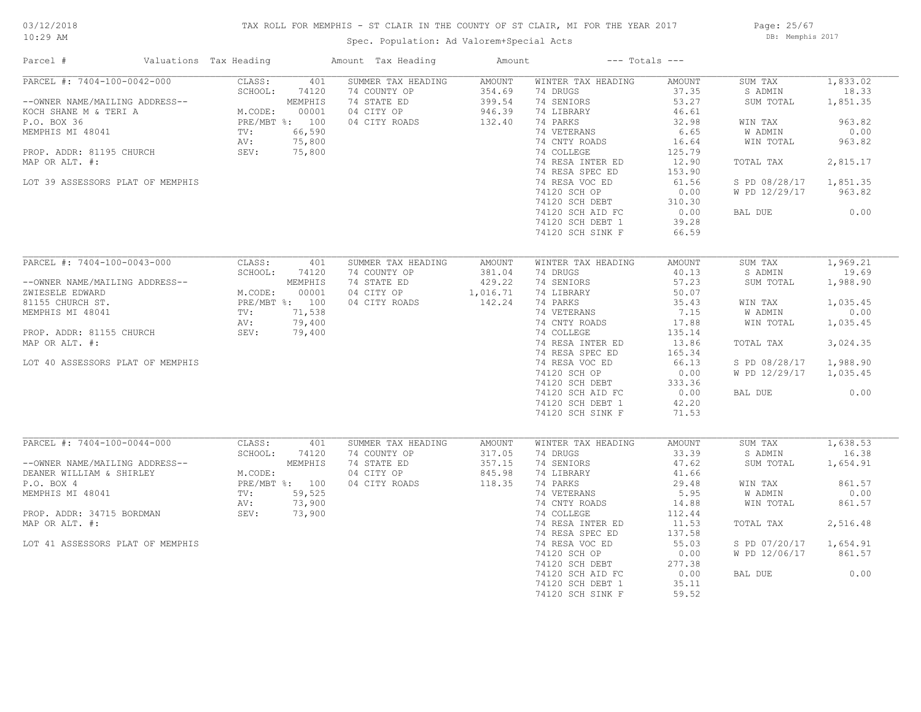03/12/2018
10:29 AM

# TAX ROLL FOR MEMPHIS - ST CLAIR IN THE COUNTY OF ST CLAIR, MI FOR THE YEAR 2017

DB: Memphis 2017

Spec. Population: Ad Valorem+Special Acts

| Parcel # | Valuations | Tax Heading | Amount | Tax Heading | Amount | --- Totals --- | |
|---|---|---|---|---|---|---|---|
| PARCEL #: 7404-100-0042-000 | CLASS: 401 | SUMMER TAX HEADING | AMOUNT | WINTER TAX HEADING | AMOUNT | SUM TAX | 1,833.02 |
| | SCHOOL: 74120 | 74 COUNTY OP | 354.69 | 74 DRUGS | 37.35 | S ADMIN | 18.33 |
| --OWNER NAME/MAILING ADDRESS-- | MEMPHIS | 74 STATE ED | 399.54 | 74 SENIORS | 53.27 | SUM TOTAL | 1,851.35 |
| KOCH SHANE M & TERI A | M.CODE: 00001 | 04 CITY OP | 946.39 | 74 LIBRARY | 46.61 | | |
| P.O. BOX 36 | PRE/MBT %: 100 | 04 CITY ROADS | 132.40 | 74 PARKS | 32.98 | WIN TAX | 963.82 |
| MEMPHIS MI 48041 | TV: 66,590 | | | 74 VETERANS | 6.65 | W ADMIN | 0.00 |
| | AV: 75,800 | | | 74 CNTY ROADS | 16.64 | WIN TOTAL | 963.82 |
| PROP. ADDR: 81195 CHURCH | SEV: 75,800 | | | 74 COLLEGE | 125.79 | | |
| MAP OR ALT. #: | | | | 74 RESA INTER ED | 12.90 | TOTAL TAX | 2,815.17 |
| | | | | 74 RESA SPEC ED | 153.90 | | |
| LOT 39 ASSESSORS PLAT OF MEMPHIS | | | | 74 RESA VOC ED | 61.56 | S PD 08/28/17 | 1,851.35 |
| | | | | 74120 SCH OP | 0.00 | W PD 12/29/17 | 963.82 |
| | | | | 74120 SCH DEBT | 310.30 | | |
| | | | | 74120 SCH AID FC | 0.00 | BAL DUE | 0.00 |
| | | | | 74120 SCH DEBT 1 | 39.28 | | |
| | | | | 74120 SCH SINK F | 66.59 | | |
| PARCEL #: 7404-100-0043-000 | CLASS: 401 | SUMMER TAX HEADING | AMOUNT | WINTER TAX HEADING | AMOUNT | SUM TAX | 1,969.21 |
| | SCHOOL: 74120 | 74 COUNTY OP | 381.04 | 74 DRUGS | 40.13 | S ADMIN | 19.69 |
| --OWNER NAME/MAILING ADDRESS-- | MEMPHIS | 74 STATE ED | 429.22 | 74 SENIORS | 57.23 | SUM TOTAL | 1,988.90 |
| ZWIESELE EDWARD | M.CODE: 00001 | 04 CITY OP | 1,016.71 | 74 LIBRARY | 50.07 | | |
| 81155 CHURCH ST. | PRE/MBT %: 100 | 04 CITY ROADS | 142.24 | 74 PARKS | 35.43 | WIN TAX | 1,035.45 |
| MEMPHIS MI 48041 | TV: 71,538 | | | 74 VETERANS | 7.15 | W ADMIN | 0.00 |
| | AV: 79,400 | | | 74 CNTY ROADS | 17.88 | WIN TOTAL | 1,035.45 |
| PROP. ADDR: 81155 CHURCH | SEV: 79,400 | | | 74 COLLEGE | 135.14 | | |
| MAP OR ALT. #: | | | | 74 RESA INTER ED | 13.86 | TOTAL TAX | 3,024.35 |
| | | | | 74 RESA SPEC ED | 165.34 | | |
| LOT 40 ASSESSORS PLAT OF MEMPHIS | | | | 74 RESA VOC ED | 66.13 | S PD 08/28/17 | 1,988.90 |
| | | | | 74120 SCH OP | 0.00 | W PD 12/29/17 | 1,035.45 |
| | | | | 74120 SCH DEBT | 333.36 | | |
| | | | | 74120 SCH AID FC | 0.00 | BAL DUE | 0.00 |
| | | | | 74120 SCH DEBT 1 | 42.20 | | |
| | | | | 74120 SCH SINK F | 71.53 | | |
| PARCEL #: 7404-100-0044-000 | CLASS: 401 | SUMMER TAX HEADING | AMOUNT | WINTER TAX HEADING | AMOUNT | SUM TAX | 1,638.53 |
| | SCHOOL: 74120 | 74 COUNTY OP | 317.05 | 74 DRUGS | 33.39 | S ADMIN | 16.38 |
| --OWNER NAME/MAILING ADDRESS-- | MEMPHIS | 74 STATE ED | 357.15 | 74 SENIORS | 47.62 | SUM TOTAL | 1,654.91 |
| DEANER WILLIAM & SHIRLEY | M.CODE: | 04 CITY OP | 845.98 | 74 LIBRARY | 41.66 | | |
| P.O. BOX 4 | PRE/MBT %: 100 | 04 CITY ROADS | 118.35 | 74 PARKS | 29.48 | WIN TAX | 861.57 |
| MEMPHIS MI 48041 | TV: 59,525 | | | 74 VETERANS | 5.95 | W ADMIN | 0.00 |
| | AV: 73,900 | | | 74 CNTY ROADS | 14.88 | WIN TOTAL | 861.57 |
| PROP. ADDR: 34715 BORDMAN | SEV: 73,900 | | | 74 COLLEGE | 112.44 | | |
| MAP OR ALT. #: | | | | 74 RESA INTER ED | 11.53 | TOTAL TAX | 2,516.48 |
| | | | | 74 RESA SPEC ED | 137.58 | | |
| LOT 41 ASSESSORS PLAT OF MEMPHIS | | | | 74 RESA VOC ED | 55.03 | S PD 07/20/17 | 1,654.91 |
| | | | | 74120 SCH OP | 0.00 | W PD 12/06/17 | 861.57 |
| | | | | 74120 SCH DEBT | 277.38 | | |
| | | | | 74120 SCH AID FC | 0.00 | BAL DUE | 0.00 |
| | | | | 74120 SCH DEBT 1 | 35.11 | | |
| | | | | 74120 SCH SINK F | 59.52 | | |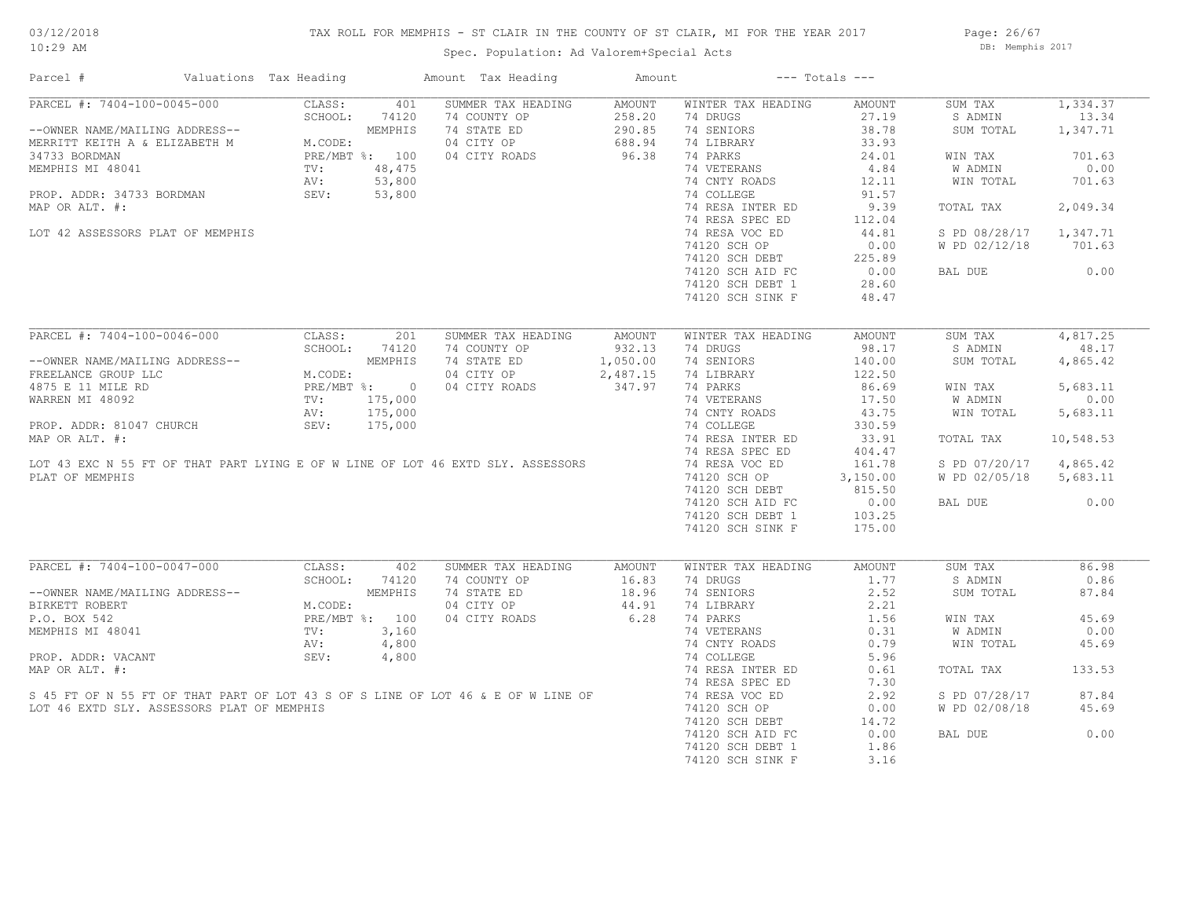# TAX ROLL FOR MEMPHIS - ST CLAIR IN THE COUNTY OF ST CLAIR, MI FOR THE YEAR 2017

Spec. Population: Ad Valorem+Special Acts

03/12/2018
10:29 AM

DB: Memphis 2017

| Parcel # | Valuations | Tax Heading | Amount | Tax Heading | Amount | --- Totals --- | |
|---|---|---|---|---|---|---|---|

## PARCEL #: 7404-100-0045-000

| Owner/Property | Valuations | Summer Tax Heading | Amount | Winter Tax Heading | Amount | Totals | |
|---|---|---|---|---|---|---|---|
| --OWNER NAME/MAILING ADDRESS-- | CLASS: 401 | 74 COUNTY OP | 258.20 | 74 DRUGS | 27.19 | SUM TAX | 1,334.37 |
| MERRITT KEITH A & ELIZABETH M | SCHOOL: 74120 MEMPHIS | 74 STATE ED | 290.85 | 74 SENIORS | 38.78 | S ADMIN | 13.34 |
| 34733 BORDMAN | M.CODE: | 04 CITY OP | 688.94 | 74 LIBRARY | 33.93 | SUM TOTAL | 1,347.71 |
| MEMPHIS MI 48041 | PRE/MBT %: 100 | 04 CITY ROADS | 96.38 | 74 PARKS | 24.01 | | |
| PROP. ADDR: 34733 BORDMAN | TV: 48,475 | | | 74 VETERANS | 4.84 | WIN TAX | 701.63 |
| MAP OR ALT. #: | AV: 53,800 | | | 74 CNTY ROADS | 12.11 | W ADMIN | 0.00 |
| | SEV: 53,800 | | | 74 COLLEGE | 91.57 | WIN TOTAL | 701.63 |
| | | | | 74 RESA INTER ED | 9.39 | | |
| | | | | 74 RESA SPEC ED | 112.04 | TOTAL TAX | 2,049.34 |
| | | | | 74 RESA VOC ED | 44.81 | | |
| | | | | 74120 SCH OP | 0.00 | S PD 08/28/17 | 1,347.71 |
| | | | | 74120 SCH DEBT | 225.89 | W PD 02/12/18 | 701.63 |
| | | | | 74120 SCH AID FC | 0.00 | | |
| | | | | 74120 SCH DEBT 1 | 28.60 | BAL DUE | 0.00 |
| | | | | 74120 SCH SINK F | 48.47 | | |

LOT 42 ASSESSORS PLAT OF MEMPHIS

## PARCEL #: 7404-100-0046-000

| Owner/Property | Valuations | Summer Tax Heading | Amount | Winter Tax Heading | Amount | Totals | |
|---|---|---|---|---|---|---|---|
| --OWNER NAME/MAILING ADDRESS-- | CLASS: 201 | 74 COUNTY OP | 932.13 | 74 DRUGS | 98.17 | SUM TAX | 4,817.25 |
| FREELANCE GROUP LLC | SCHOOL: 74120 MEMPHIS | 74 STATE ED | 1,050.00 | 74 SENIORS | 140.00 | S ADMIN | 48.17 |
| 4875 E 11 MILE RD | M.CODE: | 04 CITY OP | 2,487.15 | 74 LIBRARY | 122.50 | SUM TOTAL | 4,865.42 |
| WARREN MI 48092 | PRE/MBT %: 0 | 04 CITY ROADS | 347.97 | 74 PARKS | 86.69 | | |
| PROP. ADDR: 81047 CHURCH | TV: 175,000 | | | 74 VETERANS | 17.50 | WIN TAX | 5,683.11 |
| MAP OR ALT. #: | AV: 175,000 | | | 74 CNTY ROADS | 43.75 | W ADMIN | 0.00 |
| | SEV: 175,000 | | | 74 COLLEGE | 330.59 | WIN TOTAL | 5,683.11 |
| | | | | 74 RESA INTER ED | 33.91 | | |
| | | | | 74 RESA SPEC ED | 404.47 | TOTAL TAX | 10,548.53 |
| | | | | 74 RESA VOC ED | 161.78 | | |
| | | | | 74120 SCH OP | 3,150.00 | S PD 07/20/17 | 4,865.42 |
| | | | | 74120 SCH DEBT | 815.50 | W PD 02/05/18 | 5,683.11 |
| | | | | 74120 SCH AID FC | 0.00 | | |
| | | | | 74120 SCH DEBT 1 | 103.25 | BAL DUE | 0.00 |
| | | | | 74120 SCH SINK F | 175.00 | | |

LOT 43 EXC N 55 FT OF THAT PART LYING E OF W LINE OF LOT 46 EXTD SLY. ASSESSORS PLAT OF MEMPHIS

## PARCEL #: 7404-100-0047-000

| Owner/Property | Valuations | Summer Tax Heading | Amount | Winter Tax Heading | Amount | Totals | |
|---|---|---|---|---|---|---|---|
| --OWNER NAME/MAILING ADDRESS-- | CLASS: 402 | 74 COUNTY OP | 16.83 | 74 DRUGS | 1.77 | SUM TAX | 86.98 |
| BIRKETT ROBERT | SCHOOL: 74120 MEMPHIS | 74 STATE ED | 18.96 | 74 SENIORS | 2.52 | S ADMIN | 0.86 |
| P.O. BOX 542 | M.CODE: | 04 CITY OP | 44.91 | 74 LIBRARY | 2.21 | SUM TOTAL | 87.84 |
| MEMPHIS MI 48041 | PRE/MBT %: 100 | 04 CITY ROADS | 6.28 | 74 PARKS | 1.56 | | |
| PROP. ADDR: VACANT | TV: 3,160 | | | 74 VETERANS | 0.31 | WIN TAX | 45.69 |
| MAP OR ALT. #: | AV: 4,800 | | | 74 CNTY ROADS | 0.79 | W ADMIN | 0.00 |
| | SEV: 4,800 | | | 74 COLLEGE | 5.96 | WIN TOTAL | 45.69 |
| | | | | 74 RESA INTER ED | 0.61 | | |
| | | | | 74 RESA SPEC ED | 7.30 | TOTAL TAX | 133.53 |
| | | | | 74 RESA VOC ED | 2.92 | | |
| | | | | 74120 SCH OP | 0.00 | S PD 07/28/17 | 87.84 |
| | | | | 74120 SCH DEBT | 14.72 | W PD 02/08/18 | 45.69 |
| | | | | 74120 SCH AID FC | 0.00 | | |
| | | | | 74120 SCH DEBT 1 | 1.86 | BAL DUE | 0.00 |
| | | | | 74120 SCH SINK F | 3.16 | | |

S 45 FT OF N 55 FT OF THAT PART OF LOT 43 S OF S LINE OF LOT 46 & E OF W LINE OF LOT 46 EXTD SLY. ASSESSORS PLAT OF MEMPHIS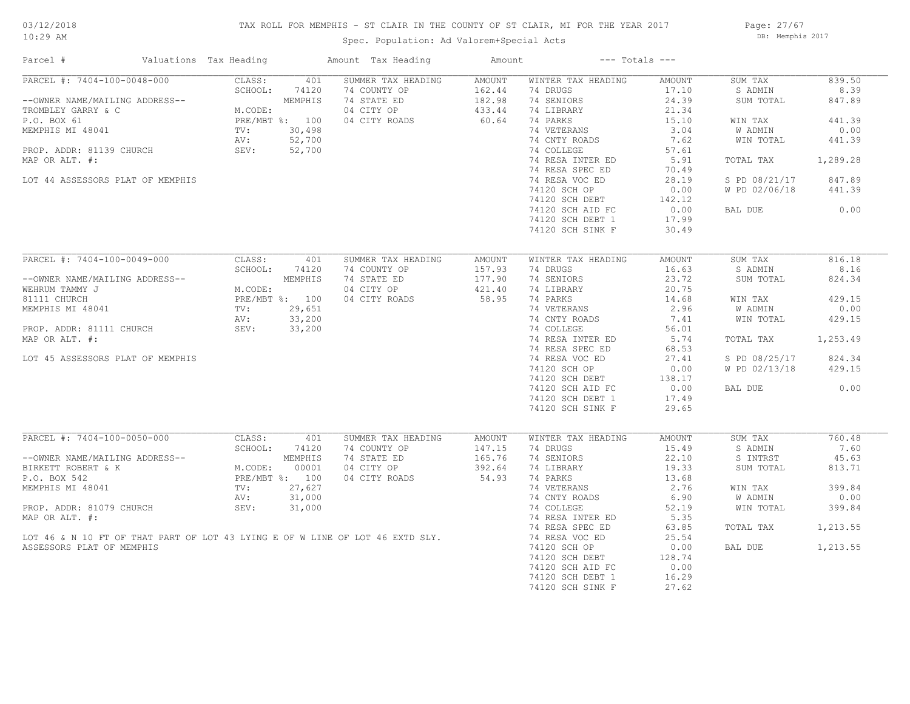# TAX ROLL FOR MEMPHIS - ST CLAIR IN THE COUNTY OF ST CLAIR, MI FOR THE YEAR 2017

03/12/2018
10:29 AM

Spec. Population: Ad Valorem+Special Acts

DB: Memphis 2017

| Parcel # | Valuations | Tax Heading | Amount | Tax Heading | Amount | --- Totals --- | |
|---|---|---|---|---|---|---|---|

## PARCEL #: 7404-100-0048-000

| Parcel Info | Valuations | Summer Tax Heading | Amount | Winter Tax Heading | Amount | Totals | |
|---|---|---|---|---|---|---|---|
| --OWNER NAME/MAILING ADDRESS-- | CLASS: 401 | SUMMER TAX HEADING | AMOUNT | WINTER TAX HEADING | AMOUNT | SUM TAX | 839.50 |
| TROMBLEY GARRY & C | SCHOOL: 74120 | 74 COUNTY OP | 162.44 | 74 DRUGS | 17.10 | S ADMIN | 8.39 |
| P.O. BOX 61 | MEMPHIS | 74 STATE ED | 182.98 | 74 SENIORS | 24.39 | SUM TOTAL | 847.89 |
| MEMPHIS MI 48041 | M.CODE: | 04 CITY OP | 433.44 | 74 LIBRARY | 21.34 | | |
| PROP. ADDR: 81139 CHURCH | PRE/MBT %: 100 | 04 CITY ROADS | 60.64 | 74 PARKS | 15.10 | WIN TAX | 441.39 |
| MAP OR ALT. #: | TV: 30,498 | | | 74 VETERANS | 3.04 | W ADMIN | 0.00 |
| LOT 44 ASSESSORS PLAT OF MEMPHIS | AV: 52,700 | | | 74 CNTY ROADS | 7.62 | WIN TOTAL | 441.39 |
| | SEV: 52,700 | | | 74 COLLEGE | 57.61 | | |
| | | | | 74 RESA INTER ED | 5.91 | TOTAL TAX | 1,289.28 |
| | | | | 74 RESA SPEC ED | 70.49 | | |
| | | | | 74 RESA VOC ED | 28.19 | S PD 08/21/17 | 847.89 |
| | | | | 74120 SCH OP | 0.00 | W PD 02/06/18 | 441.39 |
| | | | | 74120 SCH DEBT | 142.12 | | |
| | | | | 74120 SCH AID FC | 0.00 | BAL DUE | 0.00 |
| | | | | 74120 SCH DEBT 1 | 17.99 | | |
| | | | | 74120 SCH SINK F | 30.49 | | |

## PARCEL #: 7404-100-0049-000

| Parcel Info | Valuations | Summer Tax Heading | Amount | Winter Tax Heading | Amount | Totals | |
|---|---|---|---|---|---|---|---|
| --OWNER NAME/MAILING ADDRESS-- | CLASS: 401 | SUMMER TAX HEADING | AMOUNT | WINTER TAX HEADING | AMOUNT | SUM TAX | 816.18 |
| WEHRUM TAMMY J | SCHOOL: 74120 | 74 COUNTY OP | 157.93 | 74 DRUGS | 16.63 | S ADMIN | 8.16 |
| 81111 CHURCH | MEMPHIS | 74 STATE ED | 177.90 | 74 SENIORS | 23.72 | SUM TOTAL | 824.34 |
| MEMPHIS MI 48041 | M.CODE: | 04 CITY OP | 421.40 | 74 LIBRARY | 20.75 | | |
| PROP. ADDR: 81111 CHURCH | PRE/MBT %: 100 | 04 CITY ROADS | 58.95 | 74 PARKS | 14.68 | WIN TAX | 429.15 |
| MAP OR ALT. #: | TV: 29,651 | | | 74 VETERANS | 2.96 | W ADMIN | 0.00 |
| LOT 45 ASSESSORS PLAT OF MEMPHIS | AV: 33,200 | | | 74 CNTY ROADS | 7.41 | WIN TOTAL | 429.15 |
| | SEV: 33,200 | | | 74 COLLEGE | 56.01 | | |
| | | | | 74 RESA INTER ED | 5.74 | TOTAL TAX | 1,253.49 |
| | | | | 74 RESA SPEC ED | 68.53 | | |
| | | | | 74 RESA VOC ED | 27.41 | S PD 08/25/17 | 824.34 |
| | | | | 74120 SCH OP | 0.00 | W PD 02/13/18 | 429.15 |
| | | | | 74120 SCH DEBT | 138.17 | | |
| | | | | 74120 SCH AID FC | 0.00 | BAL DUE | 0.00 |
| | | | | 74120 SCH DEBT 1 | 17.49 | | |
| | | | | 74120 SCH SINK F | 29.65 | | |

## PARCEL #: 7404-100-0050-000

| Parcel Info | Valuations | Summer Tax Heading | Amount | Winter Tax Heading | Amount | Totals | |
|---|---|---|---|---|---|---|---|
| --OWNER NAME/MAILING ADDRESS-- | CLASS: 401 | SUMMER TAX HEADING | AMOUNT | WINTER TAX HEADING | AMOUNT | SUM TAX | 760.48 |
| BIRKETT ROBERT & K | SCHOOL: 74120 | 74 COUNTY OP | 147.15 | 74 DRUGS | 15.49 | S ADMIN | 7.60 |
| P.O. BOX 542 | MEMPHIS | 74 STATE ED | 165.76 | 74 SENIORS | 22.10 | S INTRST | 45.63 |
| MEMPHIS MI 48041 | M.CODE: 00001 | 04 CITY OP | 392.64 | 74 LIBRARY | 19.33 | SUM TOTAL | 813.71 |
| PROP. ADDR: 81079 CHURCH | PRE/MBT %: 100 | 04 CITY ROADS | 54.93 | 74 PARKS | 13.68 | | |
| MAP OR ALT. #: | TV: 27,627 | | | 74 VETERANS | 2.76 | WIN TAX | 399.84 |
| LOT 46 & N 10 FT OF THAT PART OF LOT 43 LYING E OF W LINE OF LOT 46 EXTD SLY. ASSESSORS PLAT OF MEMPHIS | AV: 31,000 | | | 74 CNTY ROADS | 6.90 | W ADMIN | 0.00 |
| | SEV: 31,000 | | | 74 COLLEGE | 52.19 | WIN TOTAL | 399.84 |
| | | | | 74 RESA INTER ED | 5.35 | | |
| | | | | 74 RESA SPEC ED | 63.85 | TOTAL TAX | 1,213.55 |
| | | | | 74 RESA VOC ED | 25.54 | | |
| | | | | 74120 SCH OP | 0.00 | BAL DUE | 1,213.55 |
| | | | | 74120 SCH DEBT | 128.74 | | |
| | | | | 74120 SCH AID FC | 0.00 | | |
| | | | | 74120 SCH DEBT 1 | 16.29 | | |
| | | | | 74120 SCH SINK F | 27.62 | | |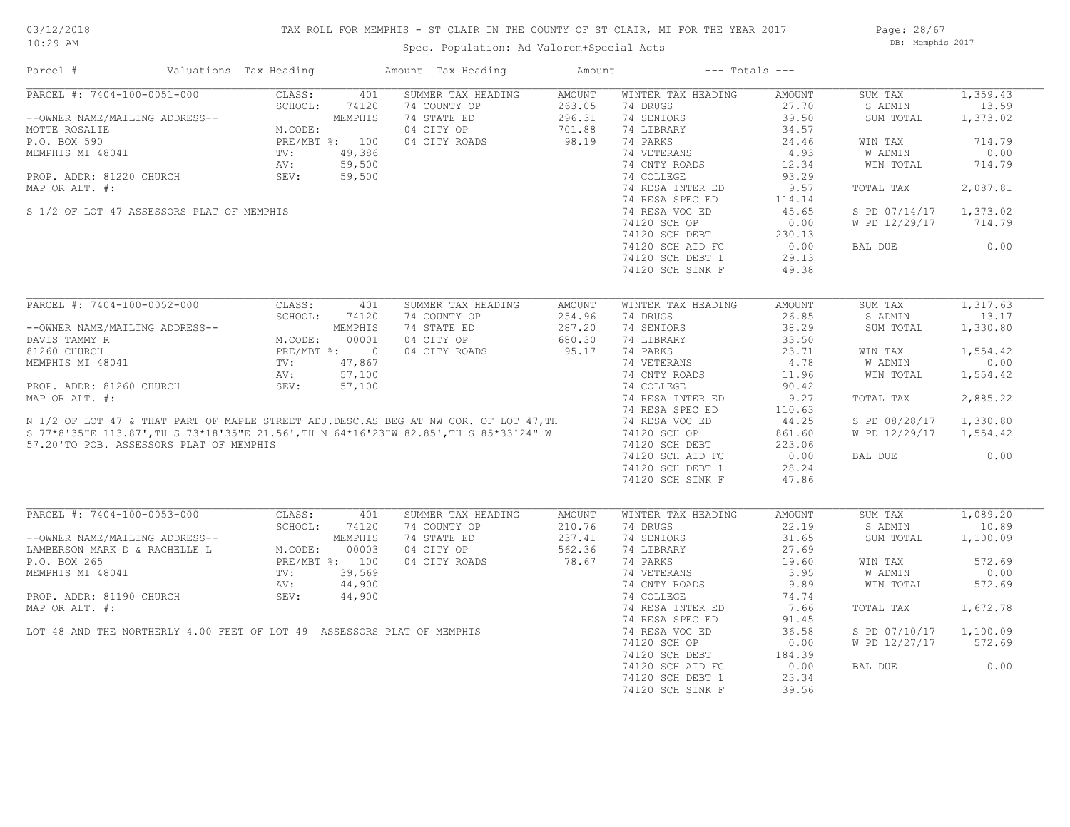TAX ROLL FOR MEMPHIS - ST CLAIR IN THE COUNTY OF ST CLAIR, MI FOR THE YEAR 2017

Spec. Population: Ad Valorem+Special Acts

| Parcel # | Valuations | Tax Heading | Amount | Tax Heading | Amount | --- Totals --- | |
|---|---|---|---|---|---|---|---|
| PARCEL #: 7404-100-0051-000 | CLASS: 401 | SUMMER TAX HEADING | AMOUNT | WINTER TAX HEADING | AMOUNT | SUM TAX | 1,359.43 |
| | SCHOOL: 74120 | 74 COUNTY OP | 263.05 | 74 DRUGS | 27.70 | S ADMIN | 13.59 |
| --OWNER NAME/MAILING ADDRESS-- | MEMPHIS | 74 STATE ED | 296.31 | 74 SENIORS | 39.50 | SUM TOTAL | 1,373.02 |
| MOTTE ROSALIE | M.CODE: | 04 CITY OP | 701.88 | 74 LIBRARY | 34.57 | | |
| P.O. BOX 590 | PRE/MBT %: 100 | 04 CITY ROADS | 98.19 | 74 PARKS | 24.46 | WIN TAX | 714.79 |
| MEMPHIS MI 48041 | TV: 49,386 | | | 74 VETERANS | 4.93 | W ADMIN | 0.00 |
| | AV: 59,500 | | | 74 CNTY ROADS | 12.34 | WIN TOTAL | 714.79 |
| PROP. ADDR: 81220 CHURCH | SEV: 59,500 | | | 74 COLLEGE | 93.29 | | |
| MAP OR ALT. #: | | | | 74 RESA INTER ED | 9.57 | TOTAL TAX | 2,087.81 |
| | | | | 74 RESA SPEC ED | 114.14 | | |
| S 1/2 OF LOT 47 ASSESSORS PLAT OF MEMPHIS | | | | 74 RESA VOC ED | 45.65 | S PD 07/14/17 | 1,373.02 |
| | | | | 74120 SCH OP | 0.00 | W PD 12/29/17 | 714.79 |
| | | | | 74120 SCH DEBT | 230.13 | | |
| | | | | 74120 SCH AID FC | 0.00 | BAL DUE | 0.00 |
| | | | | 74120 SCH DEBT 1 | 29.13 | | |
| | | | | 74120 SCH SINK F | 49.38 | | |

| Parcel # | Valuations | Tax Heading | Amount | Tax Heading | Amount | --- Totals --- | |
|---|---|---|---|---|---|---|---|
| PARCEL #: 7404-100-0052-000 | CLASS: 401 | SUMMER TAX HEADING | AMOUNT | WINTER TAX HEADING | AMOUNT | SUM TAX | 1,317.63 |
| | SCHOOL: 74120 | 74 COUNTY OP | 254.96 | 74 DRUGS | 26.85 | S ADMIN | 13.17 |
| --OWNER NAME/MAILING ADDRESS-- | MEMPHIS | 74 STATE ED | 287.20 | 74 SENIORS | 38.29 | SUM TOTAL | 1,330.80 |
| DAVIS TAMMY R | M.CODE: 00001 | 04 CITY OP | 680.30 | 74 LIBRARY | 33.50 | | |
| 81260 CHURCH | PRE/MBT %: 0 | 04 CITY ROADS | 95.17 | 74 PARKS | 23.71 | WIN TAX | 1,554.42 |
| MEMPHIS MI 48041 | TV: 47,867 | | | 74 VETERANS | 4.78 | W ADMIN | 0.00 |
| | AV: 57,100 | | | 74 CNTY ROADS | 11.96 | WIN TOTAL | 1,554.42 |
| PROP. ADDR: 81260 CHURCH | SEV: 57,100 | | | 74 COLLEGE | 90.42 | | |
| MAP OR ALT. #: | | | | 74 RESA INTER ED | 9.27 | TOTAL TAX | 2,885.22 |
| | | | | 74 RESA SPEC ED | 110.63 | | |
| N 1/2 OF LOT 47 & THAT PART OF MAPLE STREET ADJ.DESC.AS BEG AT NW COR. OF LOT 47,TH | | | | 74 RESA VOC ED | 44.25 | S PD 08/28/17 | 1,330.80 |
| S 77*8'35"E 113.87',TH S 73*18'35"E 21.56',TH N 64*16'23"W 82.85',TH S 85*33'24" W | | | | 74120 SCH OP | 861.60 | W PD 12/29/17 | 1,554.42 |
| 57.20'TO POB. ASSESSORS PLAT OF MEMPHIS | | | | 74120 SCH DEBT | 223.06 | | |
| | | | | 74120 SCH AID FC | 0.00 | BAL DUE | 0.00 |
| | | | | 74120 SCH DEBT 1 | 28.24 | | |
| | | | | 74120 SCH SINK F | 47.86 | | |

| Parcel # | Valuations | Tax Heading | Amount | Tax Heading | Amount | --- Totals --- | |
|---|---|---|---|---|---|---|---|
| PARCEL #: 7404-100-0053-000 | CLASS: 401 | SUMMER TAX HEADING | AMOUNT | WINTER TAX HEADING | AMOUNT | SUM TAX | 1,089.20 |
| | SCHOOL: 74120 | 74 COUNTY OP | 210.76 | 74 DRUGS | 22.19 | S ADMIN | 10.89 |
| --OWNER NAME/MAILING ADDRESS-- | MEMPHIS | 74 STATE ED | 237.41 | 74 SENIORS | 31.65 | SUM TOTAL | 1,100.09 |
| LAMBERSON MARK D & RACHELLE L | M.CODE: 00003 | 04 CITY OP | 562.36 | 74 LIBRARY | 27.69 | | |
| P.O. BOX 265 | PRE/MBT %: 100 | 04 CITY ROADS | 78.67 | 74 PARKS | 19.60 | WIN TAX | 572.69 |
| MEMPHIS MI 48041 | TV: 39,569 | | | 74 VETERANS | 3.95 | W ADMIN | 0.00 |
| | AV: 44,900 | | | 74 CNTY ROADS | 9.89 | WIN TOTAL | 572.69 |
| PROP. ADDR: 81190 CHURCH | SEV: 44,900 | | | 74 COLLEGE | 74.74 | | |
| MAP OR ALT. #: | | | | 74 RESA INTER ED | 7.66 | TOTAL TAX | 1,672.78 |
| | | | | 74 RESA SPEC ED | 91.45 | | |
| LOT 48 AND THE NORTHERLY 4.00 FEET OF LOT 49 ASSESSORS PLAT OF MEMPHIS | | | | 74 RESA VOC ED | 36.58 | S PD 07/10/17 | 1,100.09 |
| | | | | 74120 SCH OP | 0.00 | W PD 12/27/17 | 572.69 |
| | | | | 74120 SCH DEBT | 184.39 | | |
| | | | | 74120 SCH AID FC | 0.00 | BAL DUE | 0.00 |
| | | | | 74120 SCH DEBT 1 | 23.34 | | |
| | | | | 74120 SCH SINK F | 39.56 | | |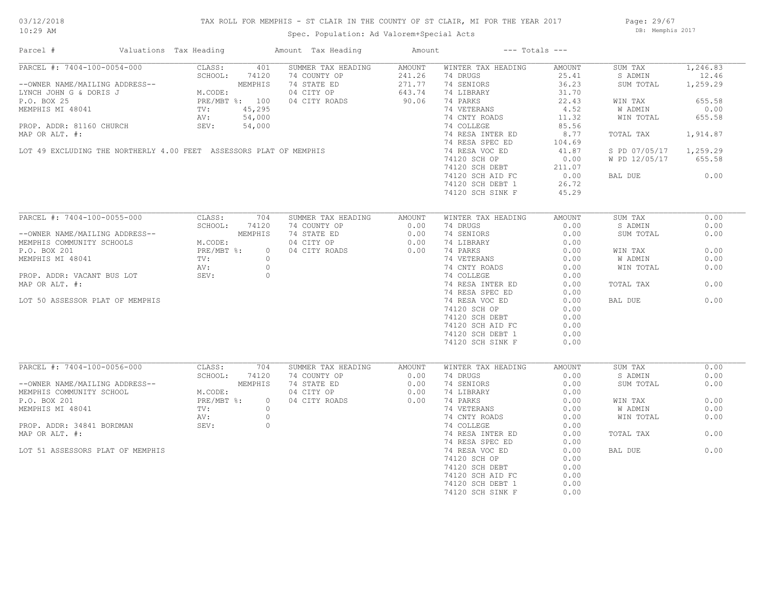# TAX ROLL FOR MEMPHIS - ST CLAIR IN THE COUNTY OF ST CLAIR, MI FOR THE YEAR 2017

Spec. Population: Ad Valorem+Special Acts

03/12/2018
10:29 AM

DB: Memphis 2017

| Parcel # | Valuations | Tax Heading | Amount | Tax Heading | Amount | --- Totals --- | |
|---|---|---|---|---|---|---|---|
| PARCEL #: 7404-100-0054-000 | CLASS: 401 | SUMMER TAX HEADING | AMOUNT | WINTER TAX HEADING | AMOUNT | SUM TAX | 1,246.83 |
| | SCHOOL: 74120 | 74 COUNTY OP | 241.26 | 74 DRUGS | 25.41 | S ADMIN | 12.46 |
| --OWNER NAME/MAILING ADDRESS-- | MEMPHIS | 74 STATE ED | 271.77 | 74 SENIORS | 36.23 | SUM TOTAL | 1,259.29 |
| LYNCH JOHN G & DORIS J | M.CODE: | 04 CITY OP | 643.74 | 74 LIBRARY | 31.70 | | |
| P.O. BOX 25 | PRE/MBT %: 100 | 04 CITY ROADS | 90.06 | 74 PARKS | 22.43 | WIN TAX | 655.58 |
| MEMPHIS MI 48041 | TV: 45,295 | | | 74 VETERANS | 4.52 | W ADMIN | 0.00 |
| | AV: 54,000 | | | 74 CNTY ROADS | 11.32 | WIN TOTAL | 655.58 |
| PROP. ADDR: 81160 CHURCH | SEV: 54,000 | | | 74 COLLEGE | 85.56 | | |
| MAP OR ALT. #: | | | | 74 RESA INTER ED | 8.77 | TOTAL TAX | 1,914.87 |
| | | | | 74 RESA SPEC ED | 104.69 | | |
| LOT 49 EXCLUDING THE NORTHERLY 4.00 FEET ASSESSORS PLAT OF MEMPHIS | | | | 74 RESA VOC ED | 41.87 | S PD 07/05/17 | 1,259.29 |
| | | | | 74120 SCH OP | 0.00 | W PD 12/05/17 | 655.58 |
| | | | | 74120 SCH DEBT | 211.07 | | |
| | | | | 74120 SCH AID FC | 0.00 | BAL DUE | 0.00 |
| | | | | 74120 SCH DEBT 1 | 26.72 | | |
| | | | | 74120 SCH SINK F | 45.29 | | |

| Parcel # | Valuations | Tax Heading | Amount | Tax Heading | Amount | --- Totals --- | |
|---|---|---|---|---|---|---|---|
| PARCEL #: 7404-100-0055-000 | CLASS: 704 | SUMMER TAX HEADING | AMOUNT | WINTER TAX HEADING | AMOUNT | SUM TAX | 0.00 |
| | SCHOOL: 74120 | 74 COUNTY OP | 0.00 | 74 DRUGS | 0.00 | S ADMIN | 0.00 |
| --OWNER NAME/MAILING ADDRESS-- | MEMPHIS | 74 STATE ED | 0.00 | 74 SENIORS | 0.00 | SUM TOTAL | 0.00 |
| MEMPHIS COMMUNITY SCHOOLS | M.CODE: | 04 CITY OP | 0.00 | 74 LIBRARY | 0.00 | | |
| P.O. BOX 201 | PRE/MBT %: 0 | 04 CITY ROADS | 0.00 | 74 PARKS | 0.00 | WIN TAX | 0.00 |
| MEMPHIS MI 48041 | TV: 0 | | | 74 VETERANS | 0.00 | W ADMIN | 0.00 |
| | AV: 0 | | | 74 CNTY ROADS | 0.00 | WIN TOTAL | 0.00 |
| PROP. ADDR: VACANT BUS LOT | SEV: 0 | | | 74 COLLEGE | 0.00 | | |
| MAP OR ALT. #: | | | | 74 RESA INTER ED | 0.00 | TOTAL TAX | 0.00 |
| | | | | 74 RESA SPEC ED | 0.00 | | |
| LOT 50 ASSESSOR PLAT OF MEMPHIS | | | | 74 RESA VOC ED | 0.00 | BAL DUE | 0.00 |
| | | | | 74120 SCH OP | 0.00 | | |
| | | | | 74120 SCH DEBT | 0.00 | | |
| | | | | 74120 SCH AID FC | 0.00 | | |
| | | | | 74120 SCH DEBT 1 | 0.00 | | |
| | | | | 74120 SCH SINK F | 0.00 | | |

| Parcel # | Valuations | Tax Heading | Amount | Tax Heading | Amount | --- Totals --- | |
|---|---|---|---|---|---|---|---|
| PARCEL #: 7404-100-0056-000 | CLASS: 704 | SUMMER TAX HEADING | AMOUNT | WINTER TAX HEADING | AMOUNT | SUM TAX | 0.00 |
| | SCHOOL: 74120 | 74 COUNTY OP | 0.00 | 74 DRUGS | 0.00 | S ADMIN | 0.00 |
| --OWNER NAME/MAILING ADDRESS-- | MEMPHIS | 74 STATE ED | 0.00 | 74 SENIORS | 0.00 | SUM TOTAL | 0.00 |
| MEMPHIS COMMUNITY SCHOOL | M.CODE: | 04 CITY OP | 0.00 | 74 LIBRARY | 0.00 | | |
| P.O. BOX 201 | PRE/MBT %: 0 | 04 CITY ROADS | 0.00 | 74 PARKS | 0.00 | WIN TAX | 0.00 |
| MEMPHIS MI 48041 | TV: 0 | | | 74 VETERANS | 0.00 | W ADMIN | 0.00 |
| | AV: 0 | | | 74 CNTY ROADS | 0.00 | WIN TOTAL | 0.00 |
| PROP. ADDR: 34841 BORDMAN | SEV: 0 | | | 74 COLLEGE | 0.00 | | |
| MAP OR ALT. #: | | | | 74 RESA INTER ED | 0.00 | TOTAL TAX | 0.00 |
| | | | | 74 RESA SPEC ED | 0.00 | | |
| LOT 51 ASSESSORS PLAT OF MEMPHIS | | | | 74 RESA VOC ED | 0.00 | BAL DUE | 0.00 |
| | | | | 74120 SCH OP | 0.00 | | |
| | | | | 74120 SCH DEBT | 0.00 | | |
| | | | | 74120 SCH AID FC | 0.00 | | |
| | | | | 74120 SCH DEBT 1 | 0.00 | | |
| | | | | 74120 SCH SINK F | 0.00 | | |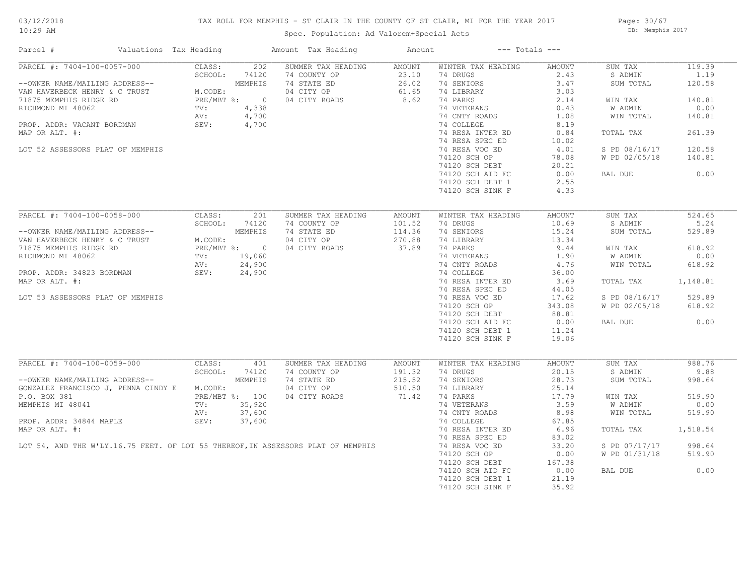03/12/2018
10:29 AM

TAX ROLL FOR MEMPHIS - ST CLAIR IN THE COUNTY OF ST CLAIR, MI FOR THE YEAR 2017

Spec. Population: Ad Valorem+Special Acts

DB: Memphis 2017

| Parcel # | Valuations | Tax Heading | Amount | Tax Heading | Amount | --- Totals --- | | | |
|---|---|---|---|---|---|---|---|---|---|
| PARCEL #: 7404-100-0057-000 | CLASS: | 202 | SUMMER TAX HEADING | AMOUNT | WINTER TAX HEADING | AMOUNT | SUM TAX | 119.39 |
| | SCHOOL: | 74120 | 74 COUNTY OP | 23.10 | 74 DRUGS | 2.43 | S ADMIN | 1.19 |
| --OWNER NAME/MAILING ADDRESS-- | | MEMPHIS | 74 STATE ED | 26.02 | 74 SENIORS | 3.47 | SUM TOTAL | 120.58 |
| VAN HAVERBECK HENRY & C TRUST | M.CODE: | | 04 CITY OP | 61.65 | 74 LIBRARY | 3.03 | | |
| 71875 MEMPHIS RIDGE RD | PRE/MBT %: | 0 | 04 CITY ROADS | 8.62 | 74 PARKS | 2.14 | WIN TAX | 140.81 |
| RICHMOND MI 48062 | TV: | 4,338 | | | 74 VETERANS | 0.43 | W ADMIN | 0.00 |
| | AV: | 4,700 | | | 74 CNTY ROADS | 1.08 | WIN TOTAL | 140.81 |
| PROP. ADDR: VACANT BORDMAN | SEV: | 4,700 | | | 74 COLLEGE | 8.19 | | |
| MAP OR ALT. #: | | | | | 74 RESA INTER ED | 0.84 | TOTAL TAX | 261.39 |
| | | | | | 74 RESA SPEC ED | 10.02 | | |
| LOT 52 ASSESSORS PLAT OF MEMPHIS | | | | | 74 RESA VOC ED | 4.01 | S PD 08/16/17 | 120.58 |
| | | | | | 74120 SCH OP | 78.08 | W PD 02/05/18 | 140.81 |
| | | | | | 74120 SCH DEBT | 20.21 | | |
| | | | | | 74120 SCH AID FC | 0.00 | BAL DUE | 0.00 |
| | | | | | 74120 SCH DEBT 1 | 2.55 | | |
| | | | | | 74120 SCH SINK F | 4.33 | | |

| Parcel # | Valuations | Tax Heading | Amount | Tax Heading | Amount | --- Totals --- | | | |
|---|---|---|---|---|---|---|---|---|---|
| PARCEL #: 7404-100-0058-000 | CLASS: | 201 | SUMMER TAX HEADING | AMOUNT | WINTER TAX HEADING | AMOUNT | SUM TAX | 524.65 |
| | SCHOOL: | 74120 | 74 COUNTY OP | 101.52 | 74 DRUGS | 10.69 | S ADMIN | 5.24 |
| --OWNER NAME/MAILING ADDRESS-- | | MEMPHIS | 74 STATE ED | 114.36 | 74 SENIORS | 15.24 | SUM TOTAL | 529.89 |
| VAN HAVERBECK HENRY & C TRUST | M.CODE: | | 04 CITY OP | 270.88 | 74 LIBRARY | 13.34 | | |
| 71875 MEMPHIS RIDGE RD | PRE/MBT %: | 0 | 04 CITY ROADS | 37.89 | 74 PARKS | 9.44 | WIN TAX | 618.92 |
| RICHMOND MI 48062 | TV: | 19,060 | | | 74 VETERANS | 1.90 | W ADMIN | 0.00 |
| | AV: | 24,900 | | | 74 CNTY ROADS | 4.76 | WIN TOTAL | 618.92 |
| PROP. ADDR: 34823 BORDMAN | SEV: | 24,900 | | | 74 COLLEGE | 36.00 | | |
| MAP OR ALT. #: | | | | | 74 RESA INTER ED | 3.69 | TOTAL TAX | 1,148.81 |
| | | | | | 74 RESA SPEC ED | 44.05 | | |
| LOT 53 ASSESSORS PLAT OF MEMPHIS | | | | | 74 RESA VOC ED | 17.62 | S PD 08/16/17 | 529.89 |
| | | | | | 74120 SCH OP | 343.08 | W PD 02/05/18 | 618.92 |
| | | | | | 74120 SCH DEBT | 88.81 | | |
| | | | | | 74120 SCH AID FC | 0.00 | BAL DUE | 0.00 |
| | | | | | 74120 SCH DEBT 1 | 11.24 | | |
| | | | | | 74120 SCH SINK F | 19.06 | | |

| Parcel # | Valuations | Tax Heading | Amount | Tax Heading | Amount | --- Totals --- | | | |
|---|---|---|---|---|---|---|---|---|---|
| PARCEL #: 7404-100-0059-000 | CLASS: | 401 | SUMMER TAX HEADING | AMOUNT | WINTER TAX HEADING | AMOUNT | SUM TAX | 988.76 |
| | SCHOOL: | 74120 | 74 COUNTY OP | 191.32 | 74 DRUGS | 20.15 | S ADMIN | 9.88 |
| --OWNER NAME/MAILING ADDRESS-- | | MEMPHIS | 74 STATE ED | 215.52 | 74 SENIORS | 28.73 | SUM TOTAL | 998.64 |
| GONZALEZ FRANCISCO J, PENNA CINDY E | M.CODE: | | 04 CITY OP | 510.50 | 74 LIBRARY | 25.14 | | |
| P.O. BOX 381 | PRE/MBT %: | 100 | 04 CITY ROADS | 71.42 | 74 PARKS | 17.79 | WIN TAX | 519.90 |
| MEMPHIS MI 48041 | TV: | 35,920 | | | 74 VETERANS | 3.59 | W ADMIN | 0.00 |
| | AV: | 37,600 | | | 74 CNTY ROADS | 8.98 | WIN TOTAL | 519.90 |
| PROP. ADDR: 34844 MAPLE | SEV: | 37,600 | | | 74 COLLEGE | 67.85 | | |
| MAP OR ALT. #: | | | | | 74 RESA INTER ED | 6.96 | TOTAL TAX | 1,518.54 |
| | | | | | 74 RESA SPEC ED | 83.02 | | |
| LOT 54, AND THE W'LY.16.75 FEET. OF LOT 55 THEREOF,IN ASSESSORS PLAT OF MEMPHIS | | | | | 74 RESA VOC ED | 33.20 | S PD 07/17/17 | 998.64 |
| | | | | | 74120 SCH OP | 0.00 | W PD 01/31/18 | 519.90 |
| | | | | | 74120 SCH DEBT | 167.38 | | |
| | | | | | 74120 SCH AID FC | 0.00 | BAL DUE | 0.00 |
| | | | | | 74120 SCH DEBT 1 | 21.19 | | |
| | | | | | 74120 SCH SINK F | 35.92 | | |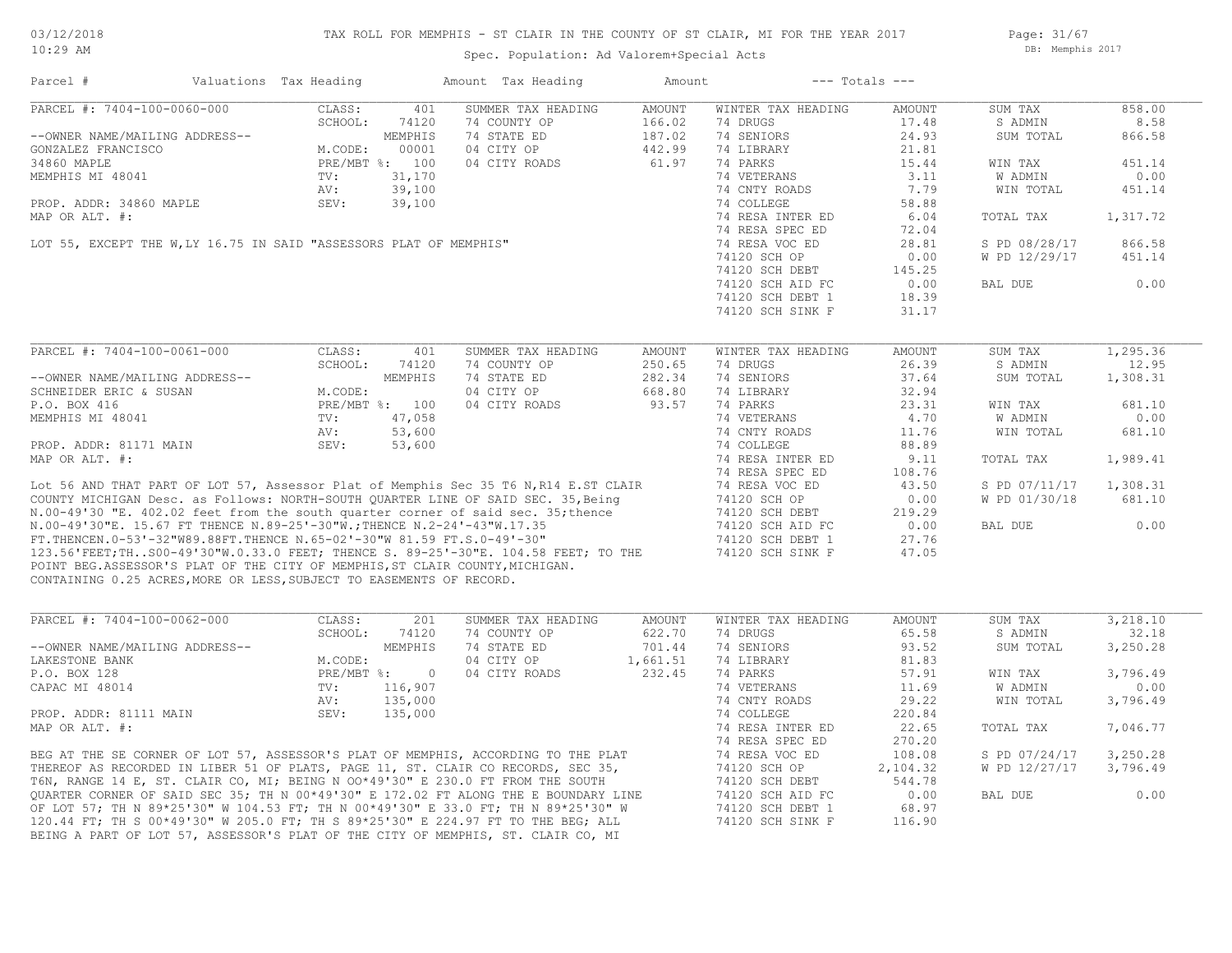# TAX ROLL FOR MEMPHIS - ST CLAIR IN THE COUNTY OF ST CLAIR, MI FOR THE YEAR 2017

Spec. Population: Ad Valorem+Special Acts

03/12/2018 10:29 AM — DB: Memphis 2017

| Parcel # | Valuations | Tax Heading | Amount | Tax Heading | Amount | --- Totals --- | |
|---|---|---|---|---|---|---|---|

## PARCEL #: 7404-100-0060-000

| | | SUMMER TAX HEADING | AMOUNT | WINTER TAX HEADING | AMOUNT | | |
|---|---|---|---|---|---|---|---|
| CLASS: | 401 | | | | | SUM TAX | 858.00 |
| SCHOOL: | 74120 | 74 COUNTY OP | 166.02 | 74 DRUGS | 17.48 | S ADMIN | 8.58 |
| | MEMPHIS | 74 STATE ED | 187.02 | 74 SENIORS | 24.93 | SUM TOTAL | 866.58 |
| M.CODE: | 00001 | 04 CITY OP | 442.99 | 74 LIBRARY | 21.81 | | |
| PRE/MBT %: | 100 | 04 CITY ROADS | 61.97 | 74 PARKS | 15.44 | WIN TAX | 451.14 |
| TV: | 31,170 | | | 74 VETERANS | 3.11 | W ADMIN | 0.00 |
| AV: | 39,100 | | | 74 CNTY ROADS | 7.79 | WIN TOTAL | 451.14 |
| SEV: | 39,100 | | | 74 COLLEGE | 58.88 | | |
| | | | | 74 RESA INTER ED | 6.04 | TOTAL TAX | 1,317.72 |
| | | | | 74 RESA SPEC ED | 72.04 | | |
| | | | | 74 RESA VOC ED | 28.81 | S PD 08/28/17 | 866.58 |
| | | | | 74120 SCH OP | 0.00 | W PD 12/29/17 | 451.14 |
| | | | | 74120 SCH DEBT | 145.25 | | |
| | | | | 74120 SCH AID FC | 0.00 | BAL DUE | 0.00 |
| | | | | 74120 SCH DEBT 1 | 18.39 | | |
| | | | | 74120 SCH SINK F | 31.17 | | |

--OWNER NAME/MAILING ADDRESS--
GONZALEZ FRANCISCO
34860 MAPLE
MEMPHIS MI 48041

PROP. ADDR: 34860 MAPLE
MAP OR ALT. #:

LOT 55, EXCEPT THE W,LY 16.75 IN SAID "ASSESSORS PLAT OF MEMPHIS"

## PARCEL #: 7404-100-0061-000

| | | SUMMER TAX HEADING | AMOUNT | WINTER TAX HEADING | AMOUNT | | |
|---|---|---|---|---|---|---|---|
| CLASS: | 401 | | | | | SUM TAX | 1,295.36 |
| SCHOOL: | 74120 | 74 COUNTY OP | 250.65 | 74 DRUGS | 26.39 | S ADMIN | 12.95 |
| | MEMPHIS | 74 STATE ED | 282.34 | 74 SENIORS | 37.64 | SUM TOTAL | 1,308.31 |
| M.CODE: | | 04 CITY OP | 668.80 | 74 LIBRARY | 32.94 | | |
| PRE/MBT %: | 100 | 04 CITY ROADS | 93.57 | 74 PARKS | 23.31 | WIN TAX | 681.10 |
| TV: | 47,058 | | | 74 VETERANS | 4.70 | W ADMIN | 0.00 |
| AV: | 53,600 | | | 74 CNTY ROADS | 11.76 | WIN TOTAL | 681.10 |
| SEV: | 53,600 | | | 74 COLLEGE | 88.89 | | |
| | | | | 74 RESA INTER ED | 9.11 | TOTAL TAX | 1,989.41 |
| | | | | 74 RESA SPEC ED | 108.76 | | |
| | | | | 74 RESA VOC ED | 43.50 | S PD 07/11/17 | 1,308.31 |
| | | | | 74120 SCH OP | 0.00 | W PD 01/30/18 | 681.10 |
| | | | | 74120 SCH DEBT | 219.29 | | |
| | | | | 74120 SCH AID FC | 0.00 | BAL DUE | 0.00 |
| | | | | 74120 SCH DEBT 1 | 27.76 | | |
| | | | | 74120 SCH SINK F | 47.05 | | |

--OWNER NAME/MAILING ADDRESS--
SCHNEIDER ERIC & SUSAN
P.O. BOX 416
MEMPHIS MI 48041

PROP. ADDR: 81171 MAIN
MAP OR ALT. #:

Lot 56 AND THAT PART OF LOT 57, Assessor Plat of Memphis Sec 35 T6 N,R14 E.ST CLAIR COUNTY MICHIGAN Desc. as Follows: NORTH-SOUTH QUARTER LINE OF SAID SEC. 35,Being N.00-49'30 "E. 402.02 feet from the south quarter corner of said sec. 35;thence N.00-49'30"E. 15.67 FT THENCE N.89-25'-30"W.;THENCE N.2-24'-43"W.17.35 FT.THENCEN.0-53'-32"W89.88FT.THENCE N.65-02'-30"W 81.59 FT.S.0-49'-30" 123.56'FEET;TH..S00-49'30"W.0.33.0 FEET; THENCE S. 89-25'-30"E. 104.58 FEET; TO THE POINT BEG.ASSESSOR'S PLAT OF THE CITY OF MEMPHIS,ST CLAIR COUNTY,MICHIGAN. CONTAINING 0.25 ACRES,MORE OR LESS,SUBJECT TO EASEMENTS OF RECORD.

## PARCEL #: 7404-100-0062-000

| | | SUMMER TAX HEADING | AMOUNT | WINTER TAX HEADING | AMOUNT | | |
|---|---|---|---|---|---|---|---|
| CLASS: | 201 | | | | | SUM TAX | 3,218.10 |
| SCHOOL: | 74120 | 74 COUNTY OP | 622.70 | 74 DRUGS | 65.58 | S ADMIN | 32.18 |
| | MEMPHIS | 74 STATE ED | 701.44 | 74 SENIORS | 93.52 | SUM TOTAL | 3,250.28 |
| M.CODE: | | 04 CITY OP | 1,661.51 | 74 LIBRARY | 81.83 | | |
| PRE/MBT %: | 0 | 04 CITY ROADS | 232.45 | 74 PARKS | 57.91 | WIN TAX | 3,796.49 |
| TV: | 116,907 | | | 74 VETERANS | 11.69 | W ADMIN | 0.00 |
| AV: | 135,000 | | | 74 CNTY ROADS | 29.22 | WIN TOTAL | 3,796.49 |
| SEV: | 135,000 | | | 74 COLLEGE | 220.84 | | |
| | | | | 74 RESA INTER ED | 22.65 | TOTAL TAX | 7,046.77 |
| | | | | 74 RESA SPEC ED | 270.20 | | |
| | | | | 74 RESA VOC ED | 108.08 | S PD 07/24/17 | 3,250.28 |
| | | | | 74120 SCH OP | 2,104.32 | W PD 12/27/17 | 3,796.49 |
| | | | | 74120 SCH DEBT | 544.78 | | |
| | | | | 74120 SCH AID FC | 0.00 | BAL DUE | 0.00 |
| | | | | 74120 SCH DEBT 1 | 68.97 | | |
| | | | | 74120 SCH SINK F | 116.90 | | |

--OWNER NAME/MAILING ADDRESS--
LAKESTONE BANK
P.O. BOX 128
CAPAC MI 48014

PROP. ADDR: 81111 MAIN
MAP OR ALT. #:

BEG AT THE SE CORNER OF LOT 57, ASSESSOR'S PLAT OF MEMPHIS, ACCORDING TO THE PLAT THEREOF AS RECORDED IN LIBER 51 OF PLATS, PAGE 11, ST. CLAIR CO RECORDS, SEC 35, T6N, RANGE 14 E, ST. CLAIR CO, MI; BEING N OO*49'30" E 230.0 FT FROM THE SOUTH QUARTER CORNER OF SAID SEC 35; TH N 00*49'30" E 172.02 FT ALONG THE E BOUNDARY LINE OF LOT 57; TH N 89*25'30" W 104.53 FT; TH N 00*49'30" E 33.0 FT; TH N 89*25'30" W 120.44 FT; TH S 00*49'30" W 205.0 FT; TH S 89*25'30" E 224.97 FT TO THE BEG; ALL BEING A PART OF LOT 57, ASSESSOR'S PLAT OF THE CITY OF MEMPHIS, ST. CLAIR CO, MI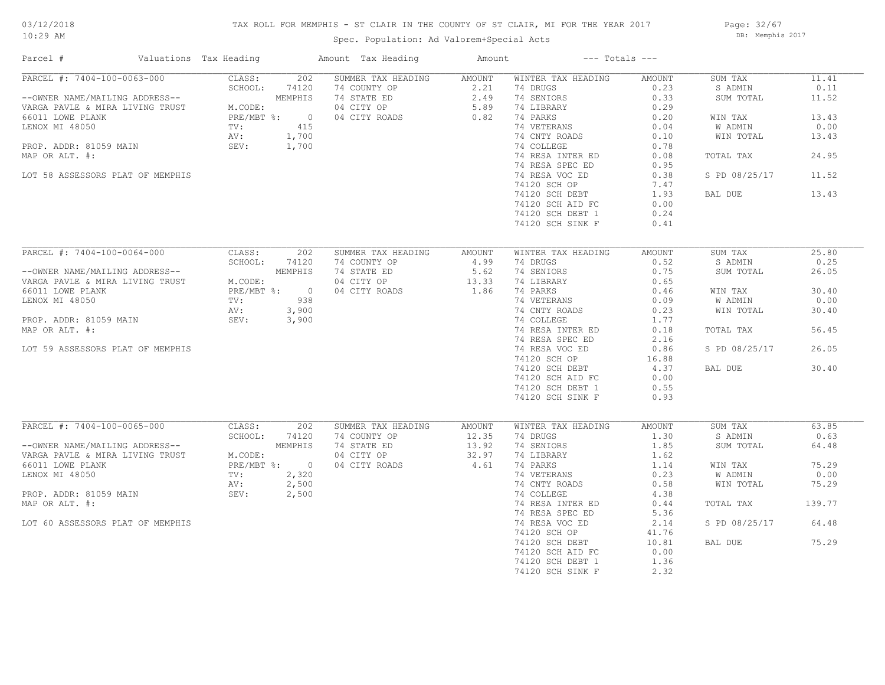# TAX ROLL FOR MEMPHIS - ST CLAIR IN THE COUNTY OF ST CLAIR, MI FOR THE YEAR 2017

Spec. Population: Ad Valorem+Special Acts

03/12/2018 10:29 AM — DB: Memphis 2017

| Parcel # | Valuations Tax Heading | | Amount Tax Heading | Amount | --- Totals --- | | | |
|---|---|---|---|---|---|---|---|---|
| PARCEL #: 7404-100-0063-000 | CLASS: | 202 | SUMMER TAX HEADING | AMOUNT | WINTER TAX HEADING | AMOUNT | SUM TAX | 11.41 |
| | SCHOOL: | 74120 | 74 COUNTY OP | 2.21 | 74 DRUGS | 0.23 | S ADMIN | 0.11 |
| --OWNER NAME/MAILING ADDRESS-- | | MEMPHIS | 74 STATE ED | 2.49 | 74 SENIORS | 0.33 | SUM TOTAL | 11.52 |
| VARGA PAVLE & MIRA LIVING TRUST | M.CODE: | | 04 CITY OP | 5.89 | 74 LIBRARY | 0.29 | | |
| 66011 LOWE PLANK | PRE/MBT %: | 0 | 04 CITY ROADS | 0.82 | 74 PARKS | 0.20 | WIN TAX | 13.43 |
| LENOX MI 48050 | TV: | 415 | | | 74 VETERANS | 0.04 | W ADMIN | 0.00 |
| | AV: | 1,700 | | | 74 CNTY ROADS | 0.10 | WIN TOTAL | 13.43 |
| PROP. ADDR: 81059 MAIN | SEV: | 1,700 | | | 74 COLLEGE | 0.78 | | |
| MAP OR ALT. #: | | | | | 74 RESA INTER ED | 0.08 | TOTAL TAX | 24.95 |
| | | | | | 74 RESA SPEC ED | 0.95 | | |
| LOT 58 ASSESSORS PLAT OF MEMPHIS | | | | | 74 RESA VOC ED | 0.38 | S PD 08/25/17 | 11.52 |
| | | | | | 74120 SCH OP | 7.47 | | |
| | | | | | 74120 SCH DEBT | 1.93 | BAL DUE | 13.43 |
| | | | | | 74120 SCH AID FC | 0.00 | | |
| | | | | | 74120 SCH DEBT 1 | 0.24 | | |
| | | | | | 74120 SCH SINK F | 0.41 | | |
| PARCEL #: 7404-100-0064-000 | CLASS: | 202 | SUMMER TAX HEADING | AMOUNT | WINTER TAX HEADING | AMOUNT | SUM TAX | 25.80 |
| | SCHOOL: | 74120 | 74 COUNTY OP | 4.99 | 74 DRUGS | 0.52 | S ADMIN | 0.25 |
| --OWNER NAME/MAILING ADDRESS-- | | MEMPHIS | 74 STATE ED | 5.62 | 74 SENIORS | 0.75 | SUM TOTAL | 26.05 |
| VARGA PAVLE & MIRA LIVING TRUST | M.CODE: | | 04 CITY OP | 13.33 | 74 LIBRARY | 0.65 | | |
| 66011 LOWE PLANK | PRE/MBT %: | 0 | 04 CITY ROADS | 1.86 | 74 PARKS | 0.46 | WIN TAX | 30.40 |
| LENOX MI 48050 | TV: | 938 | | | 74 VETERANS | 0.09 | W ADMIN | 0.00 |
| | AV: | 3,900 | | | 74 CNTY ROADS | 0.23 | WIN TOTAL | 30.40 |
| PROP. ADDR: 81059 MAIN | SEV: | 3,900 | | | 74 COLLEGE | 1.77 | | |
| MAP OR ALT. #: | | | | | 74 RESA INTER ED | 0.18 | TOTAL TAX | 56.45 |
| | | | | | 74 RESA SPEC ED | 2.16 | | |
| LOT 59 ASSESSORS PLAT OF MEMPHIS | | | | | 74 RESA VOC ED | 0.86 | S PD 08/25/17 | 26.05 |
| | | | | | 74120 SCH OP | 16.88 | | |
| | | | | | 74120 SCH DEBT | 4.37 | BAL DUE | 30.40 |
| | | | | | 74120 SCH AID FC | 0.00 | | |
| | | | | | 74120 SCH DEBT 1 | 0.55 | | |
| | | | | | 74120 SCH SINK F | 0.93 | | |
| PARCEL #: 7404-100-0065-000 | CLASS: | 202 | SUMMER TAX HEADING | AMOUNT | WINTER TAX HEADING | AMOUNT | SUM TAX | 63.85 |
| | SCHOOL: | 74120 | 74 COUNTY OP | 12.35 | 74 DRUGS | 1.30 | S ADMIN | 0.63 |
| --OWNER NAME/MAILING ADDRESS-- | | MEMPHIS | 74 STATE ED | 13.92 | 74 SENIORS | 1.85 | SUM TOTAL | 64.48 |
| VARGA PAVLE & MIRA LIVING TRUST | M.CODE: | | 04 CITY OP | 32.97 | 74 LIBRARY | 1.62 | | |
| 66011 LOWE PLANK | PRE/MBT %: | 0 | 04 CITY ROADS | 4.61 | 74 PARKS | 1.14 | WIN TAX | 75.29 |
| LENOX MI 48050 | TV: | 2,320 | | | 74 VETERANS | 0.23 | W ADMIN | 0.00 |
| | AV: | 2,500 | | | 74 CNTY ROADS | 0.58 | WIN TOTAL | 75.29 |
| PROP. ADDR: 81059 MAIN | SEV: | 2,500 | | | 74 COLLEGE | 4.38 | | |
| MAP OR ALT. #: | | | | | 74 RESA INTER ED | 0.44 | TOTAL TAX | 139.77 |
| | | | | | 74 RESA SPEC ED | 5.36 | | |
| LOT 60 ASSESSORS PLAT OF MEMPHIS | | | | | 74 RESA VOC ED | 2.14 | S PD 08/25/17 | 64.48 |
| | | | | | 74120 SCH OP | 41.76 | | |
| | | | | | 74120 SCH DEBT | 10.81 | BAL DUE | 75.29 |
| | | | | | 74120 SCH AID FC | 0.00 | | |
| | | | | | 74120 SCH DEBT 1 | 1.36 | | |
| | | | | | 74120 SCH SINK F | 2.32 | | |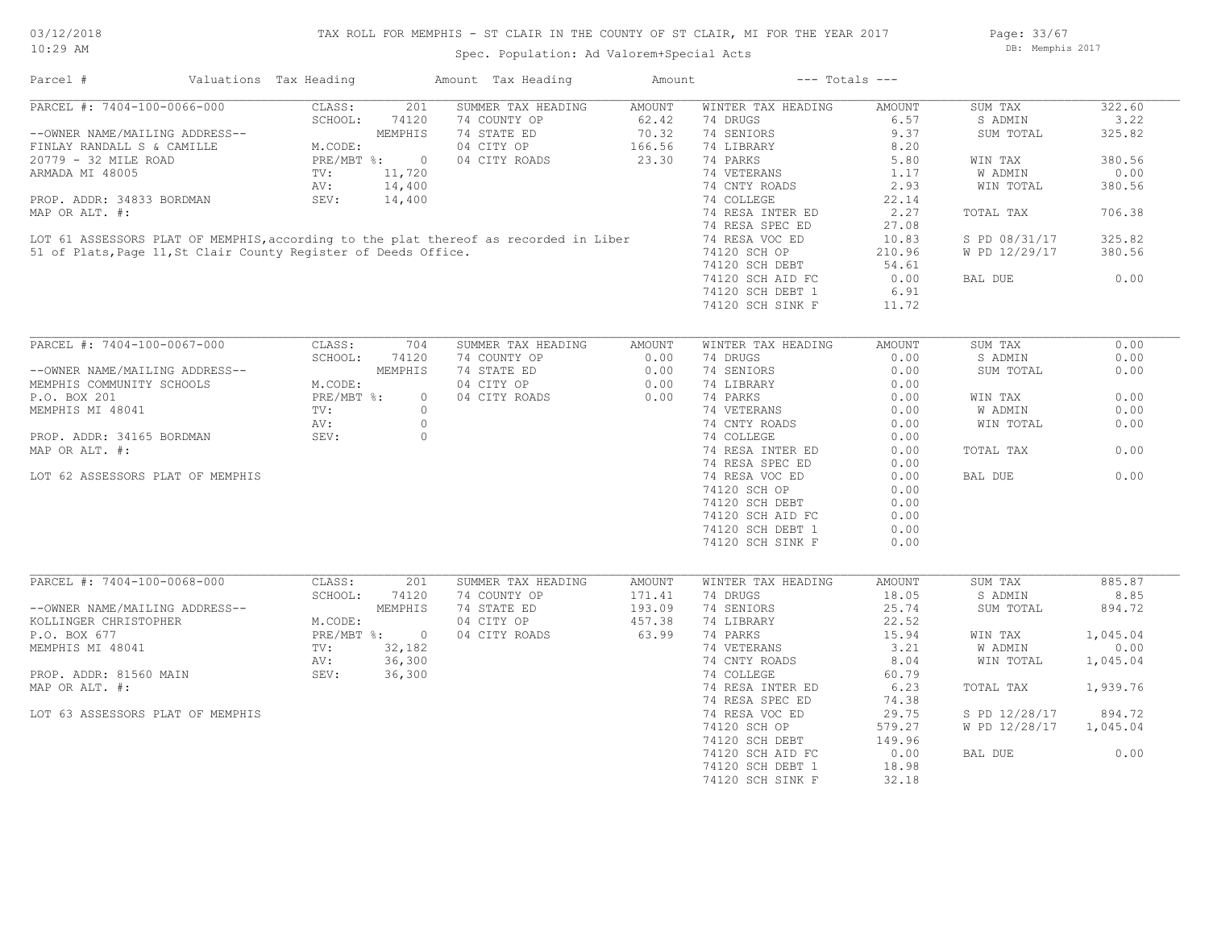TAX ROLL FOR MEMPHIS - ST CLAIR IN THE COUNTY OF ST CLAIR, MI FOR THE YEAR 2017

Spec. Population: Ad Valorem+Special Acts

| Parcel # | Valuations | Tax Heading | Amount | Tax Heading | Amount | --- Totals --- | |
|---|---|---|---|---|---|---|---|
| PARCEL #: 7404-100-0066-000 | CLASS: 201 | SUMMER TAX HEADING | AMOUNT | WINTER TAX HEADING | AMOUNT | SUM TAX | 322.60 |
| | SCHOOL: 74120 | 74 COUNTY OP | 62.42 | 74 DRUGS | 6.57 | S ADMIN | 3.22 |
| --OWNER NAME/MAILING ADDRESS-- | MEMPHIS | 74 STATE ED | 70.32 | 74 SENIORS | 9.37 | SUM TOTAL | 325.82 |
| FINLAY RANDALL S & CAMILLE | M.CODE: | 04 CITY OP | 166.56 | 74 LIBRARY | 8.20 | | |
| 20779 - 32 MILE ROAD | PRE/MBT %: 0 | 04 CITY ROADS | 23.30 | 74 PARKS | 5.80 | WIN TAX | 380.56 |
| ARMADA MI 48005 | TV: 11,720 | | | 74 VETERANS | 1.17 | W ADMIN | 0.00 |
| | AV: 14,400 | | | 74 CNTY ROADS | 2.93 | WIN TOTAL | 380.56 |
| PROP. ADDR: 34833 BORDMAN | SEV: 14,400 | | | 74 COLLEGE | 22.14 | | |
| MAP OR ALT. #: | | | | 74 RESA INTER ED | 2.27 | TOTAL TAX | 706.38 |
| | | | | 74 RESA SPEC ED | 27.08 | | |
| LOT 61 ASSESSORS PLAT OF MEMPHIS,according to the plat thereof as recorded in Liber 51 of Plats,Page 11,St Clair County Register of Deeds Office. | | | | 74 RESA VOC ED | 10.83 | S PD 08/31/17 | 325.82 |
| | | | | 74120 SCH OP | 210.96 | W PD 12/29/17 | 380.56 |
| | | | | 74120 SCH DEBT | 54.61 | | |
| | | | | 74120 SCH AID FC | 0.00 | BAL DUE | 0.00 |
| | | | | 74120 SCH DEBT 1 | 6.91 | | |
| | | | | 74120 SCH SINK F | 11.72 | | |

| Parcel # | Valuations | Tax Heading | Amount | Tax Heading | Amount | --- Totals --- | |
|---|---|---|---|---|---|---|---|
| PARCEL #: 7404-100-0067-000 | CLASS: 704 | SUMMER TAX HEADING | AMOUNT | WINTER TAX HEADING | AMOUNT | SUM TAX | 0.00 |
| | SCHOOL: 74120 | 74 COUNTY OP | 0.00 | 74 DRUGS | 0.00 | S ADMIN | 0.00 |
| --OWNER NAME/MAILING ADDRESS-- | MEMPHIS | 74 STATE ED | 0.00 | 74 SENIORS | 0.00 | SUM TOTAL | 0.00 |
| MEMPHIS COMMUNITY SCHOOLS | M.CODE: | 04 CITY OP | 0.00 | 74 LIBRARY | 0.00 | | |
| P.O. BOX 201 | PRE/MBT %: 0 | 04 CITY ROADS | 0.00 | 74 PARKS | 0.00 | WIN TAX | 0.00 |
| MEMPHIS MI 48041 | TV: 0 | | | 74 VETERANS | 0.00 | W ADMIN | 0.00 |
| | AV: 0 | | | 74 CNTY ROADS | 0.00 | WIN TOTAL | 0.00 |
| PROP. ADDR: 34165 BORDMAN | SEV: 0 | | | 74 COLLEGE | 0.00 | | |
| MAP OR ALT. #: | | | | 74 RESA INTER ED | 0.00 | TOTAL TAX | 0.00 |
| | | | | 74 RESA SPEC ED | 0.00 | | |
| LOT 62 ASSESSORS PLAT OF MEMPHIS | | | | 74 RESA VOC ED | 0.00 | BAL DUE | 0.00 |
| | | | | 74120 SCH OP | 0.00 | | |
| | | | | 74120 SCH DEBT | 0.00 | | |
| | | | | 74120 SCH AID FC | 0.00 | | |
| | | | | 74120 SCH DEBT 1 | 0.00 | | |
| | | | | 74120 SCH SINK F | 0.00 | | |

| Parcel # | Valuations | Tax Heading | Amount | Tax Heading | Amount | --- Totals --- | |
|---|---|---|---|---|---|---|---|
| PARCEL #: 7404-100-0068-000 | CLASS: 201 | SUMMER TAX HEADING | AMOUNT | WINTER TAX HEADING | AMOUNT | SUM TAX | 885.87 |
| | SCHOOL: 74120 | 74 COUNTY OP | 171.41 | 74 DRUGS | 18.05 | S ADMIN | 8.85 |
| --OWNER NAME/MAILING ADDRESS-- | MEMPHIS | 74 STATE ED | 193.09 | 74 SENIORS | 25.74 | SUM TOTAL | 894.72 |
| KOLLINGER CHRISTOPHER | M.CODE: | 04 CITY OP | 457.38 | 74 LIBRARY | 22.52 | | |
| P.O. BOX 677 | PRE/MBT %: 0 | 04 CITY ROADS | 63.99 | 74 PARKS | 15.94 | WIN TAX | 1,045.04 |
| MEMPHIS MI 48041 | TV: 32,182 | | | 74 VETERANS | 3.21 | W ADMIN | 0.00 |
| | AV: 36,300 | | | 74 CNTY ROADS | 8.04 | WIN TOTAL | 1,045.04 |
| PROP. ADDR: 81560 MAIN | SEV: 36,300 | | | 74 COLLEGE | 60.79 | | |
| MAP OR ALT. #: | | | | 74 RESA INTER ED | 6.23 | TOTAL TAX | 1,939.76 |
| | | | | 74 RESA SPEC ED | 74.38 | | |
| LOT 63 ASSESSORS PLAT OF MEMPHIS | | | | 74 RESA VOC ED | 29.75 | S PD 12/28/17 | 894.72 |
| | | | | 74120 SCH OP | 579.27 | W PD 12/28/17 | 1,045.04 |
| | | | | 74120 SCH DEBT | 149.96 | | |
| | | | | 74120 SCH AID FC | 0.00 | BAL DUE | 0.00 |
| | | | | 74120 SCH DEBT 1 | 18.98 | | |
| | | | | 74120 SCH SINK F | 32.18 | | |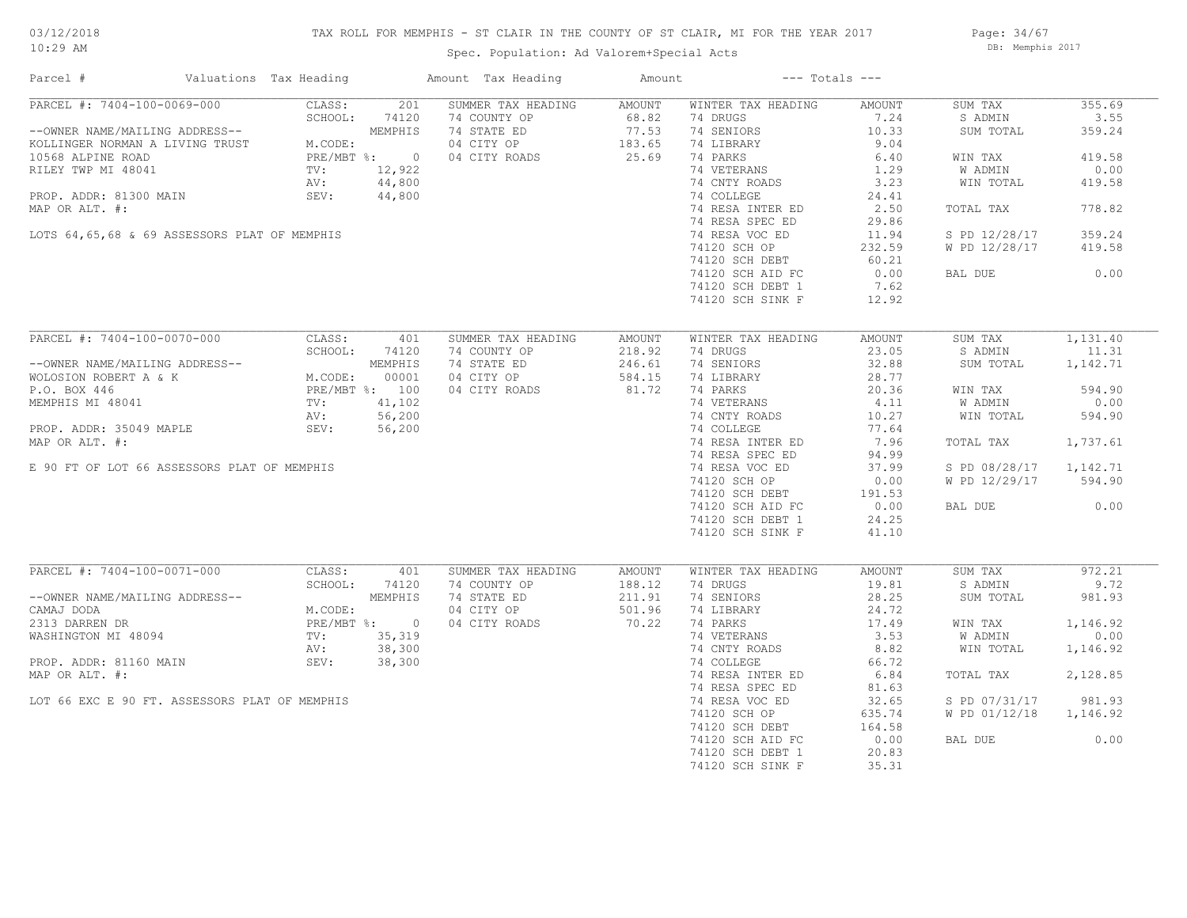# TAX ROLL FOR MEMPHIS - ST CLAIR IN THE COUNTY OF ST CLAIR, MI FOR THE YEAR 2017

Spec. Population: Ad Valorem+Special Acts

03/12/2018
10:29 AM

DB: Memphis 2017

| Parcel # | Valuations | Tax Heading | Amount | Tax Heading | Amount | --- Totals --- | |
|---|---|---|---|---|---|---|---|

## PARCEL #: 7404-100-0069-000

| | | | | | | | |
|---|---|---|---|---|---|---|---|
| PARCEL #: 7404-100-0069-000 | CLASS: 201 | SUMMER TAX HEADING | AMOUNT | WINTER TAX HEADING | AMOUNT | SUM TAX | 355.69 |
| | SCHOOL: 74120 | 74 COUNTY OP | 68.82 | 74 DRUGS | 7.24 | S ADMIN | 3.55 |
| --OWNER NAME/MAILING ADDRESS-- | MEMPHIS | 74 STATE ED | 77.53 | 74 SENIORS | 10.33 | SUM TOTAL | 359.24 |
| KOLLINGER NORMAN A LIVING TRUST | M.CODE: | 04 CITY OP | 183.65 | 74 LIBRARY | 9.04 | | |
| 10568 ALPINE ROAD | PRE/MBT %: 0 | 04 CITY ROADS | 25.69 | 74 PARKS | 6.40 | WIN TAX | 419.58 |
| RILEY TWP MI 48041 | TV: 12,922 | | | 74 VETERANS | 1.29 | W ADMIN | 0.00 |
| | AV: 44,800 | | | 74 CNTY ROADS | 3.23 | WIN TOTAL | 419.58 |
| PROP. ADDR: 81300 MAIN | SEV: 44,800 | | | 74 COLLEGE | 24.41 | | |
| MAP OR ALT. #: | | | | 74 RESA INTER ED | 2.50 | TOTAL TAX | 778.82 |
| | | | | 74 RESA SPEC ED | 29.86 | | |
| LOTS 64,65,68 & 69 ASSESSORS PLAT OF MEMPHIS | | | | 74 RESA VOC ED | 11.94 | S PD 12/28/17 | 359.24 |
| | | | | 74120 SCH OP | 232.59 | W PD 12/28/17 | 419.58 |
| | | | | 74120 SCH DEBT | 60.21 | | |
| | | | | 74120 SCH AID FC | 0.00 | BAL DUE | 0.00 |
| | | | | 74120 SCH DEBT 1 | 7.62 | | |
| | | | | 74120 SCH SINK F | 12.92 | | |

## PARCEL #: 7404-100-0070-000

| | | | | | | | |
|---|---|---|---|---|---|---|---|
| PARCEL #: 7404-100-0070-000 | CLASS: 401 | SUMMER TAX HEADING | AMOUNT | WINTER TAX HEADING | AMOUNT | SUM TAX | 1,131.40 |
| | SCHOOL: 74120 | 74 COUNTY OP | 218.92 | 74 DRUGS | 23.05 | S ADMIN | 11.31 |
| --OWNER NAME/MAILING ADDRESS-- | MEMPHIS | 74 STATE ED | 246.61 | 74 SENIORS | 32.88 | SUM TOTAL | 1,142.71 |
| WOLOSION ROBERT A & K | M.CODE: 00001 | 04 CITY OP | 584.15 | 74 LIBRARY | 28.77 | | |
| P.O. BOX 446 | PRE/MBT %: 100 | 04 CITY ROADS | 81.72 | 74 PARKS | 20.36 | WIN TAX | 594.90 |
| MEMPHIS MI 48041 | TV: 41,102 | | | 74 VETERANS | 4.11 | W ADMIN | 0.00 |
| | AV: 56,200 | | | 74 CNTY ROADS | 10.27 | WIN TOTAL | 594.90 |
| PROP. ADDR: 35049 MAPLE | SEV: 56,200 | | | 74 COLLEGE | 77.64 | | |
| MAP OR ALT. #: | | | | 74 RESA INTER ED | 7.96 | TOTAL TAX | 1,737.61 |
| | | | | 74 RESA SPEC ED | 94.99 | | |
| E 90 FT OF LOT 66 ASSESSORS PLAT OF MEMPHIS | | | | 74 RESA VOC ED | 37.99 | S PD 08/28/17 | 1,142.71 |
| | | | | 74120 SCH OP | 0.00 | W PD 12/29/17 | 594.90 |
| | | | | 74120 SCH DEBT | 191.53 | | |
| | | | | 74120 SCH AID FC | 0.00 | BAL DUE | 0.00 |
| | | | | 74120 SCH DEBT 1 | 24.25 | | |
| | | | | 74120 SCH SINK F | 41.10 | | |

## PARCEL #: 7404-100-0071-000

| | | | | | | | |
|---|---|---|---|---|---|---|---|
| PARCEL #: 7404-100-0071-000 | CLASS: 401 | SUMMER TAX HEADING | AMOUNT | WINTER TAX HEADING | AMOUNT | SUM TAX | 972.21 |
| | SCHOOL: 74120 | 74 COUNTY OP | 188.12 | 74 DRUGS | 19.81 | S ADMIN | 9.72 |
| --OWNER NAME/MAILING ADDRESS-- | MEMPHIS | 74 STATE ED | 211.91 | 74 SENIORS | 28.25 | SUM TOTAL | 981.93 |
| CAMAJ DODA | M.CODE: | 04 CITY OP | 501.96 | 74 LIBRARY | 24.72 | | |
| 2313 DARREN DR | PRE/MBT %: 0 | 04 CITY ROADS | 70.22 | 74 PARKS | 17.49 | WIN TAX | 1,146.92 |
| WASHINGTON MI 48094 | TV: 35,319 | | | 74 VETERANS | 3.53 | W ADMIN | 0.00 |
| | AV: 38,300 | | | 74 CNTY ROADS | 8.82 | WIN TOTAL | 1,146.92 |
| PROP. ADDR: 81160 MAIN | SEV: 38,300 | | | 74 COLLEGE | 66.72 | | |
| MAP OR ALT. #: | | | | 74 RESA INTER ED | 6.84 | TOTAL TAX | 2,128.85 |
| | | | | 74 RESA SPEC ED | 81.63 | | |
| LOT 66 EXC E 90 FT. ASSESSORS PLAT OF MEMPHIS | | | | 74 RESA VOC ED | 32.65 | S PD 07/31/17 | 981.93 |
| | | | | 74120 SCH OP | 635.74 | W PD 01/12/18 | 1,146.92 |
| | | | | 74120 SCH DEBT | 164.58 | | |
| | | | | 74120 SCH AID FC | 0.00 | BAL DUE | 0.00 |
| | | | | 74120 SCH DEBT 1 | 20.83 | | |
| | | | | 74120 SCH SINK F | 35.31 | | |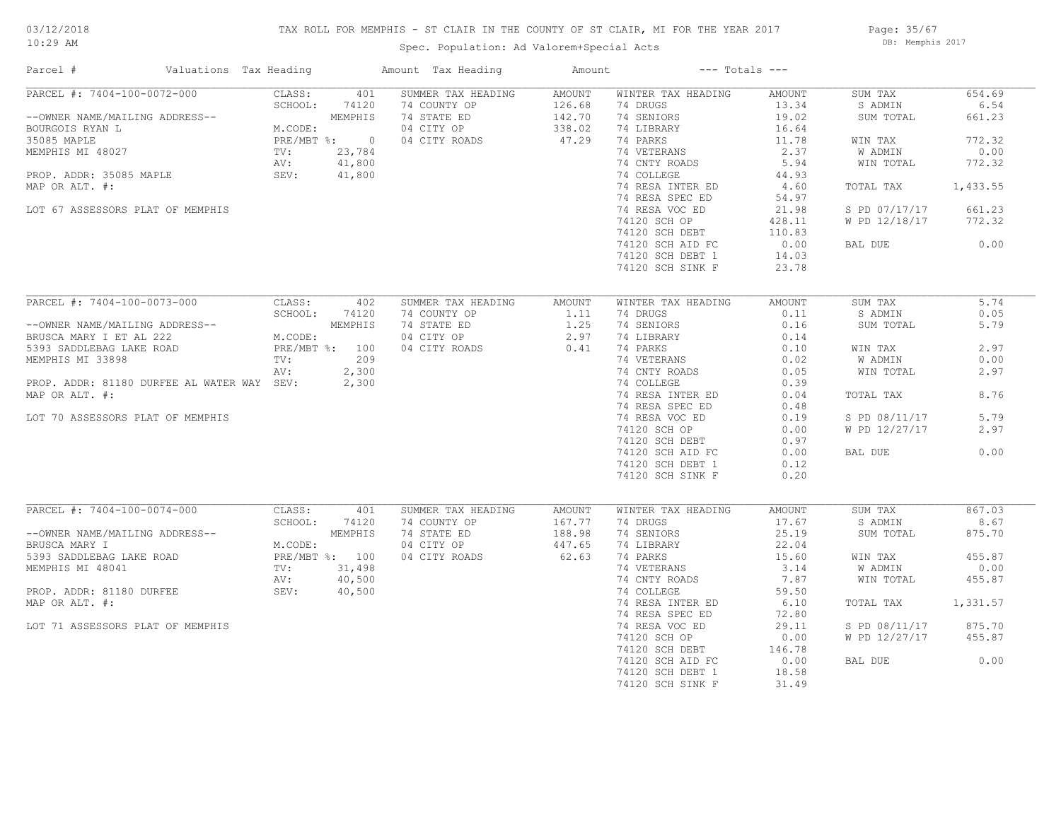# TAX ROLL FOR MEMPHIS - ST CLAIR IN THE COUNTY OF ST CLAIR, MI FOR THE YEAR 2017

Spec. Population: Ad Valorem+Special Acts

03/12/2018 10:29 AM — DB: Memphis 2017

| Parcel # | Valuations | Tax Heading | Amount | Tax Heading | Amount | --- Totals --- | |
|---|---|---|---|---|---|---|---|

## PARCEL #: 7404-100-0072-000

| Parcel Info | Valuations | Summer Tax Heading | Amount | Winter Tax Heading | Amount | Totals | |
|---|---|---|---|---|---|---|---|
| --OWNER NAME/MAILING ADDRESS-- | CLASS: 401 | 74 COUNTY OP | 126.68 | 74 DRUGS | 13.34 | SUM TAX | 654.69 |
| BOURGOIS RYAN L | SCHOOL: 74120 MEMPHIS | 74 STATE ED | 142.70 | 74 SENIORS | 19.02 | S ADMIN | 6.54 |
| 35085 MAPLE | M.CODE: | 04 CITY OP | 338.02 | 74 LIBRARY | 16.64 | SUM TOTAL | 661.23 |
| MEMPHIS MI 48027 | PRE/MBT %: 0 | 04 CITY ROADS | 47.29 | 74 PARKS | 11.78 | WIN TAX | 772.32 |
| PROP. ADDR: 35085 MAPLE | TV: 23,784 | | | 74 VETERANS | 2.37 | W ADMIN | 0.00 |
| MAP OR ALT. #: | AV: 41,800 | | | 74 CNTY ROADS | 5.94 | WIN TOTAL | 772.32 |
| LOT 67 ASSESSORS PLAT OF MEMPHIS | SEV: 41,800 | | | 74 COLLEGE | 44.93 | TOTAL TAX | 1,433.55 |
| | | | | 74 RESA INTER ED | 4.60 | S PD 07/17/17 | 661.23 |
| | | | | 74 RESA SPEC ED | 54.97 | W PD 12/18/17 | 772.32 |
| | | | | 74 RESA VOC ED | 21.98 | BAL DUE | 0.00 |
| | | | | 74120 SCH OP | 428.11 | | |
| | | | | 74120 SCH DEBT | 110.83 | | |
| | | | | 74120 SCH AID FC | 0.00 | | |
| | | | | 74120 SCH DEBT 1 | 14.03 | | |
| | | | | 74120 SCH SINK F | 23.78 | | |

## PARCEL #: 7404-100-0073-000

| Parcel Info | Valuations | Summer Tax Heading | Amount | Winter Tax Heading | Amount | Totals | |
|---|---|---|---|---|---|---|---|
| --OWNER NAME/MAILING ADDRESS-- | CLASS: 402 | 74 COUNTY OP | 1.11 | 74 DRUGS | 0.11 | SUM TAX | 5.74 |
| BRUSCA MARY I ET AL 222 | SCHOOL: 74120 MEMPHIS | 74 STATE ED | 1.25 | 74 SENIORS | 0.16 | S ADMIN | 0.05 |
| 5393 SADDLEBAG LAKE ROAD | M.CODE: | 04 CITY OP | 2.97 | 74 LIBRARY | 0.14 | SUM TOTAL | 5.79 |
| MEMPHIS MI 33898 | PRE/MBT %: 100 | 04 CITY ROADS | 0.41 | 74 PARKS | 0.10 | WIN TAX | 2.97 |
| PROP. ADDR: 81180 DURFEE AL WATER WAY | TV: 209 | | | 74 VETERANS | 0.02 | W ADMIN | 0.00 |
| MAP OR ALT. #: | AV: 2,300 | | | 74 CNTY ROADS | 0.05 | WIN TOTAL | 2.97 |
| LOT 70 ASSESSORS PLAT OF MEMPHIS | SEV: 2,300 | | | 74 COLLEGE | 0.39 | TOTAL TAX | 8.76 |
| | | | | 74 RESA INTER ED | 0.04 | S PD 08/11/17 | 5.79 |
| | | | | 74 RESA SPEC ED | 0.48 | W PD 12/27/17 | 2.97 |
| | | | | 74 RESA VOC ED | 0.19 | BAL DUE | 0.00 |
| | | | | 74120 SCH OP | 0.00 | | |
| | | | | 74120 SCH DEBT | 0.97 | | |
| | | | | 74120 SCH AID FC | 0.00 | | |
| | | | | 74120 SCH DEBT 1 | 0.12 | | |
| | | | | 74120 SCH SINK F | 0.20 | | |

## PARCEL #: 7404-100-0074-000

| Parcel Info | Valuations | Summer Tax Heading | Amount | Winter Tax Heading | Amount | Totals | |
|---|---|---|---|---|---|---|---|
| --OWNER NAME/MAILING ADDRESS-- | CLASS: 401 | 74 COUNTY OP | 167.77 | 74 DRUGS | 17.67 | SUM TAX | 867.03 |
| BRUSCA MARY I | SCHOOL: 74120 MEMPHIS | 74 STATE ED | 188.98 | 74 SENIORS | 25.19 | S ADMIN | 8.67 |
| 5393 SADDLEBAG LAKE ROAD | M.CODE: | 04 CITY OP | 447.65 | 74 LIBRARY | 22.04 | SUM TOTAL | 875.70 |
| MEMPHIS MI 48041 | PRE/MBT %: 100 | 04 CITY ROADS | 62.63 | 74 PARKS | 15.60 | WIN TAX | 455.87 |
| PROP. ADDR: 81180 DURFEE | TV: 31,498 | | | 74 VETERANS | 3.14 | W ADMIN | 0.00 |
| MAP OR ALT. #: | AV: 40,500 | | | 74 CNTY ROADS | 7.87 | WIN TOTAL | 455.87 |
| LOT 71 ASSESSORS PLAT OF MEMPHIS | SEV: 40,500 | | | 74 COLLEGE | 59.50 | TOTAL TAX | 1,331.57 |
| | | | | 74 RESA INTER ED | 6.10 | S PD 08/11/17 | 875.70 |
| | | | | 74 RESA SPEC ED | 72.80 | W PD 12/27/17 | 455.87 |
| | | | | 74 RESA VOC ED | 29.11 | BAL DUE | 0.00 |
| | | | | 74120 SCH OP | 0.00 | | |
| | | | | 74120 SCH DEBT | 146.78 | | |
| | | | | 74120 SCH AID FC | 0.00 | | |
| | | | | 74120 SCH DEBT 1 | 18.58 | | |
| | | | | 74120 SCH SINK F | 31.49 | | |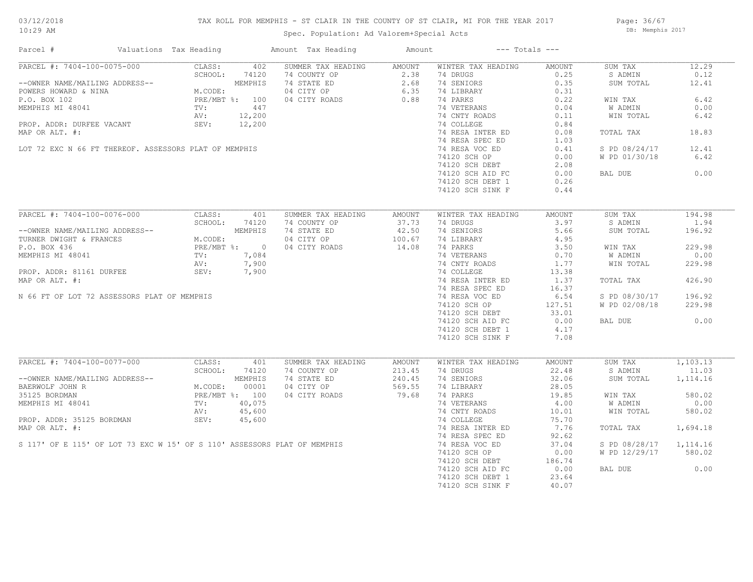# TAX ROLL FOR MEMPHIS - ST CLAIR IN THE COUNTY OF ST CLAIR, MI FOR THE YEAR 2017

03/12/2018
10:29 AM

Spec. Population: Ad Valorem+Special Acts

DB: Memphis 2017

| Parcel # | Valuations | Tax Heading | Amount | Tax Heading | Amount | --- Totals --- | | | |
|---|---|---|---|---|---|---|---|---|---|
| PARCEL #: 7404-100-0075-000 | CLASS: | 402 | SUMMER TAX HEADING | AMOUNT | WINTER TAX HEADING | AMOUNT | SUM TAX | 12.29 |
| | SCHOOL: | 74120 | 74 COUNTY OP | 2.38 | 74 DRUGS | 0.25 | S ADMIN | 0.12 |
| --OWNER NAME/MAILING ADDRESS-- | | MEMPHIS | 74 STATE ED | 2.68 | 74 SENIORS | 0.35 | SUM TOTAL | 12.41 |
| POWERS HOWARD & NINA | M.CODE: | | 04 CITY OP | 6.35 | 74 LIBRARY | 0.31 | | |
| P.O. BOX 102 | PRE/MBT %: | 100 | 04 CITY ROADS | 0.88 | 74 PARKS | 0.22 | WIN TAX | 6.42 |
| MEMPHIS MI 48041 | TV: | 447 | | | 74 VETERANS | 0.04 | W ADMIN | 0.00 |
| | AV: | 12,200 | | | 74 CNTY ROADS | 0.11 | WIN TOTAL | 6.42 |
| PROP. ADDR: DURFEE VACANT | SEV: | 12,200 | | | 74 COLLEGE | 0.84 | | |
| MAP OR ALT. #: | | | | | 74 RESA INTER ED | 0.08 | TOTAL TAX | 18.83 |
| | | | | | 74 RESA SPEC ED | 1.03 | | |
| LOT 72 EXC N 66 FT THEREOF. ASSESSORS PLAT OF MEMPHIS | | | | | 74 RESA VOC ED | 0.41 | S PD 08/24/17 | 12.41 |
| | | | | | 74120 SCH OP | 0.00 | W PD 01/30/18 | 6.42 |
| | | | | | 74120 SCH DEBT | 2.08 | | |
| | | | | | 74120 SCH AID FC | 0.00 | BAL DUE | 0.00 |
| | | | | | 74120 SCH DEBT 1 | 0.26 | | |
| | | | | | 74120 SCH SINK F | 0.44 | | |
| PARCEL #: 7404-100-0076-000 | CLASS: | 401 | SUMMER TAX HEADING | AMOUNT | WINTER TAX HEADING | AMOUNT | SUM TAX | 194.98 |
| | SCHOOL: | 74120 | 74 COUNTY OP | 37.73 | 74 DRUGS | 3.97 | S ADMIN | 1.94 |
| --OWNER NAME/MAILING ADDRESS-- | | MEMPHIS | 74 STATE ED | 42.50 | 74 SENIORS | 5.66 | SUM TOTAL | 196.92 |
| TURNER DWIGHT & FRANCES | M.CODE: | | 04 CITY OP | 100.67 | 74 LIBRARY | 4.95 | | |
| P.O. BOX 436 | PRE/MBT %: | 0 | 04 CITY ROADS | 14.08 | 74 PARKS | 3.50 | WIN TAX | 229.98 |
| MEMPHIS MI 48041 | TV: | 7,084 | | | 74 VETERANS | 0.70 | W ADMIN | 0.00 |
| | AV: | 7,900 | | | 74 CNTY ROADS | 1.77 | WIN TOTAL | 229.98 |
| PROP. ADDR: 81161 DURFEE | SEV: | 7,900 | | | 74 COLLEGE | 13.38 | | |
| MAP OR ALT. #: | | | | | 74 RESA INTER ED | 1.37 | TOTAL TAX | 426.90 |
| | | | | | 74 RESA SPEC ED | 16.37 | | |
| N 66 FT OF LOT 72 ASSESSORS PLAT OF MEMPHIS | | | | | 74 RESA VOC ED | 6.54 | S PD 08/30/17 | 196.92 |
| | | | | | 74120 SCH OP | 127.51 | W PD 02/08/18 | 229.98 |
| | | | | | 74120 SCH DEBT | 33.01 | | |
| | | | | | 74120 SCH AID FC | 0.00 | BAL DUE | 0.00 |
| | | | | | 74120 SCH DEBT 1 | 4.17 | | |
| | | | | | 74120 SCH SINK F | 7.08 | | |
| PARCEL #: 7404-100-0077-000 | CLASS: | 401 | SUMMER TAX HEADING | AMOUNT | WINTER TAX HEADING | AMOUNT | SUM TAX | 1,103.13 |
| | SCHOOL: | 74120 | 74 COUNTY OP | 213.45 | 74 DRUGS | 22.48 | S ADMIN | 11.03 |
| --OWNER NAME/MAILING ADDRESS-- | | MEMPHIS | 74 STATE ED | 240.45 | 74 SENIORS | 32.06 | SUM TOTAL | 1,114.16 |
| BAERWOLF JOHN R | M.CODE: | 00001 | 04 CITY OP | 569.55 | 74 LIBRARY | 28.05 | | |
| 35125 BORDMAN | PRE/MBT %: | 100 | 04 CITY ROADS | 79.68 | 74 PARKS | 19.85 | WIN TAX | 580.02 |
| MEMPHIS MI 48041 | TV: | 40,075 | | | 74 VETERANS | 4.00 | W ADMIN | 0.00 |
| | AV: | 45,600 | | | 74 CNTY ROADS | 10.01 | WIN TOTAL | 580.02 |
| PROP. ADDR: 35125 BORDMAN | SEV: | 45,600 | | | 74 COLLEGE | 75.70 | | |
| MAP OR ALT. #: | | | | | 74 RESA INTER ED | 7.76 | TOTAL TAX | 1,694.18 |
| | | | | | 74 RESA SPEC ED | 92.62 | | |
| S 117' OF E 115' OF LOT 73 EXC W 15' OF S 110' ASSESSORS PLAT OF MEMPHIS | | | | | 74 RESA VOC ED | 37.04 | S PD 08/28/17 | 1,114.16 |
| | | | | | 74120 SCH OP | 0.00 | W PD 12/29/17 | 580.02 |
| | | | | | 74120 SCH DEBT | 186.74 | | |
| | | | | | 74120 SCH AID FC | 0.00 | BAL DUE | 0.00 |
| | | | | | 74120 SCH DEBT 1 | 23.64 | | |
| | | | | | 74120 SCH SINK F | 40.07 | | |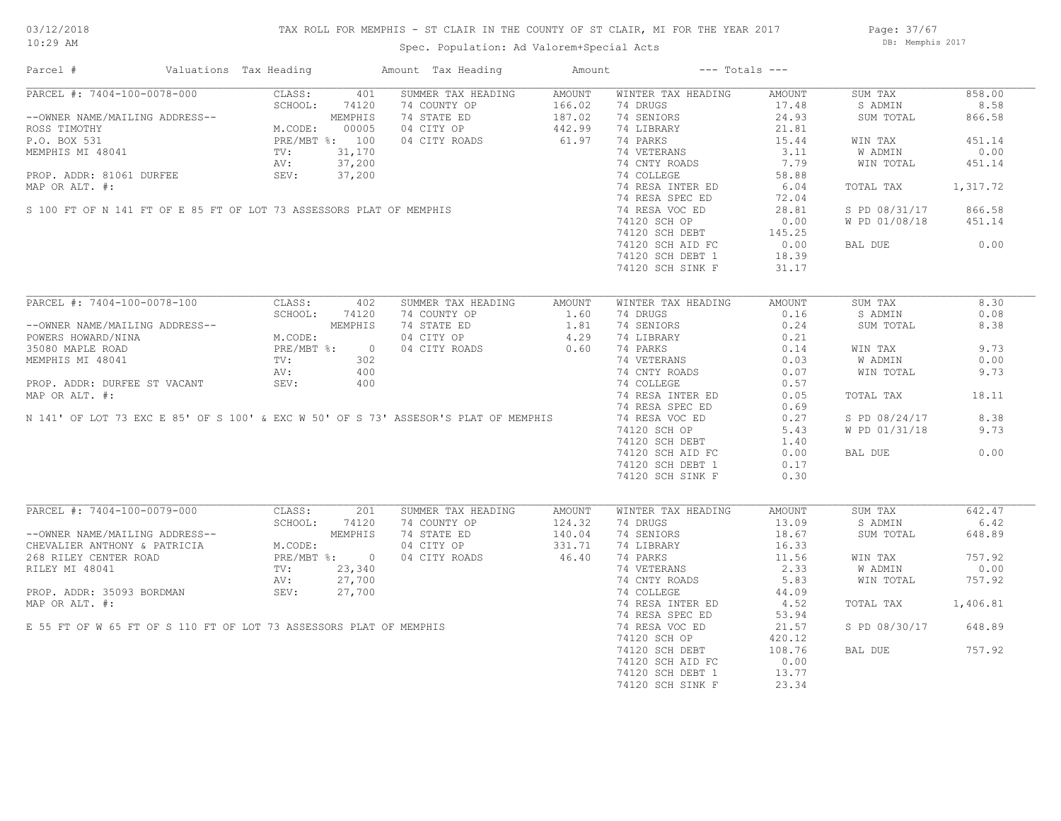# TAX ROLL FOR MEMPHIS - ST CLAIR IN THE COUNTY OF ST CLAIR, MI FOR THE YEAR 2017

03/12/2018
10:29 AM

Spec. Population: Ad Valorem+Special Acts

DB: Memphis 2017

| Parcel # | Valuations | Tax Heading | Amount | Tax Heading | Amount | --- Totals --- | |
|---|---|---|---|---|---|---|---|

## PARCEL #: 7404-100-0078-000

--OWNER NAME/MAILING ADDRESS--
ROSS TIMOTHY
P.O. BOX 531
MEMPHIS MI 48041

PROP. ADDR: 81061 DURFEE
MAP OR ALT. #:

S 100 FT OF N 141 FT OF E 85 FT OF LOT 73 ASSESSORS PLAT OF MEMPHIS

| Valuations | | Summer Tax Heading | Amount | Winter Tax Heading | Amount | Totals | |
|---|---|---|---|---|---|---|---|
| CLASS: | 401 | 74 COUNTY OP | 166.02 | 74 DRUGS | 17.48 | SUM TAX | 858.00 |
| SCHOOL: | 74120 | 74 STATE ED | 187.02 | 74 SENIORS | 24.93 | S ADMIN | 8.58 |
| | MEMPHIS | 04 CITY OP | 442.99 | 74 LIBRARY | 21.81 | SUM TOTAL | 866.58 |
| M.CODE: | 00005 | 04 CITY ROADS | 61.97 | 74 PARKS | 15.44 | WIN TAX | 451.14 |
| PRE/MBT %: | 100 | | | 74 VETERANS | 3.11 | W ADMIN | 0.00 |
| TV: | 31,170 | | | 74 CNTY ROADS | 7.79 | WIN TOTAL | 451.14 |
| AV: | 37,200 | | | 74 COLLEGE | 58.88 | | |
| SEV: | 37,200 | | | 74 RESA INTER ED | 6.04 | TOTAL TAX | 1,317.72 |
| | | | | 74 RESA SPEC ED | 72.04 | | |
| | | | | 74 RESA VOC ED | 28.81 | S PD 08/31/17 | 866.58 |
| | | | | 74120 SCH OP | 0.00 | W PD 01/08/18 | 451.14 |
| | | | | 74120 SCH DEBT | 145.25 | | |
| | | | | 74120 SCH AID FC | 0.00 | BAL DUE | 0.00 |
| | | | | 74120 SCH DEBT 1 | 18.39 | | |
| | | | | 74120 SCH SINK F | 31.17 | | |

## PARCEL #: 7404-100-0078-100

--OWNER NAME/MAILING ADDRESS--
POWERS HOWARD/NINA
35080 MAPLE ROAD
MEMPHIS MI 48041

PROP. ADDR: DURFEE ST VACANT
MAP OR ALT. #:

N 141' OF LOT 73 EXC E 85' OF S 100' & EXC W 50' OF S 73' ASSESOR'S PLAT OF MEMPHIS

| Valuations | | Summer Tax Heading | Amount | Winter Tax Heading | Amount | Totals | |
|---|---|---|---|---|---|---|---|
| CLASS: | 402 | 74 COUNTY OP | 1.60 | 74 DRUGS | 0.16 | SUM TAX | 8.30 |
| SCHOOL: | 74120 | 74 STATE ED | 1.81 | 74 SENIORS | 0.24 | S ADMIN | 0.08 |
| | MEMPHIS | 04 CITY OP | 4.29 | 74 LIBRARY | 0.21 | SUM TOTAL | 8.38 |
| M.CODE: | | 04 CITY ROADS | 0.60 | 74 PARKS | 0.14 | WIN TAX | 9.73 |
| PRE/MBT %: | 0 | | | 74 VETERANS | 0.03 | W ADMIN | 0.00 |
| TV: | 302 | | | 74 CNTY ROADS | 0.07 | WIN TOTAL | 9.73 |
| AV: | 400 | | | 74 COLLEGE | 0.57 | | |
| SEV: | 400 | | | 74 RESA INTER ED | 0.05 | TOTAL TAX | 18.11 |
| | | | | 74 RESA SPEC ED | 0.69 | | |
| | | | | 74 RESA VOC ED | 0.27 | S PD 08/24/17 | 8.38 |
| | | | | 74120 SCH OP | 5.43 | W PD 01/31/18 | 9.73 |
| | | | | 74120 SCH DEBT | 1.40 | | |
| | | | | 74120 SCH AID FC | 0.00 | BAL DUE | 0.00 |
| | | | | 74120 SCH DEBT 1 | 0.17 | | |
| | | | | 74120 SCH SINK F | 0.30 | | |

## PARCEL #: 7404-100-0079-000

--OWNER NAME/MAILING ADDRESS--
CHEVALIER ANTHONY & PATRICIA
268 RILEY CENTER ROAD
RILEY MI 48041

PROP. ADDR: 35093 BORDMAN
MAP OR ALT. #:

E 55 FT OF W 65 FT OF S 110 FT OF LOT 73 ASSESSORS PLAT OF MEMPHIS

| Valuations | | Summer Tax Heading | Amount | Winter Tax Heading | Amount | Totals | |
|---|---|---|---|---|---|---|---|
| CLASS: | 201 | 74 COUNTY OP | 124.32 | 74 DRUGS | 13.09 | SUM TAX | 642.47 |
| SCHOOL: | 74120 | 74 STATE ED | 140.04 | 74 SENIORS | 18.67 | S ADMIN | 6.42 |
| | MEMPHIS | 04 CITY OP | 331.71 | 74 LIBRARY | 16.33 | SUM TOTAL | 648.89 |
| M.CODE: | | 04 CITY ROADS | 46.40 | 74 PARKS | 11.56 | WIN TAX | 757.92 |
| PRE/MBT %: | 0 | | | 74 VETERANS | 2.33 | W ADMIN | 0.00 |
| TV: | 23,340 | | | 74 CNTY ROADS | 5.83 | WIN TOTAL | 757.92 |
| AV: | 27,700 | | | 74 COLLEGE | 44.09 | | |
| SEV: | 27,700 | | | 74 RESA INTER ED | 4.52 | TOTAL TAX | 1,406.81 |
| | | | | 74 RESA SPEC ED | 53.94 | | |
| | | | | 74 RESA VOC ED | 21.57 | S PD 08/30/17 | 648.89 |
| | | | | 74120 SCH OP | 420.12 | | |
| | | | | 74120 SCH DEBT | 108.76 | BAL DUE | 757.92 |
| | | | | 74120 SCH AID FC | 0.00 | | |
| | | | | 74120 SCH DEBT 1 | 13.77 | | |
| | | | | 74120 SCH SINK F | 23.34 | | |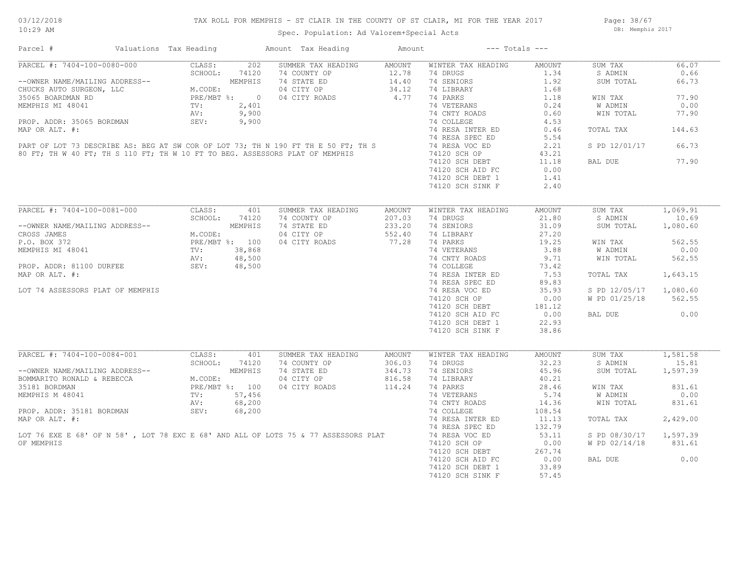TAX ROLL FOR MEMPHIS - ST CLAIR IN THE COUNTY OF ST CLAIR, MI FOR THE YEAR 2017

Spec. Population: Ad Valorem+Special Acts

03/12/2018 10:29 AM — DB: Memphis 2017

| Parcel # | Valuations | Tax Heading | Amount | Tax Heading | Amount | --- Totals --- | |
|---|---|---|---|---|---|---|---|

## PARCEL #: 7404-100-0080-000

| | | | | | | | |
|---|---|---|---|---|---|---|---|
| PARCEL #: 7404-100-0080-000 | CLASS: 202 | SUMMER TAX HEADING | AMOUNT | WINTER TAX HEADING | AMOUNT | SUM TAX | 66.07 |
| | SCHOOL: 74120 | 74 COUNTY OP | 12.78 | 74 DRUGS | 1.34 | S ADMIN | 0.66 |
| --OWNER NAME/MAILING ADDRESS-- | MEMPHIS | 74 STATE ED | 14.40 | 74 SENIORS | 1.92 | SUM TOTAL | 66.73 |
| CHUCKS AUTO SURGEON, LLC | M.CODE: | 04 CITY OP | 34.12 | 74 LIBRARY | 1.68 | | |
| 35065 BOARDMAN RD | PRE/MBT %: 0 | 04 CITY ROADS | 4.77 | 74 PARKS | 1.18 | WIN TAX | 77.90 |
| MEMPHIS MI 48041 | TV: 2,401 | | | 74 VETERANS | 0.24 | W ADMIN | 0.00 |
| | AV: 9,900 | | | 74 CNTY ROADS | 0.60 | WIN TOTAL | 77.90 |
| PROP. ADDR: 35065 BORDMAN | SEV: 9,900 | | | 74 COLLEGE | 4.53 | | |
| MAP OR ALT. #: | | | | 74 RESA INTER ED | 0.46 | TOTAL TAX | 144.63 |
| | | | | 74 RESA SPEC ED | 5.54 | | |
| | | | | 74 RESA VOC ED | 2.21 | S PD 12/01/17 | 66.73 |
| | | | | 74120 SCH OP | 43.21 | | |
| | | | | 74120 SCH DEBT | 11.18 | BAL DUE | 77.90 |
| | | | | 74120 SCH AID FC | 0.00 | | |
| | | | | 74120 SCH DEBT 1 | 1.41 | | |
| | | | | 74120 SCH SINK F | 2.40 | | |

PART OF LOT 73 DESCRIBE AS: BEG AT SW COR OF LOT 73; TH N 190 FT TH E 50 FT; TH S 80 FT; TH W 40 FT; TH S 110 FT; TH W 10 FT TO BEG. ASSESSORS PLAT OF MEMPHIS

## PARCEL #: 7404-100-0081-000

| | | | | | | | |
|---|---|---|---|---|---|---|---|
| PARCEL #: 7404-100-0081-000 | CLASS: 401 | SUMMER TAX HEADING | AMOUNT | WINTER TAX HEADING | AMOUNT | SUM TAX | 1,069.91 |
| | SCHOOL: 74120 | 74 COUNTY OP | 207.03 | 74 DRUGS | 21.80 | S ADMIN | 10.69 |
| --OWNER NAME/MAILING ADDRESS-- | MEMPHIS | 74 STATE ED | 233.20 | 74 SENIORS | 31.09 | SUM TOTAL | 1,080.60 |
| CROSS JAMES | M.CODE: | 04 CITY OP | 552.40 | 74 LIBRARY | 27.20 | | |
| P.O. BOX 372 | PRE/MBT %: 100 | 04 CITY ROADS | 77.28 | 74 PARKS | 19.25 | WIN TAX | 562.55 |
| MEMPHIS MI 48041 | TV: 38,868 | | | 74 VETERANS | 3.88 | W ADMIN | 0.00 |
| | AV: 48,500 | | | 74 CNTY ROADS | 9.71 | WIN TOTAL | 562.55 |
| PROP. ADDR: 81100 DURFEE | SEV: 48,500 | | | 74 COLLEGE | 73.42 | | |
| MAP OR ALT. #: | | | | 74 RESA INTER ED | 7.53 | TOTAL TAX | 1,643.15 |
| | | | | 74 RESA SPEC ED | 89.83 | | |
| LOT 74 ASSESSORS PLAT OF MEMPHIS | | | | 74 RESA VOC ED | 35.93 | S PD 12/05/17 | 1,080.60 |
| | | | | 74120 SCH OP | 0.00 | W PD 01/25/18 | 562.55 |
| | | | | 74120 SCH DEBT | 181.12 | | |
| | | | | 74120 SCH AID FC | 0.00 | BAL DUE | 0.00 |
| | | | | 74120 SCH DEBT 1 | 22.93 | | |
| | | | | 74120 SCH SINK F | 38.86 | | |

## PARCEL #: 7404-100-0084-001

| | | | | | | | |
|---|---|---|---|---|---|---|---|
| PARCEL #: 7404-100-0084-001 | CLASS: 401 | SUMMER TAX HEADING | AMOUNT | WINTER TAX HEADING | AMOUNT | SUM TAX | 1,581.58 |
| | SCHOOL: 74120 | 74 COUNTY OP | 306.03 | 74 DRUGS | 32.23 | S ADMIN | 15.81 |
| --OWNER NAME/MAILING ADDRESS-- | MEMPHIS | 74 STATE ED | 344.73 | 74 SENIORS | 45.96 | SUM TOTAL | 1,597.39 |
| BOMMARITO RONALD & REBECCA | M.CODE: | 04 CITY OP | 816.58 | 74 LIBRARY | 40.21 | | |
| 35181 BORDMAN | PRE/MBT %: 100 | 04 CITY ROADS | 114.24 | 74 PARKS | 28.46 | WIN TAX | 831.61 |
| MEMPHIS M 48041 | TV: 57,456 | | | 74 VETERANS | 5.74 | W ADMIN | 0.00 |
| | AV: 68,200 | | | 74 CNTY ROADS | 14.36 | WIN TOTAL | 831.61 |
| PROP. ADDR: 35181 BORDMAN | SEV: 68,200 | | | 74 COLLEGE | 108.54 | | |
| MAP OR ALT. #: | | | | 74 RESA INTER ED | 11.13 | TOTAL TAX | 2,429.00 |
| | | | | 74 RESA SPEC ED | 132.79 | | |
| | | | | 74 RESA VOC ED | 53.11 | S PD 08/30/17 | 1,597.39 |
| | | | | 74120 SCH OP | 0.00 | W PD 02/14/18 | 831.61 |
| | | | | 74120 SCH DEBT | 267.74 | | |
| | | | | 74120 SCH AID FC | 0.00 | BAL DUE | 0.00 |
| | | | | 74120 SCH DEBT 1 | 33.89 | | |
| | | | | 74120 SCH SINK F | 57.45 | | |

LOT 76 EXE E 68' OF N 58' , LOT 78 EXC E 68' AND ALL OF LOTS 75 & 77 ASSESSORS PLAT OF MEMPHIS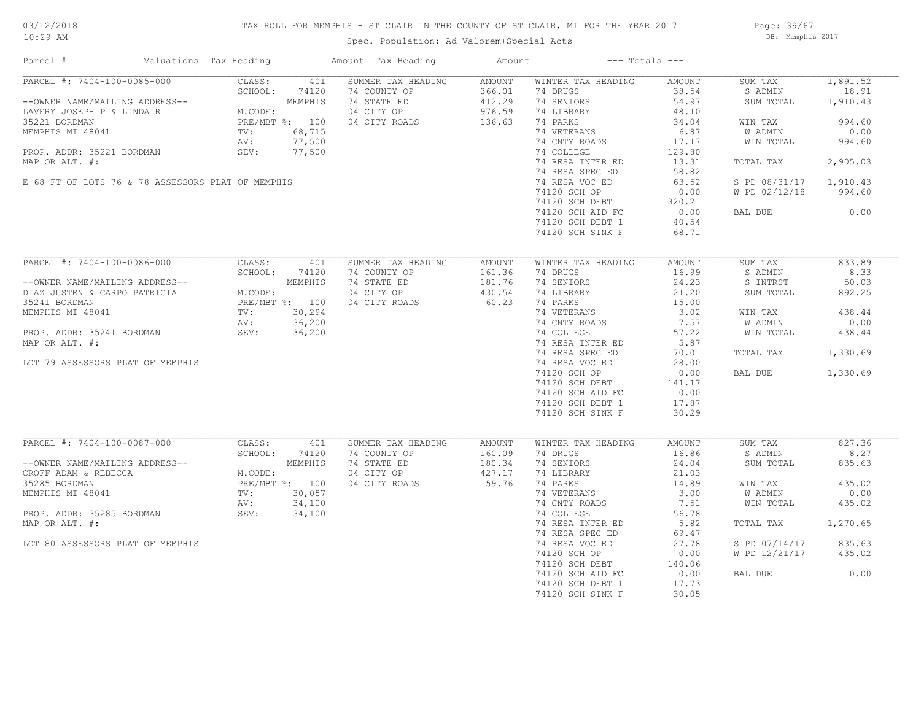# TAX ROLL FOR MEMPHIS - ST CLAIR IN THE COUNTY OF ST CLAIR, MI FOR THE YEAR 2017

03/12/2018 10:29 AM

Spec. Population: Ad Valorem+Special Acts

DB: Memphis 2017

| Parcel # | Valuations | Tax Heading | Amount | Tax Heading | Amount | --- Totals --- | |
|---|---|---|---|---|---|---|---|
| PARCEL #: 7404-100-0085-000 | CLASS: 401 | SUMMER TAX HEADING | AMOUNT | WINTER TAX HEADING | AMOUNT | SUM TAX | 1,891.52 |
| | SCHOOL: 74120 | 74 COUNTY OP | 366.01 | 74 DRUGS | 38.54 | S ADMIN | 18.91 |
| --OWNER NAME/MAILING ADDRESS-- | MEMPHIS | 74 STATE ED | 412.29 | 74 SENIORS | 54.97 | SUM TOTAL | 1,910.43 |
| LAVERY JOSEPH P & LINDA R | M.CODE: | 04 CITY OP | 976.59 | 74 LIBRARY | 48.10 | | |
| 35221 BORDMAN | PRE/MBT %: 100 | 04 CITY ROADS | 136.63 | 74 PARKS | 34.04 | WIN TAX | 994.60 |
| MEMPHIS MI 48041 | TV: 68,715 | | | 74 VETERANS | 6.87 | W ADMIN | 0.00 |
| | AV: 77,500 | | | 74 CNTY ROADS | 17.17 | WIN TOTAL | 994.60 |
| PROP. ADDR: 35221 BORDMAN | SEV: 77,500 | | | 74 COLLEGE | 129.80 | | |
| MAP OR ALT. #: | | | | 74 RESA INTER ED | 13.31 | TOTAL TAX | 2,905.03 |
| | | | | 74 RESA SPEC ED | 158.82 | | |
| E 68 FT OF LOTS 76 & 78 ASSESSORS PLAT OF MEMPHIS | | | | 74 RESA VOC ED | 63.52 | S PD 08/31/17 | 1,910.43 |
| | | | | 74120 SCH OP | 0.00 | W PD 02/12/18 | 994.60 |
| | | | | 74120 SCH DEBT | 320.21 | | |
| | | | | 74120 SCH AID FC | 0.00 | BAL DUE | 0.00 |
| | | | | 74120 SCH DEBT 1 | 40.54 | | |
| | | | | 74120 SCH SINK F | 68.71 | | |
| PARCEL #: 7404-100-0086-000 | CLASS: 401 | SUMMER TAX HEADING | AMOUNT | WINTER TAX HEADING | AMOUNT | SUM TAX | 833.89 |
| | SCHOOL: 74120 | 74 COUNTY OP | 161.36 | 74 DRUGS | 16.99 | S ADMIN | 8.33 |
| --OWNER NAME/MAILING ADDRESS-- | MEMPHIS | 74 STATE ED | 181.76 | 74 SENIORS | 24.23 | S INTRST | 50.03 |
| DIAZ JUSTEN & CARPO PATRICIA | M.CODE: | 04 CITY OP | 430.54 | 74 LIBRARY | 21.20 | SUM TOTAL | 892.25 |
| 35241 BORDMAN | PRE/MBT %: 100 | 04 CITY ROADS | 60.23 | 74 PARKS | 15.00 | | |
| MEMPHIS MI 48041 | TV: 30,294 | | | 74 VETERANS | 3.02 | WIN TAX | 438.44 |
| | AV: 36,200 | | | 74 CNTY ROADS | 7.57 | W ADMIN | 0.00 |
| PROP. ADDR: 35241 BORDMAN | SEV: 36,200 | | | 74 COLLEGE | 57.22 | WIN TOTAL | 438.44 |
| MAP OR ALT. #: | | | | 74 RESA INTER ED | 5.87 | | |
| | | | | 74 RESA SPEC ED | 70.01 | TOTAL TAX | 1,330.69 |
| LOT 79 ASSESSORS PLAT OF MEMPHIS | | | | 74 RESA VOC ED | 28.00 | | |
| | | | | 74120 SCH OP | 0.00 | BAL DUE | 1,330.69 |
| | | | | 74120 SCH DEBT | 141.17 | | |
| | | | | 74120 SCH AID FC | 0.00 | | |
| | | | | 74120 SCH DEBT 1 | 17.87 | | |
| | | | | 74120 SCH SINK F | 30.29 | | |
| PARCEL #: 7404-100-0087-000 | CLASS: 401 | SUMMER TAX HEADING | AMOUNT | WINTER TAX HEADING | AMOUNT | SUM TAX | 827.36 |
| | SCHOOL: 74120 | 74 COUNTY OP | 160.09 | 74 DRUGS | 16.86 | S ADMIN | 8.27 |
| --OWNER NAME/MAILING ADDRESS-- | MEMPHIS | 74 STATE ED | 180.34 | 74 SENIORS | 24.04 | SUM TOTAL | 835.63 |
| CROFF ADAM & REBECCA | M.CODE: | 04 CITY OP | 427.17 | 74 LIBRARY | 21.03 | | |
| 35285 BORDMAN | PRE/MBT %: 100 | 04 CITY ROADS | 59.76 | 74 PARKS | 14.89 | WIN TAX | 435.02 |
| MEMPHIS MI 48041 | TV: 30,057 | | | 74 VETERANS | 3.00 | W ADMIN | 0.00 |
| | AV: 34,100 | | | 74 CNTY ROADS | 7.51 | WIN TOTAL | 435.02 |
| PROP. ADDR: 35285 BORDMAN | SEV: 34,100 | | | 74 COLLEGE | 56.78 | | |
| MAP OR ALT. #: | | | | 74 RESA INTER ED | 5.82 | TOTAL TAX | 1,270.65 |
| | | | | 74 RESA SPEC ED | 69.47 | | |
| LOT 80 ASSESSORS PLAT OF MEMPHIS | | | | 74 RESA VOC ED | 27.78 | S PD 07/14/17 | 835.63 |
| | | | | 74120 SCH OP | 0.00 | W PD 12/21/17 | 435.02 |
| | | | | 74120 SCH DEBT | 140.06 | | |
| | | | | 74120 SCH AID FC | 0.00 | BAL DUE | 0.00 |
| | | | | 74120 SCH DEBT 1 | 17.73 | | |
| | | | | 74120 SCH SINK F | 30.05 | | |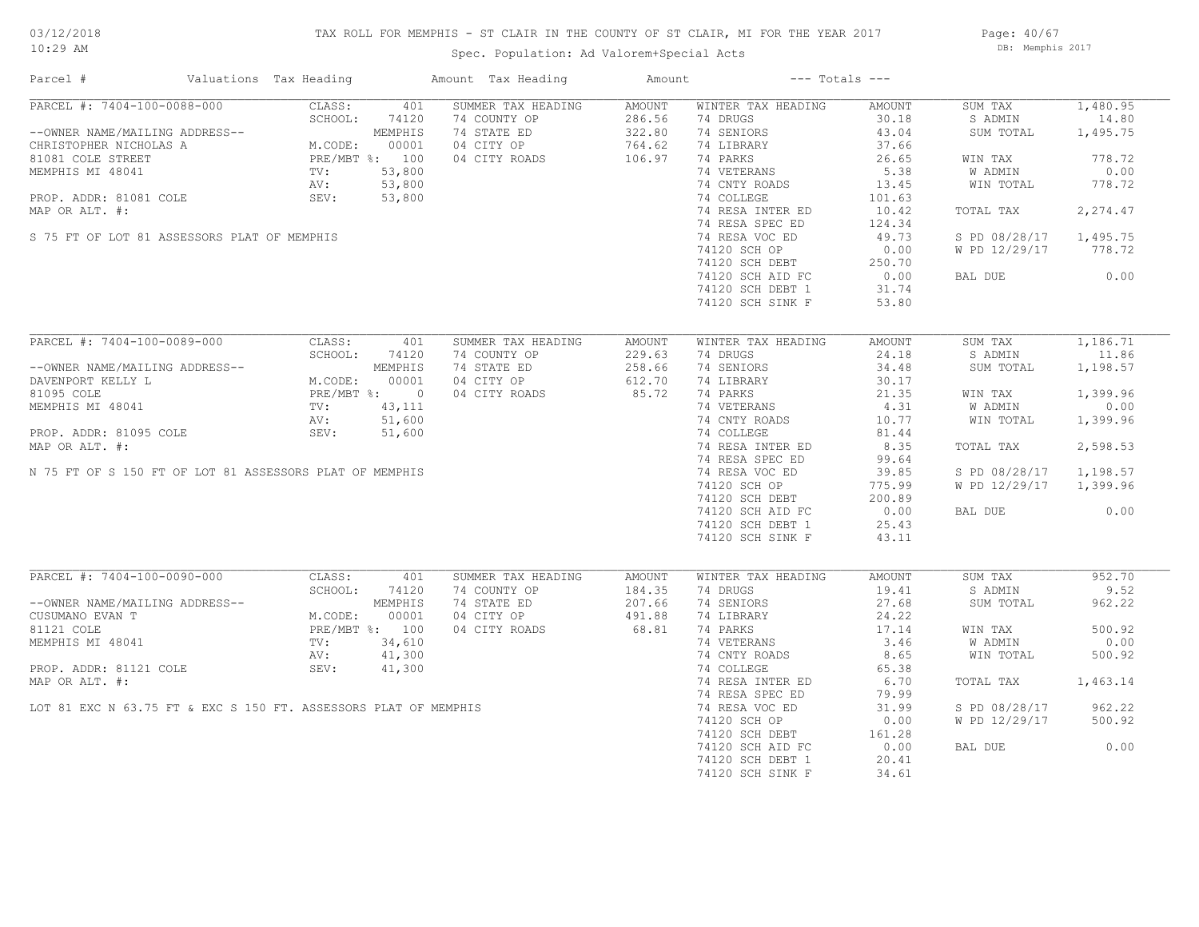# TAX ROLL FOR MEMPHIS - ST CLAIR IN THE COUNTY OF ST CLAIR, MI FOR THE YEAR 2017

Spec. Population: Ad Valorem+Special Acts

| Parcel # | Valuations | Tax Heading | Amount | Tax Heading | Amount | --- Totals --- | |
|---|---|---|---|---|---|---|---|

## PARCEL #: 7404-100-0088-000

| Owner / Property | Valuations | | Summer Tax Heading | Amount | Winter Tax Heading | Amount | Totals | |
|---|---|---|---|---|---|---|---|---|
| --OWNER NAME/MAILING ADDRESS-- | CLASS: | 401 | 74 COUNTY OP | 286.56 | 74 DRUGS | 30.18 | SUM TAX | 1,480.95 |
| CHRISTOPHER NICHOLAS A | SCHOOL: | 74120 | 74 STATE ED | 322.80 | 74 SENIORS | 43.04 | S ADMIN | 14.80 |
| 81081 COLE STREET | | MEMPHIS | 04 CITY OP | 764.62 | 74 LIBRARY | 37.66 | SUM TOTAL | 1,495.75 |
| MEMPHIS MI 48041 | M.CODE: | 00001 | 04 CITY ROADS | 106.97 | 74 PARKS | 26.65 | WIN TAX | 778.72 |
| PROP. ADDR: 81081 COLE | PRE/MBT %: | 100 | | | 74 VETERANS | 5.38 | W ADMIN | 0.00 |
| MAP OR ALT. #: | TV: | 53,800 | | | 74 CNTY ROADS | 13.45 | WIN TOTAL | 778.72 |
| | AV: | 53,800 | | | 74 COLLEGE | 101.63 | TOTAL TAX | 2,274.47 |
| | SEV: | 53,800 | | | 74 RESA INTER ED | 10.42 | S PD 08/28/17 | 1,495.75 |
| | | | | | 74 RESA SPEC ED | 124.34 | W PD 12/29/17 | 778.72 |
| | | | | | 74 RESA VOC ED | 49.73 | BAL DUE | 0.00 |
| | | | | | 74120 SCH OP | 0.00 | | |
| | | | | | 74120 SCH DEBT | 250.70 | | |
| | | | | | 74120 SCH AID FC | 0.00 | | |
| | | | | | 74120 SCH DEBT 1 | 31.74 | | |
| | | | | | 74120 SCH SINK F | 53.80 | | |

S 75 FT OF LOT 81 ASSESSORS PLAT OF MEMPHIS

## PARCEL #: 7404-100-0089-000

| Owner / Property | Valuations | | Summer Tax Heading | Amount | Winter Tax Heading | Amount | Totals | |
|---|---|---|---|---|---|---|---|---|
| --OWNER NAME/MAILING ADDRESS-- | CLASS: | 401 | 74 COUNTY OP | 229.63 | 74 DRUGS | 24.18 | SUM TAX | 1,186.71 |
| DAVENPORT KELLY L | SCHOOL: | 74120 | 74 STATE ED | 258.66 | 74 SENIORS | 34.48 | S ADMIN | 11.86 |
| 81095 COLE | | MEMPHIS | 04 CITY OP | 612.70 | 74 LIBRARY | 30.17 | SUM TOTAL | 1,198.57 |
| MEMPHIS MI 48041 | M.CODE: | 00001 | 04 CITY ROADS | 85.72 | 74 PARKS | 21.35 | WIN TAX | 1,399.96 |
| PROP. ADDR: 81095 COLE | PRE/MBT %: | 0 | | | 74 VETERANS | 4.31 | W ADMIN | 0.00 |
| MAP OR ALT. #: | TV: | 43,111 | | | 74 CNTY ROADS | 10.77 | WIN TOTAL | 1,399.96 |
| | AV: | 51,600 | | | 74 COLLEGE | 81.44 | TOTAL TAX | 2,598.53 |
| | SEV: | 51,600 | | | 74 RESA INTER ED | 8.35 | S PD 08/28/17 | 1,198.57 |
| | | | | | 74 RESA SPEC ED | 99.64 | W PD 12/29/17 | 1,399.96 |
| | | | | | 74 RESA VOC ED | 39.85 | BAL DUE | 0.00 |
| | | | | | 74120 SCH OP | 775.99 | | |
| | | | | | 74120 SCH DEBT | 200.89 | | |
| | | | | | 74120 SCH AID FC | 0.00 | | |
| | | | | | 74120 SCH DEBT 1 | 25.43 | | |
| | | | | | 74120 SCH SINK F | 43.11 | | |

N 75 FT OF S 150 FT OF LOT 81 ASSESSORS PLAT OF MEMPHIS

## PARCEL #: 7404-100-0090-000

| Owner / Property | Valuations | | Summer Tax Heading | Amount | Winter Tax Heading | Amount | Totals | |
|---|---|---|---|---|---|---|---|---|
| --OWNER NAME/MAILING ADDRESS-- | CLASS: | 401 | 74 COUNTY OP | 184.35 | 74 DRUGS | 19.41 | SUM TAX | 952.70 |
| CUSUMANO EVAN T | SCHOOL: | 74120 | 74 STATE ED | 207.66 | 74 SENIORS | 27.68 | S ADMIN | 9.52 |
| 81121 COLE | | MEMPHIS | 04 CITY OP | 491.88 | 74 LIBRARY | 24.22 | SUM TOTAL | 962.22 |
| MEMPHIS MI 48041 | M.CODE: | 00001 | 04 CITY ROADS | 68.81 | 74 PARKS | 17.14 | WIN TAX | 500.92 |
| PROP. ADDR: 81121 COLE | PRE/MBT %: | 100 | | | 74 VETERANS | 3.46 | W ADMIN | 0.00 |
| MAP OR ALT. #: | TV: | 34,610 | | | 74 CNTY ROADS | 8.65 | WIN TOTAL | 500.92 |
| | AV: | 41,300 | | | 74 COLLEGE | 65.38 | TOTAL TAX | 1,463.14 |
| | SEV: | 41,300 | | | 74 RESA INTER ED | 6.70 | S PD 08/28/17 | 962.22 |
| | | | | | 74 RESA SPEC ED | 79.99 | W PD 12/29/17 | 500.92 |
| | | | | | 74 RESA VOC ED | 31.99 | BAL DUE | 0.00 |
| | | | | | 74120 SCH OP | 0.00 | | |
| | | | | | 74120 SCH DEBT | 161.28 | | |
| | | | | | 74120 SCH AID FC | 0.00 | | |
| | | | | | 74120 SCH DEBT 1 | 20.41 | | |
| | | | | | 74120 SCH SINK F | 34.61 | | |

LOT 81 EXC N 63.75 FT & EXC S 150 FT. ASSESSORS PLAT OF MEMPHIS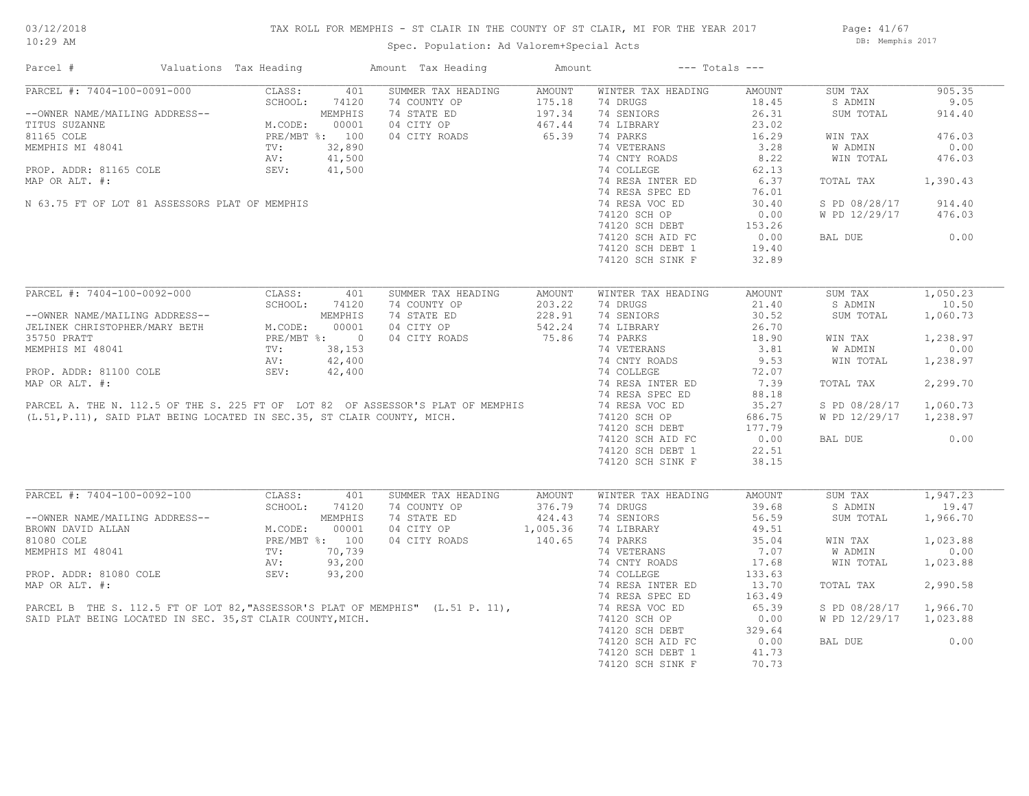# TAX ROLL FOR MEMPHIS - ST CLAIR IN THE COUNTY OF ST CLAIR, MI FOR THE YEAR 2017

Spec. Population: Ad Valorem+Special Acts

03/12/2018
10:29 AM

DB: Memphis 2017

| Parcel # | Valuations | Tax Heading | Amount | Tax Heading | Amount | --- Totals --- | |
|---|---|---|---|---|---|---|---|

## PARCEL #: 7404-100-0091-000

| Field | Value | Summer Tax Heading | Amount | Winter Tax Heading | Amount | Totals | |
|---|---|---|---|---|---|---|---|
| CLASS: | 401 | 74 COUNTY OP | 175.18 | 74 DRUGS | 18.45 | SUM TAX | 905.35 |
| SCHOOL: | 74120 MEMPHIS | 74 STATE ED | 197.34 | 74 SENIORS | 26.31 | S ADMIN | 9.05 |
| M.CODE: | 00001 | 04 CITY OP | 467.44 | 74 LIBRARY | 23.02 | SUM TOTAL | 914.40 |
| PRE/MBT %: | 100 | 04 CITY ROADS | 65.39 | 74 PARKS | 16.29 | WIN TAX | 476.03 |
| TV: | 32,890 | | | 74 VETERANS | 3.28 | W ADMIN | 0.00 |
| AV: | 41,500 | | | 74 CNTY ROADS | 8.22 | WIN TOTAL | 476.03 |
| SEV: | 41,500 | | | 74 COLLEGE | 62.13 | | |
| | | | | 74 RESA INTER ED | 6.37 | TOTAL TAX | 1,390.43 |
| | | | | 74 RESA SPEC ED | 76.01 | | |
| | | | | 74 RESA VOC ED | 30.40 | S PD 08/28/17 | 914.40 |
| | | | | 74120 SCH OP | 0.00 | W PD 12/29/17 | 476.03 |
| | | | | 74120 SCH DEBT | 153.26 | | |
| | | | | 74120 SCH AID FC | 0.00 | BAL DUE | 0.00 |
| | | | | 74120 SCH DEBT 1 | 19.40 | | |
| | | | | 74120 SCH SINK F | 32.89 | | |

--OWNER NAME/MAILING ADDRESS--
TITUS SUZANNE
81165 COLE
MEMPHIS MI 48041

PROP. ADDR: 81165 COLE
MAP OR ALT. #:

N 63.75 FT OF LOT 81 ASSESSORS PLAT OF MEMPHIS

## PARCEL #: 7404-100-0092-000

| Field | Value | Summer Tax Heading | Amount | Winter Tax Heading | Amount | Totals | |
|---|---|---|---|---|---|---|---|
| CLASS: | 401 | 74 COUNTY OP | 203.22 | 74 DRUGS | 21.40 | SUM TAX | 1,050.23 |
| SCHOOL: | 74120 MEMPHIS | 74 STATE ED | 228.91 | 74 SENIORS | 30.52 | S ADMIN | 10.50 |
| M.CODE: | 00001 | 04 CITY OP | 542.24 | 74 LIBRARY | 26.70 | SUM TOTAL | 1,060.73 |
| PRE/MBT %: | 0 | 04 CITY ROADS | 75.86 | 74 PARKS | 18.90 | WIN TAX | 1,238.97 |
| TV: | 38,153 | | | 74 VETERANS | 3.81 | W ADMIN | 0.00 |
| AV: | 42,400 | | | 74 CNTY ROADS | 9.53 | WIN TOTAL | 1,238.97 |
| SEV: | 42,400 | | | 74 COLLEGE | 72.07 | | |
| | | | | 74 RESA INTER ED | 7.39 | TOTAL TAX | 2,299.70 |
| | | | | 74 RESA SPEC ED | 88.18 | | |
| | | | | 74 RESA VOC ED | 35.27 | S PD 08/28/17 | 1,060.73 |
| | | | | 74120 SCH OP | 686.75 | W PD 12/29/17 | 1,238.97 |
| | | | | 74120 SCH DEBT | 177.79 | | |
| | | | | 74120 SCH AID FC | 0.00 | BAL DUE | 0.00 |
| | | | | 74120 SCH DEBT 1 | 22.51 | | |
| | | | | 74120 SCH SINK F | 38.15 | | |

--OWNER NAME/MAILING ADDRESS--
JELINEK CHRISTOPHER/MARY BETH
35750 PRATT
MEMPHIS MI 48041

PROP. ADDR: 81100 COLE
MAP OR ALT. #:

PARCEL A. THE N. 112.5 OF THE S. 225 FT OF LOT 82 OF ASSESSOR'S PLAT OF MEMPHIS (L.51,P.11), SAID PLAT BEING LOCATED IN SEC.35, ST CLAIR COUNTY, MICH.

## PARCEL #: 7404-100-0092-100

| Field | Value | Summer Tax Heading | Amount | Winter Tax Heading | Amount | Totals | |
|---|---|---|---|---|---|---|---|
| CLASS: | 401 | 74 COUNTY OP | 376.79 | 74 DRUGS | 39.68 | SUM TAX | 1,947.23 |
| SCHOOL: | 74120 MEMPHIS | 74 STATE ED | 424.43 | 74 SENIORS | 56.59 | S ADMIN | 19.47 |
| M.CODE: | 00001 | 04 CITY OP | 1,005.36 | 74 LIBRARY | 49.51 | SUM TOTAL | 1,966.70 |
| PRE/MBT %: | 100 | 04 CITY ROADS | 140.65 | 74 PARKS | 35.04 | WIN TAX | 1,023.88 |
| TV: | 70,739 | | | 74 VETERANS | 7.07 | W ADMIN | 0.00 |
| AV: | 93,200 | | | 74 CNTY ROADS | 17.68 | WIN TOTAL | 1,023.88 |
| SEV: | 93,200 | | | 74 COLLEGE | 133.63 | | |
| | | | | 74 RESA INTER ED | 13.70 | TOTAL TAX | 2,990.58 |
| | | | | 74 RESA SPEC ED | 163.49 | | |
| | | | | 74 RESA VOC ED | 65.39 | S PD 08/28/17 | 1,966.70 |
| | | | | 74120 SCH OP | 0.00 | W PD 12/29/17 | 1,023.88 |
| | | | | 74120 SCH DEBT | 329.64 | | |
| | | | | 74120 SCH AID FC | 0.00 | BAL DUE | 0.00 |
| | | | | 74120 SCH DEBT 1 | 41.73 | | |
| | | | | 74120 SCH SINK F | 70.73 | | |

--OWNER NAME/MAILING ADDRESS--
BROWN DAVID ALLAN
81080 COLE
MEMPHIS MI 48041

PROP. ADDR: 81080 COLE
MAP OR ALT. #:

PARCEL B THE S. 112.5 FT OF LOT 82,"ASSESSOR'S PLAT OF MEMPHIS" (L.51 P. 11), SAID PLAT BEING LOCATED IN SEC. 35,ST CLAIR COUNTY,MICH.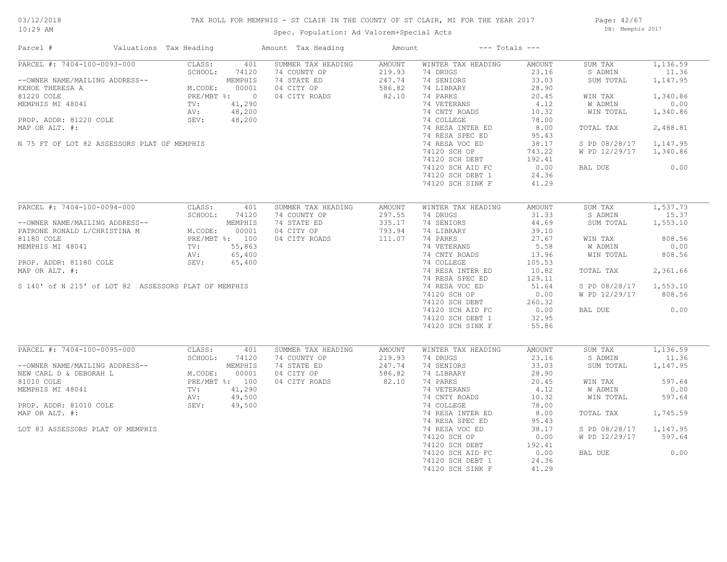TAX ROLL FOR MEMPHIS - ST CLAIR IN THE COUNTY OF ST CLAIR, MI FOR THE YEAR 2017

Spec. Population: Ad Valorem+Special Acts

DB: Memphis 2017

03/12/2018
10:29 AM

| Parcel # | Valuations | Tax Heading | Amount | Tax Heading | Amount | --- Totals --- | |
|---|---|---|---|---|---|---|---|
| PARCEL #: 7404-100-0093-000 | CLASS: 401 | SUMMER TAX HEADING | AMOUNT | WINTER TAX HEADING | AMOUNT | SUM TAX | 1,136.59 |
| | SCHOOL: 74120 | 74 COUNTY OP | 219.93 | 74 DRUGS | 23.16 | S ADMIN | 11.36 |
| --OWNER NAME/MAILING ADDRESS-- | MEMPHIS | 74 STATE ED | 247.74 | 74 SENIORS | 33.03 | SUM TOTAL | 1,147.95 |
| KEHOE THERESA A | M.CODE: 00001 | 04 CITY OP | 586.82 | 74 LIBRARY | 28.90 | | |
| 81220 COLE | PRE/MBT %: 0 | 04 CITY ROADS | 82.10 | 74 PARKS | 20.45 | WIN TAX | 1,340.86 |
| MEMPHIS MI 48041 | TV: 41,290 | | | 74 VETERANS | 4.12 | W ADMIN | 0.00 |
| | AV: 48,200 | | | 74 CNTY ROADS | 10.32 | WIN TOTAL | 1,340.86 |
| PROP. ADDR: 81220 COLE | SEV: 48,200 | | | 74 COLLEGE | 78.00 | | |
| MAP OR ALT. #: | | | | 74 RESA INTER ED | 8.00 | TOTAL TAX | 2,488.81 |
| | | | | 74 RESA SPEC ED | 95.43 | | |
| N 75 FT OF LOT 82 ASSESSORS PLAT OF MEMPHIS | | | | 74 RESA VOC ED | 38.17 | S PD 08/28/17 | 1,147.95 |
| | | | | 74120 SCH OP | 743.22 | W PD 12/29/17 | 1,340.86 |
| | | | | 74120 SCH DEBT | 192.41 | | |
| | | | | 74120 SCH AID FC | 0.00 | BAL DUE | 0.00 |
| | | | | 74120 SCH DEBT 1 | 24.36 | | |
| | | | | 74120 SCH SINK F | 41.29 | | |

| Parcel # | Valuations | Tax Heading | Amount | Tax Heading | Amount | --- Totals --- | |
|---|---|---|---|---|---|---|---|
| PARCEL #: 7404-100-0094-000 | CLASS: 401 | SUMMER TAX HEADING | AMOUNT | WINTER TAX HEADING | AMOUNT | SUM TAX | 1,537.73 |
| | SCHOOL: 74120 | 74 COUNTY OP | 297.55 | 74 DRUGS | 31.33 | S ADMIN | 15.37 |
| --OWNER NAME/MAILING ADDRESS-- | MEMPHIS | 74 STATE ED | 335.17 | 74 SENIORS | 44.69 | SUM TOTAL | 1,553.10 |
| PATRONE RONALD L/CHRISTINA M | M.CODE: 00001 | 04 CITY OP | 793.94 | 74 LIBRARY | 39.10 | | |
| 81180 COLE | PRE/MBT %: 100 | 04 CITY ROADS | 111.07 | 74 PARKS | 27.67 | WIN TAX | 808.56 |
| MEMPHIS MI 48041 | TV: 55,863 | | | 74 VETERANS | 5.58 | W ADMIN | 0.00 |
| | AV: 65,400 | | | 74 CNTY ROADS | 13.96 | WIN TOTAL | 808.56 |
| PROP. ADDR: 81180 COLE | SEV: 65,400 | | | 74 COLLEGE | 105.53 | | |
| MAP OR ALT. #: | | | | 74 RESA INTER ED | 10.82 | TOTAL TAX | 2,361.66 |
| | | | | 74 RESA SPEC ED | 129.11 | | |
| S 140' of N 215' of LOT 82 ASSESSORS PLAT OF MEMPHIS | | | | 74 RESA VOC ED | 51.64 | S PD 08/28/17 | 1,553.10 |
| | | | | 74120 SCH OP | 0.00 | W PD 12/29/17 | 808.56 |
| | | | | 74120 SCH DEBT | 260.32 | | |
| | | | | 74120 SCH AID FC | 0.00 | BAL DUE | 0.00 |
| | | | | 74120 SCH DEBT 1 | 32.95 | | |
| | | | | 74120 SCH SINK F | 55.86 | | |

| Parcel # | Valuations | Tax Heading | Amount | Tax Heading | Amount | --- Totals --- | |
|---|---|---|---|---|---|---|---|
| PARCEL #: 7404-100-0095-000 | CLASS: 401 | SUMMER TAX HEADING | AMOUNT | WINTER TAX HEADING | AMOUNT | SUM TAX | 1,136.59 |
| | SCHOOL: 74120 | 74 COUNTY OP | 219.93 | 74 DRUGS | 23.16 | S ADMIN | 11.36 |
| --OWNER NAME/MAILING ADDRESS-- | MEMPHIS | 74 STATE ED | 247.74 | 74 SENIORS | 33.03 | SUM TOTAL | 1,147.95 |
| NEW CARL D & DEBORAH L | M.CODE: 00001 | 04 CITY OP | 586.82 | 74 LIBRARY | 28.90 | | |
| 81010 COLE | PRE/MBT %: 100 | 04 CITY ROADS | 82.10 | 74 PARKS | 20.45 | WIN TAX | 597.64 |
| MEMPHIS MI 48041 | TV: 41,290 | | | 74 VETERANS | 4.12 | W ADMIN | 0.00 |
| | AV: 49,500 | | | 74 CNTY ROADS | 10.32 | WIN TOTAL | 597.64 |
| PROP. ADDR: 81010 COLE | SEV: 49,500 | | | 74 COLLEGE | 78.00 | | |
| MAP OR ALT. #: | | | | 74 RESA INTER ED | 8.00 | TOTAL TAX | 1,745.59 |
| | | | | 74 RESA SPEC ED | 95.43 | | |
| LOT 83 ASSESSORS PLAT OF MEMPHIS | | | | 74 RESA VOC ED | 38.17 | S PD 08/28/17 | 1,147.95 |
| | | | | 74120 SCH OP | 0.00 | W PD 12/29/17 | 597.64 |
| | | | | 74120 SCH DEBT | 192.41 | | |
| | | | | 74120 SCH AID FC | 0.00 | BAL DUE | 0.00 |
| | | | | 74120 SCH DEBT 1 | 24.36 | | |
| | | | | 74120 SCH SINK F | 41.29 | | |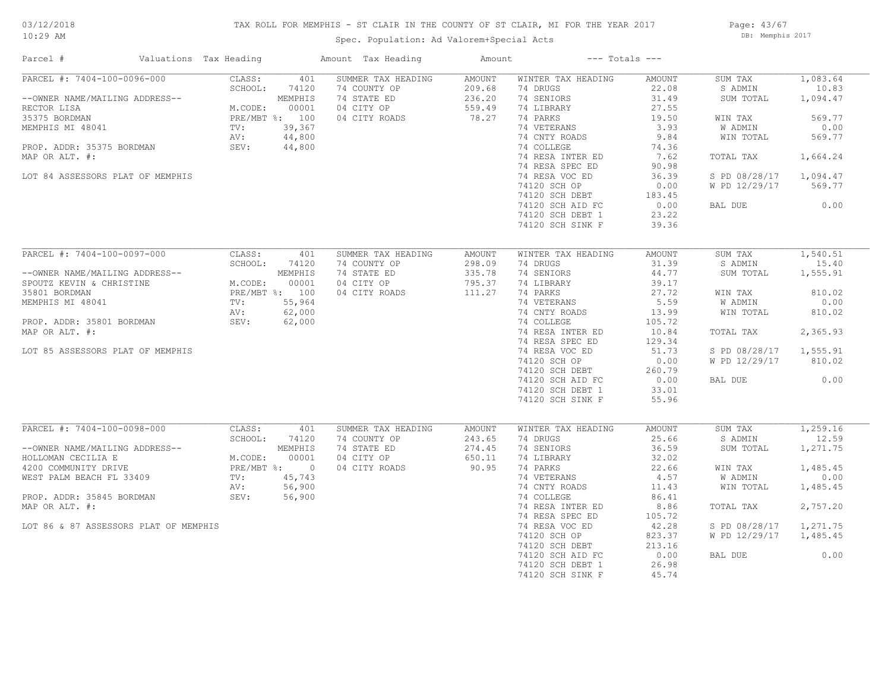TAX ROLL FOR MEMPHIS - ST CLAIR IN THE COUNTY OF ST CLAIR, MI FOR THE YEAR 2017

Spec. Population: Ad Valorem+Special Acts

03/12/2018
10:29 AM

DB: Memphis 2017

| Parcel # | Valuations | Tax Heading | Amount | Tax Heading | Amount | --- Totals --- | |
|---|---|---|---|---|---|---|---|
| PARCEL #: 7404-100-0096-000 | CLASS: 401 | SUMMER TAX HEADING | AMOUNT | WINTER TAX HEADING | AMOUNT | SUM TAX | 1,083.64 |
| | SCHOOL: 74120 | 74 COUNTY OP | 209.68 | 74 DRUGS | 22.08 | S ADMIN | 10.83 |
| --OWNER NAME/MAILING ADDRESS-- | MEMPHIS | 74 STATE ED | 236.20 | 74 SENIORS | 31.49 | SUM TOTAL | 1,094.47 |
| RECTOR LISA | M.CODE: 00001 | 04 CITY OP | 559.49 | 74 LIBRARY | 27.55 | | |
| 35375 BORDMAN | PRE/MBT %: 100 | 04 CITY ROADS | 78.27 | 74 PARKS | 19.50 | WIN TAX | 569.77 |
| MEMPHIS MI 48041 | TV: 39,367 | | | 74 VETERANS | 3.93 | W ADMIN | 0.00 |
| | AV: 44,800 | | | 74 CNTY ROADS | 9.84 | WIN TOTAL | 569.77 |
| PROP. ADDR: 35375 BORDMAN | SEV: 44,800 | | | 74 COLLEGE | 74.36 | | |
| MAP OR ALT. #: | | | | 74 RESA INTER ED | 7.62 | TOTAL TAX | 1,664.24 |
| | | | | 74 RESA SPEC ED | 90.98 | | |
| LOT 84 ASSESSORS PLAT OF MEMPHIS | | | | 74 RESA VOC ED | 36.39 | S PD 08/28/17 | 1,094.47 |
| | | | | 74120 SCH OP | 0.00 | W PD 12/29/17 | 569.77 |
| | | | | 74120 SCH DEBT | 183.45 | | |
| | | | | 74120 SCH AID FC | 0.00 | BAL DUE | 0.00 |
| | | | | 74120 SCH DEBT 1 | 23.22 | | |
| | | | | 74120 SCH SINK F | 39.36 | | |
| PARCEL #: 7404-100-0097-000 | CLASS: 401 | SUMMER TAX HEADING | AMOUNT | WINTER TAX HEADING | AMOUNT | SUM TAX | 1,540.51 |
| | SCHOOL: 74120 | 74 COUNTY OP | 298.09 | 74 DRUGS | 31.39 | S ADMIN | 15.40 |
| --OWNER NAME/MAILING ADDRESS-- | MEMPHIS | 74 STATE ED | 335.78 | 74 SENIORS | 44.77 | SUM TOTAL | 1,555.91 |
| SPOUTZ KEVIN & CHRISTINE | M.CODE: 00001 | 04 CITY OP | 795.37 | 74 LIBRARY | 39.17 | | |
| 35801 BORDMAN | PRE/MBT %: 100 | 04 CITY ROADS | 111.27 | 74 PARKS | 27.72 | WIN TAX | 810.02 |
| MEMPHIS MI 48041 | TV: 55,964 | | | 74 VETERANS | 5.59 | W ADMIN | 0.00 |
| | AV: 62,000 | | | 74 CNTY ROADS | 13.99 | WIN TOTAL | 810.02 |
| PROP. ADDR: 35801 BORDMAN | SEV: 62,000 | | | 74 COLLEGE | 105.72 | | |
| MAP OR ALT. #: | | | | 74 RESA INTER ED | 10.84 | TOTAL TAX | 2,365.93 |
| | | | | 74 RESA SPEC ED | 129.34 | | |
| LOT 85 ASSESSORS PLAT OF MEMPHIS | | | | 74 RESA VOC ED | 51.73 | S PD 08/28/17 | 1,555.91 |
| | | | | 74120 SCH OP | 0.00 | W PD 12/29/17 | 810.02 |
| | | | | 74120 SCH DEBT | 260.79 | | |
| | | | | 74120 SCH AID FC | 0.00 | BAL DUE | 0.00 |
| | | | | 74120 SCH DEBT 1 | 33.01 | | |
| | | | | 74120 SCH SINK F | 55.96 | | |
| PARCEL #: 7404-100-0098-000 | CLASS: 401 | SUMMER TAX HEADING | AMOUNT | WINTER TAX HEADING | AMOUNT | SUM TAX | 1,259.16 |
| | SCHOOL: 74120 | 74 COUNTY OP | 243.65 | 74 DRUGS | 25.66 | S ADMIN | 12.59 |
| --OWNER NAME/MAILING ADDRESS-- | MEMPHIS | 74 STATE ED | 274.45 | 74 SENIORS | 36.59 | SUM TOTAL | 1,271.75 |
| HOLLOMAN CECILIA E | M.CODE: 00001 | 04 CITY OP | 650.11 | 74 LIBRARY | 32.02 | | |
| 4200 COMMUNITY DRIVE | PRE/MBT %: 0 | 04 CITY ROADS | 90.95 | 74 PARKS | 22.66 | WIN TAX | 1,485.45 |
| WEST PALM BEACH FL 33409 | TV: 45,743 | | | 74 VETERANS | 4.57 | W ADMIN | 0.00 |
| | AV: 56,900 | | | 74 CNTY ROADS | 11.43 | WIN TOTAL | 1,485.45 |
| PROP. ADDR: 35845 BORDMAN | SEV: 56,900 | | | 74 COLLEGE | 86.41 | | |
| MAP OR ALT. #: | | | | 74 RESA INTER ED | 8.86 | TOTAL TAX | 2,757.20 |
| | | | | 74 RESA SPEC ED | 105.72 | | |
| LOT 86 & 87 ASSESSORS PLAT OF MEMPHIS | | | | 74 RESA VOC ED | 42.28 | S PD 08/28/17 | 1,271.75 |
| | | | | 74120 SCH OP | 823.37 | W PD 12/29/17 | 1,485.45 |
| | | | | 74120 SCH DEBT | 213.16 | | |
| | | | | 74120 SCH AID FC | 0.00 | BAL DUE | 0.00 |
| | | | | 74120 SCH DEBT 1 | 26.98 | | |
| | | | | 74120 SCH SINK F | 45.74 | | |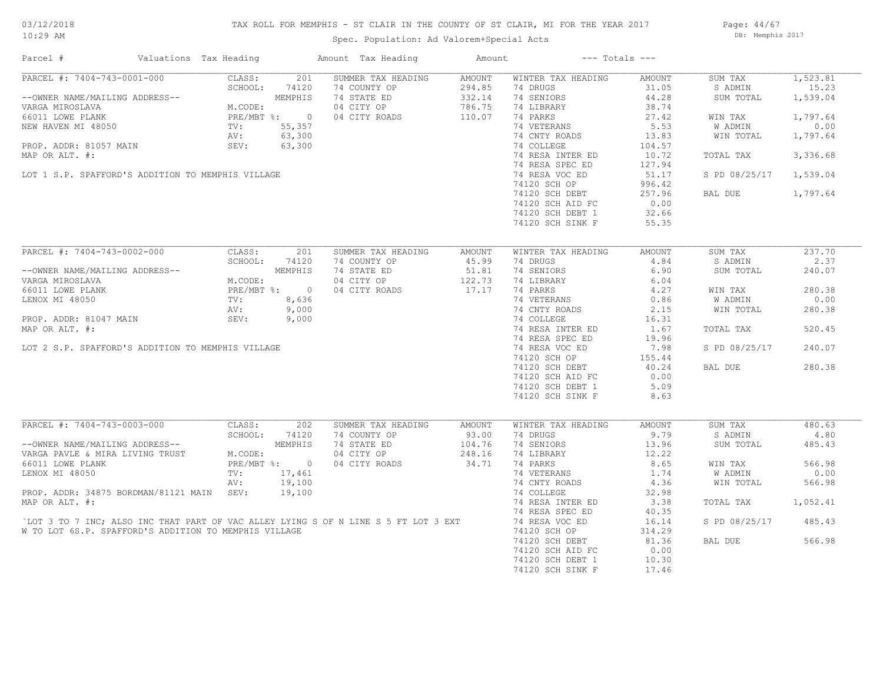# TAX ROLL FOR MEMPHIS - ST CLAIR IN THE COUNTY OF ST CLAIR, MI FOR THE YEAR 2017

Spec. Population: Ad Valorem+Special Acts

03/12/2018
10:29 AM

DB: Memphis 2017

| Parcel # | Valuations | Tax Heading | Amount | Tax Heading | Amount | --- Totals --- | | | |
|---|---|---|---|---|---|---|---|---|---|
| PARCEL #: 7404-743-0001-000 | CLASS: | 201 | SUMMER TAX HEADING | AMOUNT | WINTER TAX HEADING | AMOUNT | SUM TAX | 1,523.81 |
| | SCHOOL: | 74120 | 74 COUNTY OP | 294.85 | 74 DRUGS | 31.05 | S ADMIN | 15.23 |
| --OWNER NAME/MAILING ADDRESS-- | | MEMPHIS | 74 STATE ED | 332.14 | 74 SENIORS | 44.28 | SUM TOTAL | 1,539.04 |
| VARGA MIROSLAVA | M.CODE: | | 04 CITY OP | 786.75 | 74 LIBRARY | 38.74 | | |
| 66011 LOWE PLANK | PRE/MBT %: | 0 | 04 CITY ROADS | 110.07 | 74 PARKS | 27.42 | WIN TAX | 1,797.64 |
| NEW HAVEN MI 48050 | TV: | 55,357 | | | 74 VETERANS | 5.53 | W ADMIN | 0.00 |
| | AV: | 63,300 | | | 74 CNTY ROADS | 13.83 | WIN TOTAL | 1,797.64 |
| PROP. ADDR: 81057 MAIN | SEV: | 63,300 | | | 74 COLLEGE | 104.57 | | |
| MAP OR ALT. #: | | | | | 74 RESA INTER ED | 10.72 | TOTAL TAX | 3,336.68 |
| | | | | | 74 RESA SPEC ED | 127.94 | | |
| LOT 1 S.P. SPAFFORD'S ADDITION TO MEMPHIS VILLAGE | | | | | 74 RESA VOC ED | 51.17 | S PD 08/25/17 | 1,539.04 |
| | | | | | 74120 SCH OP | 996.42 | | |
| | | | | | 74120 SCH DEBT | 257.96 | BAL DUE | 1,797.64 |
| | | | | | 74120 SCH AID FC | 0.00 | | |
| | | | | | 74120 SCH DEBT 1 | 32.66 | | |
| | | | | | 74120 SCH SINK F | 55.35 | | |
| PARCEL #: 7404-743-0002-000 | CLASS: | 201 | SUMMER TAX HEADING | AMOUNT | WINTER TAX HEADING | AMOUNT | SUM TAX | 237.70 |
| | SCHOOL: | 74120 | 74 COUNTY OP | 45.99 | 74 DRUGS | 4.84 | S ADMIN | 2.37 |
| --OWNER NAME/MAILING ADDRESS-- | | MEMPHIS | 74 STATE ED | 51.81 | 74 SENIORS | 6.90 | SUM TOTAL | 240.07 |
| VARGA MIROSLAVA | M.CODE: | | 04 CITY OP | 122.73 | 74 LIBRARY | 6.04 | | |
| 66011 LOWE PLANK | PRE/MBT %: | 0 | 04 CITY ROADS | 17.17 | 74 PARKS | 4.27 | WIN TAX | 280.38 |
| LENOX MI 48050 | TV: | 8,636 | | | 74 VETERANS | 0.86 | W ADMIN | 0.00 |
| | AV: | 9,000 | | | 74 CNTY ROADS | 2.15 | WIN TOTAL | 280.38 |
| PROP. ADDR: 81047 MAIN | SEV: | 9,000 | | | 74 COLLEGE | 16.31 | | |
| MAP OR ALT. #: | | | | | 74 RESA INTER ED | 1.67 | TOTAL TAX | 520.45 |
| | | | | | 74 RESA SPEC ED | 19.96 | | |
| LOT 2 S.P. SPAFFORD'S ADDITION TO MEMPHIS VILLAGE | | | | | 74 RESA VOC ED | 7.98 | S PD 08/25/17 | 240.07 |
| | | | | | 74120 SCH OP | 155.44 | | |
| | | | | | 74120 SCH DEBT | 40.24 | BAL DUE | 280.38 |
| | | | | | 74120 SCH AID FC | 0.00 | | |
| | | | | | 74120 SCH DEBT 1 | 5.09 | | |
| | | | | | 74120 SCH SINK F | 8.63 | | |
| PARCEL #: 7404-743-0003-000 | CLASS: | 202 | SUMMER TAX HEADING | AMOUNT | WINTER TAX HEADING | AMOUNT | SUM TAX | 480.63 |
| | SCHOOL: | 74120 | 74 COUNTY OP | 93.00 | 74 DRUGS | 9.79 | S ADMIN | 4.80 |
| --OWNER NAME/MAILING ADDRESS-- | | MEMPHIS | 74 STATE ED | 104.76 | 74 SENIORS | 13.96 | SUM TOTAL | 485.43 |
| VARGA PAVLE & MIRA LIVING TRUST | M.CODE: | | 04 CITY OP | 248.16 | 74 LIBRARY | 12.22 | | |
| 66011 LOWE PLANK | PRE/MBT %: | 0 | 04 CITY ROADS | 34.71 | 74 PARKS | 8.65 | WIN TAX | 566.98 |
| LENOX MI 48050 | TV: | 17,461 | | | 74 VETERANS | 1.74 | W ADMIN | 0.00 |
| | AV: | 19,100 | | | 74 CNTY ROADS | 4.36 | WIN TOTAL | 566.98 |
| PROP. ADDR: 34875 BORDMAN/81121 MAIN | SEV: | 19,100 | | | 74 COLLEGE | 32.98 | | |
| MAP OR ALT. #: | | | | | 74 RESA INTER ED | 3.38 | TOTAL TAX | 1,052.41 |
| | | | | | 74 RESA SPEC ED | 40.35 | | |
| `LOT 3 TO 7 INC; ALSO INC THAT PART OF VAC ALLEY LYING S OF N LINE S 5 FT LOT 3 EXT | | | | | 74 RESA VOC ED | 16.14 | S PD 08/25/17 | 485.43 |
| W TO LOT 6S.P. SPAFFORD'S ADDITION TO MEMPHIS VILLAGE | | | | | 74120 SCH OP | 314.29 | | |
| | | | | | 74120 SCH DEBT | 81.36 | BAL DUE | 566.98 |
| | | | | | 74120 SCH AID FC | 0.00 | | |
| | | | | | 74120 SCH DEBT 1 | 10.30 | | |
| | | | | | 74120 SCH SINK F | 17.46 | | |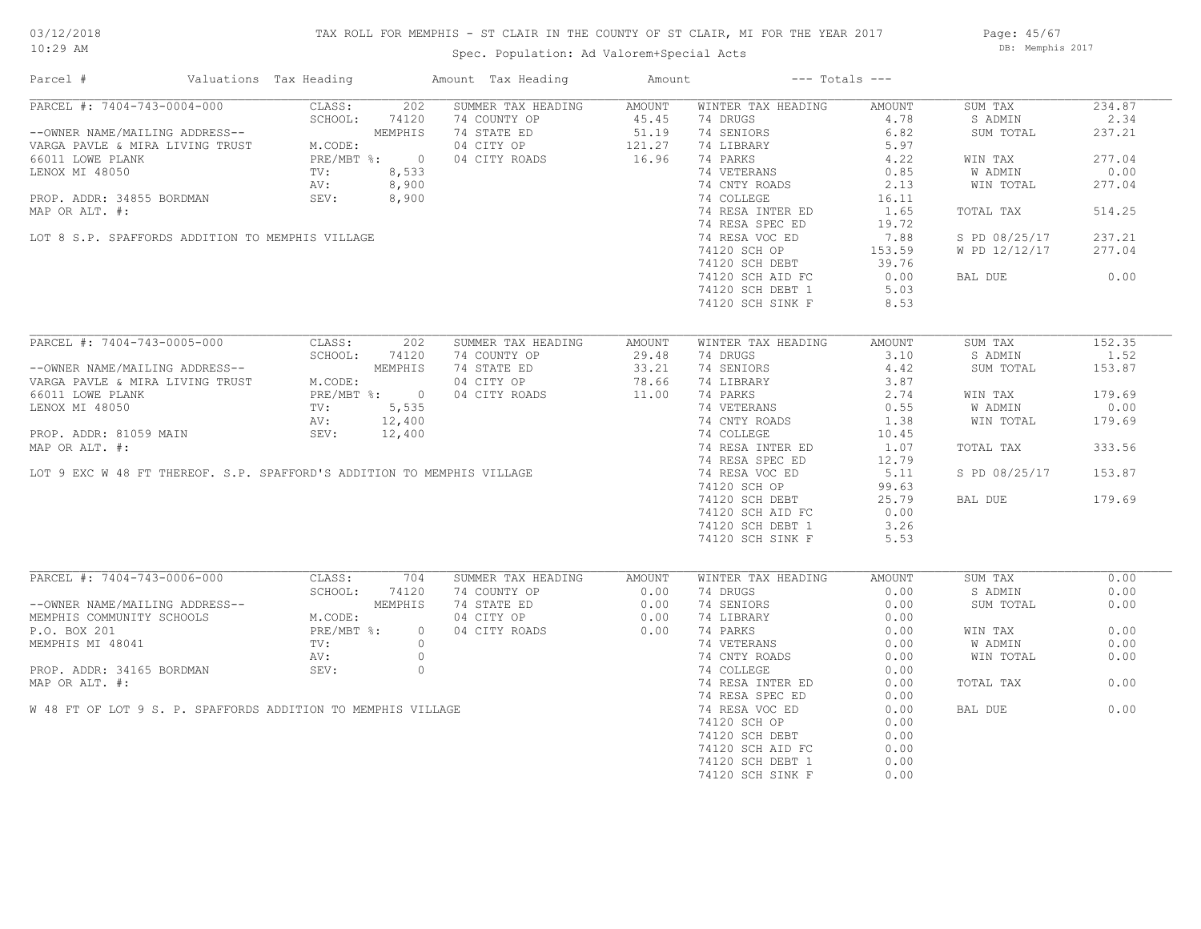# TAX ROLL FOR MEMPHIS - ST CLAIR IN THE COUNTY OF ST CLAIR, MI FOR THE YEAR 2017

03/12/2018
10:29 AM

Spec. Population: Ad Valorem+Special Acts

DB: Memphis 2017

| Parcel # | Valuations | Tax Heading | Amount | Tax Heading | Amount | --- Totals --- | |
|---|---|---|---|---|---|---|---|

## PARCEL #: 7404-743-0004-000

| Parcel Info | Valuations | Summer Tax Heading | Amount | Winter Tax Heading | Amount | Totals | |
|---|---|---|---|---|---|---|---|
| --OWNER NAME/MAILING ADDRESS-- | CLASS: 202 | 74 COUNTY OP | 45.45 | 74 DRUGS | 4.78 | SUM TAX | 234.87 |
| VARGA PAVLE & MIRA LIVING TRUST | SCHOOL: 74120 MEMPHIS | 74 STATE ED | 51.19 | 74 SENIORS | 6.82 | S ADMIN | 2.34 |
| 66011 LOWE PLANK | M.CODE: | 04 CITY OP | 121.27 | 74 LIBRARY | 5.97 | SUM TOTAL | 237.21 |
| LENOX MI 48050 | PRE/MBT %: 0 | 04 CITY ROADS | 16.96 | 74 PARKS | 4.22 | WIN TAX | 277.04 |
| PROP. ADDR: 34855 BORDMAN | TV: 8,533 | | | 74 VETERANS | 0.85 | W ADMIN | 0.00 |
| MAP OR ALT. #: | AV: 8,900 | | | 74 CNTY ROADS | 2.13 | WIN TOTAL | 277.04 |
| LOT 8 S.P. SPAFFORDS ADDITION TO MEMPHIS VILLAGE | SEV: 8,900 | | | 74 COLLEGE | 16.11 | TOTAL TAX | 514.25 |
| | | | | 74 RESA INTER ED | 1.65 | S PD 08/25/17 | 237.21 |
| | | | | 74 RESA SPEC ED | 19.72 | W PD 12/12/17 | 277.04 |
| | | | | 74 RESA VOC ED | 7.88 | BAL DUE | 0.00 |
| | | | | 74120 SCH OP | 153.59 | | |
| | | | | 74120 SCH DEBT | 39.76 | | |
| | | | | 74120 SCH AID FC | 0.00 | | |
| | | | | 74120 SCH DEBT 1 | 5.03 | | |
| | | | | 74120 SCH SINK F | 8.53 | | |

## PARCEL #: 7404-743-0005-000

| Parcel Info | Valuations | Summer Tax Heading | Amount | Winter Tax Heading | Amount | Totals | |
|---|---|---|---|---|---|---|---|
| --OWNER NAME/MAILING ADDRESS-- | CLASS: 202 | 74 COUNTY OP | 29.48 | 74 DRUGS | 3.10 | SUM TAX | 152.35 |
| VARGA PAVLE & MIRA LIVING TRUST | SCHOOL: 74120 MEMPHIS | 74 STATE ED | 33.21 | 74 SENIORS | 4.42 | S ADMIN | 1.52 |
| 66011 LOWE PLANK | M.CODE: | 04 CITY OP | 78.66 | 74 LIBRARY | 3.87 | SUM TOTAL | 153.87 |
| LENOX MI 48050 | PRE/MBT %: 0 | 04 CITY ROADS | 11.00 | 74 PARKS | 2.74 | WIN TAX | 179.69 |
| PROP. ADDR: 81059 MAIN | TV: 5,535 | | | 74 VETERANS | 0.55 | W ADMIN | 0.00 |
| MAP OR ALT. #: | AV: 12,400 | | | 74 CNTY ROADS | 1.38 | WIN TOTAL | 179.69 |
| LOT 9 EXC W 48 FT THEREOF. S.P. SPAFFORD'S ADDITION TO MEMPHIS VILLAGE | SEV: 12,400 | | | 74 COLLEGE | 10.45 | TOTAL TAX | 333.56 |
| | | | | 74 RESA INTER ED | 1.07 | S PD 08/25/17 | 153.87 |
| | | | | 74 RESA SPEC ED | 12.79 | BAL DUE | 179.69 |
| | | | | 74 RESA VOC ED | 5.11 | | |
| | | | | 74120 SCH OP | 99.63 | | |
| | | | | 74120 SCH DEBT | 25.79 | | |
| | | | | 74120 SCH AID FC | 0.00 | | |
| | | | | 74120 SCH DEBT 1 | 3.26 | | |
| | | | | 74120 SCH SINK F | 5.53 | | |

## PARCEL #: 7404-743-0006-000

| Parcel Info | Valuations | Summer Tax Heading | Amount | Winter Tax Heading | Amount | Totals | |
|---|---|---|---|---|---|---|---|
| --OWNER NAME/MAILING ADDRESS-- | CLASS: 704 | 74 COUNTY OP | 0.00 | 74 DRUGS | 0.00 | SUM TAX | 0.00 |
| MEMPHIS COMMUNITY SCHOOLS | SCHOOL: 74120 MEMPHIS | 74 STATE ED | 0.00 | 74 SENIORS | 0.00 | S ADMIN | 0.00 |
| P.O. BOX 201 | M.CODE: | 04 CITY OP | 0.00 | 74 LIBRARY | 0.00 | SUM TOTAL | 0.00 |
| MEMPHIS MI 48041 | PRE/MBT %: 0 | 04 CITY ROADS | 0.00 | 74 PARKS | 0.00 | WIN TAX | 0.00 |
| PROP. ADDR: 34165 BORDMAN | TV: 0 | | | 74 VETERANS | 0.00 | W ADMIN | 0.00 |
| MAP OR ALT. #: | AV: 0 | | | 74 CNTY ROADS | 0.00 | WIN TOTAL | 0.00 |
| W 48 FT OF LOT 9 S. P. SPAFFORDS ADDITION TO MEMPHIS VILLAGE | SEV: 0 | | | 74 COLLEGE | 0.00 | TOTAL TAX | 0.00 |
| | | | | 74 RESA INTER ED | 0.00 | BAL DUE | 0.00 |
| | | | | 74 RESA SPEC ED | 0.00 | | |
| | | | | 74 RESA VOC ED | 0.00 | | |
| | | | | 74120 SCH OP | 0.00 | | |
| | | | | 74120 SCH DEBT | 0.00 | | |
| | | | | 74120 SCH AID FC | 0.00 | | |
| | | | | 74120 SCH DEBT 1 | 0.00 | | |
| | | | | 74120 SCH SINK F | 0.00 | | |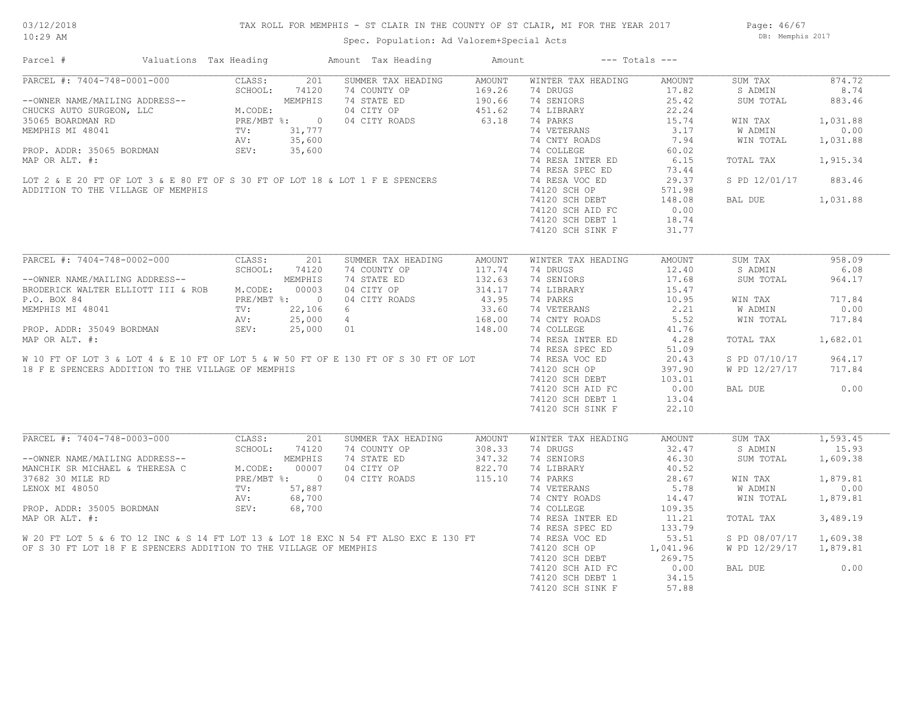TAX ROLL FOR MEMPHIS - ST CLAIR IN THE COUNTY OF ST CLAIR, MI FOR THE YEAR 2017

Spec. Population: Ad Valorem+Special Acts

03/12/2018
10:29 AM

DB: Memphis 2017

| Parcel # | Valuations | Tax Heading | Amount | Tax Heading | Amount | --- Totals --- | |
|---|---|---|---|---|---|---|---|

## PARCEL #: 7404-748-0001-000

| | | | | | | |
|---|---|---|---|---|---|---|
| CLASS: 201 | SUMMER TAX HEADING | AMOUNT | WINTER TAX HEADING | AMOUNT | SUM TAX | 874.72 |
| SCHOOL: 74120 | 74 COUNTY OP | 169.26 | 74 DRUGS | 17.82 | S ADMIN | 8.74 |
| MEMPHIS | 74 STATE ED | 190.66 | 74 SENIORS | 25.42 | SUM TOTAL | 883.46 |
| M.CODE: | 04 CITY OP | 451.62 | 74 LIBRARY | 22.24 | | |
| PRE/MBT %: 0 | 04 CITY ROADS | 63.18 | 74 PARKS | 15.74 | WIN TAX | 1,031.88 |
| TV: 31,777 | | | 74 VETERANS | 3.17 | W ADMIN | 0.00 |
| AV: 35,600 | | | 74 CNTY ROADS | 7.94 | WIN TOTAL | 1,031.88 |
| SEV: 35,600 | | | 74 COLLEGE | 60.02 | | |
| | | | 74 RESA INTER ED | 6.15 | TOTAL TAX | 1,915.34 |
| | | | 74 RESA SPEC ED | 73.44 | | |
| | | | 74 RESA VOC ED | 29.37 | S PD 12/01/17 | 883.46 |
| | | | 74120 SCH OP | 571.98 | | |
| | | | 74120 SCH DEBT | 148.08 | BAL DUE | 1,031.88 |
| | | | 74120 SCH AID FC | 0.00 | | |
| | | | 74120 SCH DEBT 1 | 18.74 | | |
| | | | 74120 SCH SINK F | 31.77 | | |

--OWNER NAME/MAILING ADDRESS--
CHUCKS AUTO SURGEON, LLC
35065 BOARDMAN RD
MEMPHIS MI 48041

PROP. ADDR: 35065 BORDMAN
MAP OR ALT. #:

LOT 2 & E 20 FT OF LOT 3 & E 80 FT OF S 30 FT OF LOT 18 & LOT 1 F E SPENCERS ADDITION TO THE VILLAGE OF MEMPHIS

## PARCEL #: 7404-748-0002-000

| | | | | | | |
|---|---|---|---|---|---|---|
| CLASS: 201 | SUMMER TAX HEADING | AMOUNT | WINTER TAX HEADING | AMOUNT | SUM TAX | 958.09 |
| SCHOOL: 74120 | 74 COUNTY OP | 117.74 | 74 DRUGS | 12.40 | S ADMIN | 6.08 |
| MEMPHIS | 74 STATE ED | 132.63 | 74 SENIORS | 17.68 | SUM TOTAL | 964.17 |
| M.CODE: 00003 | 04 CITY OP | 314.17 | 74 LIBRARY | 15.47 | | |
| PRE/MBT %: 0 | 04 CITY ROADS | 43.95 | 74 PARKS | 10.95 | WIN TAX | 717.84 |
| TV: 22,106 | 6 | 33.60 | 74 VETERANS | 2.21 | W ADMIN | 0.00 |
| AV: 25,000 | 4 | 168.00 | 74 CNTY ROADS | 5.52 | WIN TOTAL | 717.84 |
| SEV: 25,000 | 01 | 148.00 | 74 COLLEGE | 41.76 | | |
| | | | 74 RESA INTER ED | 4.28 | TOTAL TAX | 1,682.01 |
| | | | 74 RESA SPEC ED | 51.09 | | |
| | | | 74 RESA VOC ED | 20.43 | S PD 07/10/17 | 964.17 |
| | | | 74120 SCH OP | 397.90 | W PD 12/27/17 | 717.84 |
| | | | 74120 SCH DEBT | 103.01 | | |
| | | | 74120 SCH AID FC | 0.00 | BAL DUE | 0.00 |
| | | | 74120 SCH DEBT 1 | 13.04 | | |
| | | | 74120 SCH SINK F | 22.10 | | |

--OWNER NAME/MAILING ADDRESS--
BRODERICK WALTER ELLIOTT III & ROB
P.O. BOX 84
MEMPHIS MI 48041

PROP. ADDR: 35049 BORDMAN
MAP OR ALT. #:

W 10 FT OF LOT 3 & LOT 4 & E 10 FT OF LOT 5 & W 50 FT OF E 130 FT OF S 30 FT OF LOT 18 F E SPENCERS ADDITION TO THE VILLAGE OF MEMPHIS

## PARCEL #: 7404-748-0003-000

| | | | | | | |
|---|---|---|---|---|---|---|
| CLASS: 201 | SUMMER TAX HEADING | AMOUNT | WINTER TAX HEADING | AMOUNT | SUM TAX | 1,593.45 |
| SCHOOL: 74120 | 74 COUNTY OP | 308.33 | 74 DRUGS | 32.47 | S ADMIN | 15.93 |
| MEMPHIS | 74 STATE ED | 347.32 | 74 SENIORS | 46.30 | SUM TOTAL | 1,609.38 |
| M.CODE: 00007 | 04 CITY OP | 822.70 | 74 LIBRARY | 40.52 | | |
| PRE/MBT %: 0 | 04 CITY ROADS | 115.10 | 74 PARKS | 28.67 | WIN TAX | 1,879.81 |
| TV: 57,887 | | | 74 VETERANS | 5.78 | W ADMIN | 0.00 |
| AV: 68,700 | | | 74 CNTY ROADS | 14.47 | WIN TOTAL | 1,879.81 |
| SEV: 68,700 | | | 74 COLLEGE | 109.35 | | |
| | | | 74 RESA INTER ED | 11.21 | TOTAL TAX | 3,489.19 |
| | | | 74 RESA SPEC ED | 133.79 | | |
| | | | 74 RESA VOC ED | 53.51 | S PD 08/07/17 | 1,609.38 |
| | | | 74120 SCH OP | 1,041.96 | W PD 12/29/17 | 1,879.81 |
| | | | 74120 SCH DEBT | 269.75 | | |
| | | | 74120 SCH AID FC | 0.00 | BAL DUE | 0.00 |
| | | | 74120 SCH DEBT 1 | 34.15 | | |
| | | | 74120 SCH SINK F | 57.88 | | |

--OWNER NAME/MAILING ADDRESS--
MANCHIK SR MICHAEL & THERESA C
37682 30 MILE RD
LENOX MI 48050

PROP. ADDR: 35005 BORDMAN
MAP OR ALT. #:

W 20 FT LOT 5 & 6 TO 12 INC & S 14 FT LOT 13 & LOT 18 EXC N 54 FT ALSO EXC E 130 FT OF S 30 FT LOT 18 F E SPENCERS ADDITION TO THE VILLAGE OF MEMPHIS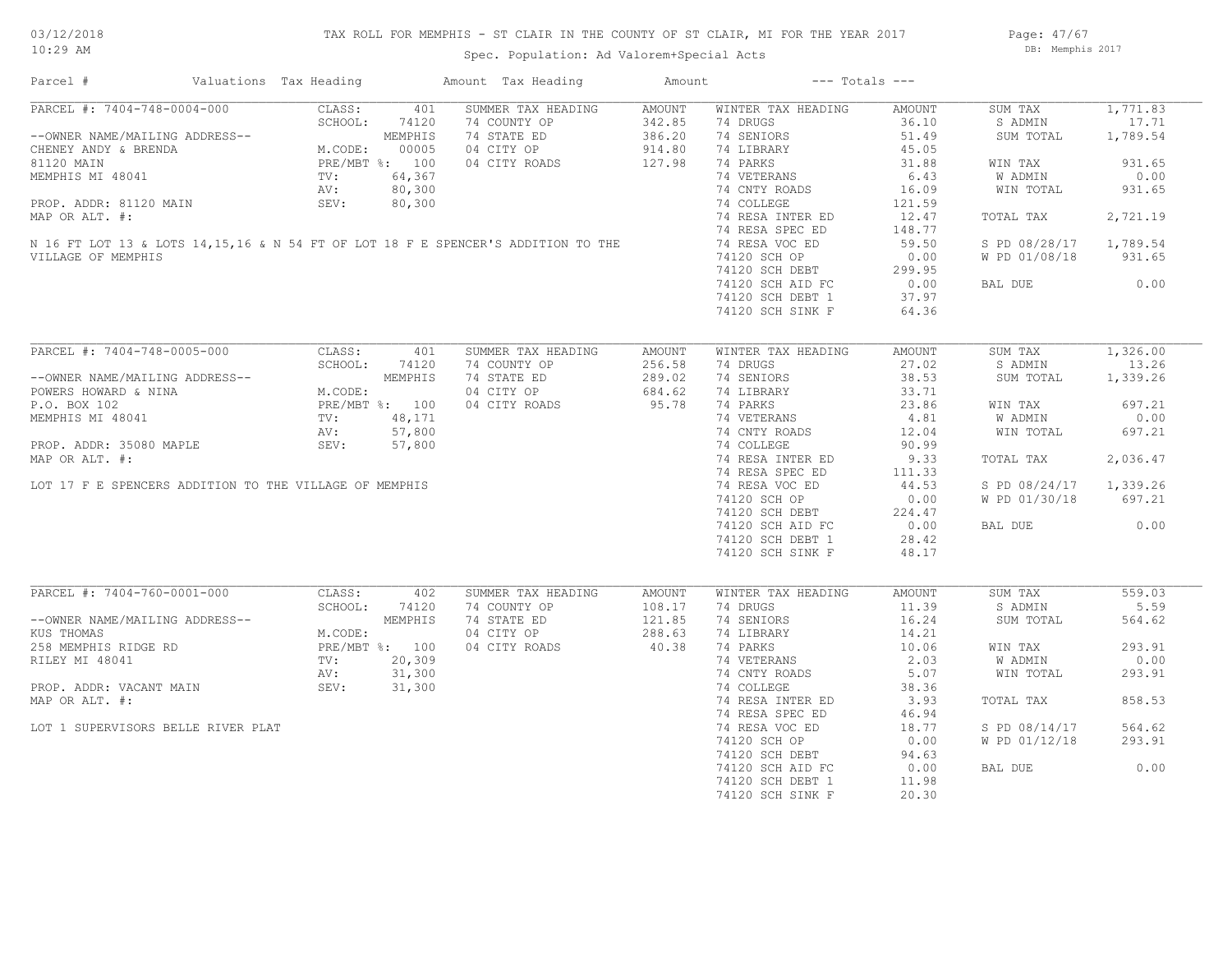# TAX ROLL FOR MEMPHIS - ST CLAIR IN THE COUNTY OF ST CLAIR, MI FOR THE YEAR 2017

03/12/2018
10:29 AM

Spec. Population: Ad Valorem+Special Acts

DB: Memphis 2017

| Parcel # | Valuations | Tax Heading | Amount | Tax Heading | Amount | --- Totals --- | |
|---|---|---|---|---|---|---|---|

## PARCEL #: 7404-748-0004-000

| | | | | | | | |
|---|---|---|---|---|---|---|---|
| PARCEL #: 7404-748-0004-000 | CLASS: 401 | SUMMER TAX HEADING | AMOUNT | WINTER TAX HEADING | AMOUNT | SUM TAX | 1,771.83 |
| | SCHOOL: 74120 | 74 COUNTY OP | 342.85 | 74 DRUGS | 36.10 | S ADMIN | 17.71 |
| --OWNER NAME/MAILING ADDRESS-- | MEMPHIS | 74 STATE ED | 386.20 | 74 SENIORS | 51.49 | SUM TOTAL | 1,789.54 |
| CHENEY ANDY & BRENDA | M.CODE: 00005 | 04 CITY OP | 914.80 | 74 LIBRARY | 45.05 | | |
| 81120 MAIN | PRE/MBT %: 100 | 04 CITY ROADS | 127.98 | 74 PARKS | 31.88 | WIN TAX | 931.65 |
| MEMPHIS MI 48041 | TV: 64,367 | | | 74 VETERANS | 6.43 | W ADMIN | 0.00 |
| | AV: 80,300 | | | 74 CNTY ROADS | 16.09 | WIN TOTAL | 931.65 |
| PROP. ADDR: 81120 MAIN | SEV: 80,300 | | | 74 COLLEGE | 121.59 | | |
| MAP OR ALT. #: | | | | 74 RESA INTER ED | 12.47 | TOTAL TAX | 2,721.19 |
| | | | | 74 RESA SPEC ED | 148.77 | | |
| | | | | 74 RESA VOC ED | 59.50 | S PD 08/28/17 | 1,789.54 |
| | | | | 74120 SCH OP | 0.00 | W PD 01/08/18 | 931.65 |
| | | | | 74120 SCH DEBT | 299.95 | | |
| | | | | 74120 SCH AID FC | 0.00 | BAL DUE | 0.00 |
| | | | | 74120 SCH DEBT 1 | 37.97 | | |
| | | | | 74120 SCH SINK F | 64.36 | | |

N 16 FT LOT 13 & LOTS 14,15,16 & N 54 FT OF LOT 18 F E SPENCER'S ADDITION TO THE VILLAGE OF MEMPHIS

## PARCEL #: 7404-748-0005-000

| | | | | | | | |
|---|---|---|---|---|---|---|---|
| PARCEL #: 7404-748-0005-000 | CLASS: 401 | SUMMER TAX HEADING | AMOUNT | WINTER TAX HEADING | AMOUNT | SUM TAX | 1,326.00 |
| | SCHOOL: 74120 | 74 COUNTY OP | 256.58 | 74 DRUGS | 27.02 | S ADMIN | 13.26 |
| --OWNER NAME/MAILING ADDRESS-- | MEMPHIS | 74 STATE ED | 289.02 | 74 SENIORS | 38.53 | SUM TOTAL | 1,339.26 |
| POWERS HOWARD & NINA | M.CODE: | 04 CITY OP | 684.62 | 74 LIBRARY | 33.71 | | |
| P.O. BOX 102 | PRE/MBT %: 100 | 04 CITY ROADS | 95.78 | 74 PARKS | 23.86 | WIN TAX | 697.21 |
| MEMPHIS MI 48041 | TV: 48,171 | | | 74 VETERANS | 4.81 | W ADMIN | 0.00 |
| | AV: 57,800 | | | 74 CNTY ROADS | 12.04 | WIN TOTAL | 697.21 |
| PROP. ADDR: 35080 MAPLE | SEV: 57,800 | | | 74 COLLEGE | 90.99 | | |
| MAP OR ALT. #: | | | | 74 RESA INTER ED | 9.33 | TOTAL TAX | 2,036.47 |
| | | | | 74 RESA SPEC ED | 111.33 | | |
| | | | | 74 RESA VOC ED | 44.53 | S PD 08/24/17 | 1,339.26 |
| | | | | 74120 SCH OP | 0.00 | W PD 01/30/18 | 697.21 |
| | | | | 74120 SCH DEBT | 224.47 | | |
| | | | | 74120 SCH AID FC | 0.00 | BAL DUE | 0.00 |
| | | | | 74120 SCH DEBT 1 | 28.42 | | |
| | | | | 74120 SCH SINK F | 48.17 | | |

LOT 17 F E SPENCERS ADDITION TO THE VILLAGE OF MEMPHIS

## PARCEL #: 7404-760-0001-000

| | | | | | | | |
|---|---|---|---|---|---|---|---|
| PARCEL #: 7404-760-0001-000 | CLASS: 402 | SUMMER TAX HEADING | AMOUNT | WINTER TAX HEADING | AMOUNT | SUM TAX | 559.03 |
| | SCHOOL: 74120 | 74 COUNTY OP | 108.17 | 74 DRUGS | 11.39 | S ADMIN | 5.59 |
| --OWNER NAME/MAILING ADDRESS-- | MEMPHIS | 74 STATE ED | 121.85 | 74 SENIORS | 16.24 | SUM TOTAL | 564.62 |
| KUS THOMAS | M.CODE: | 04 CITY OP | 288.63 | 74 LIBRARY | 14.21 | | |
| 258 MEMPHIS RIDGE RD | PRE/MBT %: 100 | 04 CITY ROADS | 40.38 | 74 PARKS | 10.06 | WIN TAX | 293.91 |
| RILEY MI 48041 | TV: 20,309 | | | 74 VETERANS | 2.03 | W ADMIN | 0.00 |
| | AV: 31,300 | | | 74 CNTY ROADS | 5.07 | WIN TOTAL | 293.91 |
| PROP. ADDR: VACANT MAIN | SEV: 31,300 | | | 74 COLLEGE | 38.36 | | |
| MAP OR ALT. #: | | | | 74 RESA INTER ED | 3.93 | TOTAL TAX | 858.53 |
| | | | | 74 RESA SPEC ED | 46.94 | | |
| | | | | 74 RESA VOC ED | 18.77 | S PD 08/14/17 | 564.62 |
| | | | | 74120 SCH OP | 0.00 | W PD 01/12/18 | 293.91 |
| | | | | 74120 SCH DEBT | 94.63 | | |
| | | | | 74120 SCH AID FC | 0.00 | BAL DUE | 0.00 |
| | | | | 74120 SCH DEBT 1 | 11.98 | | |
| | | | | 74120 SCH SINK F | 20.30 | | |

LOT 1 SUPERVISORS BELLE RIVER PLAT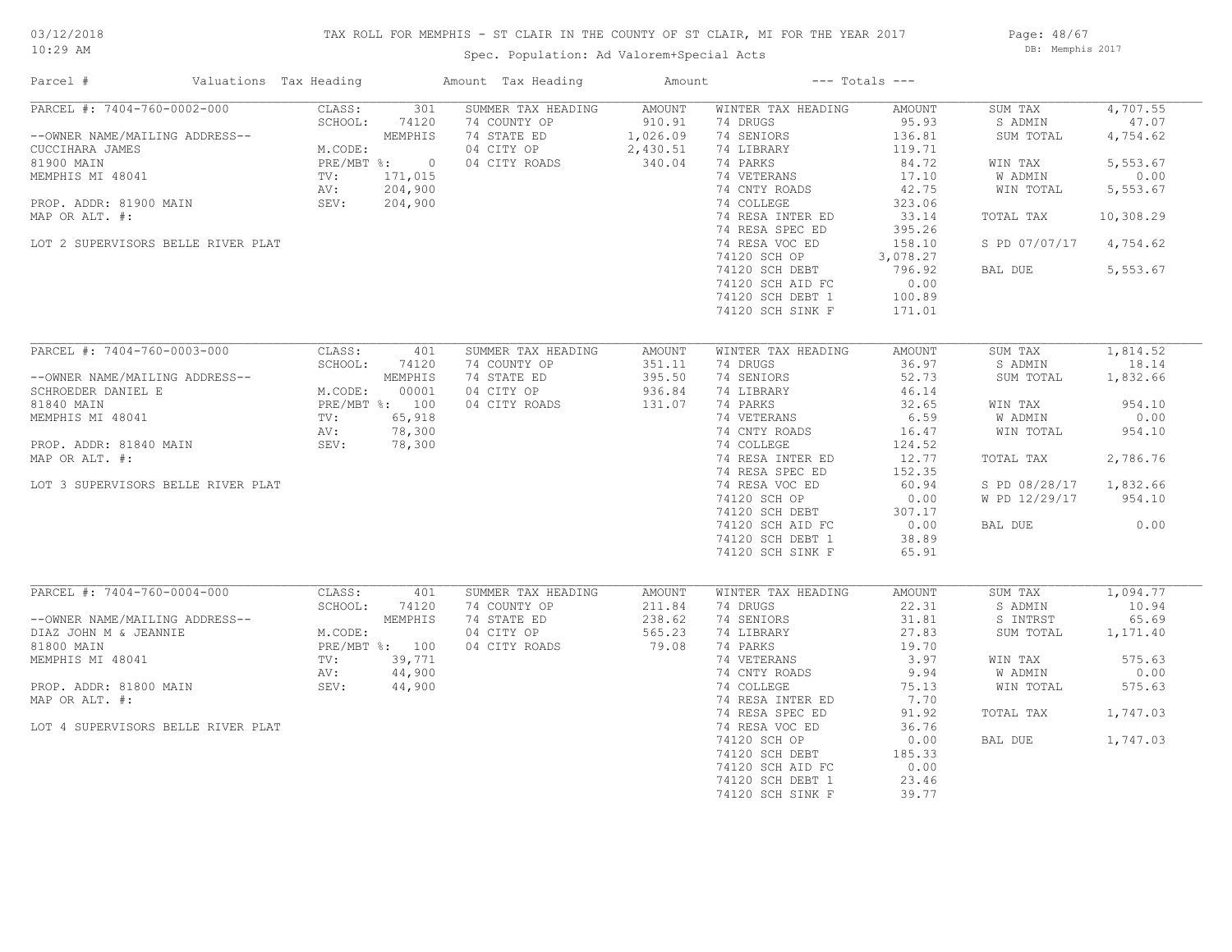# TAX ROLL FOR MEMPHIS - ST CLAIR IN THE COUNTY OF ST CLAIR, MI FOR THE YEAR 2017

Spec. Population: Ad Valorem+Special Acts

03/12/2018 10:29 AM — DB: Memphis 2017

| Parcel # | Valuations | Tax Heading | Amount | Tax Heading | Amount | --- Totals --- | |
|---|---|---|---|---|---|---|---|
| **PARCEL #: 7404-760-0002-000** | | | | | | | |
| | CLASS: 301 | SUMMER TAX HEADING | AMOUNT | WINTER TAX HEADING | AMOUNT | SUM TAX | 4,707.55 |
| | SCHOOL: 74120 | 74 COUNTY OP | 910.91 | 74 DRUGS | 95.93 | S ADMIN | 47.07 |
| --OWNER NAME/MAILING ADDRESS-- | MEMPHIS | 74 STATE ED | 1,026.09 | 74 SENIORS | 136.81 | SUM TOTAL | 4,754.62 |
| CUCCIHARA JAMES | M.CODE: | 04 CITY OP | 2,430.51 | 74 LIBRARY | 119.71 | | |
| 81900 MAIN | PRE/MBT %: 0 | 04 CITY ROADS | 340.04 | 74 PARKS | 84.72 | WIN TAX | 5,553.67 |
| MEMPHIS MI 48041 | TV: 171,015 | | | 74 VETERANS | 17.10 | W ADMIN | 0.00 |
| | AV: 204,900 | | | 74 CNTY ROADS | 42.75 | WIN TOTAL | 5,553.67 |
| PROP. ADDR: 81900 MAIN | SEV: 204,900 | | | 74 COLLEGE | 323.06 | | |
| MAP OR ALT. #: | | | | 74 RESA INTER ED | 33.14 | TOTAL TAX | 10,308.29 |
| | | | | 74 RESA SPEC ED | 395.26 | | |
| LOT 2 SUPERVISORS BELLE RIVER PLAT | | | | 74 RESA VOC ED | 158.10 | S PD 07/07/17 | 4,754.62 |
| | | | | 74120 SCH OP | 3,078.27 | | |
| | | | | 74120 SCH DEBT | 796.92 | BAL DUE | 5,553.67 |
| | | | | 74120 SCH AID FC | 0.00 | | |
| | | | | 74120 SCH DEBT 1 | 100.89 | | |
| | | | | 74120 SCH SINK F | 171.01 | | |
| **PARCEL #: 7404-760-0003-000** | | | | | | | |
| | CLASS: 401 | SUMMER TAX HEADING | AMOUNT | WINTER TAX HEADING | AMOUNT | SUM TAX | 1,814.52 |
| | SCHOOL: 74120 | 74 COUNTY OP | 351.11 | 74 DRUGS | 36.97 | S ADMIN | 18.14 |
| --OWNER NAME/MAILING ADDRESS-- | MEMPHIS | 74 STATE ED | 395.50 | 74 SENIORS | 52.73 | SUM TOTAL | 1,832.66 |
| SCHROEDER DANIEL E | M.CODE: 00001 | 04 CITY OP | 936.84 | 74 LIBRARY | 46.14 | | |
| 81840 MAIN | PRE/MBT %: 100 | 04 CITY ROADS | 131.07 | 74 PARKS | 32.65 | WIN TAX | 954.10 |
| MEMPHIS MI 48041 | TV: 65,918 | | | 74 VETERANS | 6.59 | W ADMIN | 0.00 |
| | AV: 78,300 | | | 74 CNTY ROADS | 16.47 | WIN TOTAL | 954.10 |
| PROP. ADDR: 81840 MAIN | SEV: 78,300 | | | 74 COLLEGE | 124.52 | | |
| MAP OR ALT. #: | | | | 74 RESA INTER ED | 12.77 | TOTAL TAX | 2,786.76 |
| | | | | 74 RESA SPEC ED | 152.35 | | |
| LOT 3 SUPERVISORS BELLE RIVER PLAT | | | | 74 RESA VOC ED | 60.94 | S PD 08/28/17 | 1,832.66 |
| | | | | 74120 SCH OP | 0.00 | W PD 12/29/17 | 954.10 |
| | | | | 74120 SCH DEBT | 307.17 | | |
| | | | | 74120 SCH AID FC | 0.00 | BAL DUE | 0.00 |
| | | | | 74120 SCH DEBT 1 | 38.89 | | |
| | | | | 74120 SCH SINK F | 65.91 | | |
| **PARCEL #: 7404-760-0004-000** | | | | | | | |
| | CLASS: 401 | SUMMER TAX HEADING | AMOUNT | WINTER TAX HEADING | AMOUNT | SUM TAX | 1,094.77 |
| | SCHOOL: 74120 | 74 COUNTY OP | 211.84 | 74 DRUGS | 22.31 | S ADMIN | 10.94 |
| --OWNER NAME/MAILING ADDRESS-- | MEMPHIS | 74 STATE ED | 238.62 | 74 SENIORS | 31.81 | S INTRST | 65.69 |
| DIAZ JOHN M & JEANNIE | M.CODE: | 04 CITY OP | 565.23 | 74 LIBRARY | 27.83 | SUM TOTAL | 1,171.40 |
| 81800 MAIN | PRE/MBT %: 100 | 04 CITY ROADS | 79.08 | 74 PARKS | 19.70 | | |
| MEMPHIS MI 48041 | TV: 39,771 | | | 74 VETERANS | 3.97 | WIN TAX | 575.63 |
| | AV: 44,900 | | | 74 CNTY ROADS | 9.94 | W ADMIN | 0.00 |
| PROP. ADDR: 81800 MAIN | SEV: 44,900 | | | 74 COLLEGE | 75.13 | WIN TOTAL | 575.63 |
| MAP OR ALT. #: | | | | 74 RESA INTER ED | 7.70 | | |
| | | | | 74 RESA SPEC ED | 91.92 | TOTAL TAX | 1,747.03 |
| LOT 4 SUPERVISORS BELLE RIVER PLAT | | | | 74 RESA VOC ED | 36.76 | | |
| | | | | 74120 SCH OP | 0.00 | BAL DUE | 1,747.03 |
| | | | | 74120 SCH DEBT | 185.33 | | |
| | | | | 74120 SCH AID FC | 0.00 | | |
| | | | | 74120 SCH DEBT 1 | 23.46 | | |
| | | | | 74120 SCH SINK F | 39.77 | | |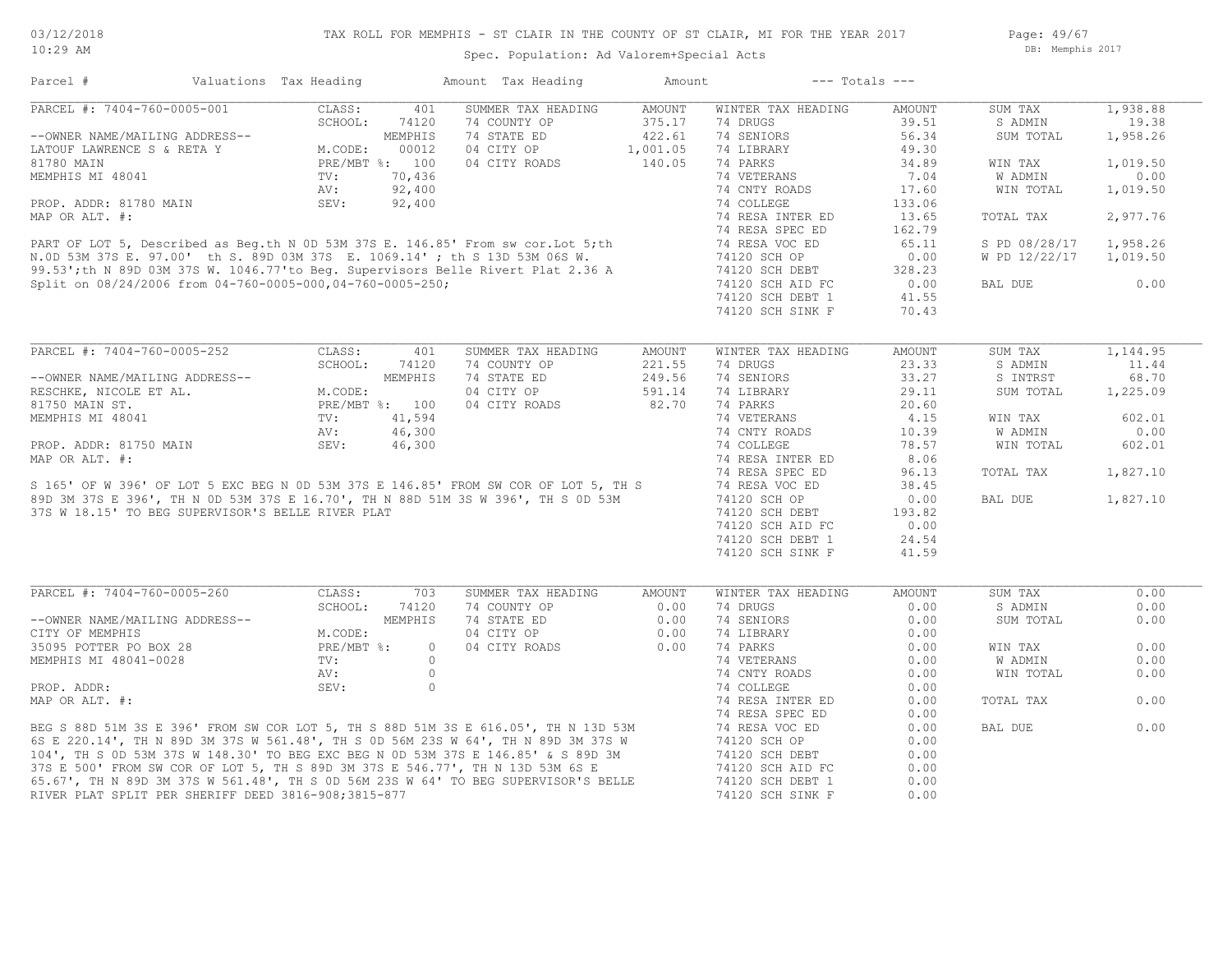# TAX ROLL FOR MEMPHIS - ST CLAIR IN THE COUNTY OF ST CLAIR, MI FOR THE YEAR 2017

Spec. Population: Ad Valorem+Special Acts

| Parcel # | Valuations | Tax Heading | Amount | Tax Heading | Amount | --- Totals --- | |
|---|---|---|---|---|---|---|---|

## PARCEL #: 7404-760-0005-001

| Field | Value | Summer Tax Heading | Amount | Winter Tax Heading | Amount | Totals | |
|---|---|---|---|---|---|---|---|
| CLASS: | 401 | | | 74 DRUGS | 39.51 | SUM TAX | 1,938.88 |
| SCHOOL: | 74120 | 74 COUNTY OP | 375.17 | 74 SENIORS | 56.34 | S ADMIN | 19.38 |
| | MEMPHIS | 74 STATE ED | 422.61 | 74 LIBRARY | 49.30 | SUM TOTAL | 1,958.26 |
| M.CODE: | 00012 | 04 CITY OP | 1,001.05 | 74 PARKS | 34.89 | | |
| PRE/MBT %: | 100 | 04 CITY ROADS | 140.05 | 74 VETERANS | 7.04 | WIN TAX | 1,019.50 |
| TV: | 70,436 | | | 74 CNTY ROADS | 17.60 | W ADMIN | 0.00 |
| AV: | 92,400 | | | 74 COLLEGE | 133.06 | WIN TOTAL | 1,019.50 |
| SEV: | 92,400 | | | 74 RESA INTER ED | 13.65 | | |
| | | | | 74 RESA SPEC ED | 162.79 | TOTAL TAX | 2,977.76 |
| | | | | 74 RESA VOC ED | 65.11 | | |
| | | | | 74120 SCH OP | 0.00 | S PD 08/28/17 | 1,958.26 |
| | | | | 74120 SCH DEBT | 328.23 | W PD 12/22/17 | 1,019.50 |
| | | | | 74120 SCH AID FC | 0.00 | | |
| | | | | 74120 SCH DEBT 1 | 41.55 | BAL DUE | 0.00 |
| | | | | 74120 SCH SINK F | 70.43 | | |

--OWNER NAME/MAILING ADDRESS--
LATOUF LAWRENCE S & RETA Y
81780 MAIN
MEMPHIS MI 48041

PROP. ADDR: 81780 MAIN
MAP OR ALT. #:

PART OF LOT 5, Described as Beg.th N 0D 53M 37S E. 146.85' From sw cor.Lot 5;th N.0D 53M 37S E. 97.00' th S. 89D 03M 37S E. 1069.14' ; th S 13D 53M 06S W. 99.53';th N 89D 03M 37S W. 1046.77'to Beg. Supervisors Belle Rivert Plat 2.36 A Split on 08/24/2006 from 04-760-0005-000,04-760-0005-250;

## PARCEL #: 7404-760-0005-252

| Field | Value | Summer Tax Heading | Amount | Winter Tax Heading | Amount | Totals | |
|---|---|---|---|---|---|---|---|
| CLASS: | 401 | | | 74 DRUGS | 23.33 | SUM TAX | 1,144.95 |
| SCHOOL: | 74120 | 74 COUNTY OP | 221.55 | 74 SENIORS | 33.27 | S ADMIN | 11.44 |
| | MEMPHIS | 74 STATE ED | 249.56 | 74 LIBRARY | 29.11 | S INTRST | 68.70 |
| M.CODE: | | 04 CITY OP | 591.14 | 74 PARKS | 20.60 | SUM TOTAL | 1,225.09 |
| PRE/MBT %: | 100 | 04 CITY ROADS | 82.70 | 74 VETERANS | 4.15 | | |
| TV: | 41,594 | | | 74 CNTY ROADS | 10.39 | WIN TAX | 602.01 |
| AV: | 46,300 | | | 74 COLLEGE | 78.57 | W ADMIN | 0.00 |
| SEV: | 46,300 | | | 74 RESA INTER ED | 8.06 | WIN TOTAL | 602.01 |
| | | | | 74 RESA SPEC ED | 96.13 | | |
| | | | | 74 RESA VOC ED | 38.45 | TOTAL TAX | 1,827.10 |
| | | | | 74120 SCH OP | 0.00 | | |
| | | | | 74120 SCH DEBT | 193.82 | BAL DUE | 1,827.10 |
| | | | | 74120 SCH AID FC | 0.00 | | |
| | | | | 74120 SCH DEBT 1 | 24.54 | | |
| | | | | 74120 SCH SINK F | 41.59 | | |

--OWNER NAME/MAILING ADDRESS--
RESCHKE, NICOLE ET AL.
81750 MAIN ST.
MEMPHIS MI 48041

PROP. ADDR: 81750 MAIN
MAP OR ALT. #:

S 165' OF W 396' OF LOT 5 EXC BEG N 0D 53M 37S E 146.85' FROM SW COR OF LOT 5, TH S 89D 3M 37S E 396', TH N 0D 53M 37S E 16.70', TH N 88D 51M 3S W 396', TH S 0D 53M 37S W 18.15' TO BEG SUPERVISOR'S BELLE RIVER PLAT

## PARCEL #: 7404-760-0005-260

| Field | Value | Summer Tax Heading | Amount | Winter Tax Heading | Amount | Totals | |
|---|---|---|---|---|---|---|---|
| CLASS: | 703 | | | 74 DRUGS | 0.00 | SUM TAX | 0.00 |
| SCHOOL: | 74120 | 74 COUNTY OP | 0.00 | 74 SENIORS | 0.00 | S ADMIN | 0.00 |
| | MEMPHIS | 74 STATE ED | 0.00 | 74 LIBRARY | 0.00 | SUM TOTAL | 0.00 |
| M.CODE: | | 04 CITY OP | 0.00 | 74 PARKS | 0.00 | | |
| PRE/MBT %: | 0 | 04 CITY ROADS | 0.00 | 74 VETERANS | 0.00 | WIN TAX | 0.00 |
| TV: | 0 | | | 74 CNTY ROADS | 0.00 | W ADMIN | 0.00 |
| AV: | 0 | | | 74 COLLEGE | 0.00 | WIN TOTAL | 0.00 |
| SEV: | 0 | | | 74 RESA INTER ED | 0.00 | | |
| | | | | 74 RESA SPEC ED | 0.00 | TOTAL TAX | 0.00 |
| | | | | 74 RESA VOC ED | 0.00 | | |
| | | | | 74120 SCH OP | 0.00 | BAL DUE | 0.00 |
| | | | | 74120 SCH DEBT | 0.00 | | |
| | | | | 74120 SCH AID FC | 0.00 | | |
| | | | | 74120 SCH DEBT 1 | 0.00 | | |
| | | | | 74120 SCH SINK F | 0.00 | | |

--OWNER NAME/MAILING ADDRESS--
CITY OF MEMPHIS
35095 POTTER PO BOX 28
MEMPHIS MI 48041-0028

PROP. ADDR:
MAP OR ALT. #:

BEG S 88D 51M 3S E 396' FROM SW COR LOT 5, TH S 88D 51M 3S E 616.05', TH N 13D 53M 6S E 220.14', TH N 89D 3M 37S W 561.48', TH S 0D 56M 23S W 64', TH N 89D 3M 37S W 104', TH S 0D 53M 37S W 148.30' TO BEG EXC BEG N 0D 53M 37S E 146.85' & S 89D 3M 37S E 500' FROM SW COR OF LOT 5, TH S 89D 3M 37S E 546.77', TH N 13D 53M 6S E 65.67', TH N 89D 3M 37S W 561.48', TH S 0D 56M 23S W 64' TO BEG SUPERVISOR'S BELLE RIVER PLAT SPLIT PER SHERIFF DEED 3816-908;3815-877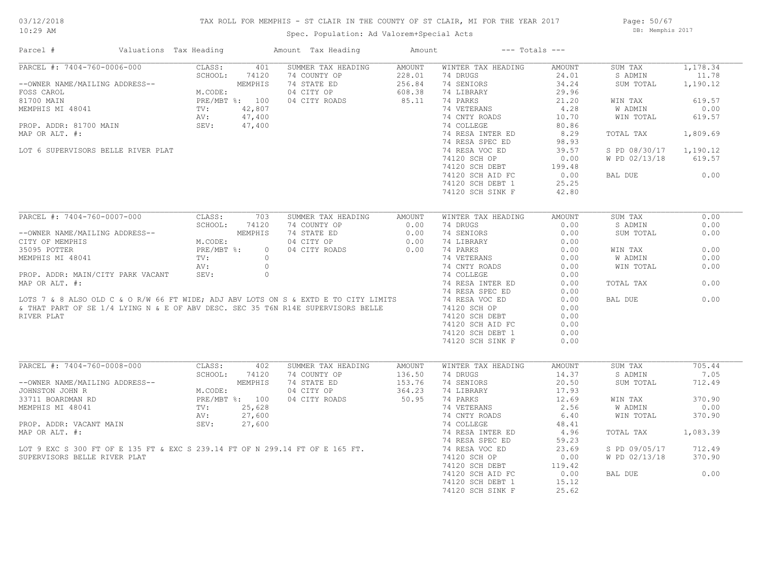# TAX ROLL FOR MEMPHIS - ST CLAIR IN THE COUNTY OF ST CLAIR, MI FOR THE YEAR 2017

Spec. Population: Ad Valorem+Special Acts

03/12/2018 10:29 AM — DB: Memphis 2017

| Parcel # | Valuations | Tax Heading | Amount | Tax Heading | Amount | --- Totals --- | | | |
|---|---|---|---|---|---|---|---|---|---|

## PARCEL #: 7404-760-0006-000

| Field | Value | SUMMER TAX HEADING | AMOUNT | WINTER TAX HEADING | AMOUNT | Totals | |
|---|---|---|---|---|---|---|---|
| CLASS: | 401 | 74 COUNTY OP | 228.01 | 74 DRUGS | 24.01 | SUM TAX | 1,178.34 |
| SCHOOL: | 74120 | 74 STATE ED | 256.84 | 74 SENIORS | 34.24 | S ADMIN | 11.78 |
| | MEMPHIS | 04 CITY OP | 608.38 | 74 LIBRARY | 29.96 | SUM TOTAL | 1,190.12 |
| M.CODE: | | 04 CITY ROADS | 85.11 | 74 PARKS | 21.20 | | |
| PRE/MBT %: | 100 | | | 74 VETERANS | 4.28 | WIN TAX | 619.57 |
| TV: | 42,807 | | | 74 CNTY ROADS | 10.70 | W ADMIN | 0.00 |
| AV: | 47,400 | | | 74 COLLEGE | 80.86 | WIN TOTAL | 619.57 |
| SEV: | 47,400 | | | 74 RESA INTER ED | 8.29 | | |
| | | | | 74 RESA SPEC ED | 98.93 | TOTAL TAX | 1,809.69 |
| | | | | 74 RESA VOC ED | 39.57 | | |
| | | | | 74120 SCH OP | 0.00 | S PD 08/30/17 | 1,190.12 |
| | | | | 74120 SCH DEBT | 199.48 | W PD 02/13/18 | 619.57 |
| | | | | 74120 SCH AID FC | 0.00 | | |
| | | | | 74120 SCH DEBT 1 | 25.25 | BAL DUE | 0.00 |
| | | | | 74120 SCH SINK F | 42.80 | | |

--OWNER NAME/MAILING ADDRESS--
FOSS CAROL
81700 MAIN
MEMPHIS MI 48041

PROP. ADDR: 81700 MAIN
MAP OR ALT. #:

LOT 6 SUPERVISORS BELLE RIVER PLAT

## PARCEL #: 7404-760-0007-000

| Field | Value | SUMMER TAX HEADING | AMOUNT | WINTER TAX HEADING | AMOUNT | Totals | |
|---|---|---|---|---|---|---|---|
| CLASS: | 703 | 74 COUNTY OP | 0.00 | 74 DRUGS | 0.00 | SUM TAX | 0.00 |
| SCHOOL: | 74120 | 74 STATE ED | 0.00 | 74 SENIORS | 0.00 | S ADMIN | 0.00 |
| | MEMPHIS | 04 CITY OP | 0.00 | 74 LIBRARY | 0.00 | SUM TOTAL | 0.00 |
| M.CODE: | | 04 CITY ROADS | 0.00 | 74 PARKS | 0.00 | | |
| PRE/MBT %: | 0 | | | 74 VETERANS | 0.00 | WIN TAX | 0.00 |
| TV: | 0 | | | 74 CNTY ROADS | 0.00 | W ADMIN | 0.00 |
| AV: | 0 | | | 74 COLLEGE | 0.00 | WIN TOTAL | 0.00 |
| SEV: | 0 | | | 74 RESA INTER ED | 0.00 | | |
| | | | | 74 RESA SPEC ED | 0.00 | TOTAL TAX | 0.00 |
| | | | | 74 RESA VOC ED | 0.00 | | |
| | | | | 74120 SCH OP | 0.00 | BAL DUE | 0.00 |
| | | | | 74120 SCH DEBT | 0.00 | | |
| | | | | 74120 SCH AID FC | 0.00 | | |
| | | | | 74120 SCH DEBT 1 | 0.00 | | |
| | | | | 74120 SCH SINK F | 0.00 | | |

--OWNER NAME/MAILING ADDRESS--
CITY OF MEMPHIS
35095 POTTER
MEMPHIS MI 48041

PROP. ADDR: MAIN/CITY PARK VACANT
MAP OR ALT. #:

LOTS 7 & 8 ALSO OLD C & O R/W 66 FT WIDE; ADJ ABV LOTS ON S & EXTD E TO CITY LIMITS & THAT PART OF SE 1/4 LYING N & E OF ABV DESC. SEC 35 T6N R14E SUPERVISORS BELLE RIVER PLAT

## PARCEL #: 7404-760-0008-000

| Field | Value | SUMMER TAX HEADING | AMOUNT | WINTER TAX HEADING | AMOUNT | Totals | |
|---|---|---|---|---|---|---|---|
| CLASS: | 402 | 74 COUNTY OP | 136.50 | 74 DRUGS | 14.37 | SUM TAX | 705.44 |
| SCHOOL: | 74120 | 74 STATE ED | 153.76 | 74 SENIORS | 20.50 | S ADMIN | 7.05 |
| | MEMPHIS | 04 CITY OP | 364.23 | 74 LIBRARY | 17.93 | SUM TOTAL | 712.49 |
| M.CODE: | | 04 CITY ROADS | 50.95 | 74 PARKS | 12.69 | | |
| PRE/MBT %: | 100 | | | 74 VETERANS | 2.56 | WIN TAX | 370.90 |
| TV: | 25,628 | | | 74 CNTY ROADS | 6.40 | W ADMIN | 0.00 |
| AV: | 27,600 | | | 74 COLLEGE | 48.41 | WIN TOTAL | 370.90 |
| SEV: | 27,600 | | | 74 RESA INTER ED | 4.96 | | |
| | | | | 74 RESA SPEC ED | 59.23 | TOTAL TAX | 1,083.39 |
| | | | | 74 RESA VOC ED | 23.69 | | |
| | | | | 74120 SCH OP | 0.00 | S PD 09/05/17 | 712.49 |
| | | | | 74120 SCH DEBT | 119.42 | W PD 02/13/18 | 370.90 |
| | | | | 74120 SCH AID FC | 0.00 | | |
| | | | | 74120 SCH DEBT 1 | 15.12 | BAL DUE | 0.00 |
| | | | | 74120 SCH SINK F | 25.62 | | |

--OWNER NAME/MAILING ADDRESS--
JOHNSTON JOHN R
33711 BOARDMAN RD
MEMPHIS MI 48041

PROP. ADDR: VACANT MAIN
MAP OR ALT. #:

LOT 9 EXC S 300 FT OF E 135 FT & EXC S 239.14 FT OF N 299.14 FT OF E 165 FT. SUPERVISORS BELLE RIVER PLAT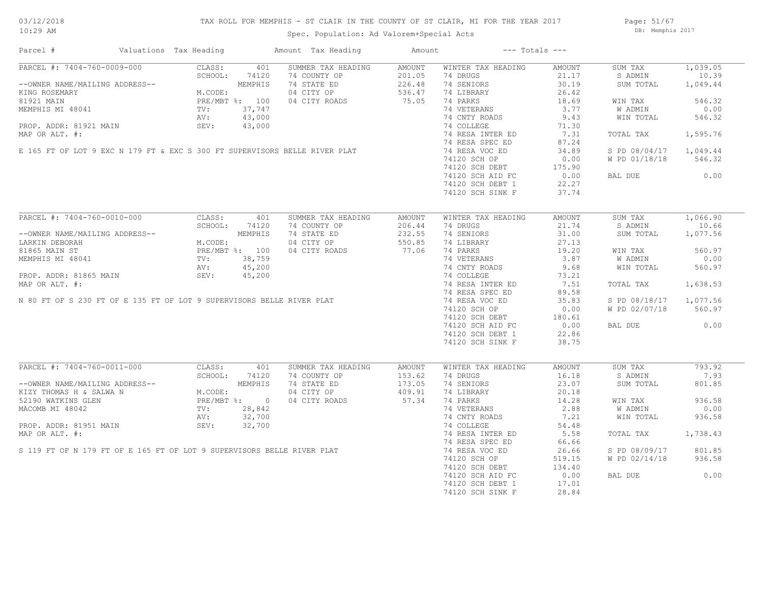# TAX ROLL FOR MEMPHIS - ST CLAIR IN THE COUNTY OF ST CLAIR, MI FOR THE YEAR 2017

03/12/2018
10:29 AM

Spec. Population: Ad Valorem+Special Acts

DB: Memphis 2017

| Parcel # | Valuations | Tax Heading | Amount | Tax Heading | Amount | --- Totals --- | |
|---|---|---|---|---|---|---|---|

## PARCEL #: 7404-760-0009-000

| | | | | | | | |
|---|---|---|---|---|---|---|---|
| PARCEL #: 7404-760-0009-000 | CLASS: 401 | SUMMER TAX HEADING | AMOUNT | WINTER TAX HEADING | AMOUNT | SUM TAX | 1,039.05 |
| | SCHOOL: 74120 | 74 COUNTY OP | 201.05 | 74 DRUGS | 21.17 | S ADMIN | 10.39 |
| --OWNER NAME/MAILING ADDRESS-- | MEMPHIS | 74 STATE ED | 226.48 | 74 SENIORS | 30.19 | SUM TOTAL | 1,049.44 |
| KING ROSEMARY | M.CODE: | 04 CITY OP | 536.47 | 74 LIBRARY | 26.42 | | |
| 81921 MAIN | PRE/MBT %: 100 | 04 CITY ROADS | 75.05 | 74 PARKS | 18.69 | WIN TAX | 546.32 |
| MEMPHIS MI 48041 | TV: 37,747 | | | 74 VETERANS | 3.77 | W ADMIN | 0.00 |
| | AV: 43,000 | | | 74 CNTY ROADS | 9.43 | WIN TOTAL | 546.32 |
| PROP. ADDR: 81921 MAIN | SEV: 43,000 | | | 74 COLLEGE | 71.30 | | |
| MAP OR ALT. #: | | | | 74 RESA INTER ED | 7.31 | TOTAL TAX | 1,595.76 |
| | | | | 74 RESA SPEC ED | 87.24 | | |
| | | | | 74 RESA VOC ED | 34.89 | S PD 08/04/17 | 1,049.44 |
| | | | | 74120 SCH OP | 0.00 | W PD 01/18/18 | 546.32 |
| | | | | 74120 SCH DEBT | 175.90 | | |
| | | | | 74120 SCH AID FC | 0.00 | BAL DUE | 0.00 |
| | | | | 74120 SCH DEBT 1 | 22.27 | | |
| | | | | 74120 SCH SINK F | 37.74 | | |

E 165 FT OF LOT 9 EXC N 179 FT & EXC S 300 FT SUPERVISORS BELLE RIVER PLAT

## PARCEL #: 7404-760-0010-000

| | | | | | | | |
|---|---|---|---|---|---|---|---|
| PARCEL #: 7404-760-0010-000 | CLASS: 401 | SUMMER TAX HEADING | AMOUNT | WINTER TAX HEADING | AMOUNT | SUM TAX | 1,066.90 |
| | SCHOOL: 74120 | 74 COUNTY OP | 206.44 | 74 DRUGS | 21.74 | S ADMIN | 10.66 |
| --OWNER NAME/MAILING ADDRESS-- | MEMPHIS | 74 STATE ED | 232.55 | 74 SENIORS | 31.00 | SUM TOTAL | 1,077.56 |
| LARKIN DEBORAH | M.CODE: | 04 CITY OP | 550.85 | 74 LIBRARY | 27.13 | | |
| 81865 MAIN ST | PRE/MBT %: 100 | 04 CITY ROADS | 77.06 | 74 PARKS | 19.20 | WIN TAX | 560.97 |
| MEMPHIS MI 48041 | TV: 38,759 | | | 74 VETERANS | 3.87 | W ADMIN | 0.00 |
| | AV: 45,200 | | | 74 CNTY ROADS | 9.68 | WIN TOTAL | 560.97 |
| PROP. ADDR: 81865 MAIN | SEV: 45,200 | | | 74 COLLEGE | 73.21 | | |
| MAP OR ALT. #: | | | | 74 RESA INTER ED | 7.51 | TOTAL TAX | 1,638.53 |
| | | | | 74 RESA SPEC ED | 89.58 | | |
| | | | | 74 RESA VOC ED | 35.83 | S PD 08/18/17 | 1,077.56 |
| | | | | 74120 SCH OP | 0.00 | W PD 02/07/18 | 560.97 |
| | | | | 74120 SCH DEBT | 180.61 | | |
| | | | | 74120 SCH AID FC | 0.00 | BAL DUE | 0.00 |
| | | | | 74120 SCH DEBT 1 | 22.86 | | |
| | | | | 74120 SCH SINK F | 38.75 | | |

N 80 FT OF S 230 FT OF E 135 FT OF LOT 9 SUPERVISORS BELLE RIVER PLAT

## PARCEL #: 7404-760-0011-000

| | | | | | | | |
|---|---|---|---|---|---|---|---|
| PARCEL #: 7404-760-0011-000 | CLASS: 401 | SUMMER TAX HEADING | AMOUNT | WINTER TAX HEADING | AMOUNT | SUM TAX | 793.92 |
| | SCHOOL: 74120 | 74 COUNTY OP | 153.62 | 74 DRUGS | 16.18 | S ADMIN | 7.93 |
| --OWNER NAME/MAILING ADDRESS-- | MEMPHIS | 74 STATE ED | 173.05 | 74 SENIORS | 23.07 | SUM TOTAL | 801.85 |
| KIZY THOMAS H & SALWA N | M.CODE: | 04 CITY OP | 409.91 | 74 LIBRARY | 20.18 | | |
| 52190 WATKINS GLEN | PRE/MBT %: 0 | 04 CITY ROADS | 57.34 | 74 PARKS | 14.28 | WIN TAX | 936.58 |
| MACOMB MI 48042 | TV: 28,842 | | | 74 VETERANS | 2.88 | W ADMIN | 0.00 |
| | AV: 32,700 | | | 74 CNTY ROADS | 7.21 | WIN TOTAL | 936.58 |
| PROP. ADDR: 81951 MAIN | SEV: 32,700 | | | 74 COLLEGE | 54.48 | | |
| MAP OR ALT. #: | | | | 74 RESA INTER ED | 5.58 | TOTAL TAX | 1,738.43 |
| | | | | 74 RESA SPEC ED | 66.66 | | |
| | | | | 74 RESA VOC ED | 26.66 | S PD 08/09/17 | 801.85 |
| | | | | 74120 SCH OP | 519.15 | W PD 02/14/18 | 936.58 |
| | | | | 74120 SCH DEBT | 134.40 | | |
| | | | | 74120 SCH AID FC | 0.00 | BAL DUE | 0.00 |
| | | | | 74120 SCH DEBT 1 | 17.01 | | |
| | | | | 74120 SCH SINK F | 28.84 | | |

S 119 FT OF N 179 FT OF E 165 FT OF LOT 9 SUPERVISORS BELLE RIVER PLAT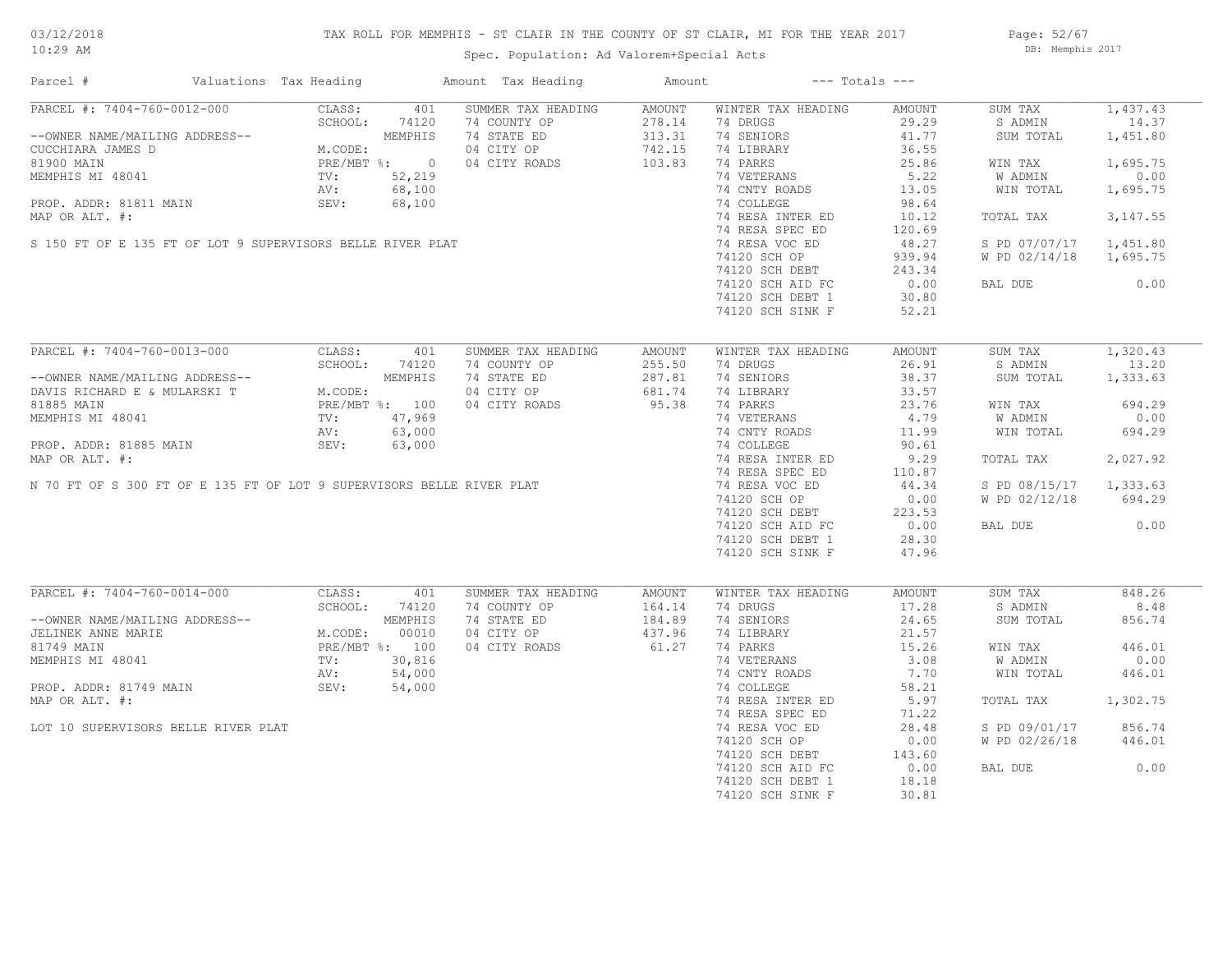03/12/2018
10:29 AM

# TAX ROLL FOR MEMPHIS - ST CLAIR IN THE COUNTY OF ST CLAIR, MI FOR THE YEAR 2017

Spec. Population: Ad Valorem+Special Acts

DB: Memphis 2017

| Parcel # | Valuations | Tax Heading | Amount | Tax Heading | Amount | --- Totals --- | |
|---|---|---|---|---|---|---|---|

## PARCEL #: 7404-760-0012-000

| | | SUMMER TAX HEADING | AMOUNT | WINTER TAX HEADING | AMOUNT | | |
|---|---|---|---|---|---|---|---|
| CLASS: | 401 | 74 COUNTY OP | 278.14 | 74 DRUGS | 29.29 | SUM TAX | 1,437.43 |
| SCHOOL: | 74120 | 74 STATE ED | 313.31 | 74 SENIORS | 41.77 | S ADMIN | 14.37 |
| | MEMPHIS | 04 CITY OP | 742.15 | 74 LIBRARY | 36.55 | SUM TOTAL | 1,451.80 |
| M.CODE: | | 04 CITY ROADS | 103.83 | 74 PARKS | 25.86 | | |
| PRE/MBT %: | 0 | | | 74 VETERANS | 5.22 | WIN TAX | 1,695.75 |
| TV: | 52,219 | | | 74 CNTY ROADS | 13.05 | W ADMIN | 0.00 |
| AV: | 68,100 | | | 74 COLLEGE | 98.64 | WIN TOTAL | 1,695.75 |
| SEV: | 68,100 | | | 74 RESA INTER ED | 10.12 | | |
| | | | | 74 RESA SPEC ED | 120.69 | TOTAL TAX | 3,147.55 |
| | | | | 74 RESA VOC ED | 48.27 | | |
| | | | | 74120 SCH OP | 939.94 | S PD 07/07/17 | 1,451.80 |
| | | | | 74120 SCH DEBT | 243.34 | W PD 02/14/18 | 1,695.75 |
| | | | | 74120 SCH AID FC | 0.00 | | |
| | | | | 74120 SCH DEBT 1 | 30.80 | BAL DUE | 0.00 |
| | | | | 74120 SCH SINK F | 52.21 | | |

--OWNER NAME/MAILING ADDRESS--
CUCCHIARA JAMES D
81900 MAIN
MEMPHIS MI 48041

PROP. ADDR: 81811 MAIN
MAP OR ALT. #:

S 150 FT OF E 135 FT OF LOT 9 SUPERVISORS BELLE RIVER PLAT

## PARCEL #: 7404-760-0013-000

| | | SUMMER TAX HEADING | AMOUNT | WINTER TAX HEADING | AMOUNT | | |
|---|---|---|---|---|---|---|---|
| CLASS: | 401 | 74 COUNTY OP | 255.50 | 74 DRUGS | 26.91 | SUM TAX | 1,320.43 |
| SCHOOL: | 74120 | 74 STATE ED | 287.81 | 74 SENIORS | 38.37 | S ADMIN | 13.20 |
| | MEMPHIS | 04 CITY OP | 681.74 | 74 LIBRARY | 33.57 | SUM TOTAL | 1,333.63 |
| M.CODE: | | 04 CITY ROADS | 95.38 | 74 PARKS | 23.76 | | |
| PRE/MBT %: | 100 | | | 74 VETERANS | 4.79 | WIN TAX | 694.29 |
| TV: | 47,969 | | | 74 CNTY ROADS | 11.99 | W ADMIN | 0.00 |
| AV: | 63,000 | | | 74 COLLEGE | 90.61 | WIN TOTAL | 694.29 |
| SEV: | 63,000 | | | 74 RESA INTER ED | 9.29 | | |
| | | | | 74 RESA SPEC ED | 110.87 | TOTAL TAX | 2,027.92 |
| | | | | 74 RESA VOC ED | 44.34 | | |
| | | | | 74120 SCH OP | 0.00 | S PD 08/15/17 | 1,333.63 |
| | | | | 74120 SCH DEBT | 223.53 | W PD 02/12/18 | 694.29 |
| | | | | 74120 SCH AID FC | 0.00 | | |
| | | | | 74120 SCH DEBT 1 | 28.30 | BAL DUE | 0.00 |
| | | | | 74120 SCH SINK F | 47.96 | | |

--OWNER NAME/MAILING ADDRESS--
DAVIS RICHARD E & MULARSKI T
81885 MAIN
MEMPHIS MI 48041

PROP. ADDR: 81885 MAIN
MAP OR ALT. #:

N 70 FT OF S 300 FT OF E 135 FT OF LOT 9 SUPERVISORS BELLE RIVER PLAT

## PARCEL #: 7404-760-0014-000

| | | SUMMER TAX HEADING | AMOUNT | WINTER TAX HEADING | AMOUNT | | |
|---|---|---|---|---|---|---|---|
| CLASS: | 401 | 74 COUNTY OP | 164.14 | 74 DRUGS | 17.28 | SUM TAX | 848.26 |
| SCHOOL: | 74120 | 74 STATE ED | 184.89 | 74 SENIORS | 24.65 | S ADMIN | 8.48 |
| | MEMPHIS | 04 CITY OP | 437.96 | 74 LIBRARY | 21.57 | SUM TOTAL | 856.74 |
| M.CODE: | 00010 | 04 CITY ROADS | 61.27 | 74 PARKS | 15.26 | | |
| PRE/MBT %: | 100 | | | 74 VETERANS | 3.08 | WIN TAX | 446.01 |
| TV: | 30,816 | | | 74 CNTY ROADS | 7.70 | W ADMIN | 0.00 |
| AV: | 54,000 | | | 74 COLLEGE | 58.21 | WIN TOTAL | 446.01 |
| SEV: | 54,000 | | | 74 RESA INTER ED | 5.97 | | |
| | | | | 74 RESA SPEC ED | 71.22 | TOTAL TAX | 1,302.75 |
| | | | | 74 RESA VOC ED | 28.48 | | |
| | | | | 74120 SCH OP | 0.00 | S PD 09/01/17 | 856.74 |
| | | | | 74120 SCH DEBT | 143.60 | W PD 02/26/18 | 446.01 |
| | | | | 74120 SCH AID FC | 0.00 | | |
| | | | | 74120 SCH DEBT 1 | 18.18 | BAL DUE | 0.00 |
| | | | | 74120 SCH SINK F | 30.81 | | |

--OWNER NAME/MAILING ADDRESS--
JELINEK ANNE MARIE
81749 MAIN
MEMPHIS MI 48041

PROP. ADDR: 81749 MAIN
MAP OR ALT. #:

LOT 10 SUPERVISORS BELLE RIVER PLAT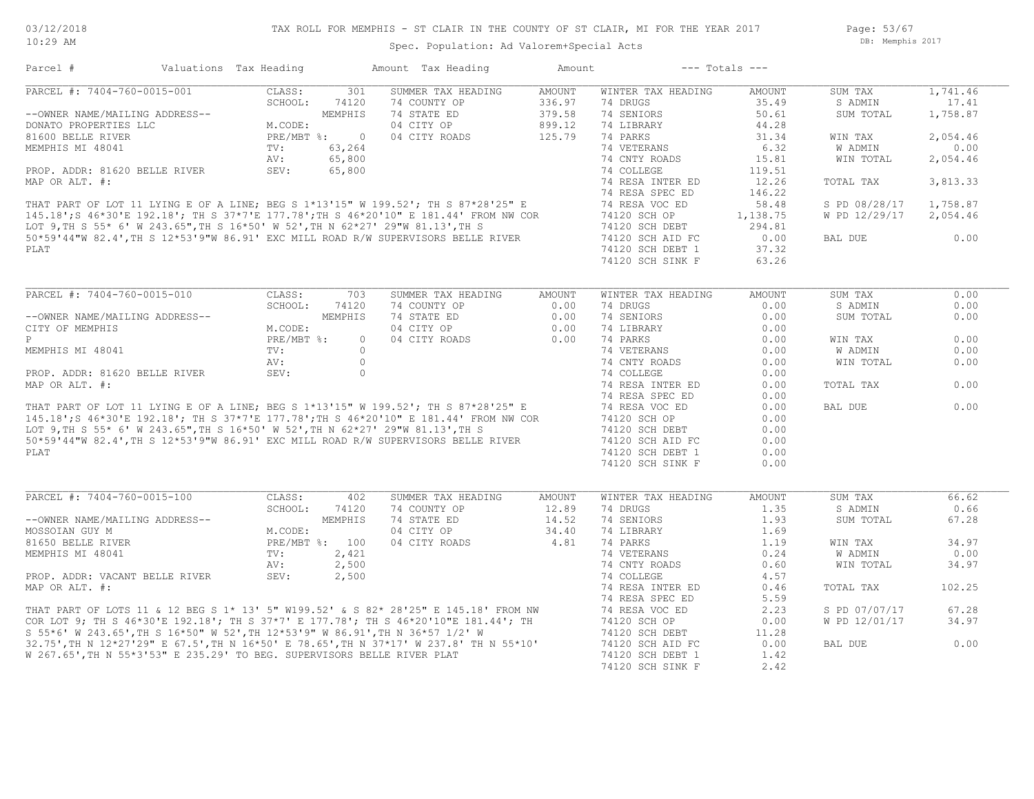# TAX ROLL FOR MEMPHIS - ST CLAIR IN THE COUNTY OF ST CLAIR, MI FOR THE YEAR 2017

03/12/2018
10:29 AM

Spec. Population: Ad Valorem+Special Acts

DB: Memphis 2017

| Parcel # | Valuations | Tax Heading | Amount | Tax Heading | Amount | --- Totals --- | |
|---|---|---|---|---|---|---|---|

---

**PARCEL #: 7404-760-0015-001**

--OWNER NAME/MAILING ADDRESS--
DONATO PROPERTIES LLC
81600 BELLE RIVER
MEMPHIS MI 48041

PROP. ADDR: 81620 BELLE RIVER
MAP OR ALT. #:

| Valuations | | Summer Tax Heading | Amount | Winter Tax Heading | Amount | Totals | |
|---|---|---|---|---|---|---|---|
| CLASS: | 301 | 74 COUNTY OP | 336.97 | 74 DRUGS | 35.49 | SUM TAX | 1,741.46 |
| SCHOOL: | 74120 | 74 STATE ED | 379.58 | 74 SENIORS | 50.61 | S ADMIN | 17.41 |
| | MEMPHIS | 04 CITY OP | 899.12 | 74 LIBRARY | 44.28 | SUM TOTAL | 1,758.87 |
| M.CODE: | | 04 CITY ROADS | 125.79 | 74 PARKS | 31.34 | | |
| PRE/MBT %: | 0 | | | 74 VETERANS | 6.32 | WIN TAX | 2,054.46 |
| TV: | 63,264 | | | 74 CNTY ROADS | 15.81 | W ADMIN | 0.00 |
| AV: | 65,800 | | | 74 COLLEGE | 119.51 | WIN TOTAL | 2,054.46 |
| SEV: | 65,800 | | | 74 RESA INTER ED | 12.26 | | |
| | | | | 74 RESA SPEC ED | 146.22 | TOTAL TAX | 3,813.33 |
| | | | | 74 RESA VOC ED | 58.48 | | |
| | | | | 74120 SCH OP | 1,138.75 | S PD 08/28/17 | 1,758.87 |
| | | | | 74120 SCH DEBT | 294.81 | W PD 12/29/17 | 2,054.46 |
| | | | | 74120 SCH AID FC | 0.00 | | |
| | | | | 74120 SCH DEBT 1 | 37.32 | BAL DUE | 0.00 |
| | | | | 74120 SCH SINK F | 63.26 | | |

THAT PART OF LOT 11 LYING E OF A LINE; BEG S 1*13'15" W 199.52'; TH S 87*28'25" E 145.18';S 46*30'E 192.18'; TH S 37*7'E 177.78';TH S 46*20'10" E 181.44' FROM NW COR LOT 9,TH S 55* 6' W 243.65",TH S 16*50' W 52',TH N 62*27' 29"W 81.13',TH S 50*59'44"W 82.4',TH S 12*53'9"W 86.91' EXC MILL ROAD R/W SUPERVISORS BELLE RIVER PLAT

---

**PARCEL #: 7404-760-0015-010**

--OWNER NAME/MAILING ADDRESS--
CITY OF MEMPHIS
P
MEMPHIS MI 48041

PROP. ADDR: 81620 BELLE RIVER
MAP OR ALT. #:

| Valuations | | Summer Tax Heading | Amount | Winter Tax Heading | Amount | Totals | |
|---|---|---|---|---|---|---|---|
| CLASS: | 703 | 74 COUNTY OP | 0.00 | 74 DRUGS | 0.00 | SUM TAX | 0.00 |
| SCHOOL: | 74120 | 74 STATE ED | 0.00 | 74 SENIORS | 0.00 | S ADMIN | 0.00 |
| | MEMPHIS | 04 CITY OP | 0.00 | 74 LIBRARY | 0.00 | SUM TOTAL | 0.00 |
| M.CODE: | | 04 CITY ROADS | 0.00 | 74 PARKS | 0.00 | | |
| PRE/MBT %: | 0 | | | 74 VETERANS | 0.00 | WIN TAX | 0.00 |
| TV: | 0 | | | 74 CNTY ROADS | 0.00 | W ADMIN | 0.00 |
| AV: | 0 | | | 74 COLLEGE | 0.00 | WIN TOTAL | 0.00 |
| SEV: | 0 | | | 74 RESA INTER ED | 0.00 | | |
| | | | | 74 RESA SPEC ED | 0.00 | TOTAL TAX | 0.00 |
| | | | | 74 RESA VOC ED | 0.00 | | |
| | | | | 74120 SCH OP | 0.00 | BAL DUE | 0.00 |
| | | | | 74120 SCH DEBT | 0.00 | | |
| | | | | 74120 SCH AID FC | 0.00 | | |
| | | | | 74120 SCH DEBT 1 | 0.00 | | |
| | | | | 74120 SCH SINK F | 0.00 | | |

THAT PART OF LOT 11 LYING E OF A LINE; BEG S 1*13'15" W 199.52'; TH S 87*28'25" E 145.18';S 46*30'E 192.18'; TH S 37*7'E 177.78';TH S 46*20'10" E 181.44' FROM NW COR LOT 9,TH S 55* 6' W 243.65",TH S 16*50' W 52',TH N 62*27' 29"W 81.13',TH S 50*59'44"W 82.4',TH S 12*53'9"W 86.91' EXC MILL ROAD R/W SUPERVISORS BELLE RIVER PLAT

---

**PARCEL #: 7404-760-0015-100**

--OWNER NAME/MAILING ADDRESS--
MOSSOIAN GUY M
81650 BELLE RIVER
MEMPHIS MI 48041

PROP. ADDR: VACANT BELLE RIVER
MAP OR ALT. #:

| Valuations | | Summer Tax Heading | Amount | Winter Tax Heading | Amount | Totals | |
|---|---|---|---|---|---|---|---|
| CLASS: | 402 | 74 COUNTY OP | 12.89 | 74 DRUGS | 1.35 | SUM TAX | 66.62 |
| SCHOOL: | 74120 | 74 STATE ED | 14.52 | 74 SENIORS | 1.93 | S ADMIN | 0.66 |
| | MEMPHIS | 04 CITY OP | 34.40 | 74 LIBRARY | 1.69 | SUM TOTAL | 67.28 |
| M.CODE: | | 04 CITY ROADS | 4.81 | 74 PARKS | 1.19 | | |
| PRE/MBT %: | 100 | | | 74 VETERANS | 0.24 | WIN TAX | 34.97 |
| TV: | 2,421 | | | 74 CNTY ROADS | 0.60 | W ADMIN | 0.00 |
| AV: | 2,500 | | | 74 COLLEGE | 4.57 | WIN TOTAL | 34.97 |
| SEV: | 2,500 | | | 74 RESA INTER ED | 0.46 | | |
| | | | | 74 RESA SPEC ED | 5.59 | TOTAL TAX | 102.25 |
| | | | | 74 RESA VOC ED | 2.23 | | |
| | | | | 74120 SCH OP | 0.00 | S PD 07/07/17 | 67.28 |
| | | | | 74120 SCH DEBT | 11.28 | W PD 12/01/17 | 34.97 |
| | | | | 74120 SCH AID FC | 0.00 | | |
| | | | | 74120 SCH DEBT 1 | 1.42 | BAL DUE | 0.00 |
| | | | | 74120 SCH SINK F | 2.42 | | |

THAT PART OF LOTS 11 & 12 BEG S 1* 13' 5" W199.52' & S 82* 28'25" E 145.18' FROM NW COR LOT 9; TH S 46*30'E 192.18'; TH S 37*7' E 177.78'; TH S 46*20'10"E 181.44'; TH S 55*6' W 243.65',TH S 16*50" W 52',TH 12*53'9" W 86.91',TH N 36*57 1/2' W 32.75',TH N 12*27'29" E 67.5',TH N 16*50' E 78.65',TH N 37*17' W 237.8' TH N 55*10' W 267.65',TH N 55*3'53" E 235.29' TO BEG. SUPERVISORS BELLE RIVER PLAT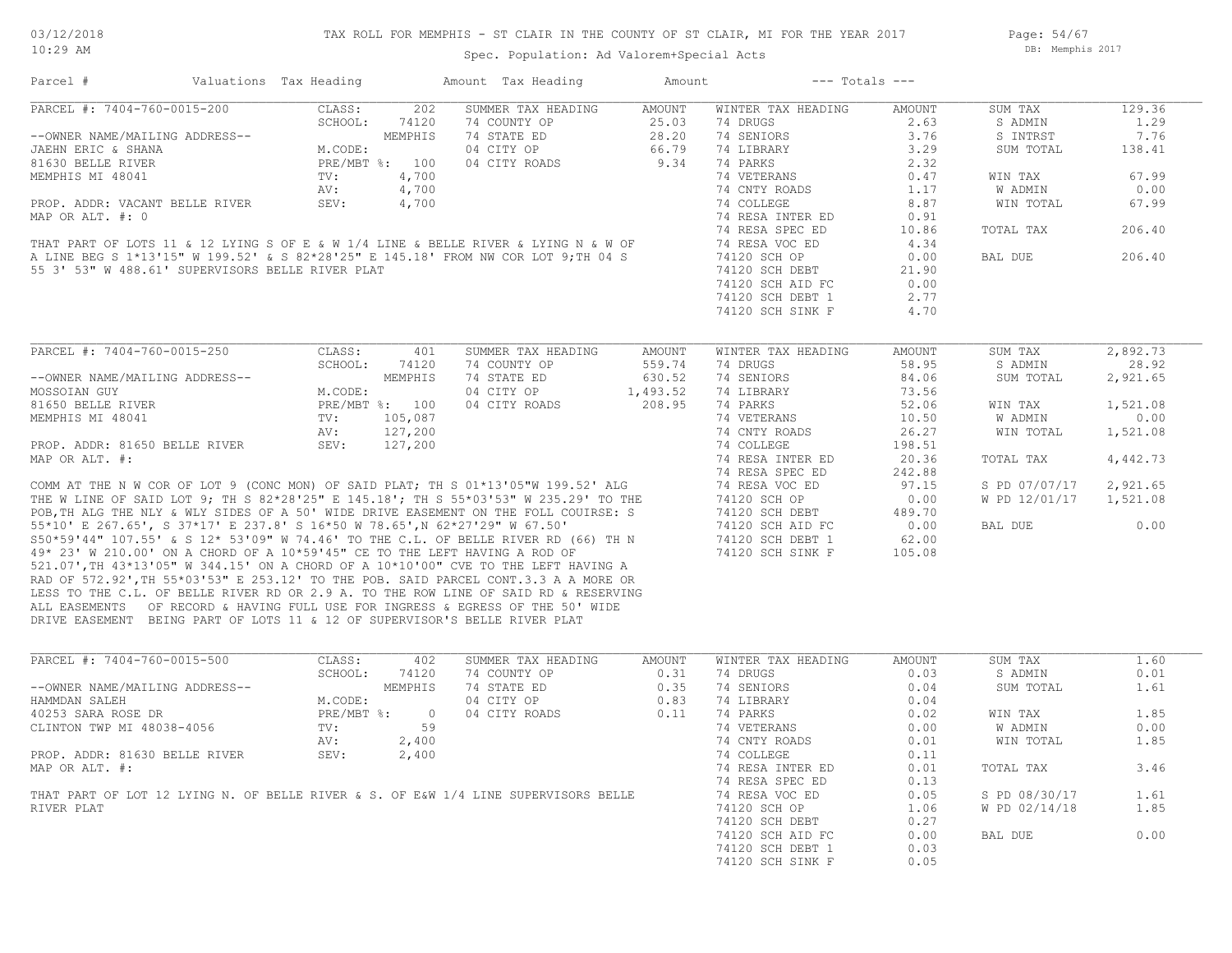# TAX ROLL FOR MEMPHIS - ST CLAIR IN THE COUNTY OF ST CLAIR, MI FOR THE YEAR 2017

Spec. Population: Ad Valorem+Special Acts

| Parcel # | Valuations | Tax Heading | Amount | Tax Heading | Amount | --- Totals --- | |
|---|---|---|---|---|---|---|---|

## PARCEL #: 7404-760-0015-200

| | | | | | | | |
|---|---|---|---|---|---|---|---|
| CLASS: | 202 | SUMMER TAX HEADING | AMOUNT | WINTER TAX HEADING | AMOUNT | SUM TAX | 129.36 |
| SCHOOL: | 74120 | 74 COUNTY OP | 25.03 | 74 DRUGS | 2.63 | S ADMIN | 1.29 |
| | MEMPHIS | 74 STATE ED | 28.20 | 74 SENIORS | 3.76 | S INTRST | 7.76 |
| M.CODE: | | 04 CITY OP | 66.79 | 74 LIBRARY | 3.29 | SUM TOTAL | 138.41 |
| PRE/MBT %: | 100 | 04 CITY ROADS | 9.34 | 74 PARKS | 2.32 | | |
| TV: | 4,700 | | | 74 VETERANS | 0.47 | WIN TAX | 67.99 |
| AV: | 4,700 | | | 74 CNTY ROADS | 1.17 | W ADMIN | 0.00 |
| SEV: | 4,700 | | | 74 COLLEGE | 8.87 | WIN TOTAL | 67.99 |
| | | | | 74 RESA INTER ED | 0.91 | | |
| | | | | 74 RESA SPEC ED | 10.86 | TOTAL TAX | 206.40 |
| | | | | 74 RESA VOC ED | 4.34 | | |
| | | | | 74120 SCH OP | 0.00 | BAL DUE | 206.40 |
| | | | | 74120 SCH DEBT | 21.90 | | |
| | | | | 74120 SCH AID FC | 0.00 | | |
| | | | | 74120 SCH DEBT 1 | 2.77 | | |
| | | | | 74120 SCH SINK F | 4.70 | | |

--OWNER NAME/MAILING ADDRESS--
JAEHN ERIC & SHANA
81630 BELLE RIVER
MEMPHIS MI 48041

PROP. ADDR: VACANT BELLE RIVER
MAP OR ALT. #: 0

THAT PART OF LOTS 11 & 12 LYING S OF E & W 1/4 LINE & BELLE RIVER & LYING N & W OF A LINE BEG S 1*13'15" W 199.52' & S 82*28'25" E 145.18' FROM NW COR LOT 9;TH 04 S 55 3' 53" W 488.61' SUPERVISORS BELLE RIVER PLAT

## PARCEL #: 7404-760-0015-250

| | | | | | | | |
|---|---|---|---|---|---|---|---|
| CLASS: | 401 | SUMMER TAX HEADING | AMOUNT | WINTER TAX HEADING | AMOUNT | SUM TAX | 2,892.73 |
| SCHOOL: | 74120 | 74 COUNTY OP | 559.74 | 74 DRUGS | 58.95 | S ADMIN | 28.92 |
| | MEMPHIS | 74 STATE ED | 630.52 | 74 SENIORS | 84.06 | SUM TOTAL | 2,921.65 |
| M.CODE: | | 04 CITY OP | 1,493.52 | 74 LIBRARY | 73.56 | | |
| PRE/MBT %: | 100 | 04 CITY ROADS | 208.95 | 74 PARKS | 52.06 | WIN TAX | 1,521.08 |
| TV: | 105,087 | | | 74 VETERANS | 10.50 | W ADMIN | 0.00 |
| AV: | 127,200 | | | 74 CNTY ROADS | 26.27 | WIN TOTAL | 1,521.08 |
| SEV: | 127,200 | | | 74 COLLEGE | 198.51 | | |
| | | | | 74 RESA INTER ED | 20.36 | TOTAL TAX | 4,442.73 |
| | | | | 74 RESA SPEC ED | 242.88 | | |
| | | | | 74 RESA VOC ED | 97.15 | S PD 07/07/17 | 2,921.65 |
| | | | | 74120 SCH OP | 0.00 | W PD 12/01/17 | 1,521.08 |
| | | | | 74120 SCH DEBT | 489.70 | | |
| | | | | 74120 SCH AID FC | 0.00 | BAL DUE | 0.00 |
| | | | | 74120 SCH DEBT 1 | 62.00 | | |
| | | | | 74120 SCH SINK F | 105.08 | | |

--OWNER NAME/MAILING ADDRESS--
MOSSOIAN GUY
81650 BELLE RIVER
MEMPHIS MI 48041

PROP. ADDR: 81650 BELLE RIVER
MAP OR ALT. #:

COMM AT THE N W COR OF LOT 9 (CONC MON) OF SAID PLAT; TH S 01*13'05"W 199.52' ALG THE W LINE OF SAID LOT 9; TH S 82*28'25" E 145.18'; TH S 55*03'53" W 235.29' TO THE POB,TH ALG THE NLY & WLY SIDES OF A 50' WIDE DRIVE EASEMENT ON THE FOLL COIURSE: S 55*10' E 267.65', S 37*17' E 237.8' S 16*50 W 78.65',N 62*27'29" W 67.50' S50*59'44" 107.55' & S 12* 53'09" W 74.46' TO THE C.L. OF BELLE RIVER RD (66) TH N 49* 23' W 210.00' ON A CHORD OF A 10*59'45" CE TO THE LEFT HAVING A ROD OF 521.07',TH 43*13'05" W 344.15' ON A CHORD OF A 10*10'00" CVE TO THE LEFT HAVING A RAD OF 572.92',TH 55*03'53" E 253.12' TO THE POB. SAID PARCEL CONT.3.3 A A MORE OR LESS TO THE C.L. OF BELLE RIVER RD OR 2.9 A. TO THE ROW LINE OF SAID RD & RESERVING ALL EASEMENTS OF RECORD & HAVING FULL USE FOR INGRESS & EGRESS OF THE 50' WIDE DRIVE EASEMENT BEING PART OF LOTS 11 & 12 OF SUPERVISOR'S BELLE RIVER PLAT

## PARCEL #: 7404-760-0015-500

| | | | | | | | |
|---|---|---|---|---|---|---|---|
| CLASS: | 402 | SUMMER TAX HEADING | AMOUNT | WINTER TAX HEADING | AMOUNT | SUM TAX | 1.60 |
| SCHOOL: | 74120 | 74 COUNTY OP | 0.31 | 74 DRUGS | 0.03 | S ADMIN | 0.01 |
| | MEMPHIS | 74 STATE ED | 0.35 | 74 SENIORS | 0.04 | SUM TOTAL | 1.61 |
| M.CODE: | | 04 CITY OP | 0.83 | 74 LIBRARY | 0.04 | | |
| PRE/MBT %: | 0 | 04 CITY ROADS | 0.11 | 74 PARKS | 0.02 | WIN TAX | 1.85 |
| TV: | 59 | | | 74 VETERANS | 0.00 | W ADMIN | 0.00 |
| AV: | 2,400 | | | 74 CNTY ROADS | 0.01 | WIN TOTAL | 1.85 |
| SEV: | 2,400 | | | 74 COLLEGE | 0.11 | | |
| | | | | 74 RESA INTER ED | 0.01 | TOTAL TAX | 3.46 |
| | | | | 74 RESA SPEC ED | 0.13 | | |
| | | | | 74 RESA VOC ED | 0.05 | S PD 08/30/17 | 1.61 |
| | | | | 74120 SCH OP | 1.06 | W PD 02/14/18 | 1.85 |
| | | | | 74120 SCH DEBT | 0.27 | | |
| | | | | 74120 SCH AID FC | 0.00 | BAL DUE | 0.00 |
| | | | | 74120 SCH DEBT 1 | 0.03 | | |
| | | | | 74120 SCH SINK F | 0.05 | | |

--OWNER NAME/MAILING ADDRESS--
HAMMDAN SALEH
40253 SARA ROSE DR
CLINTON TWP MI 48038-4056

PROP. ADDR: 81630 BELLE RIVER
MAP OR ALT. #:

THAT PART OF LOT 12 LYING N. OF BELLE RIVER & S. OF E&W 1/4 LINE SUPERVISORS BELLE RIVER PLAT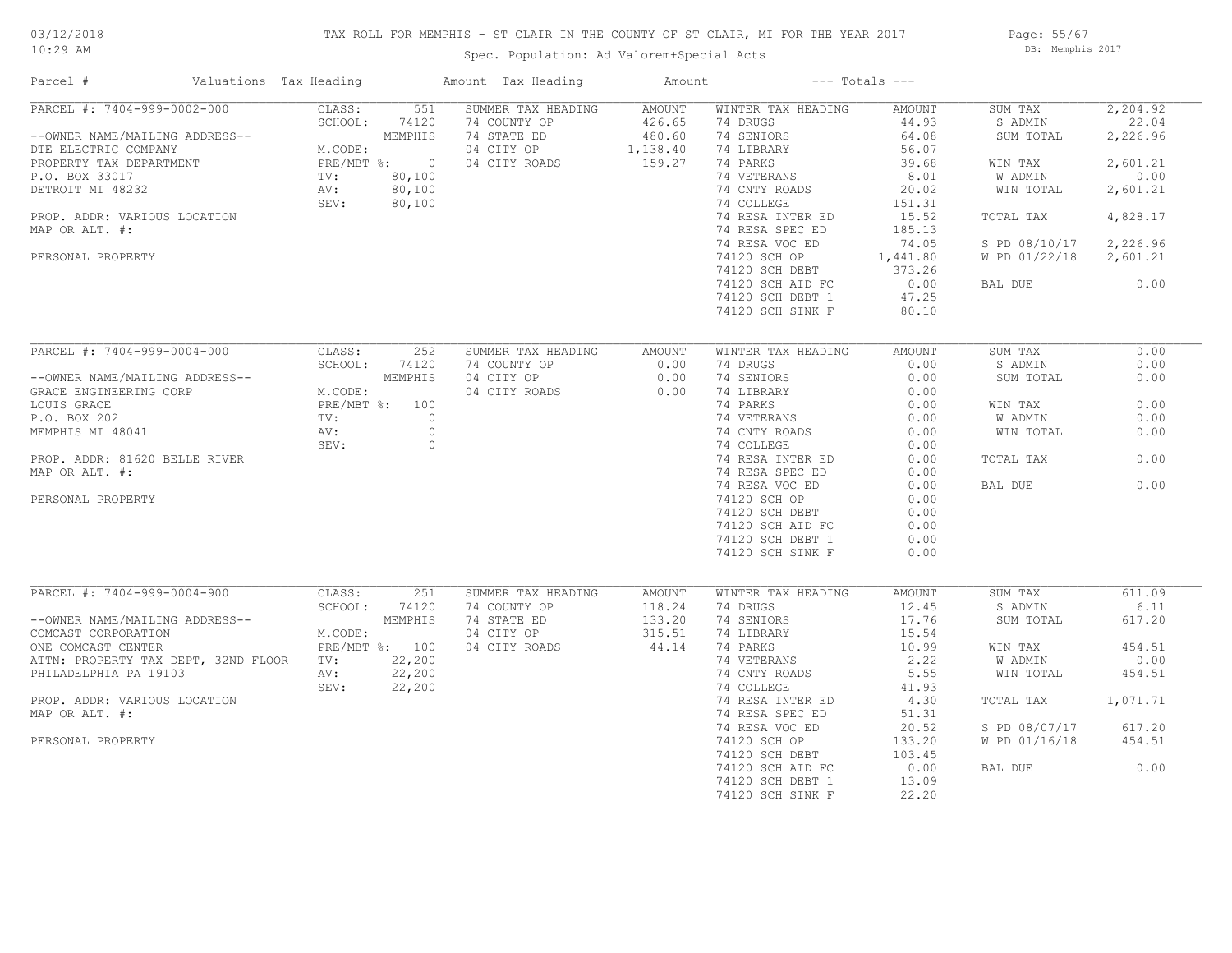# TAX ROLL FOR MEMPHIS - ST CLAIR IN THE COUNTY OF ST CLAIR, MI FOR THE YEAR 2017

03/12/2018
10:29 AM

Spec. Population: Ad Valorem+Special Acts

DB: Memphis 2017

| Parcel # | Valuations | Tax Heading | Amount | Tax Heading | Amount | --- Totals --- | |
|---|---|---|---|---|---|---|---|
| PARCEL #: 7404-999-0002-000 | CLASS: 551 | SUMMER TAX HEADING | AMOUNT | WINTER TAX HEADING | AMOUNT | SUM TAX | 2,204.92 |
| | SCHOOL: 74120 | 74 COUNTY OP | 426.65 | 74 DRUGS | 44.93 | S ADMIN | 22.04 |
| --OWNER NAME/MAILING ADDRESS-- | MEMPHIS | 74 STATE ED | 480.60 | 74 SENIORS | 64.08 | SUM TOTAL | 2,226.96 |
| DTE ELECTRIC COMPANY | M.CODE: | 04 CITY OP | 1,138.40 | 74 LIBRARY | 56.07 | | |
| PROPERTY TAX DEPARTMENT | PRE/MBT %: 0 | 04 CITY ROADS | 159.27 | 74 PARKS | 39.68 | WIN TAX | 2,601.21 |
| P.O. BOX 33017 | TV: 80,100 | | | 74 VETERANS | 8.01 | W ADMIN | 0.00 |
| DETROIT MI 48232 | AV: 80,100 | | | 74 CNTY ROADS | 20.02 | WIN TOTAL | 2,601.21 |
| | SEV: 80,100 | | | 74 COLLEGE | 151.31 | | |
| PROP. ADDR: VARIOUS LOCATION | | | | 74 RESA INTER ED | 15.52 | TOTAL TAX | 4,828.17 |
| MAP OR ALT. #: | | | | 74 RESA SPEC ED | 185.13 | | |
| | | | | 74 RESA VOC ED | 74.05 | S PD 08/10/17 | 2,226.96 |
| PERSONAL PROPERTY | | | | 74120 SCH OP | 1,441.80 | W PD 01/22/18 | 2,601.21 |
| | | | | 74120 SCH DEBT | 373.26 | | |
| | | | | 74120 SCH AID FC | 0.00 | BAL DUE | 0.00 |
| | | | | 74120 SCH DEBT 1 | 47.25 | | |
| | | | | 74120 SCH SINK F | 80.10 | | |
| PARCEL #: 7404-999-0004-000 | CLASS: 252 | SUMMER TAX HEADING | AMOUNT | WINTER TAX HEADING | AMOUNT | SUM TAX | 0.00 |
| | SCHOOL: 74120 | 74 COUNTY OP | 0.00 | 74 DRUGS | 0.00 | S ADMIN | 0.00 |
| --OWNER NAME/MAILING ADDRESS-- | MEMPHIS | 04 CITY OP | 0.00 | 74 SENIORS | 0.00 | SUM TOTAL | 0.00 |
| GRACE ENGINEERING CORP | M.CODE: | 04 CITY ROADS | 0.00 | 74 LIBRARY | 0.00 | | |
| LOUIS GRACE | PRE/MBT %: 100 | | | 74 PARKS | 0.00 | WIN TAX | 0.00 |
| P.O. BOX 202 | TV: 0 | | | 74 VETERANS | 0.00 | W ADMIN | 0.00 |
| MEMPHIS MI 48041 | AV: 0 | | | 74 CNTY ROADS | 0.00 | WIN TOTAL | 0.00 |
| | SEV: 0 | | | 74 COLLEGE | 0.00 | | |
| PROP. ADDR: 81620 BELLE RIVER | | | | 74 RESA INTER ED | 0.00 | TOTAL TAX | 0.00 |
| MAP OR ALT. #: | | | | 74 RESA SPEC ED | 0.00 | | |
| | | | | 74 RESA VOC ED | 0.00 | BAL DUE | 0.00 |
| PERSONAL PROPERTY | | | | 74120 SCH OP | 0.00 | | |
| | | | | 74120 SCH DEBT | 0.00 | | |
| | | | | 74120 SCH AID FC | 0.00 | | |
| | | | | 74120 SCH DEBT 1 | 0.00 | | |
| | | | | 74120 SCH SINK F | 0.00 | | |
| PARCEL #: 7404-999-0004-900 | CLASS: 251 | SUMMER TAX HEADING | AMOUNT | WINTER TAX HEADING | AMOUNT | SUM TAX | 611.09 |
| | SCHOOL: 74120 | 74 COUNTY OP | 118.24 | 74 DRUGS | 12.45 | S ADMIN | 6.11 |
| --OWNER NAME/MAILING ADDRESS-- | MEMPHIS | 74 STATE ED | 133.20 | 74 SENIORS | 17.76 | SUM TOTAL | 617.20 |
| COMCAST CORPORATION | M.CODE: | 04 CITY OP | 315.51 | 74 LIBRARY | 15.54 | | |
| ONE COMCAST CENTER | PRE/MBT %: 100 | 04 CITY ROADS | 44.14 | 74 PARKS | 10.99 | WIN TAX | 454.51 |
| ATTN: PROPERTY TAX DEPT, 32ND FLOOR | TV: 22,200 | | | 74 VETERANS | 2.22 | W ADMIN | 0.00 |
| PHILADELPHIA PA 19103 | AV: 22,200 | | | 74 CNTY ROADS | 5.55 | WIN TOTAL | 454.51 |
| | SEV: 22,200 | | | 74 COLLEGE | 41.93 | | |
| PROP. ADDR: VARIOUS LOCATION | | | | 74 RESA INTER ED | 4.30 | TOTAL TAX | 1,071.71 |
| MAP OR ALT. #: | | | | 74 RESA SPEC ED | 51.31 | | |
| | | | | 74 RESA VOC ED | 20.52 | S PD 08/07/17 | 617.20 |
| PERSONAL PROPERTY | | | | 74120 SCH OP | 133.20 | W PD 01/16/18 | 454.51 |
| | | | | 74120 SCH DEBT | 103.45 | | |
| | | | | 74120 SCH AID FC | 0.00 | BAL DUE | 0.00 |
| | | | | 74120 SCH DEBT 1 | 13.09 | | |
| | | | | 74120 SCH SINK F | 22.20 | | |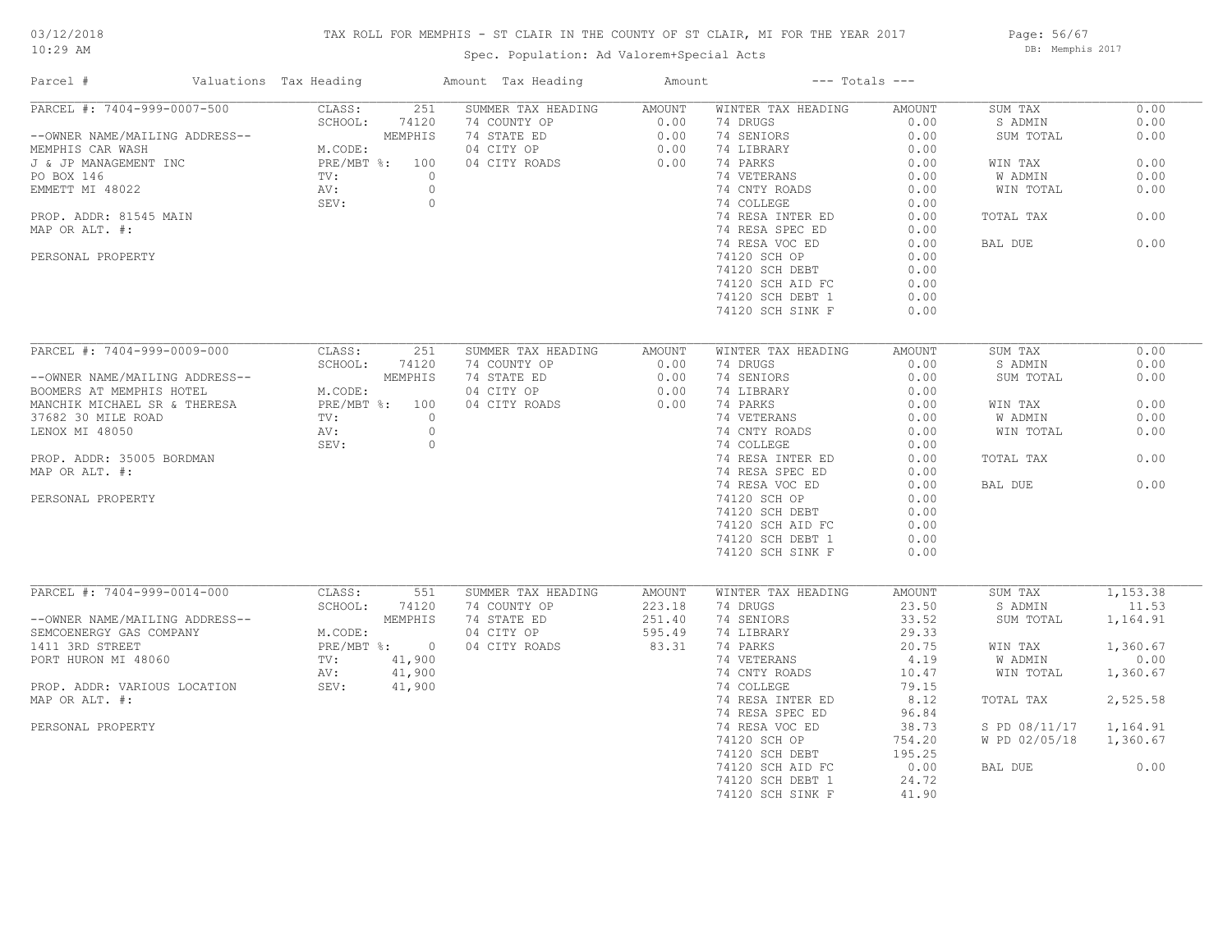# TAX ROLL FOR MEMPHIS - ST CLAIR IN THE COUNTY OF ST CLAIR, MI FOR THE YEAR 2017

03/12/2018
10:29 AM

Spec. Population: Ad Valorem+Special Acts

DB: Memphis 2017

| Parcel # | Valuations | Tax Heading | Amount | Tax Heading | Amount | --- Totals --- | |
|---|---|---|---|---|---|---|---|
| PARCEL #: 7404-999-0007-500 | CLASS: 251 | SUMMER TAX HEADING | AMOUNT | WINTER TAX HEADING | AMOUNT | SUM TAX | 0.00 |
| | SCHOOL: 74120 | 74 COUNTY OP | 0.00 | 74 DRUGS | 0.00 | S ADMIN | 0.00 |
| --OWNER NAME/MAILING ADDRESS-- | MEMPHIS | 74 STATE ED | 0.00 | 74 SENIORS | 0.00 | SUM TOTAL | 0.00 |
| MEMPHIS CAR WASH | M.CODE: | 04 CITY OP | 0.00 | 74 LIBRARY | 0.00 | | |
| J & JP MANAGEMENT INC | PRE/MBT %: 100 | 04 CITY ROADS | 0.00 | 74 PARKS | 0.00 | WIN TAX | 0.00 |
| PO BOX 146 | TV: 0 | | | 74 VETERANS | 0.00 | W ADMIN | 0.00 |
| EMMETT MI 48022 | AV: 0 | | | 74 CNTY ROADS | 0.00 | WIN TOTAL | 0.00 |
| | SEV: 0 | | | 74 COLLEGE | 0.00 | | |
| PROP. ADDR: 81545 MAIN | | | | 74 RESA INTER ED | 0.00 | TOTAL TAX | 0.00 |
| MAP OR ALT. #: | | | | 74 RESA SPEC ED | 0.00 | | |
| | | | | 74 RESA VOC ED | 0.00 | BAL DUE | 0.00 |
| PERSONAL PROPERTY | | | | 74120 SCH OP | 0.00 | | |
| | | | | 74120 SCH DEBT | 0.00 | | |
| | | | | 74120 SCH AID FC | 0.00 | | |
| | | | | 74120 SCH DEBT 1 | 0.00 | | |
| | | | | 74120 SCH SINK F | 0.00 | | |
| PARCEL #: 7404-999-0009-000 | CLASS: 251 | SUMMER TAX HEADING | AMOUNT | WINTER TAX HEADING | AMOUNT | SUM TAX | 0.00 |
| | SCHOOL: 74120 | 74 COUNTY OP | 0.00 | 74 DRUGS | 0.00 | S ADMIN | 0.00 |
| --OWNER NAME/MAILING ADDRESS-- | MEMPHIS | 74 STATE ED | 0.00 | 74 SENIORS | 0.00 | SUM TOTAL | 0.00 |
| BOOMERS AT MEMPHIS HOTEL | M.CODE: | 04 CITY OP | 0.00 | 74 LIBRARY | 0.00 | | |
| MANCHIK MICHAEL SR & THERESA | PRE/MBT %: 100 | 04 CITY ROADS | 0.00 | 74 PARKS | 0.00 | WIN TAX | 0.00 |
| 37682 30 MILE ROAD | TV: 0 | | | 74 VETERANS | 0.00 | W ADMIN | 0.00 |
| LENOX MI 48050 | AV: 0 | | | 74 CNTY ROADS | 0.00 | WIN TOTAL | 0.00 |
| | SEV: 0 | | | 74 COLLEGE | 0.00 | | |
| PROP. ADDR: 35005 BORDMAN | | | | 74 RESA INTER ED | 0.00 | TOTAL TAX | 0.00 |
| MAP OR ALT. #: | | | | 74 RESA SPEC ED | 0.00 | | |
| | | | | 74 RESA VOC ED | 0.00 | BAL DUE | 0.00 |
| PERSONAL PROPERTY | | | | 74120 SCH OP | 0.00 | | |
| | | | | 74120 SCH DEBT | 0.00 | | |
| | | | | 74120 SCH AID FC | 0.00 | | |
| | | | | 74120 SCH DEBT 1 | 0.00 | | |
| | | | | 74120 SCH SINK F | 0.00 | | |
| PARCEL #: 7404-999-0014-000 | CLASS: 551 | SUMMER TAX HEADING | AMOUNT | WINTER TAX HEADING | AMOUNT | SUM TAX | 1,153.38 |
| | SCHOOL: 74120 | 74 COUNTY OP | 223.18 | 74 DRUGS | 23.50 | S ADMIN | 11.53 |
| --OWNER NAME/MAILING ADDRESS-- | MEMPHIS | 74 STATE ED | 251.40 | 74 SENIORS | 33.52 | SUM TOTAL | 1,164.91 |
| SEMCOENERGY GAS COMPANY | M.CODE: | 04 CITY OP | 595.49 | 74 LIBRARY | 29.33 | | |
| 1411 3RD STREET | PRE/MBT %: 0 | 04 CITY ROADS | 83.31 | 74 PARKS | 20.75 | WIN TAX | 1,360.67 |
| PORT HURON MI 48060 | TV: 41,900 | | | 74 VETERANS | 4.19 | W ADMIN | 0.00 |
| | AV: 41,900 | | | 74 CNTY ROADS | 10.47 | WIN TOTAL | 1,360.67 |
| PROP. ADDR: VARIOUS LOCATION | SEV: 41,900 | | | 74 COLLEGE | 79.15 | | |
| MAP OR ALT. #: | | | | 74 RESA INTER ED | 8.12 | TOTAL TAX | 2,525.58 |
| | | | | 74 RESA SPEC ED | 96.84 | | |
| PERSONAL PROPERTY | | | | 74 RESA VOC ED | 38.73 | S PD 08/11/17 | 1,164.91 |
| | | | | 74120 SCH OP | 754.20 | W PD 02/05/18 | 1,360.67 |
| | | | | 74120 SCH DEBT | 195.25 | | |
| | | | | 74120 SCH AID FC | 0.00 | BAL DUE | 0.00 |
| | | | | 74120 SCH DEBT 1 | 24.72 | | |
| | | | | 74120 SCH SINK F | 41.90 | | |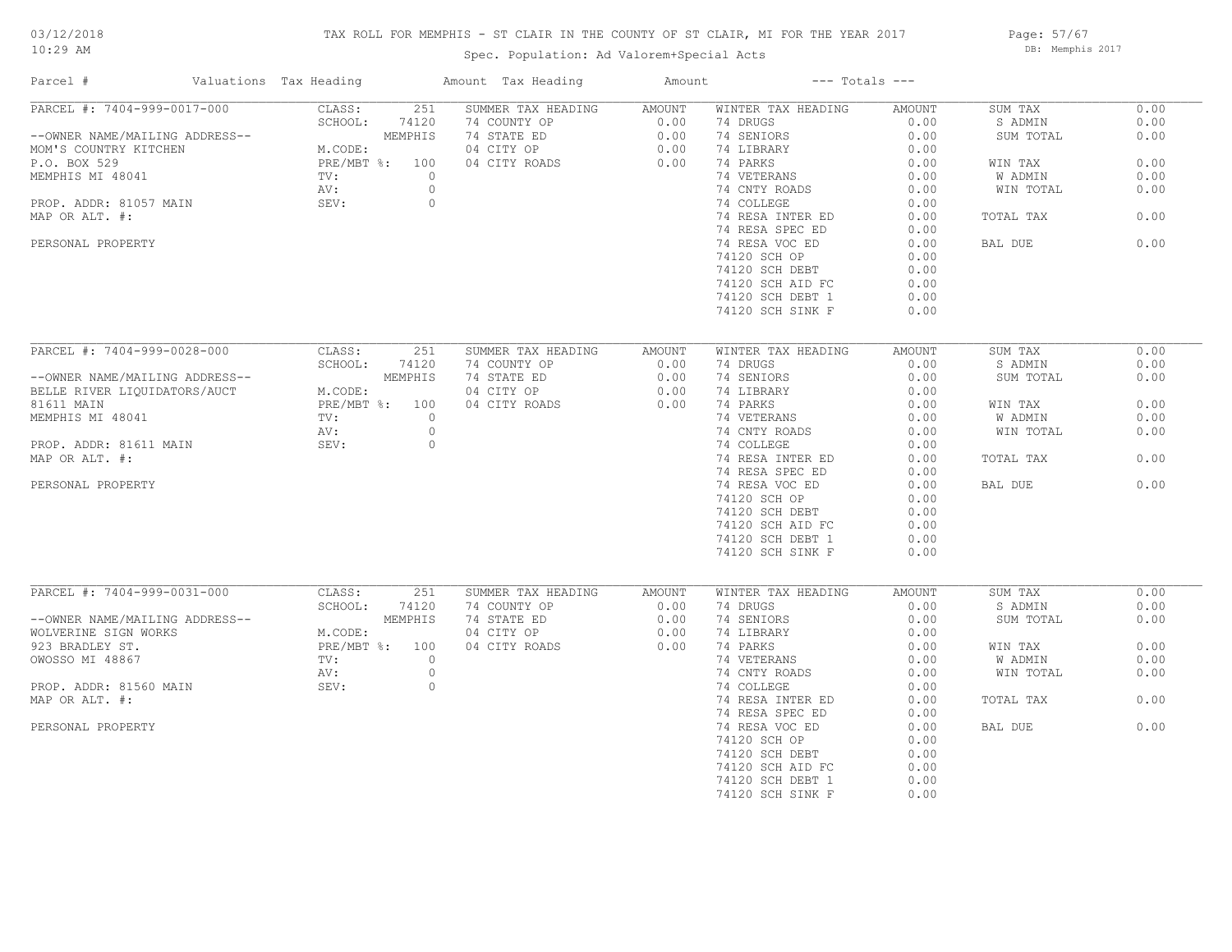TAX ROLL FOR MEMPHIS - ST CLAIR IN THE COUNTY OF ST CLAIR, MI FOR THE YEAR 2017

Spec. Population: Ad Valorem+Special Acts

03/12/2018
10:29 AM

DB: Memphis 2017

| Parcel # | Valuations | Tax Heading | Amount | Tax Heading | Amount | --- Totals --- | |
|---|---|---|---|---|---|---|---|
| PARCEL #: 7404-999-0017-000 | CLASS: 251 | SUMMER TAX HEADING | AMOUNT | WINTER TAX HEADING | AMOUNT | SUM TAX | 0.00 |
| | SCHOOL: 74120 | 74 COUNTY OP | 0.00 | 74 DRUGS | 0.00 | S ADMIN | 0.00 |
| --OWNER NAME/MAILING ADDRESS-- | MEMPHIS | 74 STATE ED | 0.00 | 74 SENIORS | 0.00 | SUM TOTAL | 0.00 |
| MOM'S COUNTRY KITCHEN | M.CODE: | 04 CITY OP | 0.00 | 74 LIBRARY | 0.00 | | |
| P.O. BOX 529 | PRE/MBT %: 100 | 04 CITY ROADS | 0.00 | 74 PARKS | 0.00 | WIN TAX | 0.00 |
| MEMPHIS MI 48041 | TV: 0 | | | 74 VETERANS | 0.00 | W ADMIN | 0.00 |
| | AV: 0 | | | 74 CNTY ROADS | 0.00 | WIN TOTAL | 0.00 |
| PROP. ADDR: 81057 MAIN | SEV: 0 | | | 74 COLLEGE | 0.00 | | |
| MAP OR ALT. #: | | | | 74 RESA INTER ED | 0.00 | TOTAL TAX | 0.00 |
| | | | | 74 RESA SPEC ED | 0.00 | | |
| PERSONAL PROPERTY | | | | 74 RESA VOC ED | 0.00 | BAL DUE | 0.00 |
| | | | | 74120 SCH OP | 0.00 | | |
| | | | | 74120 SCH DEBT | 0.00 | | |
| | | | | 74120 SCH AID FC | 0.00 | | |
| | | | | 74120 SCH DEBT 1 | 0.00 | | |
| | | | | 74120 SCH SINK F | 0.00 | | |

| Parcel # | Valuations | Tax Heading | Amount | Tax Heading | Amount | --- Totals --- | |
|---|---|---|---|---|---|---|---|
| PARCEL #: 7404-999-0028-000 | CLASS: 251 | SUMMER TAX HEADING | AMOUNT | WINTER TAX HEADING | AMOUNT | SUM TAX | 0.00 |
| | SCHOOL: 74120 | 74 COUNTY OP | 0.00 | 74 DRUGS | 0.00 | S ADMIN | 0.00 |
| --OWNER NAME/MAILING ADDRESS-- | MEMPHIS | 74 STATE ED | 0.00 | 74 SENIORS | 0.00 | SUM TOTAL | 0.00 |
| BELLE RIVER LIQUIDATORS/AUCT | M.CODE: | 04 CITY OP | 0.00 | 74 LIBRARY | 0.00 | | |
| 81611 MAIN | PRE/MBT %: 100 | 04 CITY ROADS | 0.00 | 74 PARKS | 0.00 | WIN TAX | 0.00 |
| MEMPHIS MI 48041 | TV: 0 | | | 74 VETERANS | 0.00 | W ADMIN | 0.00 |
| | AV: 0 | | | 74 CNTY ROADS | 0.00 | WIN TOTAL | 0.00 |
| PROP. ADDR: 81611 MAIN | SEV: 0 | | | 74 COLLEGE | 0.00 | | |
| MAP OR ALT. #: | | | | 74 RESA INTER ED | 0.00 | TOTAL TAX | 0.00 |
| | | | | 74 RESA SPEC ED | 0.00 | | |
| PERSONAL PROPERTY | | | | 74 RESA VOC ED | 0.00 | BAL DUE | 0.00 |
| | | | | 74120 SCH OP | 0.00 | | |
| | | | | 74120 SCH DEBT | 0.00 | | |
| | | | | 74120 SCH AID FC | 0.00 | | |
| | | | | 74120 SCH DEBT 1 | 0.00 | | |
| | | | | 74120 SCH SINK F | 0.00 | | |

| Parcel # | Valuations | Tax Heading | Amount | Tax Heading | Amount | --- Totals --- | |
|---|---|---|---|---|---|---|---|
| PARCEL #: 7404-999-0031-000 | CLASS: 251 | SUMMER TAX HEADING | AMOUNT | WINTER TAX HEADING | AMOUNT | SUM TAX | 0.00 |
| | SCHOOL: 74120 | 74 COUNTY OP | 0.00 | 74 DRUGS | 0.00 | S ADMIN | 0.00 |
| --OWNER NAME/MAILING ADDRESS-- | MEMPHIS | 74 STATE ED | 0.00 | 74 SENIORS | 0.00 | SUM TOTAL | 0.00 |
| WOLVERINE SIGN WORKS | M.CODE: | 04 CITY OP | 0.00 | 74 LIBRARY | 0.00 | | |
| 923 BRADLEY ST. | PRE/MBT %: 100 | 04 CITY ROADS | 0.00 | 74 PARKS | 0.00 | WIN TAX | 0.00 |
| OWOSSO MI 48867 | TV: 0 | | | 74 VETERANS | 0.00 | W ADMIN | 0.00 |
| | AV: 0 | | | 74 CNTY ROADS | 0.00 | WIN TOTAL | 0.00 |
| PROP. ADDR: 81560 MAIN | SEV: 0 | | | 74 COLLEGE | 0.00 | | |
| MAP OR ALT. #: | | | | 74 RESA INTER ED | 0.00 | TOTAL TAX | 0.00 |
| | | | | 74 RESA SPEC ED | 0.00 | | |
| PERSONAL PROPERTY | | | | 74 RESA VOC ED | 0.00 | BAL DUE | 0.00 |
| | | | | 74120 SCH OP | 0.00 | | |
| | | | | 74120 SCH DEBT | 0.00 | | |
| | | | | 74120 SCH AID FC | 0.00 | | |
| | | | | 74120 SCH DEBT 1 | 0.00 | | |
| | | | | 74120 SCH SINK F | 0.00 | | |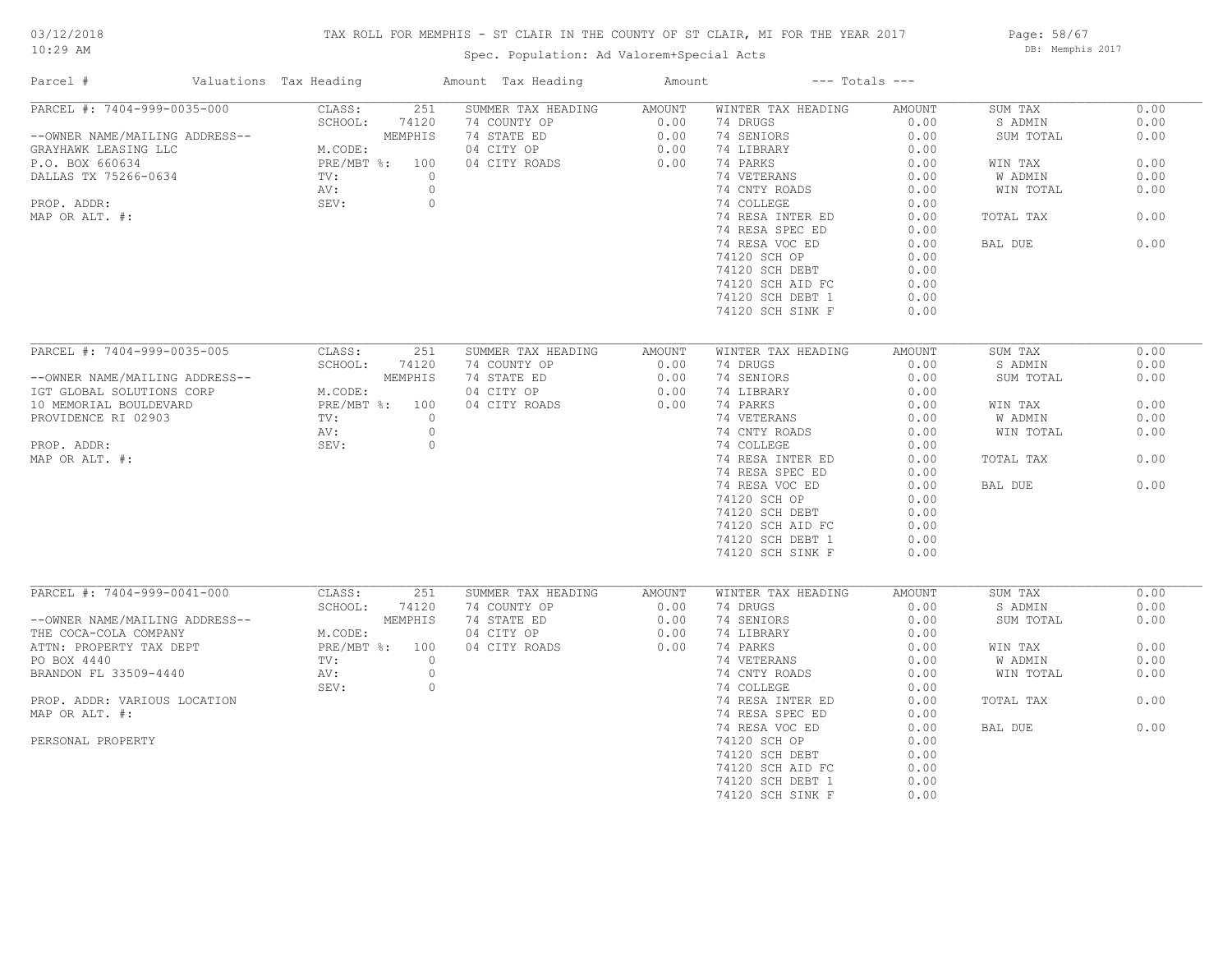# TAX ROLL FOR MEMPHIS - ST CLAIR IN THE COUNTY OF ST CLAIR, MI FOR THE YEAR 2017

03/12/2018
10:29 AM

Spec. Population: Ad Valorem+Special Acts

DB: Memphis 2017

| Parcel # | Valuations | Tax Heading | Amount | Tax Heading | Amount | --- Totals --- | |
|---|---|---|---|---|---|---|---|

## PARCEL #: 7404-999-0035-000

--OWNER NAME/MAILING ADDRESS--
GRAYHAWK LEASING LLC
P.O. BOX 660634
DALLAS TX 75266-0634

PROP. ADDR:
MAP OR ALT. #:

| Valuations | | Summer Tax Heading | Amount | Winter Tax Heading | Amount | Totals | |
|---|---|---|---|---|---|---|---|
| CLASS: | 251 | 74 COUNTY OP | 0.00 | 74 DRUGS | 0.00 | SUM TAX | 0.00 |
| SCHOOL: | 74120 MEMPHIS | 74 STATE ED | 0.00 | 74 SENIORS | 0.00 | S ADMIN | 0.00 |
| M.CODE: | | 04 CITY OP | 0.00 | 74 LIBRARY | 0.00 | SUM TOTAL | 0.00 |
| PRE/MBT %: | 100 | 04 CITY ROADS | 0.00 | 74 PARKS | 0.00 | WIN TAX | 0.00 |
| TV: | 0 | | | 74 VETERANS | 0.00 | W ADMIN | 0.00 |
| AV: | 0 | | | 74 CNTY ROADS | 0.00 | WIN TOTAL | 0.00 |
| SEV: | 0 | | | 74 COLLEGE | 0.00 | TOTAL TAX | 0.00 |
| | | | | 74 RESA INTER ED | 0.00 | BAL DUE | 0.00 |
| | | | | 74 RESA SPEC ED | 0.00 | | |
| | | | | 74 RESA VOC ED | 0.00 | | |
| | | | | 74120 SCH OP | 0.00 | | |
| | | | | 74120 SCH DEBT | 0.00 | | |
| | | | | 74120 SCH AID FC | 0.00 | | |
| | | | | 74120 SCH DEBT 1 | 0.00 | | |
| | | | | 74120 SCH SINK F | 0.00 | | |

## PARCEL #: 7404-999-0035-005

--OWNER NAME/MAILING ADDRESS--
IGT GLOBAL SOLUTIONS CORP
10 MEMORIAL BOULDEVARD
PROVIDENCE RI 02903

PROP. ADDR:
MAP OR ALT. #:

| Valuations | | Summer Tax Heading | Amount | Winter Tax Heading | Amount | Totals | |
|---|---|---|---|---|---|---|---|
| CLASS: | 251 | 74 COUNTY OP | 0.00 | 74 DRUGS | 0.00 | SUM TAX | 0.00 |
| SCHOOL: | 74120 MEMPHIS | 74 STATE ED | 0.00 | 74 SENIORS | 0.00 | S ADMIN | 0.00 |
| M.CODE: | | 04 CITY OP | 0.00 | 74 LIBRARY | 0.00 | SUM TOTAL | 0.00 |
| PRE/MBT %: | 100 | 04 CITY ROADS | 0.00 | 74 PARKS | 0.00 | WIN TAX | 0.00 |
| TV: | 0 | | | 74 VETERANS | 0.00 | W ADMIN | 0.00 |
| AV: | 0 | | | 74 CNTY ROADS | 0.00 | WIN TOTAL | 0.00 |
| SEV: | 0 | | | 74 COLLEGE | 0.00 | TOTAL TAX | 0.00 |
| | | | | 74 RESA INTER ED | 0.00 | BAL DUE | 0.00 |
| | | | | 74 RESA SPEC ED | 0.00 | | |
| | | | | 74 RESA VOC ED | 0.00 | | |
| | | | | 74120 SCH OP | 0.00 | | |
| | | | | 74120 SCH DEBT | 0.00 | | |
| | | | | 74120 SCH AID FC | 0.00 | | |
| | | | | 74120 SCH DEBT 1 | 0.00 | | |
| | | | | 74120 SCH SINK F | 0.00 | | |

## PARCEL #: 7404-999-0041-000

--OWNER NAME/MAILING ADDRESS--
THE COCA-COLA COMPANY
ATTN: PROPERTY TAX DEPT
PO BOX 4440
BRANDON FL 33509-4440

PROP. ADDR: VARIOUS LOCATION
MAP OR ALT. #:

PERSONAL PROPERTY

| Valuations | | Summer Tax Heading | Amount | Winter Tax Heading | Amount | Totals | |
|---|---|---|---|---|---|---|---|
| CLASS: | 251 | 74 COUNTY OP | 0.00 | 74 DRUGS | 0.00 | SUM TAX | 0.00 |
| SCHOOL: | 74120 MEMPHIS | 74 STATE ED | 0.00 | 74 SENIORS | 0.00 | S ADMIN | 0.00 |
| M.CODE: | | 04 CITY OP | 0.00 | 74 LIBRARY | 0.00 | SUM TOTAL | 0.00 |
| PRE/MBT %: | 100 | 04 CITY ROADS | 0.00 | 74 PARKS | 0.00 | WIN TAX | 0.00 |
| TV: | 0 | | | 74 VETERANS | 0.00 | W ADMIN | 0.00 |
| AV: | 0 | | | 74 CNTY ROADS | 0.00 | WIN TOTAL | 0.00 |
| SEV: | 0 | | | 74 COLLEGE | 0.00 | TOTAL TAX | 0.00 |
| | | | | 74 RESA INTER ED | 0.00 | BAL DUE | 0.00 |
| | | | | 74 RESA SPEC ED | 0.00 | | |
| | | | | 74 RESA VOC ED | 0.00 | | |
| | | | | 74120 SCH OP | 0.00 | | |
| | | | | 74120 SCH DEBT | 0.00 | | |
| | | | | 74120 SCH AID FC | 0.00 | | |
| | | | | 74120 SCH DEBT 1 | 0.00 | | |
| | | | | 74120 SCH SINK F | 0.00 | | |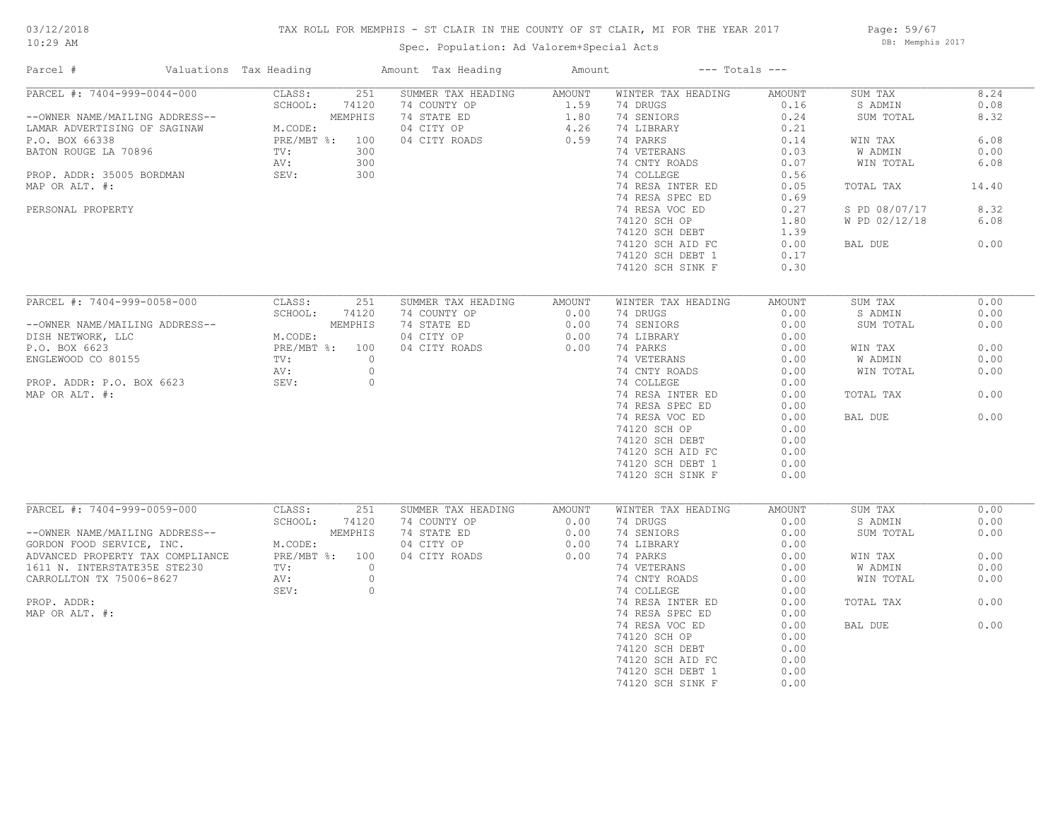# TAX ROLL FOR MEMPHIS - ST CLAIR IN THE COUNTY OF ST CLAIR, MI FOR THE YEAR 2017

03/12/2018 10:29 AM

Spec. Population: Ad Valorem+Special Acts

DB: Memphis 2017

| Parcel # | Valuations | Tax Heading | Amount | Tax Heading | Amount | --- Totals --- | |
|---|---|---|---|---|---|---|---|

## PARCEL #: 7404-999-0044-000

--OWNER NAME/MAILING ADDRESS--
LAMAR ADVERTISING OF SAGINAW
P.O. BOX 66338
BATON ROUGE LA 70896

PROP. ADDR: 35005 BORDMAN
MAP OR ALT. #:

PERSONAL PROPERTY

| Valuations | | Summer Tax Heading | Amount | Winter Tax Heading | Amount | Totals | |
|---|---|---|---|---|---|---|---|
| CLASS: | 251 | 74 COUNTY OP | 1.59 | 74 DRUGS | 0.16 | SUM TAX | 8.24 |
| SCHOOL: | 74120 MEMPHIS | 74 STATE ED | 1.80 | 74 SENIORS | 0.24 | S ADMIN | 0.08 |
| M.CODE: | | 04 CITY OP | 4.26 | 74 LIBRARY | 0.21 | SUM TOTAL | 8.32 |
| PRE/MBT %: | 100 | 04 CITY ROADS | 0.59 | 74 PARKS | 0.14 | WIN TAX | 6.08 |
| TV: | 300 | | | 74 VETERANS | 0.03 | W ADMIN | 0.00 |
| AV: | 300 | | | 74 CNTY ROADS | 0.07 | WIN TOTAL | 6.08 |
| SEV: | 300 | | | 74 COLLEGE | 0.56 | | |
| | | | | 74 RESA INTER ED | 0.05 | TOTAL TAX | 14.40 |
| | | | | 74 RESA SPEC ED | 0.69 | | |
| | | | | 74 RESA VOC ED | 0.27 | S PD 08/07/17 | 8.32 |
| | | | | 74120 SCH OP | 1.80 | W PD 02/12/18 | 6.08 |
| | | | | 74120 SCH DEBT | 1.39 | | |
| | | | | 74120 SCH AID FC | 0.00 | BAL DUE | 0.00 |
| | | | | 74120 SCH DEBT 1 | 0.17 | | |
| | | | | 74120 SCH SINK F | 0.30 | | |

## PARCEL #: 7404-999-0058-000

--OWNER NAME/MAILING ADDRESS--
DISH NETWORK, LLC
P.O. BOX 6623
ENGLEWOOD CO 80155

PROP. ADDR: P.O. BOX 6623
MAP OR ALT. #:

| Valuations | | Summer Tax Heading | Amount | Winter Tax Heading | Amount | Totals | |
|---|---|---|---|---|---|---|---|
| CLASS: | 251 | 74 COUNTY OP | 0.00 | 74 DRUGS | 0.00 | SUM TAX | 0.00 |
| SCHOOL: | 74120 MEMPHIS | 74 STATE ED | 0.00 | 74 SENIORS | 0.00 | S ADMIN | 0.00 |
| M.CODE: | | 04 CITY OP | 0.00 | 74 LIBRARY | 0.00 | SUM TOTAL | 0.00 |
| PRE/MBT %: | 100 | 04 CITY ROADS | 0.00 | 74 PARKS | 0.00 | WIN TAX | 0.00 |
| TV: | 0 | | | 74 VETERANS | 0.00 | W ADMIN | 0.00 |
| AV: | 0 | | | 74 CNTY ROADS | 0.00 | WIN TOTAL | 0.00 |
| SEV: | 0 | | | 74 COLLEGE | 0.00 | | |
| | | | | 74 RESA INTER ED | 0.00 | TOTAL TAX | 0.00 |
| | | | | 74 RESA SPEC ED | 0.00 | | |
| | | | | 74 RESA VOC ED | 0.00 | BAL DUE | 0.00 |
| | | | | 74120 SCH OP | 0.00 | | |
| | | | | 74120 SCH DEBT | 0.00 | | |
| | | | | 74120 SCH AID FC | 0.00 | | |
| | | | | 74120 SCH DEBT 1 | 0.00 | | |
| | | | | 74120 SCH SINK F | 0.00 | | |

## PARCEL #: 7404-999-0059-000

--OWNER NAME/MAILING ADDRESS--
GORDON FOOD SERVICE, INC.
ADVANCED PROPERTY TAX COMPLIANCE
1611 N. INTERSTATE35E STE230
CARROLLTON TX 75006-8627

PROP. ADDR:
MAP OR ALT. #:

| Valuations | | Summer Tax Heading | Amount | Winter Tax Heading | Amount | Totals | |
|---|---|---|---|---|---|---|---|
| CLASS: | 251 | 74 COUNTY OP | 0.00 | 74 DRUGS | 0.00 | SUM TAX | 0.00 |
| SCHOOL: | 74120 MEMPHIS | 74 STATE ED | 0.00 | 74 SENIORS | 0.00 | S ADMIN | 0.00 |
| M.CODE: | | 04 CITY OP | 0.00 | 74 LIBRARY | 0.00 | SUM TOTAL | 0.00 |
| PRE/MBT %: | 100 | 04 CITY ROADS | 0.00 | 74 PARKS | 0.00 | WIN TAX | 0.00 |
| TV: | 0 | | | 74 VETERANS | 0.00 | W ADMIN | 0.00 |
| AV: | 0 | | | 74 CNTY ROADS | 0.00 | WIN TOTAL | 0.00 |
| SEV: | 0 | | | 74 COLLEGE | 0.00 | | |
| | | | | 74 RESA INTER ED | 0.00 | TOTAL TAX | 0.00 |
| | | | | 74 RESA SPEC ED | 0.00 | | |
| | | | | 74 RESA VOC ED | 0.00 | BAL DUE | 0.00 |
| | | | | 74120 SCH OP | 0.00 | | |
| | | | | 74120 SCH DEBT | 0.00 | | |
| | | | | 74120 SCH AID FC | 0.00 | | |
| | | | | 74120 SCH DEBT 1 | 0.00 | | |
| | | | | 74120 SCH SINK F | 0.00 | | |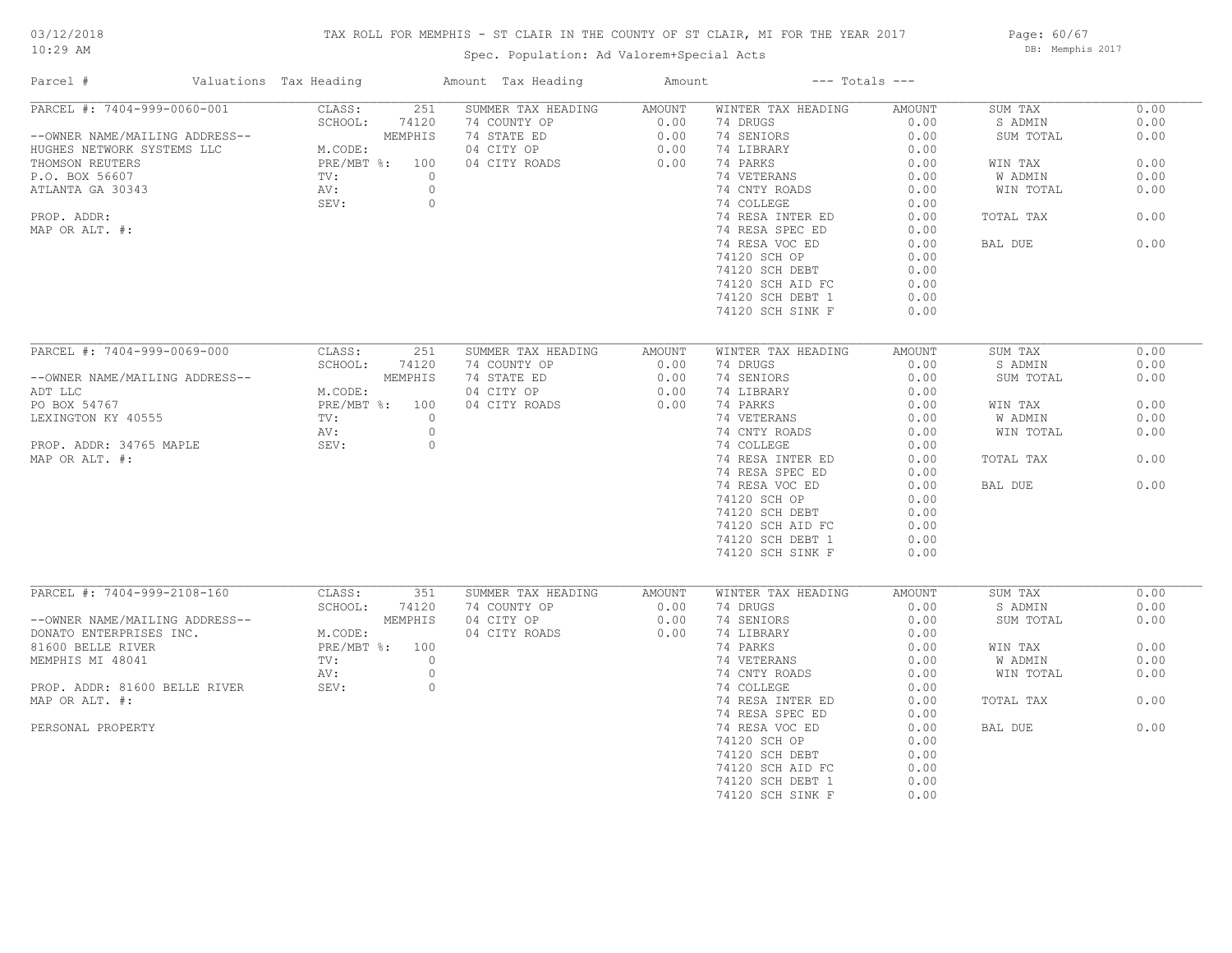# TAX ROLL FOR MEMPHIS - ST CLAIR IN THE COUNTY OF ST CLAIR, MI FOR THE YEAR 2017

03/12/2018
10:29 AM

Spec. Population: Ad Valorem+Special Acts

DB: Memphis 2017

| Parcel # | Valuations | Tax Heading | Amount | Tax Heading | Amount | --- Totals --- | |
|---|---|---|---|---|---|---|---|

---

**PARCEL #: 7404-999-0060-001**

--OWNER NAME/MAILING ADDRESS--
HUGHES NETWORK SYSTEMS LLC
THOMSON REUTERS
P.O. BOX 56607
ATLANTA GA 30343

PROP. ADDR:
MAP OR ALT. #:

| Valuations | | Summer Tax Heading | Amount | Winter Tax Heading | Amount | Totals | |
|---|---|---|---|---|---|---|---|
| CLASS: | 251 | 74 COUNTY OP | 0.00 | 74 DRUGS | 0.00 | SUM TAX | 0.00 |
| SCHOOL: | MEMPHIS | 74 STATE ED | 0.00 | 74 SENIORS | 0.00 | S ADMIN | 0.00 |
| M.CODE: | | 04 CITY OP | 0.00 | 74 LIBRARY | 0.00 | SUM TOTAL | 0.00 |
| PRE/MBT %: | 100 | 04 CITY ROADS | 0.00 | 74 PARKS | 0.00 | | |
| TV: | 0 | | | 74 VETERANS | 0.00 | WIN TAX | 0.00 |
| AV: | 0 | | | 74 CNTY ROADS | 0.00 | W ADMIN | 0.00 |
| SEV: | 0 | | | 74 COLLEGE | 0.00 | WIN TOTAL | 0.00 |
| | | | | 74 RESA INTER ED | 0.00 | | |
| | | | | 74 RESA SPEC ED | 0.00 | TOTAL TAX | 0.00 |
| | | | | 74 RESA VOC ED | 0.00 | | |
| | | | | 74120 SCH OP | 0.00 | BAL DUE | 0.00 |
| | | | | 74120 SCH DEBT | 0.00 | | |
| | | | | 74120 SCH AID FC | 0.00 | | |
| | | | | 74120 SCH DEBT 1 | 0.00 | | |
| | | | | 74120 SCH SINK F | 0.00 | | |

---

**PARCEL #: 7404-999-0069-000**

--OWNER NAME/MAILING ADDRESS--
ADT LLC
PO BOX 54767
LEXINGTON KY 40555

PROP. ADDR: 34765 MAPLE
MAP OR ALT. #:

| Valuations | | Summer Tax Heading | Amount | Winter Tax Heading | Amount | Totals | |
|---|---|---|---|---|---|---|---|
| CLASS: | 251 | 74 COUNTY OP | 0.00 | 74 DRUGS | 0.00 | SUM TAX | 0.00 |
| SCHOOL: | 74120 MEMPHIS | 74 STATE ED | 0.00 | 74 SENIORS | 0.00 | S ADMIN | 0.00 |
| M.CODE: | | 04 CITY OP | 0.00 | 74 LIBRARY | 0.00 | SUM TOTAL | 0.00 |
| PRE/MBT %: | 100 | 04 CITY ROADS | 0.00 | 74 PARKS | 0.00 | | |
| TV: | 0 | | | 74 VETERANS | 0.00 | WIN TAX | 0.00 |
| AV: | 0 | | | 74 CNTY ROADS | 0.00 | W ADMIN | 0.00 |
| SEV: | 0 | | | 74 COLLEGE | 0.00 | WIN TOTAL | 0.00 |
| | | | | 74 RESA INTER ED | 0.00 | | |
| | | | | 74 RESA SPEC ED | 0.00 | TOTAL TAX | 0.00 |
| | | | | 74 RESA VOC ED | 0.00 | | |
| | | | | 74120 SCH OP | 0.00 | BAL DUE | 0.00 |
| | | | | 74120 SCH DEBT | 0.00 | | |
| | | | | 74120 SCH AID FC | 0.00 | | |
| | | | | 74120 SCH DEBT 1 | 0.00 | | |
| | | | | 74120 SCH SINK F | 0.00 | | |

---

**PARCEL #: 7404-999-2108-160**

--OWNER NAME/MAILING ADDRESS--
DONATO ENTERPRISES INC.
81600 BELLE RIVER
MEMPHIS MI 48041

PROP. ADDR: 81600 BELLE RIVER
MAP OR ALT. #:

PERSONAL PROPERTY

| Valuations | | Summer Tax Heading | Amount | Winter Tax Heading | Amount | Totals | |
|---|---|---|---|---|---|---|---|
| CLASS: | 351 | 74 COUNTY OP | 0.00 | 74 DRUGS | 0.00 | SUM TAX | 0.00 |
| SCHOOL: | 74120 MEMPHIS | 04 CITY OP | 0.00 | 74 SENIORS | 0.00 | S ADMIN | 0.00 |
| M.CODE: | | 04 CITY ROADS | 0.00 | 74 LIBRARY | 0.00 | SUM TOTAL | 0.00 |
| PRE/MBT %: | 100 | | | 74 PARKS | 0.00 | | |
| TV: | 0 | | | 74 VETERANS | 0.00 | WIN TAX | 0.00 |
| AV: | 0 | | | 74 CNTY ROADS | 0.00 | W ADMIN | 0.00 |
| SEV: | 0 | | | 74 COLLEGE | 0.00 | WIN TOTAL | 0.00 |
| | | | | 74 RESA INTER ED | 0.00 | | |
| | | | | 74 RESA SPEC ED | 0.00 | TOTAL TAX | 0.00 |
| | | | | 74 RESA VOC ED | 0.00 | | |
| | | | | 74120 SCH OP | 0.00 | BAL DUE | 0.00 |
| | | | | 74120 SCH DEBT | 0.00 | | |
| | | | | 74120 SCH AID FC | 0.00 | | |
| | | | | 74120 SCH DEBT 1 | 0.00 | | |
| | | | | 74120 SCH SINK F | 0.00 | | |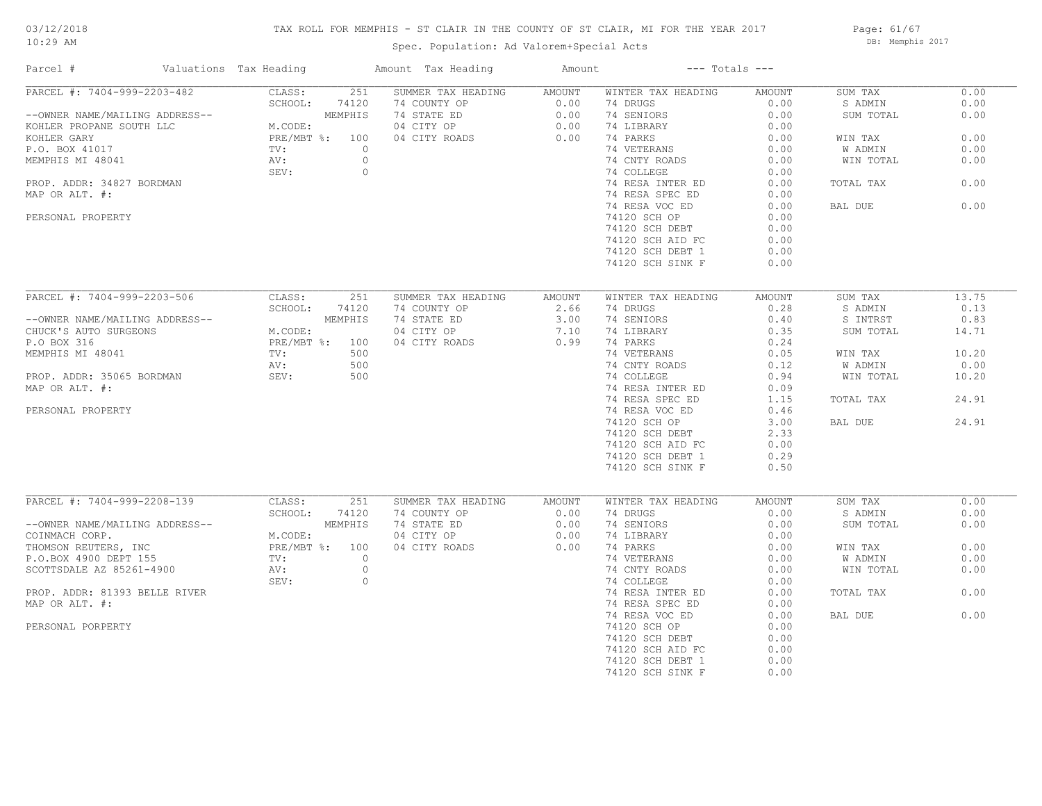# TAX ROLL FOR MEMPHIS - ST CLAIR IN THE COUNTY OF ST CLAIR, MI FOR THE YEAR 2017

03/12/2018
10:29 AM

Spec. Population: Ad Valorem+Special Acts

DB: Memphis 2017

| Parcel # | Valuations | Tax Heading | Amount | Tax Heading | Amount | --- Totals --- | |
|---|---|---|---|---|---|---|---|

## PARCEL #: 7404-999-2203-482

--OWNER NAME/MAILING ADDRESS--
KOHLER PROPANE SOUTH LLC
KOHLER GARY
P.O. BOX 41017
MEMPHIS MI 48041

PROP. ADDR: 34827 BORDMAN
MAP OR ALT. #:

PERSONAL PROPERTY

| Valuations | | Summer Tax Heading | Amount | Winter Tax Heading | Amount | Totals | |
|---|---|---|---|---|---|---|---|
| CLASS: | 251 | 74 COUNTY OP | 0.00 | 74 DRUGS | 0.00 | SUM TAX | 0.00 |
| SCHOOL: | 74120 | 74 STATE ED | 0.00 | 74 SENIORS | 0.00 | S ADMIN | 0.00 |
| | MEMPHIS | 04 CITY OP | 0.00 | 74 LIBRARY | 0.00 | SUM TOTAL | 0.00 |
| M.CODE: | | 04 CITY ROADS | 0.00 | 74 PARKS | 0.00 | WIN TAX | 0.00 |
| PRE/MBT %: | 100 | | | 74 VETERANS | 0.00 | W ADMIN | 0.00 |
| TV: | 0 | | | 74 CNTY ROADS | 0.00 | WIN TOTAL | 0.00 |
| AV: | 0 | | | 74 COLLEGE | 0.00 | TOTAL TAX | 0.00 |
| SEV: | 0 | | | 74 RESA INTER ED | 0.00 | BAL DUE | 0.00 |
| | | | | 74 RESA SPEC ED | 0.00 | | |
| | | | | 74 RESA VOC ED | 0.00 | | |
| | | | | 74120 SCH OP | 0.00 | | |
| | | | | 74120 SCH DEBT | 0.00 | | |
| | | | | 74120 SCH AID FC | 0.00 | | |
| | | | | 74120 SCH DEBT 1 | 0.00 | | |
| | | | | 74120 SCH SINK F | 0.00 | | |

## PARCEL #: 7404-999-2203-506

--OWNER NAME/MAILING ADDRESS--
CHUCK'S AUTO SURGEONS
P.O BOX 316
MEMPHIS MI 48041

PROP. ADDR: 35065 BORDMAN
MAP OR ALT. #:

PERSONAL PROPERTY

| Valuations | | Summer Tax Heading | Amount | Winter Tax Heading | Amount | Totals | |
|---|---|---|---|---|---|---|---|
| CLASS: | 251 | 74 COUNTY OP | 2.66 | 74 DRUGS | 0.28 | SUM TAX | 13.75 |
| SCHOOL: | 74120 | 74 STATE ED | 3.00 | 74 SENIORS | 0.40 | S ADMIN | 0.13 |
| | MEMPHIS | 04 CITY OP | 7.10 | 74 LIBRARY | 0.35 | S INTRST | 0.83 |
| M.CODE: | | 04 CITY ROADS | 0.99 | 74 PARKS | 0.24 | SUM TOTAL | 14.71 |
| PRE/MBT %: | 100 | | | 74 VETERANS | 0.05 | WIN TAX | 10.20 |
| TV: | 500 | | | 74 CNTY ROADS | 0.12 | W ADMIN | 0.00 |
| AV: | 500 | | | 74 COLLEGE | 0.94 | WIN TOTAL | 10.20 |
| SEV: | 500 | | | 74 RESA INTER ED | 0.09 | TOTAL TAX | 24.91 |
| | | | | 74 RESA SPEC ED | 1.15 | BAL DUE | 24.91 |
| | | | | 74 RESA VOC ED | 0.46 | | |
| | | | | 74120 SCH OP | 3.00 | | |
| | | | | 74120 SCH DEBT | 2.33 | | |
| | | | | 74120 SCH AID FC | 0.00 | | |
| | | | | 74120 SCH DEBT 1 | 0.29 | | |
| | | | | 74120 SCH SINK F | 0.50 | | |

## PARCEL #: 7404-999-2208-139

--OWNER NAME/MAILING ADDRESS--
COINMACH CORP.
THOMSON REUTERS, INC
P.O.BOX 4900 DEPT 155
SCOTTSDALE AZ 85261-4900

PROP. ADDR: 81393 BELLE RIVER
MAP OR ALT. #:

PERSONAL PORPERTY

| Valuations | | Summer Tax Heading | Amount | Winter Tax Heading | Amount | Totals | |
|---|---|---|---|---|---|---|---|
| CLASS: | 251 | 74 COUNTY OP | 0.00 | 74 DRUGS | 0.00 | SUM TAX | 0.00 |
| SCHOOL: | 74120 | 74 STATE ED | 0.00 | 74 SENIORS | 0.00 | S ADMIN | 0.00 |
| | MEMPHIS | 04 CITY OP | 0.00 | 74 LIBRARY | 0.00 | SUM TOTAL | 0.00 |
| M.CODE: | | 04 CITY ROADS | 0.00 | 74 PARKS | 0.00 | WIN TAX | 0.00 |
| PRE/MBT %: | 100 | | | 74 VETERANS | 0.00 | W ADMIN | 0.00 |
| TV: | 0 | | | 74 CNTY ROADS | 0.00 | WIN TOTAL | 0.00 |
| AV: | 0 | | | 74 COLLEGE | 0.00 | TOTAL TAX | 0.00 |
| SEV: | 0 | | | 74 RESA INTER ED | 0.00 | BAL DUE | 0.00 |
| | | | | 74 RESA SPEC ED | 0.00 | | |
| | | | | 74 RESA VOC ED | 0.00 | | |
| | | | | 74120 SCH OP | 0.00 | | |
| | | | | 74120 SCH DEBT | 0.00 | | |
| | | | | 74120 SCH AID FC | 0.00 | | |
| | | | | 74120 SCH DEBT 1 | 0.00 | | |
| | | | | 74120 SCH SINK F | 0.00 | | |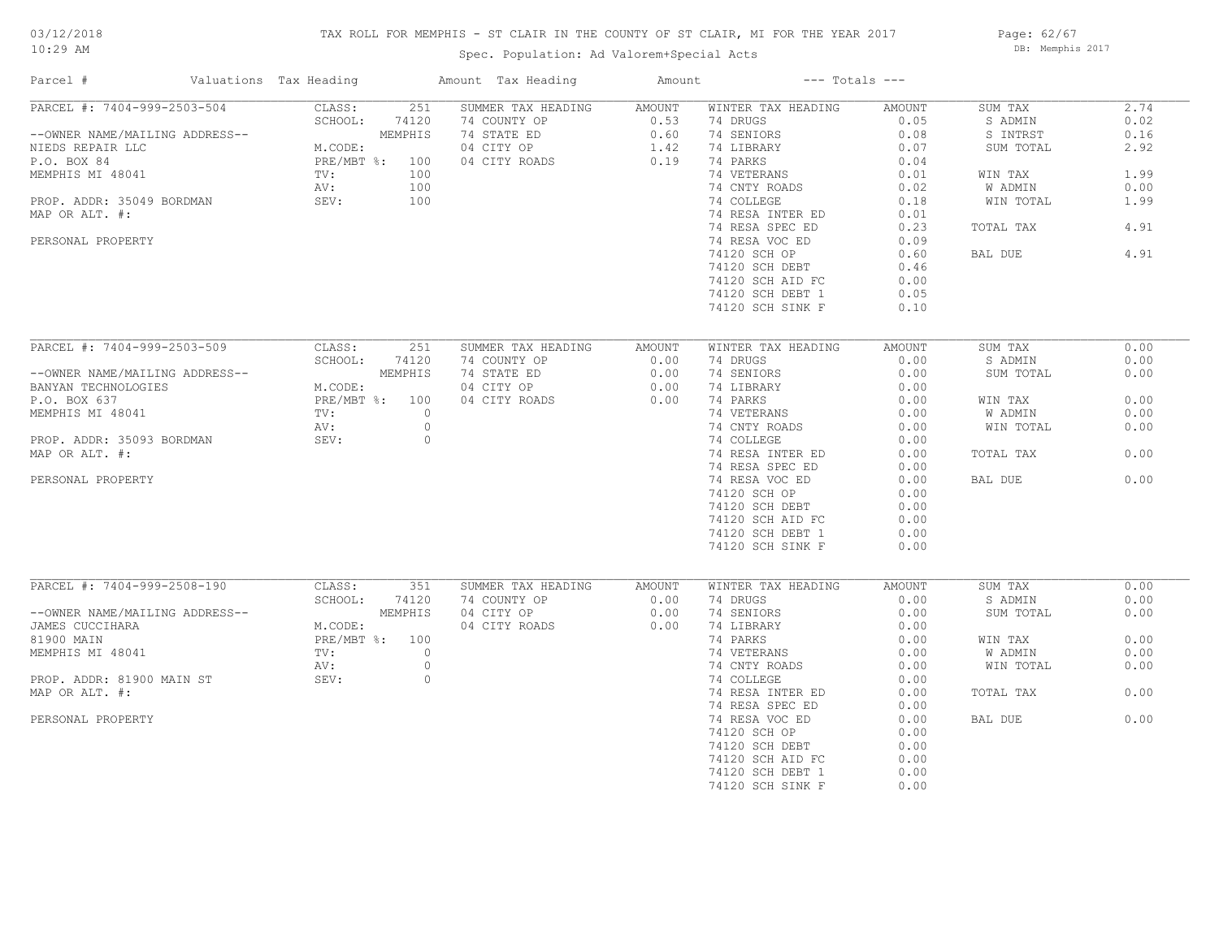# TAX ROLL FOR MEMPHIS - ST CLAIR IN THE COUNTY OF ST CLAIR, MI FOR THE YEAR 2017

Spec. Population: Ad Valorem+Special Acts

03/12/2018 10:29 AM — DB: Memphis 2017

| Parcel # | Valuations | | Tax Heading | Amount | Tax Heading | Amount | --- Totals --- | |
|---|---|---|---|---|---|---|---|---|
| PARCEL #: 7404-999-2503-504 | CLASS: | 251 | SUMMER TAX HEADING | AMOUNT | WINTER TAX HEADING | AMOUNT | SUM TAX | 2.74 |
| | SCHOOL: | 74120 | 74 COUNTY OP | 0.53 | 74 DRUGS | 0.05 | S ADMIN | 0.02 |
| --OWNER NAME/MAILING ADDRESS-- | | MEMPHIS | 74 STATE ED | 0.60 | 74 SENIORS | 0.08 | S INTRST | 0.16 |
| NIEDS REPAIR LLC | M.CODE: | | 04 CITY OP | 1.42 | 74 LIBRARY | 0.07 | SUM TOTAL | 2.92 |
| P.O. BOX 84 | PRE/MBT %: | 100 | 04 CITY ROADS | 0.19 | 74 PARKS | 0.04 | | |
| MEMPHIS MI 48041 | TV: | 100 | | | 74 VETERANS | 0.01 | WIN TAX | 1.99 |
| | AV: | 100 | | | 74 CNTY ROADS | 0.02 | W ADMIN | 0.00 |
| PROP. ADDR: 35049 BORDMAN | SEV: | 100 | | | 74 COLLEGE | 0.18 | WIN TOTAL | 1.99 |
| MAP OR ALT. #: | | | | | 74 RESA INTER ED | 0.01 | | |
| | | | | | 74 RESA SPEC ED | 0.23 | TOTAL TAX | 4.91 |
| PERSONAL PROPERTY | | | | | 74 RESA VOC ED | 0.09 | | |
| | | | | | 74120 SCH OP | 0.60 | BAL DUE | 4.91 |
| | | | | | 74120 SCH DEBT | 0.46 | | |
| | | | | | 74120 SCH AID FC | 0.00 | | |
| | | | | | 74120 SCH DEBT 1 | 0.05 | | |
| | | | | | 74120 SCH SINK F | 0.10 | | |
| PARCEL #: 7404-999-2503-509 | CLASS: | 251 | SUMMER TAX HEADING | AMOUNT | WINTER TAX HEADING | AMOUNT | SUM TAX | 0.00 |
| | SCHOOL: | 74120 | 74 COUNTY OP | 0.00 | 74 DRUGS | 0.00 | S ADMIN | 0.00 |
| --OWNER NAME/MAILING ADDRESS-- | | MEMPHIS | 74 STATE ED | 0.00 | 74 SENIORS | 0.00 | SUM TOTAL | 0.00 |
| BANYAN TECHNOLOGIES | M.CODE: | | 04 CITY OP | 0.00 | 74 LIBRARY | 0.00 | | |
| P.O. BOX 637 | PRE/MBT %: | 100 | 04 CITY ROADS | 0.00 | 74 PARKS | 0.00 | WIN TAX | 0.00 |
| MEMPHIS MI 48041 | TV: | 0 | | | 74 VETERANS | 0.00 | W ADMIN | 0.00 |
| | AV: | 0 | | | 74 CNTY ROADS | 0.00 | WIN TOTAL | 0.00 |
| PROP. ADDR: 35093 BORDMAN | SEV: | 0 | | | 74 COLLEGE | 0.00 | | |
| MAP OR ALT. #: | | | | | 74 RESA INTER ED | 0.00 | TOTAL TAX | 0.00 |
| | | | | | 74 RESA SPEC ED | 0.00 | | |
| PERSONAL PROPERTY | | | | | 74 RESA VOC ED | 0.00 | BAL DUE | 0.00 |
| | | | | | 74120 SCH OP | 0.00 | | |
| | | | | | 74120 SCH DEBT | 0.00 | | |
| | | | | | 74120 SCH AID FC | 0.00 | | |
| | | | | | 74120 SCH DEBT 1 | 0.00 | | |
| | | | | | 74120 SCH SINK F | 0.00 | | |
| PARCEL #: 7404-999-2508-190 | CLASS: | 351 | SUMMER TAX HEADING | AMOUNT | WINTER TAX HEADING | AMOUNT | SUM TAX | 0.00 |
| | SCHOOL: | 74120 | 74 COUNTY OP | 0.00 | 74 DRUGS | 0.00 | S ADMIN | 0.00 |
| --OWNER NAME/MAILING ADDRESS-- | | MEMPHIS | 04 CITY OP | 0.00 | 74 SENIORS | 0.00 | SUM TOTAL | 0.00 |
| JAMES CUCCIHARA | M.CODE: | | 04 CITY ROADS | 0.00 | 74 LIBRARY | 0.00 | | |
| 81900 MAIN | PRE/MBT %: | 100 | | | 74 PARKS | 0.00 | WIN TAX | 0.00 |
| MEMPHIS MI 48041 | TV: | 0 | | | 74 VETERANS | 0.00 | W ADMIN | 0.00 |
| | AV: | 0 | | | 74 CNTY ROADS | 0.00 | WIN TOTAL | 0.00 |
| PROP. ADDR: 81900 MAIN ST | SEV: | 0 | | | 74 COLLEGE | 0.00 | | |
| MAP OR ALT. #: | | | | | 74 RESA INTER ED | 0.00 | TOTAL TAX | 0.00 |
| | | | | | 74 RESA SPEC ED | 0.00 | | |
| PERSONAL PROPERTY | | | | | 74 RESA VOC ED | 0.00 | BAL DUE | 0.00 |
| | | | | | 74120 SCH OP | 0.00 | | |
| | | | | | 74120 SCH DEBT | 0.00 | | |
| | | | | | 74120 SCH AID FC | 0.00 | | |
| | | | | | 74120 SCH DEBT 1 | 0.00 | | |
| | | | | | 74120 SCH SINK F | 0.00 | | |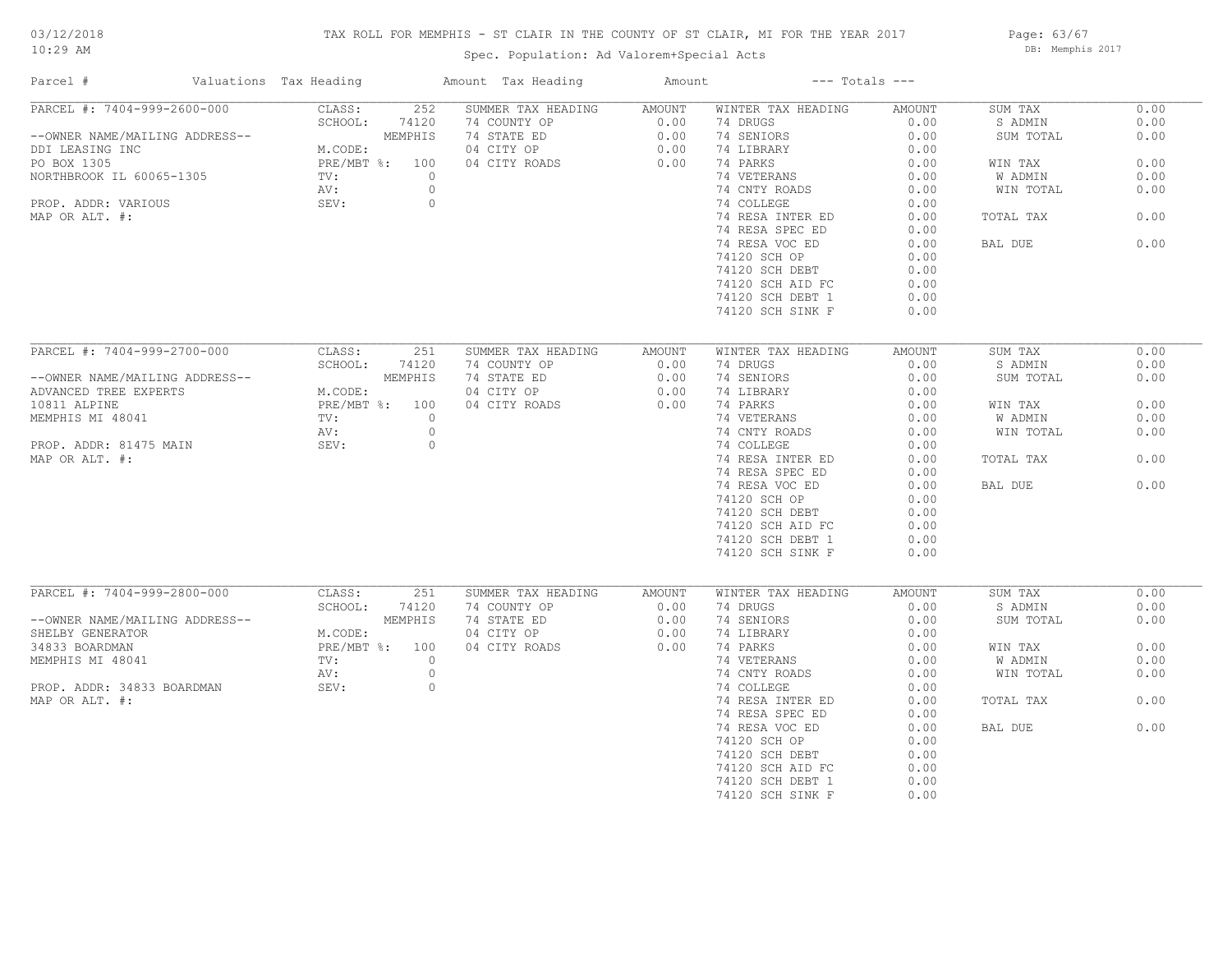# TAX ROLL FOR MEMPHIS - ST CLAIR IN THE COUNTY OF ST CLAIR, MI FOR THE YEAR 2017

03/12/2018 10:29 AM

Spec. Population: Ad Valorem+Special Acts

DB: Memphis 2017

| Parcel # | Valuations | Tax Heading | Amount | Tax Heading | Amount | --- Totals --- | |
|---|---|---|---|---|---|---|---|
| PARCEL #: 7404-999-2600-000 | CLASS: 252 | SUMMER TAX HEADING | AMOUNT | WINTER TAX HEADING | AMOUNT | SUM TAX | 0.00 |
| | SCHOOL: 74120 | 74 COUNTY OP | 0.00 | 74 DRUGS | 0.00 | S ADMIN | 0.00 |
| --OWNER NAME/MAILING ADDRESS-- | MEMPHIS | 74 STATE ED | 0.00 | 74 SENIORS | 0.00 | SUM TOTAL | 0.00 |
| DDI LEASING INC | M.CODE: | 04 CITY OP | 0.00 | 74 LIBRARY | 0.00 | | |
| PO BOX 1305 | PRE/MBT %: 100 | 04 CITY ROADS | 0.00 | 74 PARKS | 0.00 | WIN TAX | 0.00 |
| NORTHBROOK IL 60065-1305 | TV: 0 | | | 74 VETERANS | 0.00 | W ADMIN | 0.00 |
| | AV: 0 | | | 74 CNTY ROADS | 0.00 | WIN TOTAL | 0.00 |
| PROP. ADDR: VARIOUS | SEV: 0 | | | 74 COLLEGE | 0.00 | | |
| MAP OR ALT. #: | | | | 74 RESA INTER ED | 0.00 | TOTAL TAX | 0.00 |
| | | | | 74 RESA SPEC ED | 0.00 | | |
| | | | | 74 RESA VOC ED | 0.00 | BAL DUE | 0.00 |
| | | | | 74120 SCH OP | 0.00 | | |
| | | | | 74120 SCH DEBT | 0.00 | | |
| | | | | 74120 SCH AID FC | 0.00 | | |
| | | | | 74120 SCH DEBT 1 | 0.00 | | |
| | | | | 74120 SCH SINK F | 0.00 | | |
| PARCEL #: 7404-999-2700-000 | CLASS: 251 | SUMMER TAX HEADING | AMOUNT | WINTER TAX HEADING | AMOUNT | SUM TAX | 0.00 |
| | SCHOOL: 74120 | 74 COUNTY OP | 0.00 | 74 DRUGS | 0.00 | S ADMIN | 0.00 |
| --OWNER NAME/MAILING ADDRESS-- | MEMPHIS | 74 STATE ED | 0.00 | 74 SENIORS | 0.00 | SUM TOTAL | 0.00 |
| ADVANCED TREE EXPERTS | M.CODE: | 04 CITY OP | 0.00 | 74 LIBRARY | 0.00 | | |
| 10811 ALPINE | PRE/MBT %: 100 | 04 CITY ROADS | 0.00 | 74 PARKS | 0.00 | WIN TAX | 0.00 |
| MEMPHIS MI 48041 | TV: 0 | | | 74 VETERANS | 0.00 | W ADMIN | 0.00 |
| | AV: 0 | | | 74 CNTY ROADS | 0.00 | WIN TOTAL | 0.00 |
| PROP. ADDR: 81475 MAIN | SEV: 0 | | | 74 COLLEGE | 0.00 | | |
| MAP OR ALT. #: | | | | 74 RESA INTER ED | 0.00 | TOTAL TAX | 0.00 |
| | | | | 74 RESA SPEC ED | 0.00 | | |
| | | | | 74 RESA VOC ED | 0.00 | BAL DUE | 0.00 |
| | | | | 74120 SCH OP | 0.00 | | |
| | | | | 74120 SCH DEBT | 0.00 | | |
| | | | | 74120 SCH AID FC | 0.00 | | |
| | | | | 74120 SCH DEBT 1 | 0.00 | | |
| | | | | 74120 SCH SINK F | 0.00 | | |
| PARCEL #: 7404-999-2800-000 | CLASS: 251 | SUMMER TAX HEADING | AMOUNT | WINTER TAX HEADING | AMOUNT | SUM TAX | 0.00 |
| | SCHOOL: 74120 | 74 COUNTY OP | 0.00 | 74 DRUGS | 0.00 | S ADMIN | 0.00 |
| --OWNER NAME/MAILING ADDRESS-- | MEMPHIS | 74 STATE ED | 0.00 | 74 SENIORS | 0.00 | SUM TOTAL | 0.00 |
| SHELBY GENERATOR | M.CODE: | 04 CITY OP | 0.00 | 74 LIBRARY | 0.00 | | |
| 34833 BOARDMAN | PRE/MBT %: 100 | 04 CITY ROADS | 0.00 | 74 PARKS | 0.00 | WIN TAX | 0.00 |
| MEMPHIS MI 48041 | TV: 0 | | | 74 VETERANS | 0.00 | W ADMIN | 0.00 |
| | AV: 0 | | | 74 CNTY ROADS | 0.00 | WIN TOTAL | 0.00 |
| PROP. ADDR: 34833 BOARDMAN | SEV: 0 | | | 74 COLLEGE | 0.00 | | |
| MAP OR ALT. #: | | | | 74 RESA INTER ED | 0.00 | TOTAL TAX | 0.00 |
| | | | | 74 RESA SPEC ED | 0.00 | | |
| | | | | 74 RESA VOC ED | 0.00 | BAL DUE | 0.00 |
| | | | | 74120 SCH OP | 0.00 | | |
| | | | | 74120 SCH DEBT | 0.00 | | |
| | | | | 74120 SCH AID FC | 0.00 | | |
| | | | | 74120 SCH DEBT 1 | 0.00 | | |
| | | | | 74120 SCH SINK F | 0.00 | | |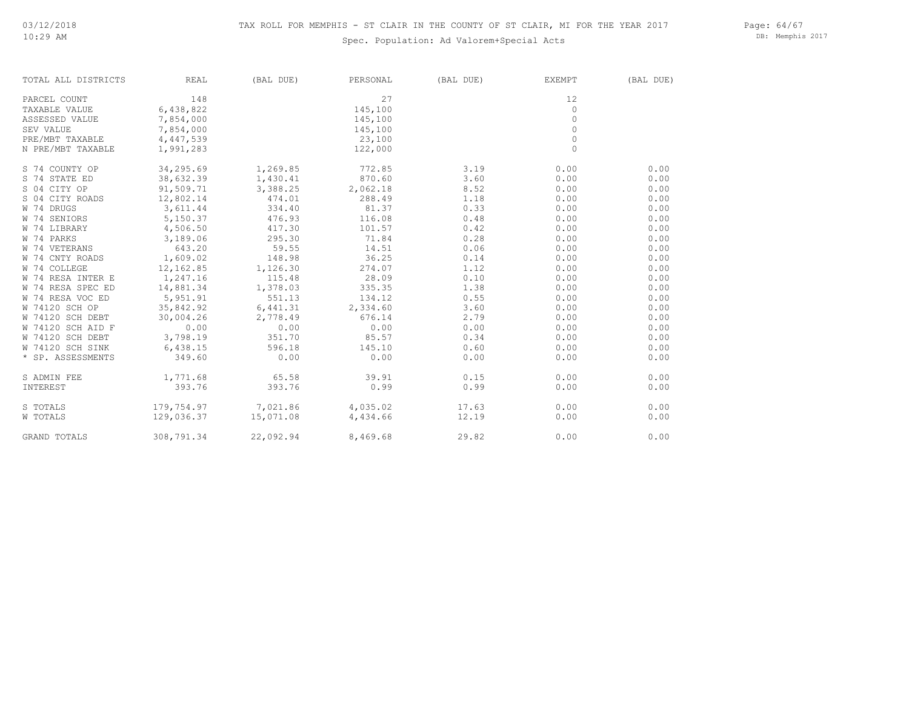TAX ROLL FOR MEMPHIS - ST CLAIR IN THE COUNTY OF ST CLAIR, MI FOR THE YEAR 2017

Spec. Population: Ad Valorem+Special Acts

| TOTAL ALL DISTRICTS | REAL | (BAL DUE) | PERSONAL | (BAL DUE) | EXEMPT | (BAL DUE) |
|---|---|---|---|---|---|---|
| PARCEL COUNT | 148 | | 27 | | 12 | |
| TAXABLE VALUE | 6,438,822 | | 145,100 | | 0 | |
| ASSESSED VALUE | 7,854,000 | | 145,100 | | 0 | |
| SEV VALUE | 7,854,000 | | 145,100 | | 0 | |
| PRE/MBT TAXABLE | 4,447,539 | | 23,100 | | 0 | |
| N PRE/MBT TAXABLE | 1,991,283 | | 122,000 | | 0 | |
| S 74 COUNTY OP | 34,295.69 | 1,269.85 | 772.85 | 3.19 | 0.00 | 0.00 |
| S 74 STATE ED | 38,632.39 | 1,430.41 | 870.60 | 3.60 | 0.00 | 0.00 |
| S 04 CITY OP | 91,509.71 | 3,388.25 | 2,062.18 | 8.52 | 0.00 | 0.00 |
| S 04 CITY ROADS | 12,802.14 | 474.01 | 288.49 | 1.18 | 0.00 | 0.00 |
| W 74 DRUGS | 3,611.44 | 334.40 | 81.37 | 0.33 | 0.00 | 0.00 |
| W 74 SENIORS | 5,150.37 | 476.93 | 116.08 | 0.48 | 0.00 | 0.00 |
| W 74 LIBRARY | 4,506.50 | 417.30 | 101.57 | 0.42 | 0.00 | 0.00 |
| W 74 PARKS | 3,189.06 | 295.30 | 71.84 | 0.28 | 0.00 | 0.00 |
| W 74 VETERANS | 643.20 | 59.55 | 14.51 | 0.06 | 0.00 | 0.00 |
| W 74 CNTY ROADS | 1,609.02 | 148.98 | 36.25 | 0.14 | 0.00 | 0.00 |
| W 74 COLLEGE | 12,162.85 | 1,126.30 | 274.07 | 1.12 | 0.00 | 0.00 |
| W 74 RESA INTER E | 1,247.16 | 115.48 | 28.09 | 0.10 | 0.00 | 0.00 |
| W 74 RESA SPEC ED | 14,881.34 | 1,378.03 | 335.35 | 1.38 | 0.00 | 0.00 |
| W 74 RESA VOC ED | 5,951.91 | 551.13 | 134.12 | 0.55 | 0.00 | 0.00 |
| W 74120 SCH OP | 35,842.92 | 6,441.31 | 2,334.60 | 3.60 | 0.00 | 0.00 |
| W 74120 SCH DEBT | 30,004.26 | 2,778.49 | 676.14 | 2.79 | 0.00 | 0.00 |
| W 74120 SCH AID F | 0.00 | 0.00 | 0.00 | 0.00 | 0.00 | 0.00 |
| W 74120 SCH DEBT | 3,798.19 | 351.70 | 85.57 | 0.34 | 0.00 | 0.00 |
| W 74120 SCH SINK | 6,438.15 | 596.18 | 145.10 | 0.60 | 0.00 | 0.00 |
| * SP. ASSESSMENTS | 349.60 | 0.00 | 0.00 | 0.00 | 0.00 | 0.00 |
| S ADMIN FEE | 1,771.68 | 65.58 | 39.91 | 0.15 | 0.00 | 0.00 |
| INTEREST | 393.76 | 393.76 | 0.99 | 0.99 | 0.00 | 0.00 |
| S TOTALS | 179,754.97 | 7,021.86 | 4,035.02 | 17.63 | 0.00 | 0.00 |
| W TOTALS | 129,036.37 | 15,071.08 | 4,434.66 | 12.19 | 0.00 | 0.00 |
| GRAND TOTALS | 308,791.34 | 22,092.94 | 8,469.68 | 29.82 | 0.00 | 0.00 |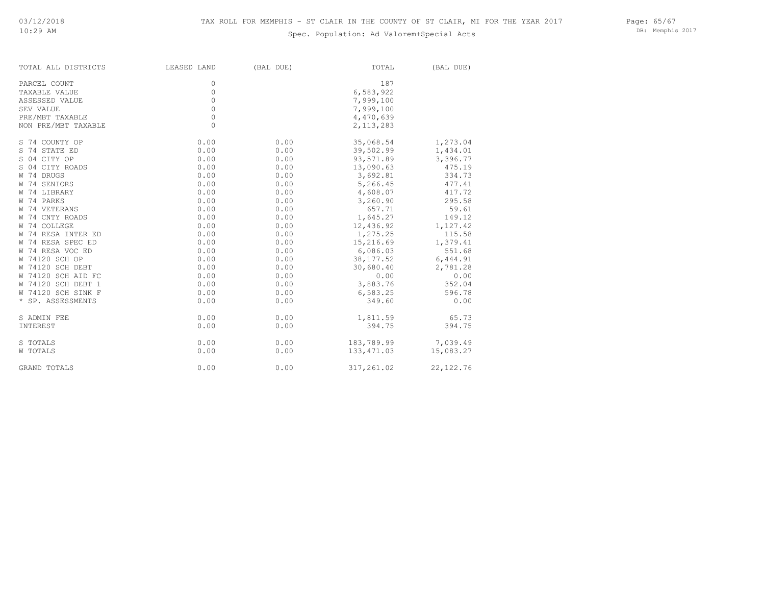# TAX ROLL FOR MEMPHIS - ST CLAIR IN THE COUNTY OF ST CLAIR, MI FOR THE YEAR 2017

Spec. Population: Ad Valorem+Special Acts

| TOTAL ALL DISTRICTS | LEASED LAND | (BAL DUE) | TOTAL | (BAL DUE) |
|---|---|---|---|---|
| PARCEL COUNT | 0 | | 187 | |
| TAXABLE VALUE | 0 | | 6,583,922 | |
| ASSESSED VALUE | 0 | | 7,999,100 | |
| SEV VALUE | 0 | | 7,999,100 | |
| PRE/MBT TAXABLE | 0 | | 4,470,639 | |
| NON PRE/MBT TAXABLE | 0 | | 2,113,283 | |
| S 74 COUNTY OP | 0.00 | 0.00 | 35,068.54 | 1,273.04 |
| S 74 STATE ED | 0.00 | 0.00 | 39,502.99 | 1,434.01 |
| S 04 CITY OP | 0.00 | 0.00 | 93,571.89 | 3,396.77 |
| S 04 CITY ROADS | 0.00 | 0.00 | 13,090.63 | 475.19 |
| W 74 DRUGS | 0.00 | 0.00 | 3,692.81 | 334.73 |
| W 74 SENIORS | 0.00 | 0.00 | 5,266.45 | 477.41 |
| W 74 LIBRARY | 0.00 | 0.00 | 4,608.07 | 417.72 |
| W 74 PARKS | 0.00 | 0.00 | 3,260.90 | 295.58 |
| W 74 VETERANS | 0.00 | 0.00 | 657.71 | 59.61 |
| W 74 CNTY ROADS | 0.00 | 0.00 | 1,645.27 | 149.12 |
| W 74 COLLEGE | 0.00 | 0.00 | 12,436.92 | 1,127.42 |
| W 74 RESA INTER ED | 0.00 | 0.00 | 1,275.25 | 115.58 |
| W 74 RESA SPEC ED | 0.00 | 0.00 | 15,216.69 | 1,379.41 |
| W 74 RESA VOC ED | 0.00 | 0.00 | 6,086.03 | 551.68 |
| W 74120 SCH OP | 0.00 | 0.00 | 38,177.52 | 6,444.91 |
| W 74120 SCH DEBT | 0.00 | 0.00 | 30,680.40 | 2,781.28 |
| W 74120 SCH AID FC | 0.00 | 0.00 | 0.00 | 0.00 |
| W 74120 SCH DEBT 1 | 0.00 | 0.00 | 3,883.76 | 352.04 |
| W 74120 SCH SINK F | 0.00 | 0.00 | 6,583.25 | 596.78 |
| * SP. ASSESSMENTS | 0.00 | 0.00 | 349.60 | 0.00 |
| S ADMIN FEE | 0.00 | 0.00 | 1,811.59 | 65.73 |
| INTEREST | 0.00 | 0.00 | 394.75 | 394.75 |
| S TOTALS | 0.00 | 0.00 | 183,789.99 | 7,039.49 |
| W TOTALS | 0.00 | 0.00 | 133,471.03 | 15,083.27 |
| GRAND TOTALS | 0.00 | 0.00 | 317,261.02 | 22,122.76 |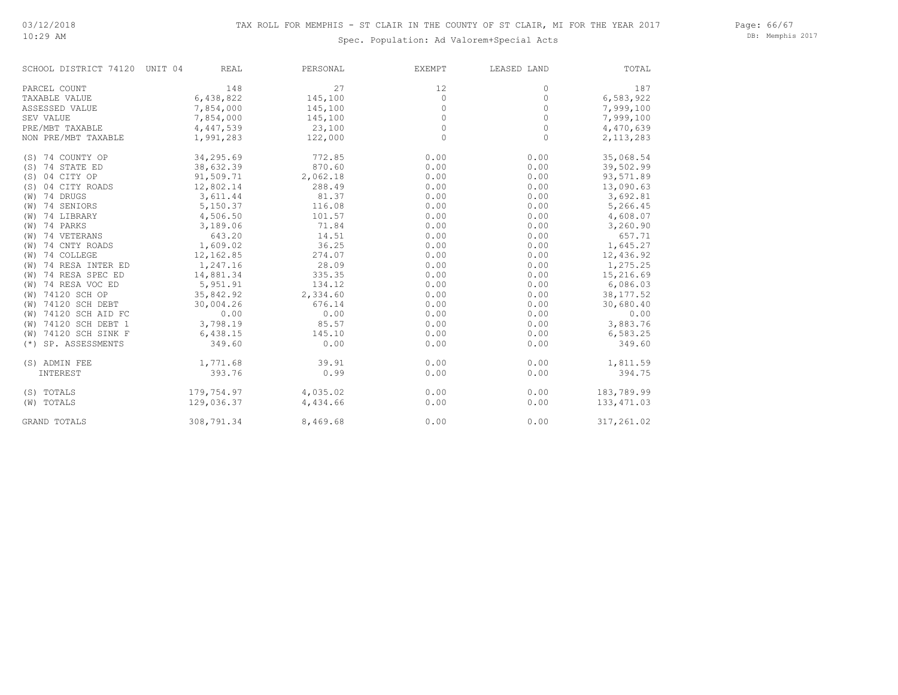# TAX ROLL FOR MEMPHIS - ST CLAIR IN THE COUNTY OF ST CLAIR, MI FOR THE YEAR 2017

03/12/2018
10:29 AM

Spec. Population: Ad Valorem+Special Acts

DB: Memphis 2017

| SCHOOL DISTRICT 74120 UNIT 04 | REAL | PERSONAL | EXEMPT | LEASED LAND | TOTAL |
|---|---|---|---|---|---|
| PARCEL COUNT | 148 | 27 | 12 | 0 | 187 |
| TAXABLE VALUE | 6,438,822 | 145,100 | 0 | 0 | 6,583,922 |
| ASSESSED VALUE | 7,854,000 | 145,100 | 0 | 0 | 7,999,100 |
| SEV VALUE | 7,854,000 | 145,100 | 0 | 0 | 7,999,100 |
| PRE/MBT TAXABLE | 4,447,539 | 23,100 | 0 | 0 | 4,470,639 |
| NON PRE/MBT TAXABLE | 1,991,283 | 122,000 | 0 | 0 | 2,113,283 |
| (S) 74 COUNTY OP | 34,295.69 | 772.85 | 0.00 | 0.00 | 35,068.54 |
| (S) 74 STATE ED | 38,632.39 | 870.60 | 0.00 | 0.00 | 39,502.99 |
| (S) 04 CITY OP | 91,509.71 | 2,062.18 | 0.00 | 0.00 | 93,571.89 |
| (S) 04 CITY ROADS | 12,802.14 | 288.49 | 0.00 | 0.00 | 13,090.63 |
| (W) 74 DRUGS | 3,611.44 | 81.37 | 0.00 | 0.00 | 3,692.81 |
| (W) 74 SENIORS | 5,150.37 | 116.08 | 0.00 | 0.00 | 5,266.45 |
| (W) 74 LIBRARY | 4,506.50 | 101.57 | 0.00 | 0.00 | 4,608.07 |
| (W) 74 PARKS | 3,189.06 | 71.84 | 0.00 | 0.00 | 3,260.90 |
| (W) 74 VETERANS | 643.20 | 14.51 | 0.00 | 0.00 | 657.71 |
| (W) 74 CNTY ROADS | 1,609.02 | 36.25 | 0.00 | 0.00 | 1,645.27 |
| (W) 74 COLLEGE | 12,162.85 | 274.07 | 0.00 | 0.00 | 12,436.92 |
| (W) 74 RESA INTER ED | 1,247.16 | 28.09 | 0.00 | 0.00 | 1,275.25 |
| (W) 74 RESA SPEC ED | 14,881.34 | 335.35 | 0.00 | 0.00 | 15,216.69 |
| (W) 74 RESA VOC ED | 5,951.91 | 134.12 | 0.00 | 0.00 | 6,086.03 |
| (W) 74120 SCH OP | 35,842.92 | 2,334.60 | 0.00 | 0.00 | 38,177.52 |
| (W) 74120 SCH DEBT | 30,004.26 | 676.14 | 0.00 | 0.00 | 30,680.40 |
| (W) 74120 SCH AID FC | 0.00 | 0.00 | 0.00 | 0.00 | 0.00 |
| (W) 74120 SCH DEBT 1 | 3,798.19 | 85.57 | 0.00 | 0.00 | 3,883.76 |
| (W) 74120 SCH SINK F | 6,438.15 | 145.10 | 0.00 | 0.00 | 6,583.25 |
| (*) SP. ASSESSMENTS | 349.60 | 0.00 | 0.00 | 0.00 | 349.60 |
| (S) ADMIN FEE | 1,771.68 | 39.91 | 0.00 | 0.00 | 1,811.59 |
| INTEREST | 393.76 | 0.99 | 0.00 | 0.00 | 394.75 |
| (S) TOTALS | 179,754.97 | 4,035.02 | 0.00 | 0.00 | 183,789.99 |
| (W) TOTALS | 129,036.37 | 4,434.66 | 0.00 | 0.00 | 133,471.03 |
| GRAND TOTALS | 308,791.34 | 8,469.68 | 0.00 | 0.00 | 317,261.02 |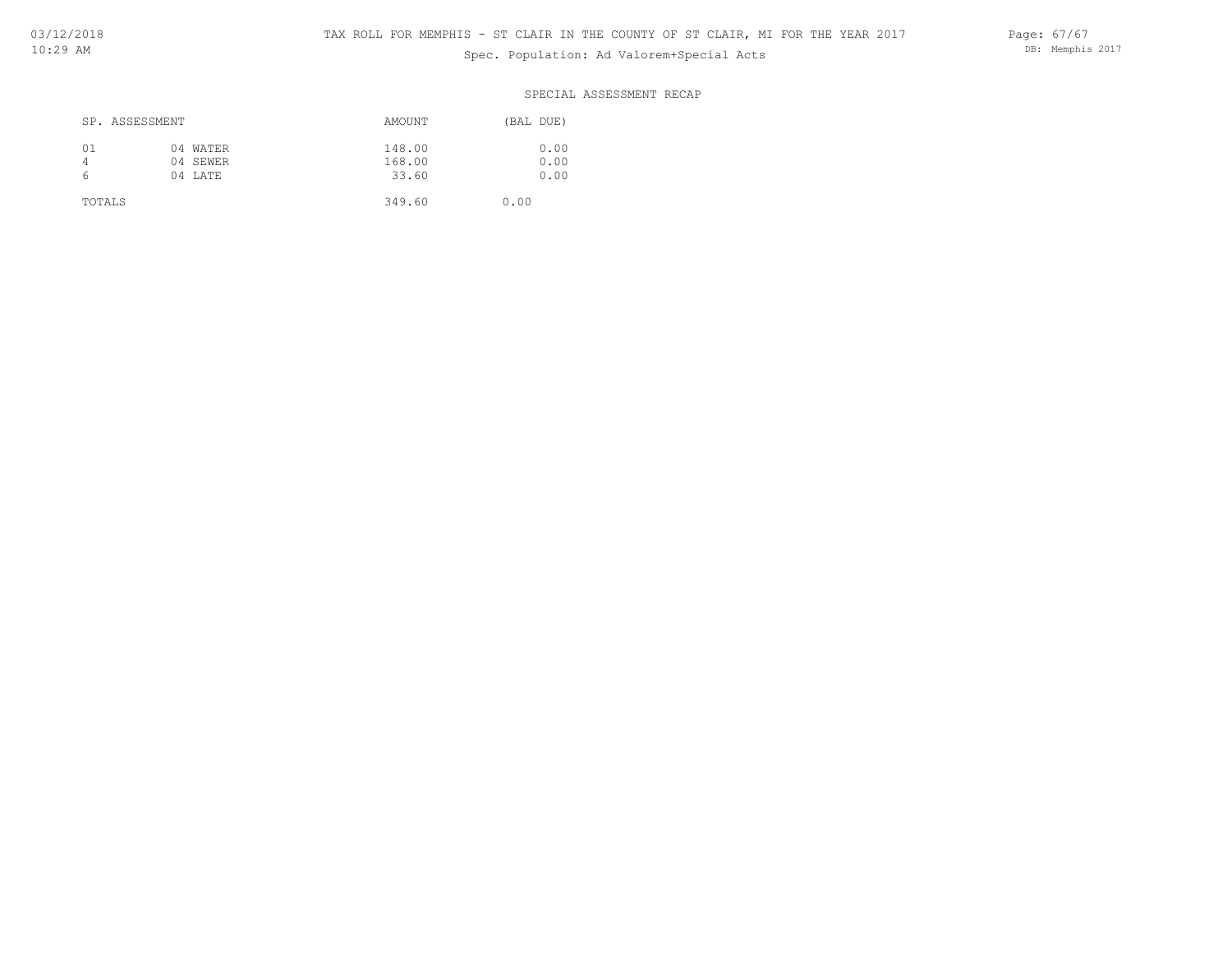## SPECIAL ASSESSMENT RECAP

| SP. ASSESSMENT | | AMOUNT | (BAL DUE) |
| --- | --- | --- | --- |
| 01 | 04 WATER | 148.00 | 0.00 |
| 4 | 04 SEWER | 168.00 | 0.00 |
| 6 | 04 LATE | 33.60 | 0.00 |
| TOTALS | | 349.60 | 0.00 |